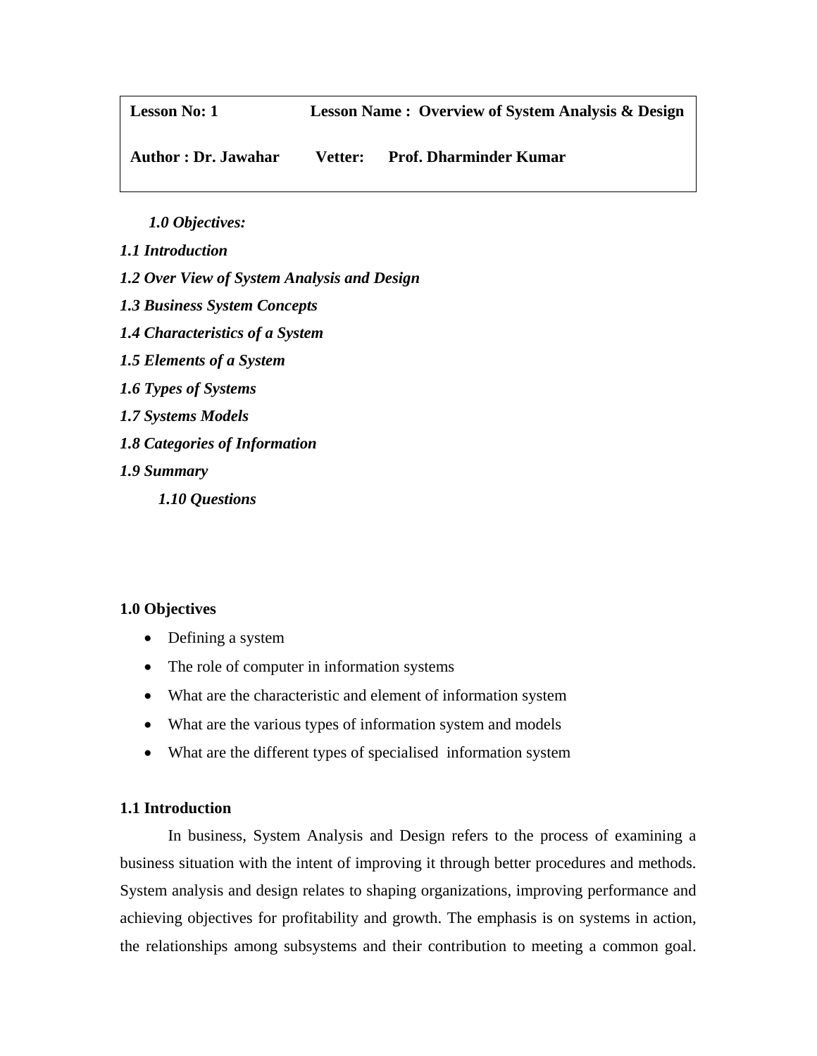| **Lesson No: 1** | **Lesson Name : Overview of System Analysis & Design** |
| --- | --- |
| **Author : Dr. Jawahar** | **Vetter: Prof. Dharminder Kumar** |

***1.0 Objectives:***

***1.1 Introduction***

***1.2 Over View of System Analysis and Design***

***1.3 Business System Concepts***

***1.4 Characteristics of a System***

***1.5 Elements of a System***

***1.6 Types of Systems***

***1.7 Systems Models***

***1.8 Categories of Information***

***1.9 Summary***

***1.10 Questions***

## 1.0 Objectives

- Defining a system
- The role of computer in information systems
- What are the characteristic and element of information system
- What are the various types of information system and models
- What are the different types of specialised information system

## 1.1 Introduction

In business, System Analysis and Design refers to the process of examining a business situation with the intent of improving it through better procedures and methods. System analysis and design relates to shaping organizations, improving performance and achieving objectives for profitability and growth. The emphasis is on systems in action, the relationships among subsystems and their contribution to meeting a common goal.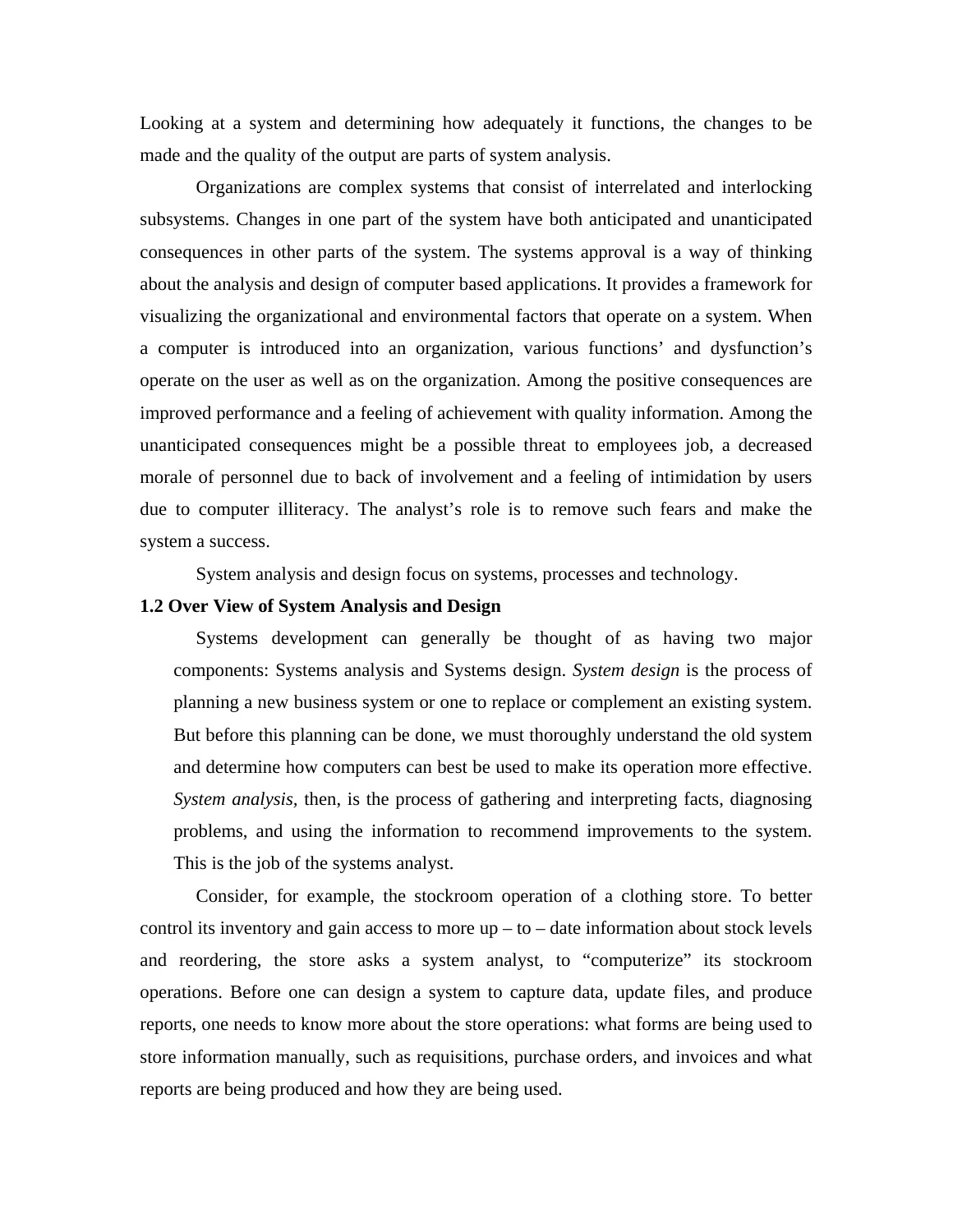Looking at a system and determining how adequately it functions, the changes to be made and the quality of the output are parts of system analysis.

Organizations are complex systems that consist of interrelated and interlocking subsystems. Changes in one part of the system have both anticipated and unanticipated consequences in other parts of the system. The systems approval is a way of thinking about the analysis and design of computer based applications. It provides a framework for visualizing the organizational and environmental factors that operate on a system. When a computer is introduced into an organization, various functions' and dysfunction's operate on the user as well as on the organization. Among the positive consequences are improved performance and a feeling of achievement with quality information. Among the unanticipated consequences might be a possible threat to employees job, a decreased morale of personnel due to back of involvement and a feeling of intimidation by users due to computer illiteracy. The analyst's role is to remove such fears and make the system a success.

System analysis and design focus on systems, processes and technology.

**1.2 Over View of System Analysis and Design**

Systems development can generally be thought of as having two major components: Systems analysis and Systems design. *System design* is the process of planning a new business system or one to replace or complement an existing system. But before this planning can be done, we must thoroughly understand the old system and determine how computers can best be used to make its operation more effective. *System analysis,* then, is the process of gathering and interpreting facts, diagnosing problems, and using the information to recommend improvements to the system. This is the job of the systems analyst.

Consider, for example, the stockroom operation of a clothing store. To better control its inventory and gain access to more up – to – date information about stock levels and reordering, the store asks a system analyst, to "computerize" its stockroom operations. Before one can design a system to capture data, update files, and produce reports, one needs to know more about the store operations: what forms are being used to store information manually, such as requisitions, purchase orders, and invoices and what reports are being produced and how they are being used.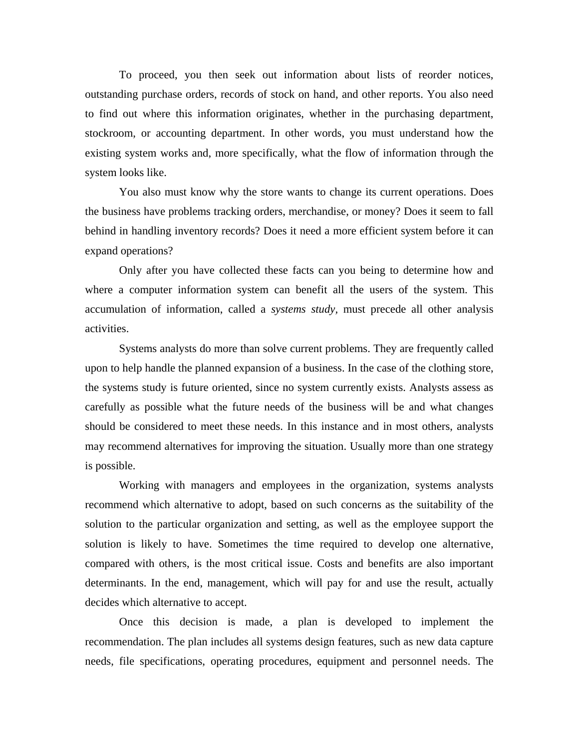To proceed, you then seek out information about lists of reorder notices, outstanding purchase orders, records of stock on hand, and other reports. You also need to find out where this information originates, whether in the purchasing department, stockroom, or accounting department. In other words, you must understand how the existing system works and, more specifically, what the flow of information through the system looks like.

You also must know why the store wants to change its current operations. Does the business have problems tracking orders, merchandise, or money? Does it seem to fall behind in handling inventory records? Does it need a more efficient system before it can expand operations?

Only after you have collected these facts can you being to determine how and where a computer information system can benefit all the users of the system. This accumulation of information, called a *systems study*, must precede all other analysis activities.

Systems analysts do more than solve current problems. They are frequently called upon to help handle the planned expansion of a business. In the case of the clothing store, the systems study is future oriented, since no system currently exists. Analysts assess as carefully as possible what the future needs of the business will be and what changes should be considered to meet these needs. In this instance and in most others, analysts may recommend alternatives for improving the situation. Usually more than one strategy is possible.

Working with managers and employees in the organization, systems analysts recommend which alternative to adopt, based on such concerns as the suitability of the solution to the particular organization and setting, as well as the employee support the solution is likely to have. Sometimes the time required to develop one alternative, compared with others, is the most critical issue. Costs and benefits are also important determinants. In the end, management, which will pay for and use the result, actually decides which alternative to accept.

Once this decision is made, a plan is developed to implement the recommendation. The plan includes all systems design features, such as new data capture needs, file specifications, operating procedures, equipment and personnel needs. The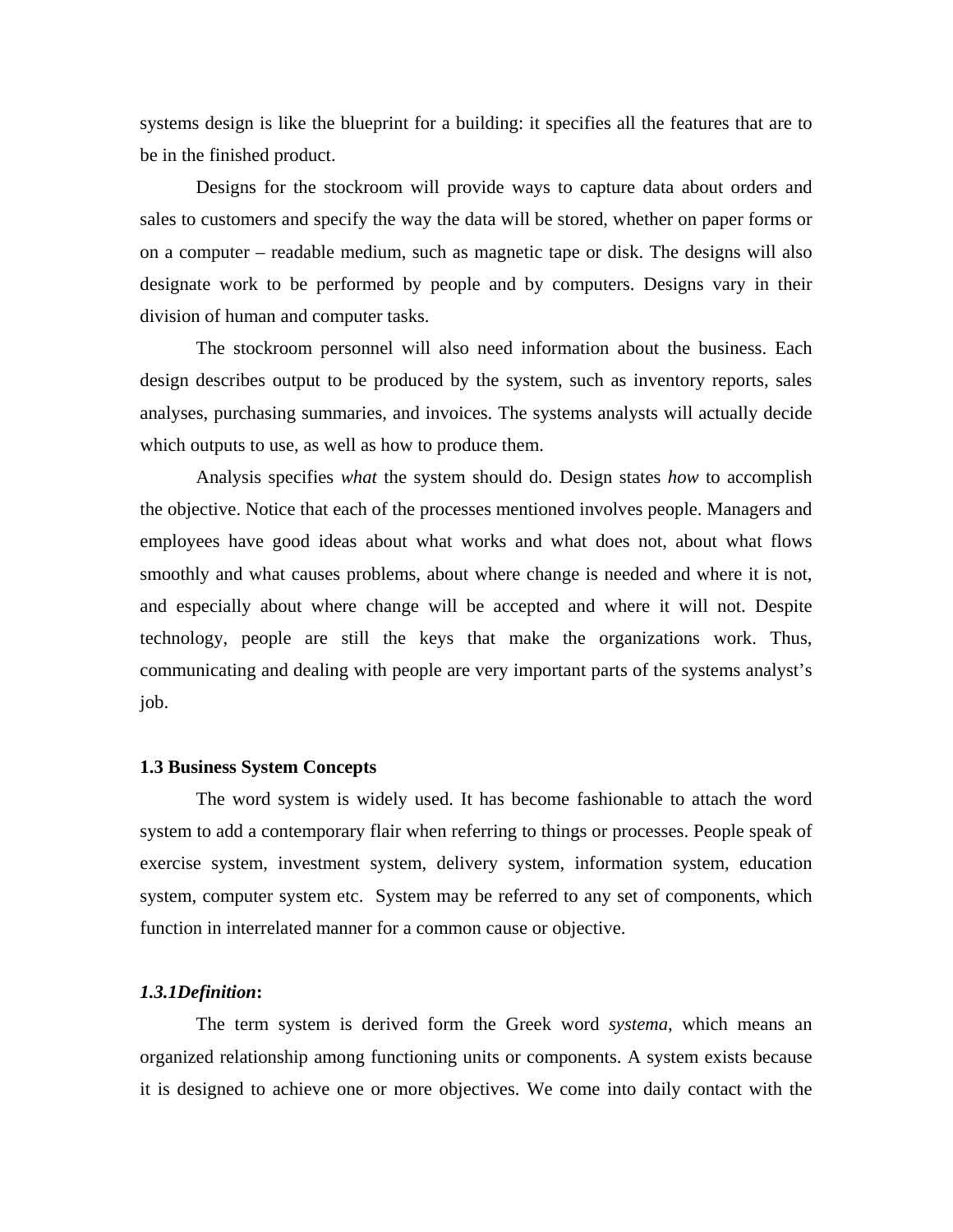systems design is like the blueprint for a building: it specifies all the features that are to be in the finished product.

Designs for the stockroom will provide ways to capture data about orders and sales to customers and specify the way the data will be stored, whether on paper forms or on a computer – readable medium, such as magnetic tape or disk. The designs will also designate work to be performed by people and by computers. Designs vary in their division of human and computer tasks.

The stockroom personnel will also need information about the business. Each design describes output to be produced by the system, such as inventory reports, sales analyses, purchasing summaries, and invoices. The systems analysts will actually decide which outputs to use, as well as how to produce them.

Analysis specifies *what* the system should do. Design states *how* to accomplish the objective. Notice that each of the processes mentioned involves people. Managers and employees have good ideas about what works and what does not, about what flows smoothly and what causes problems, about where change is needed and where it is not, and especially about where change will be accepted and where it will not. Despite technology, people are still the keys that make the organizations work. Thus, communicating and dealing with people are very important parts of the systems analyst's job.

### 1.3 Business System Concepts

The word system is widely used. It has become fashionable to attach the word system to add a contemporary flair when referring to things or processes. People speak of exercise system, investment system, delivery system, information system, education system, computer system etc. System may be referred to any set of components, which function in interrelated manner for a common cause or objective.

#### ***1.3.1Definition*:**

The term system is derived form the Greek word *systema*, which means an organized relationship among functioning units or components. A system exists because it is designed to achieve one or more objectives. We come into daily contact with the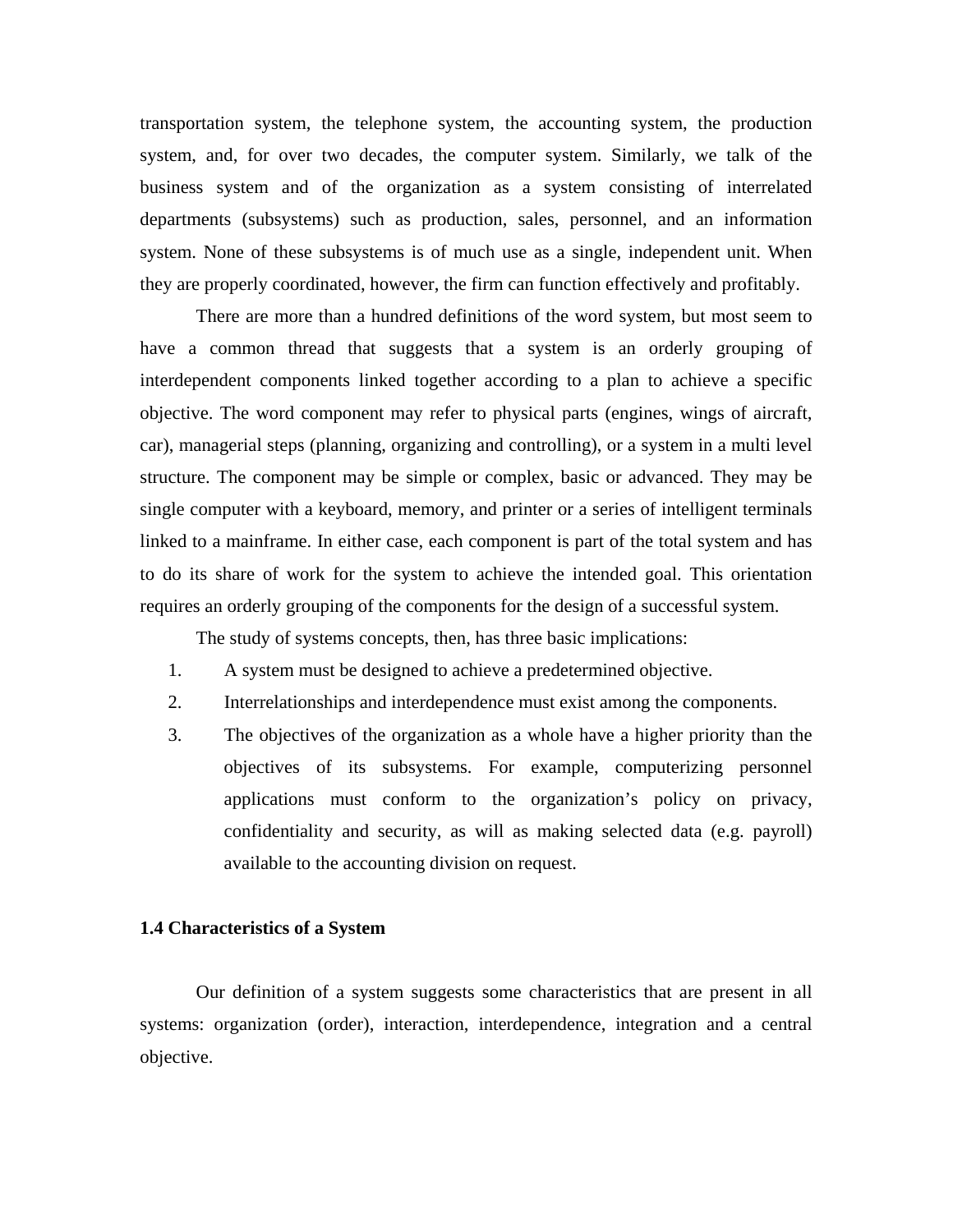transportation system, the telephone system, the accounting system, the production system, and, for over two decades, the computer system. Similarly, we talk of the business system and of the organization as a system consisting of interrelated departments (subsystems) such as production, sales, personnel, and an information system. None of these subsystems is of much use as a single, independent unit. When they are properly coordinated, however, the firm can function effectively and profitably.

There are more than a hundred definitions of the word system, but most seem to have a common thread that suggests that a system is an orderly grouping of interdependent components linked together according to a plan to achieve a specific objective. The word component may refer to physical parts (engines, wings of aircraft, car), managerial steps (planning, organizing and controlling), or a system in a multi level structure. The component may be simple or complex, basic or advanced. They may be single computer with a keyboard, memory, and printer or a series of intelligent terminals linked to a mainframe. In either case, each component is part of the total system and has to do its share of work for the system to achieve the intended goal. This orientation requires an orderly grouping of the components for the design of a successful system.

The study of systems concepts, then, has three basic implications:

1. A system must be designed to achieve a predetermined objective.
2. Interrelationships and interdependence must exist among the components.
3. The objectives of the organization as a whole have a higher priority than the objectives of its subsystems. For example, computerizing personnel applications must conform to the organization's policy on privacy, confidentiality and security, as will as making selected data (e.g. payroll) available to the accounting division on request.

### 1.4 Characteristics of a System

Our definition of a system suggests some characteristics that are present in all systems: organization (order), interaction, interdependence, integration and a central objective.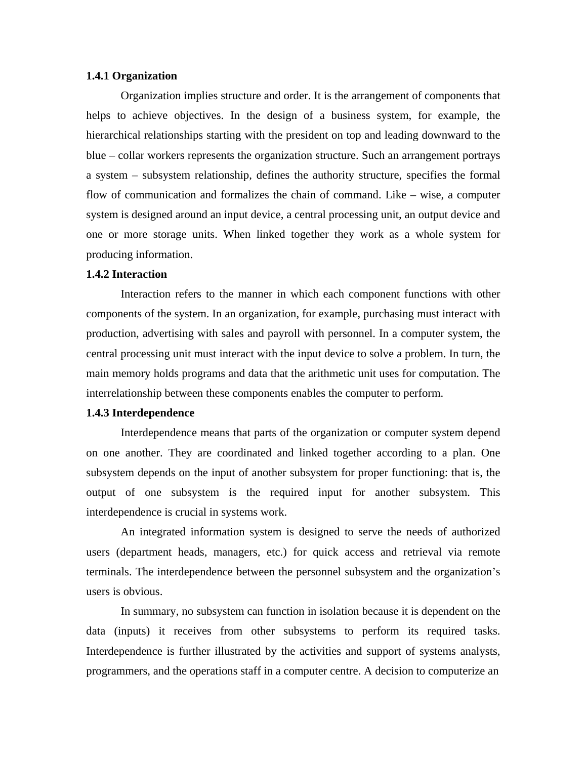### 1.4.1 Organization

Organization implies structure and order. It is the arrangement of components that helps to achieve objectives. In the design of a business system, for example, the hierarchical relationships starting with the president on top and leading downward to the blue – collar workers represents the organization structure. Such an arrangement portrays a system – subsystem relationship, defines the authority structure, specifies the formal flow of communication and formalizes the chain of command. Like – wise, a computer system is designed around an input device, a central processing unit, an output device and one or more storage units. When linked together they work as a whole system for producing information.

### 1.4.2 Interaction

Interaction refers to the manner in which each component functions with other components of the system. In an organization, for example, purchasing must interact with production, advertising with sales and payroll with personnel. In a computer system, the central processing unit must interact with the input device to solve a problem. In turn, the main memory holds programs and data that the arithmetic unit uses for computation. The interrelationship between these components enables the computer to perform.

### 1.4.3 Interdependence

Interdependence means that parts of the organization or computer system depend on one another. They are coordinated and linked together according to a plan. One subsystem depends on the input of another subsystem for proper functioning: that is, the output of one subsystem is the required input for another subsystem. This interdependence is crucial in systems work.

An integrated information system is designed to serve the needs of authorized users (department heads, managers, etc.) for quick access and retrieval via remote terminals. The interdependence between the personnel subsystem and the organization's users is obvious.

In summary, no subsystem can function in isolation because it is dependent on the data (inputs) it receives from other subsystems to perform its required tasks. Interdependence is further illustrated by the activities and support of systems analysts, programmers, and the operations staff in a computer centre. A decision to computerize an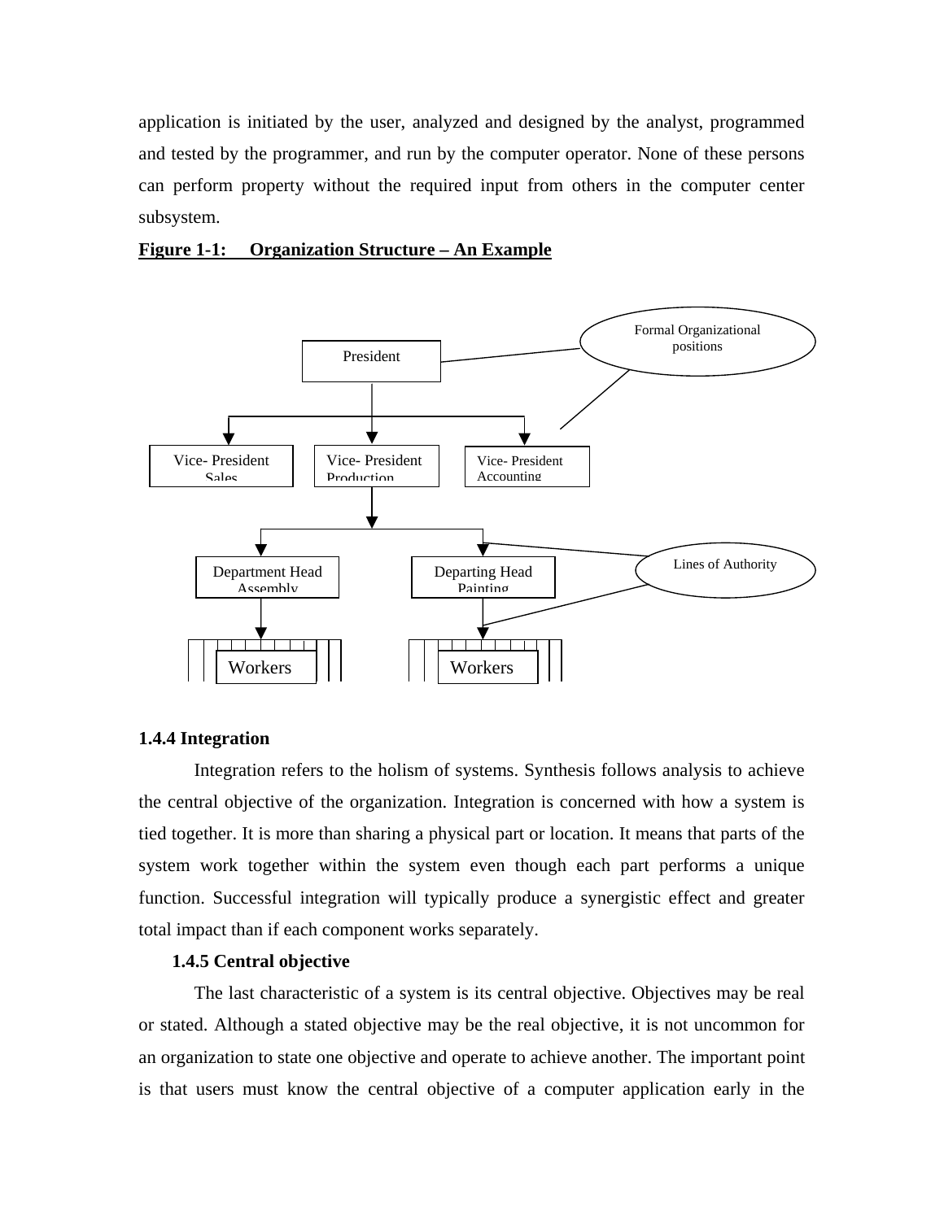application is initiated by the user, analyzed and designed by the analyst, programmed and tested by the programmer, and run by the computer operator. None of these persons can perform property without the required input from others in the computer center subsystem.

**Figure 1-1: Organization Structure – An Example**

President

Vice- President Sales

Vice- President Production

Vice- President Accounting

Department Head Assembly

Departing Head Painting

Workers

Workers

Formal Organizational positions

Lines of Authority

### 1.4.4 Integration

Integration refers to the holism of systems. Synthesis follows analysis to achieve the central objective of the organization. Integration is concerned with how a system is tied together. It is more than sharing a physical part or location. It means that parts of the system work together within the system even though each part performs a unique function. Successful integration will typically produce a synergistic effect and greater total impact than if each component works separately.

### 1.4.5 Central objective

The last characteristic of a system is its central objective. Objectives may be real or stated. Although a stated objective may be the real objective, it is not uncommon for an organization to state one objective and operate to achieve another. The important point is that users must know the central objective of a computer application early in the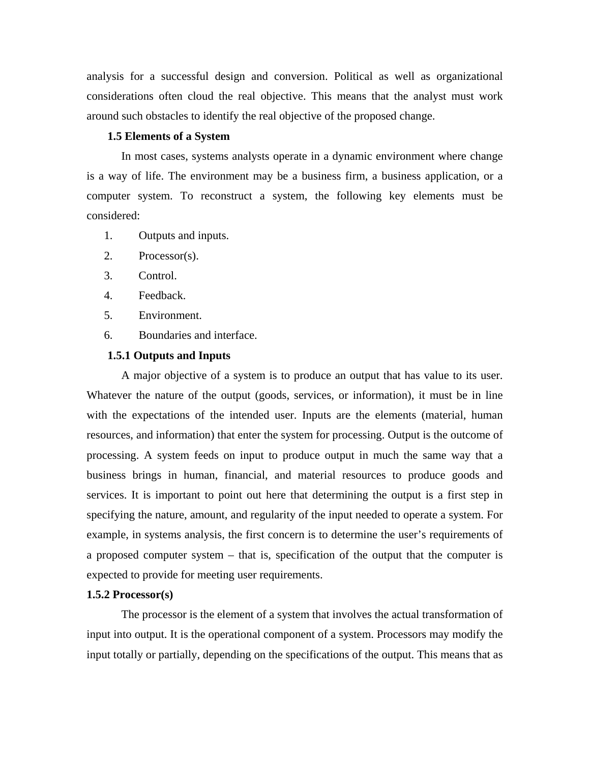analysis for a successful design and conversion. Political as well as organizational considerations often cloud the real objective. This means that the analyst must work around such obstacles to identify the real objective of the proposed change.

## 1.5 Elements of a System

In most cases, systems analysts operate in a dynamic environment where change is a way of life. The environment may be a business firm, a business application, or a computer system. To reconstruct a system, the following key elements must be considered:

1. Outputs and inputs.
2. Processor(s).
3. Control.
4. Feedback.
5. Environment.
6. Boundaries and interface.

### 1.5.1 Outputs and Inputs

A major objective of a system is to produce an output that has value to its user. Whatever the nature of the output (goods, services, or information), it must be in line with the expectations of the intended user. Inputs are the elements (material, human resources, and information) that enter the system for processing. Output is the outcome of processing. A system feeds on input to produce output in much the same way that a business brings in human, financial, and material resources to produce goods and services. It is important to point out here that determining the output is a first step in specifying the nature, amount, and regularity of the input needed to operate a system. For example, in systems analysis, the first concern is to determine the user's requirements of a proposed computer system – that is, specification of the output that the computer is expected to provide for meeting user requirements.

### 1.5.2 Processor(s)

The processor is the element of a system that involves the actual transformation of input into output. It is the operational component of a system. Processors may modify the input totally or partially, depending on the specifications of the output. This means that as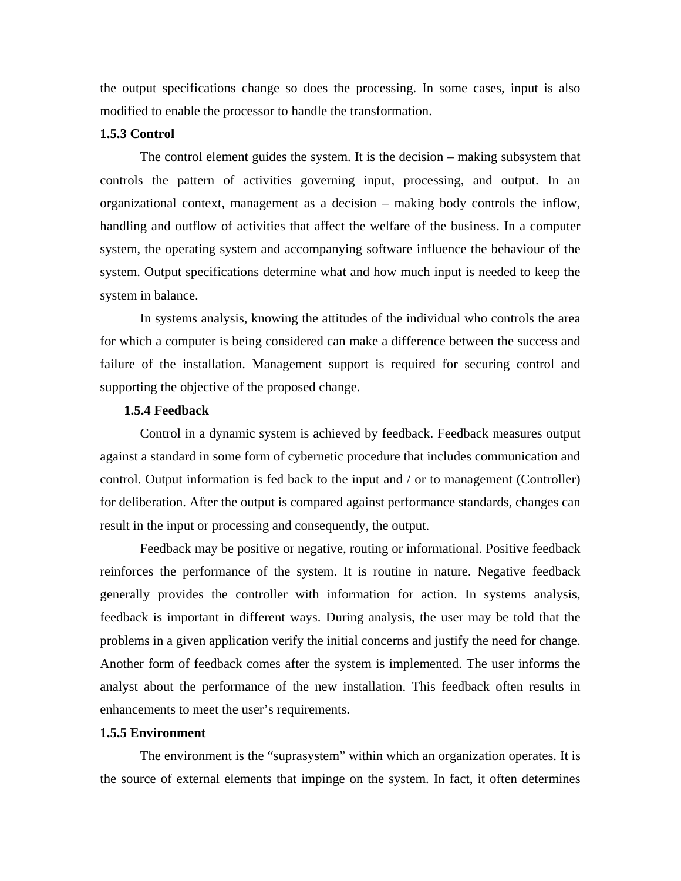the output specifications change so does the processing. In some cases, input is also modified to enable the processor to handle the transformation.

### 1.5.3 Control

The control element guides the system. It is the decision – making subsystem that controls the pattern of activities governing input, processing, and output. In an organizational context, management as a decision – making body controls the inflow, handling and outflow of activities that affect the welfare of the business. In a computer system, the operating system and accompanying software influence the behaviour of the system. Output specifications determine what and how much input is needed to keep the system in balance.

In systems analysis, knowing the attitudes of the individual who controls the area for which a computer is being considered can make a difference between the success and failure of the installation. Management support is required for securing control and supporting the objective of the proposed change.

### 1.5.4 Feedback

Control in a dynamic system is achieved by feedback. Feedback measures output against a standard in some form of cybernetic procedure that includes communication and control. Output information is fed back to the input and / or to management (Controller) for deliberation. After the output is compared against performance standards, changes can result in the input or processing and consequently, the output.

Feedback may be positive or negative, routing or informational. Positive feedback reinforces the performance of the system. It is routine in nature. Negative feedback generally provides the controller with information for action. In systems analysis, feedback is important in different ways. During analysis, the user may be told that the problems in a given application verify the initial concerns and justify the need for change. Another form of feedback comes after the system is implemented. The user informs the analyst about the performance of the new installation. This feedback often results in enhancements to meet the user's requirements.

### 1.5.5 Environment

The environment is the "suprasystem" within which an organization operates. It is the source of external elements that impinge on the system. In fact, it often determines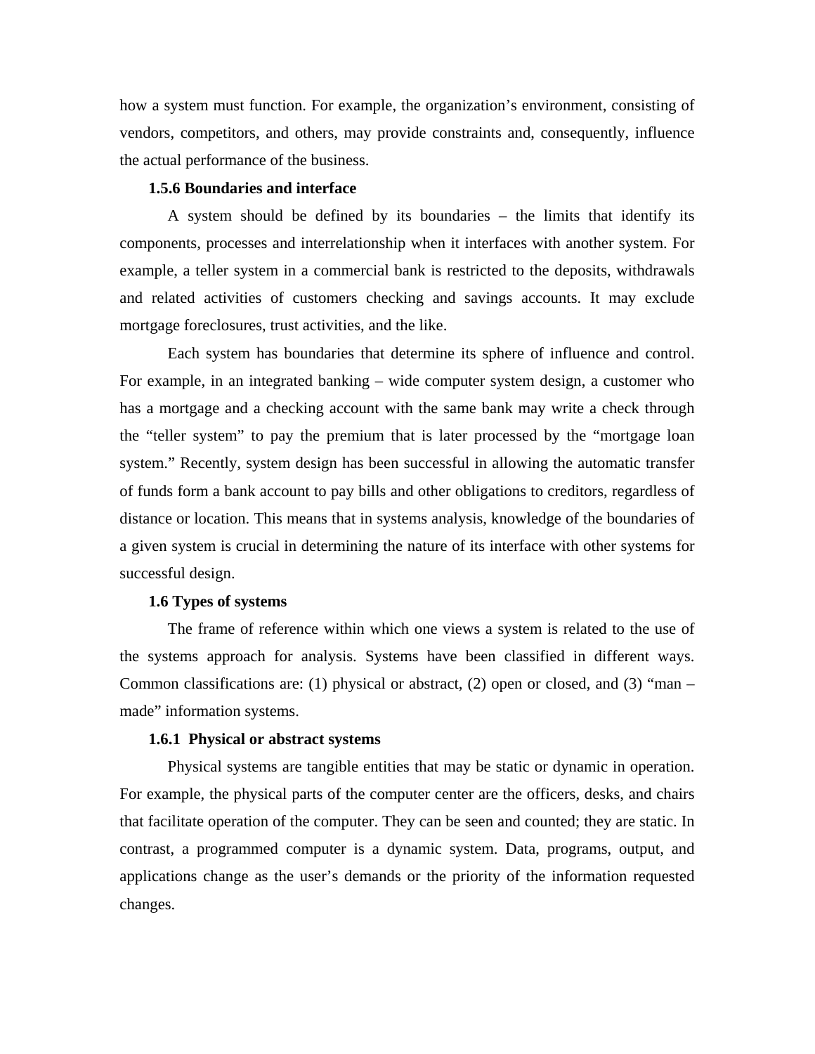how a system must function. For example, the organization's environment, consisting of vendors, competitors, and others, may provide constraints and, consequently, influence the actual performance of the business.

### 1.5.6 Boundaries and interface

A system should be defined by its boundaries – the limits that identify its components, processes and interrelationship when it interfaces with another system. For example, a teller system in a commercial bank is restricted to the deposits, withdrawals and related activities of customers checking and savings accounts. It may exclude mortgage foreclosures, trust activities, and the like.

Each system has boundaries that determine its sphere of influence and control. For example, in an integrated banking – wide computer system design, a customer who has a mortgage and a checking account with the same bank may write a check through the "teller system" to pay the premium that is later processed by the "mortgage loan system." Recently, system design has been successful in allowing the automatic transfer of funds form a bank account to pay bills and other obligations to creditors, regardless of distance or location. This means that in systems analysis, knowledge of the boundaries of a given system is crucial in determining the nature of its interface with other systems for successful design.

## 1.6 Types of systems

The frame of reference within which one views a system is related to the use of the systems approach for analysis. Systems have been classified in different ways. Common classifications are: (1) physical or abstract, (2) open or closed, and (3) "man – made" information systems.

### 1.6.1 Physical or abstract systems

Physical systems are tangible entities that may be static or dynamic in operation. For example, the physical parts of the computer center are the officers, desks, and chairs that facilitate operation of the computer. They can be seen and counted; they are static. In contrast, a programmed computer is a dynamic system. Data, programs, output, and applications change as the user's demands or the priority of the information requested changes.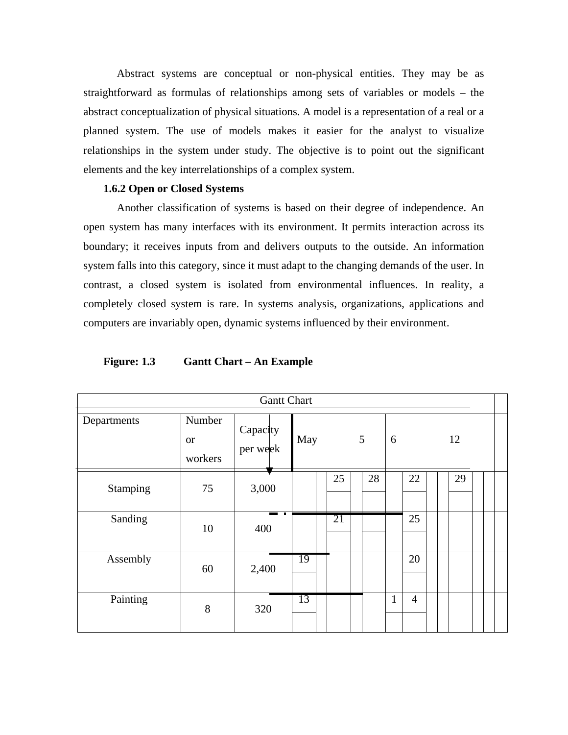Abstract systems are conceptual or non-physical entities. They may be as straightforward as formulas of relationships among sets of variables or models – the abstract conceptualization of physical situations. A model is a representation of a real or a planned system. The use of models makes it easier for the analyst to visualize relationships in the system under study. The objective is to point out the significant elements and the key interrelationships of a complex system.

### 1.6.2 Open or Closed Systems

Another classification of systems is based on their degree of independence. An open system has many interfaces with its environment. It permits interaction across its boundary; it receives inputs from and delivers outputs to the outside. An information system falls into this category, since it must adapt to the changing demands of the user. In contrast, a closed system is isolated from environmental influences. In reality, a completely closed system is rare. In systems analysis, organizations, applications and computers are invariably open, dynamic systems influenced by their environment.

**Figure: 1.3 Gantt Chart – An Example**

| Gantt Chart | | | | | | | | | | | | | | | | |
|---|---|---|---|---|---|---|---|---|---|---|---|---|---|---|---|---|
| Departments | Number or workers | Capacity per week | May | | | 5 | | 6 | | | | 12 | | | |
| Stamping | 75 | 3,000 | | | 25 | | 28 | | 22 | | | 29 | | | |
| Sanding | 10 | 400 | | | 21 | | | | 25 | | | | | | |
| Assembly | 60 | 2,400 | 19 | | | | | | 20 | | | | | | |
| Painting | 8 | 320 | 13 | | | | | 1 | 4 | | | | | | |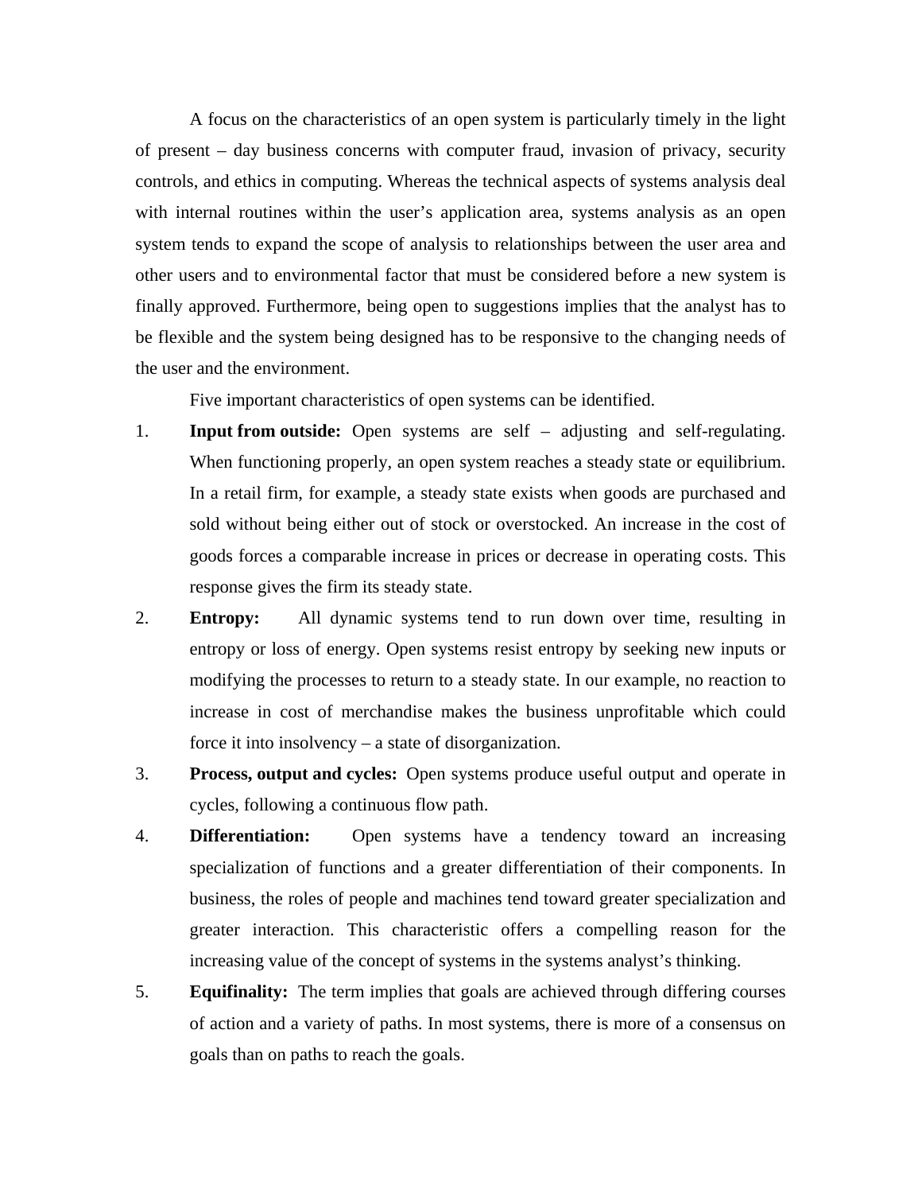A focus on the characteristics of an open system is particularly timely in the light of present – day business concerns with computer fraud, invasion of privacy, security controls, and ethics in computing. Whereas the technical aspects of systems analysis deal with internal routines within the user's application area, systems analysis as an open system tends to expand the scope of analysis to relationships between the user area and other users and to environmental factor that must be considered before a new system is finally approved. Furthermore, being open to suggestions implies that the analyst has to be flexible and the system being designed has to be responsive to the changing needs of the user and the environment.

Five important characteristics of open systems can be identified.

1. **Input from outside:** Open systems are self – adjusting and self-regulating. When functioning properly, an open system reaches a steady state or equilibrium. In a retail firm, for example, a steady state exists when goods are purchased and sold without being either out of stock or overstocked. An increase in the cost of goods forces a comparable increase in prices or decrease in operating costs. This response gives the firm its steady state.
2. **Entropy:** All dynamic systems tend to run down over time, resulting in entropy or loss of energy. Open systems resist entropy by seeking new inputs or modifying the processes to return to a steady state. In our example, no reaction to increase in cost of merchandise makes the business unprofitable which could force it into insolvency – a state of disorganization.
3. **Process, output and cycles:** Open systems produce useful output and operate in cycles, following a continuous flow path.
4. **Differentiation:** Open systems have a tendency toward an increasing specialization of functions and a greater differentiation of their components. In business, the roles of people and machines tend toward greater specialization and greater interaction. This characteristic offers a compelling reason for the increasing value of the concept of systems in the systems analyst's thinking.
5. **Equifinality:** The term implies that goals are achieved through differing courses of action and a variety of paths. In most systems, there is more of a consensus on goals than on paths to reach the goals.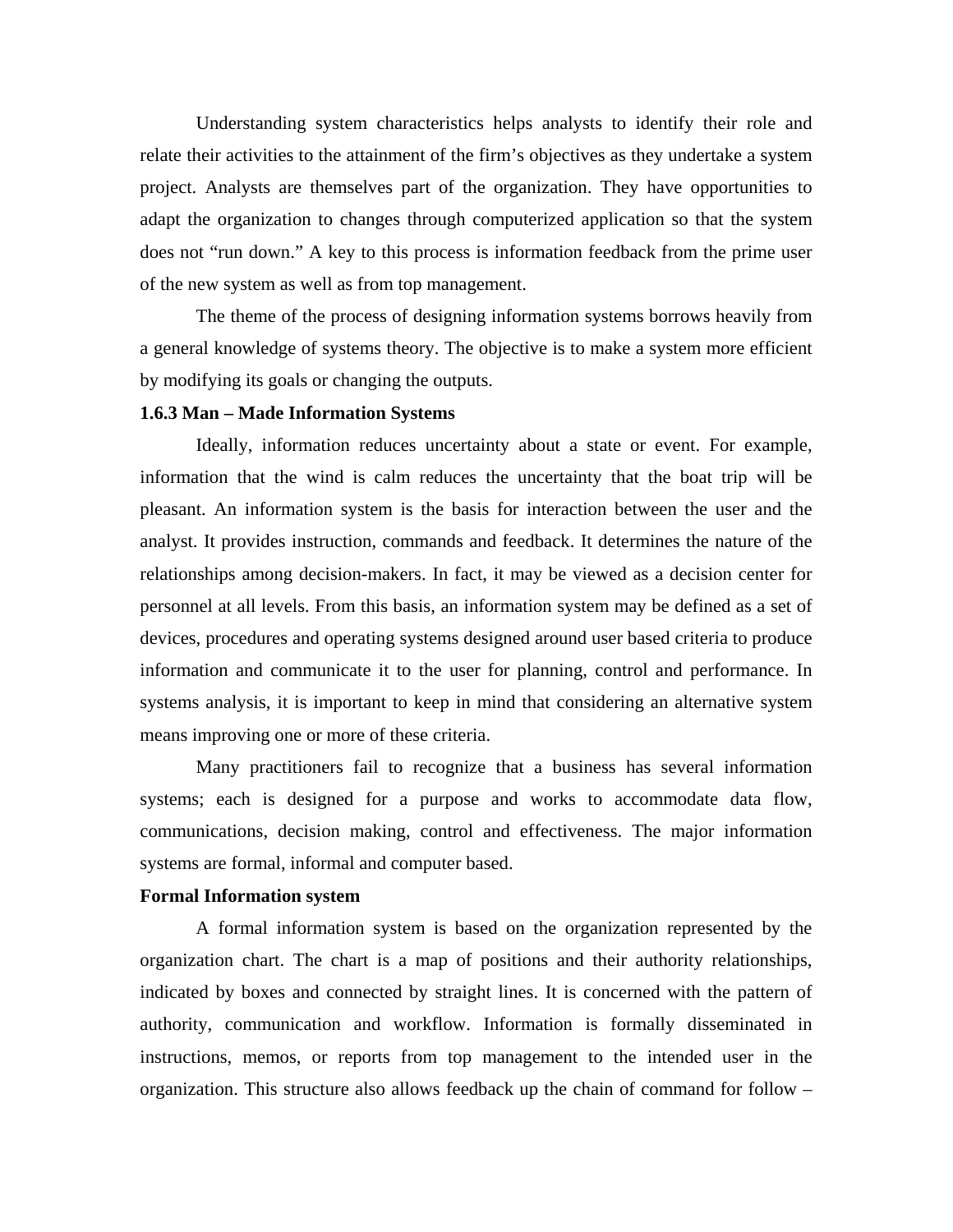Understanding system characteristics helps analysts to identify their role and relate their activities to the attainment of the firm's objectives as they undertake a system project. Analysts are themselves part of the organization. They have opportunities to adapt the organization to changes through computerized application so that the system does not "run down." A key to this process is information feedback from the prime user of the new system as well as from top management.

The theme of the process of designing information systems borrows heavily from a general knowledge of systems theory. The objective is to make a system more efficient by modifying its goals or changing the outputs.

### 1.6.3 Man – Made Information Systems

Ideally, information reduces uncertainty about a state or event. For example, information that the wind is calm reduces the uncertainty that the boat trip will be pleasant. An information system is the basis for interaction between the user and the analyst. It provides instruction, commands and feedback. It determines the nature of the relationships among decision-makers. In fact, it may be viewed as a decision center for personnel at all levels. From this basis, an information system may be defined as a set of devices, procedures and operating systems designed around user based criteria to produce information and communicate it to the user for planning, control and performance. In systems analysis, it is important to keep in mind that considering an alternative system means improving one or more of these criteria.

Many practitioners fail to recognize that a business has several information systems; each is designed for a purpose and works to accommodate data flow, communications, decision making, control and effectiveness. The major information systems are formal, informal and computer based.

**Formal Information system**

A formal information system is based on the organization represented by the organization chart. The chart is a map of positions and their authority relationships, indicated by boxes and connected by straight lines. It is concerned with the pattern of authority, communication and workflow. Information is formally disseminated in instructions, memos, or reports from top management to the intended user in the organization. This structure also allows feedback up the chain of command for follow –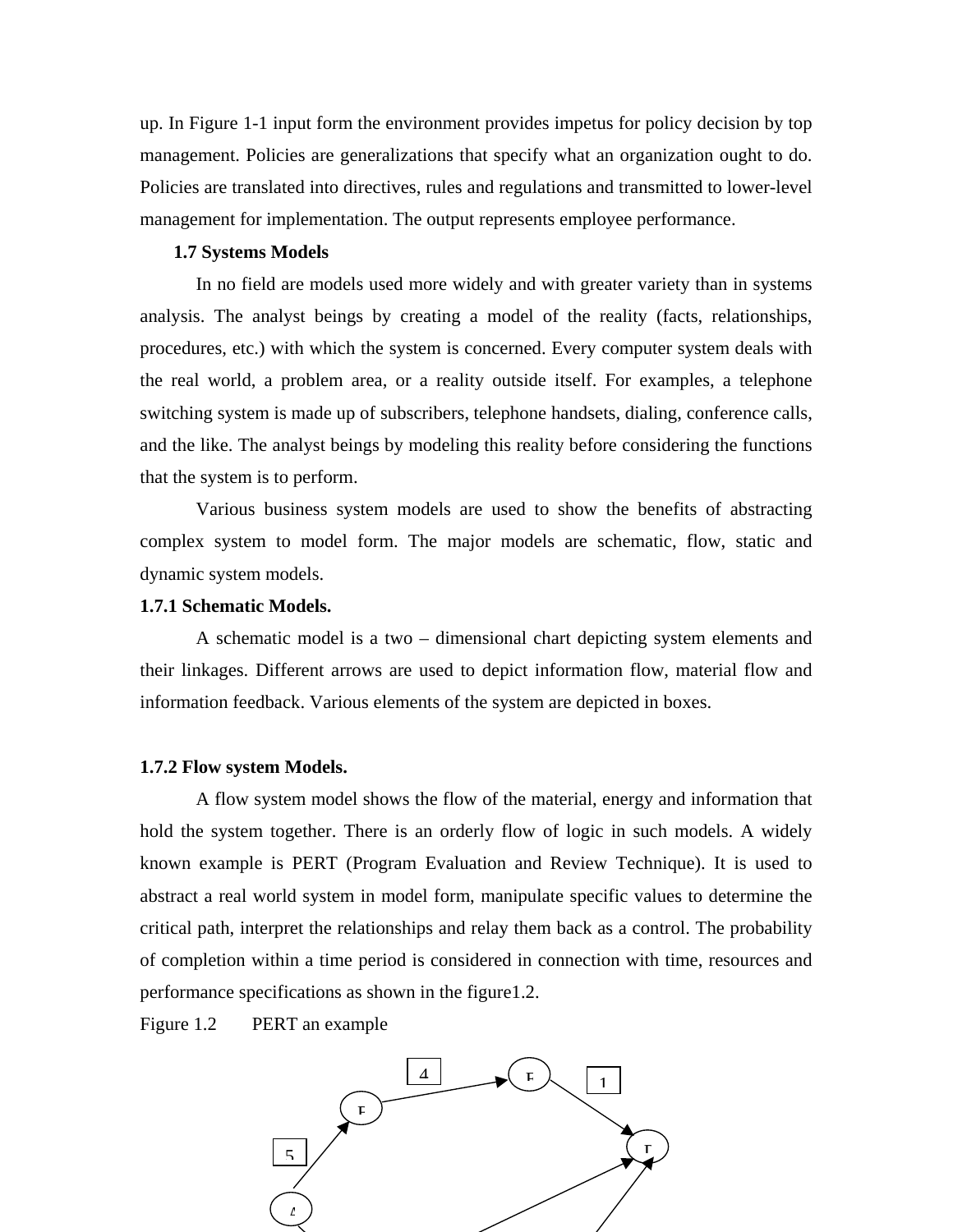up. In Figure 1-1 input form the environment provides impetus for policy decision by top management. Policies are generalizations that specify what an organization ought to do. Policies are translated into directives, rules and regulations and transmitted to lower-level management for implementation. The output represents employee performance.

## 1.7 Systems Models

In no field are models used more widely and with greater variety than in systems analysis. The analyst beings by creating a model of the reality (facts, relationships, procedures, etc.) with which the system is concerned. Every computer system deals with the real world, a problem area, or a reality outside itself. For examples, a telephone switching system is made up of subscribers, telephone handsets, dialing, conference calls, and the like. The analyst beings by modeling this reality before considering the functions that the system is to perform.

Various business system models are used to show the benefits of abstracting complex system to model form. The major models are schematic, flow, static and dynamic system models.

### 1.7.1 Schematic Models.

A schematic model is a two – dimensional chart depicting system elements and their linkages. Different arrows are used to depict information flow, material flow and information feedback. Various elements of the system are depicted in boxes.

### 1.7.2 Flow system Models.

A flow system model shows the flow of the material, energy and information that hold the system together. There is an orderly flow of logic in such models. A widely known example is PERT (Program Evaluation and Review Technique). It is used to abstract a real world system in model form, manipulate specific values to determine the critical path, interpret the relationships and relay them back as a control. The probability of completion within a time period is considered in connection with time, resources and performance specifications as shown in the figure1.2.

Figure 1.2 PERT an example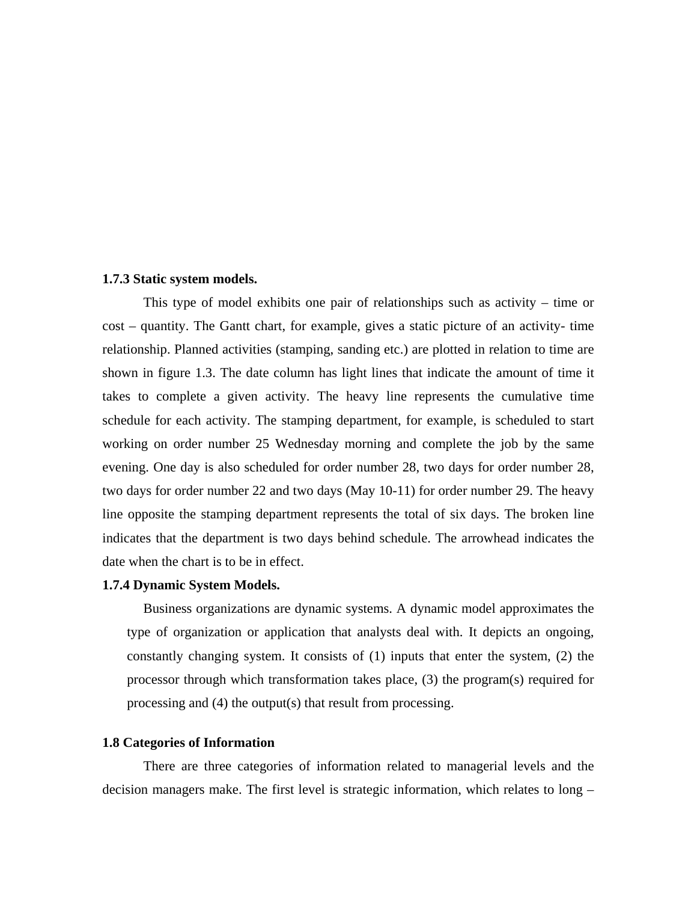### 1.7.3 Static system models.

This type of model exhibits one pair of relationships such as activity – time or cost – quantity. The Gantt chart, for example, gives a static picture of an activity- time relationship. Planned activities (stamping, sanding etc.) are plotted in relation to time are shown in figure 1.3. The date column has light lines that indicate the amount of time it takes to complete a given activity. The heavy line represents the cumulative time schedule for each activity. The stamping department, for example, is scheduled to start working on order number 25 Wednesday morning and complete the job by the same evening. One day is also scheduled for order number 28, two days for order number 28, two days for order number 22 and two days (May 10-11) for order number 29. The heavy line opposite the stamping department represents the total of six days. The broken line indicates that the department is two days behind schedule. The arrowhead indicates the date when the chart is to be in effect.

### 1.7.4 Dynamic System Models.

Business organizations are dynamic systems. A dynamic model approximates the type of organization or application that analysts deal with. It depicts an ongoing, constantly changing system. It consists of (1) inputs that enter the system, (2) the processor through which transformation takes place, (3) the program(s) required for processing and (4) the output(s) that result from processing.

## 1.8 Categories of Information

There are three categories of information related to managerial levels and the decision managers make. The first level is strategic information, which relates to long –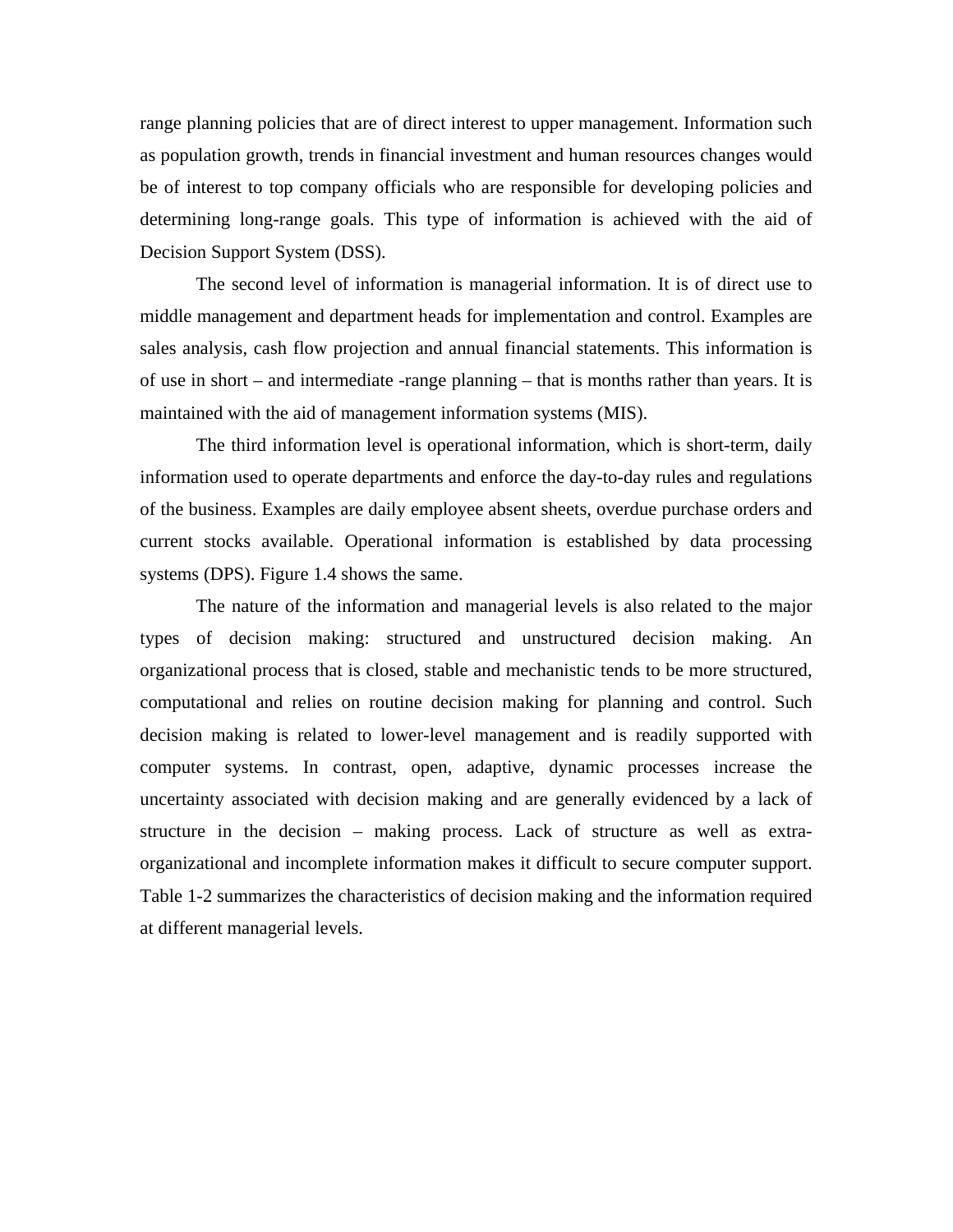range planning policies that are of direct interest to upper management. Information such as population growth, trends in financial investment and human resources changes would be of interest to top company officials who are responsible for developing policies and determining long-range goals. This type of information is achieved with the aid of Decision Support System (DSS).

The second level of information is managerial information. It is of direct use to middle management and department heads for implementation and control. Examples are sales analysis, cash flow projection and annual financial statements. This information is of use in short – and intermediate -range planning – that is months rather than years. It is maintained with the aid of management information systems (MIS).

The third information level is operational information, which is short-term, daily information used to operate departments and enforce the day-to-day rules and regulations of the business. Examples are daily employee absent sheets, overdue purchase orders and current stocks available. Operational information is established by data processing systems (DPS). Figure 1.4 shows the same.

The nature of the information and managerial levels is also related to the major types of decision making: structured and unstructured decision making. An organizational process that is closed, stable and mechanistic tends to be more structured, computational and relies on routine decision making for planning and control. Such decision making is related to lower-level management and is readily supported with computer systems. In contrast, open, adaptive, dynamic processes increase the uncertainty associated with decision making and are generally evidenced by a lack of structure in the decision – making process. Lack of structure as well as extra-organizational and incomplete information makes it difficult to secure computer support. Table 1-2 summarizes the characteristics of decision making and the information required at different managerial levels.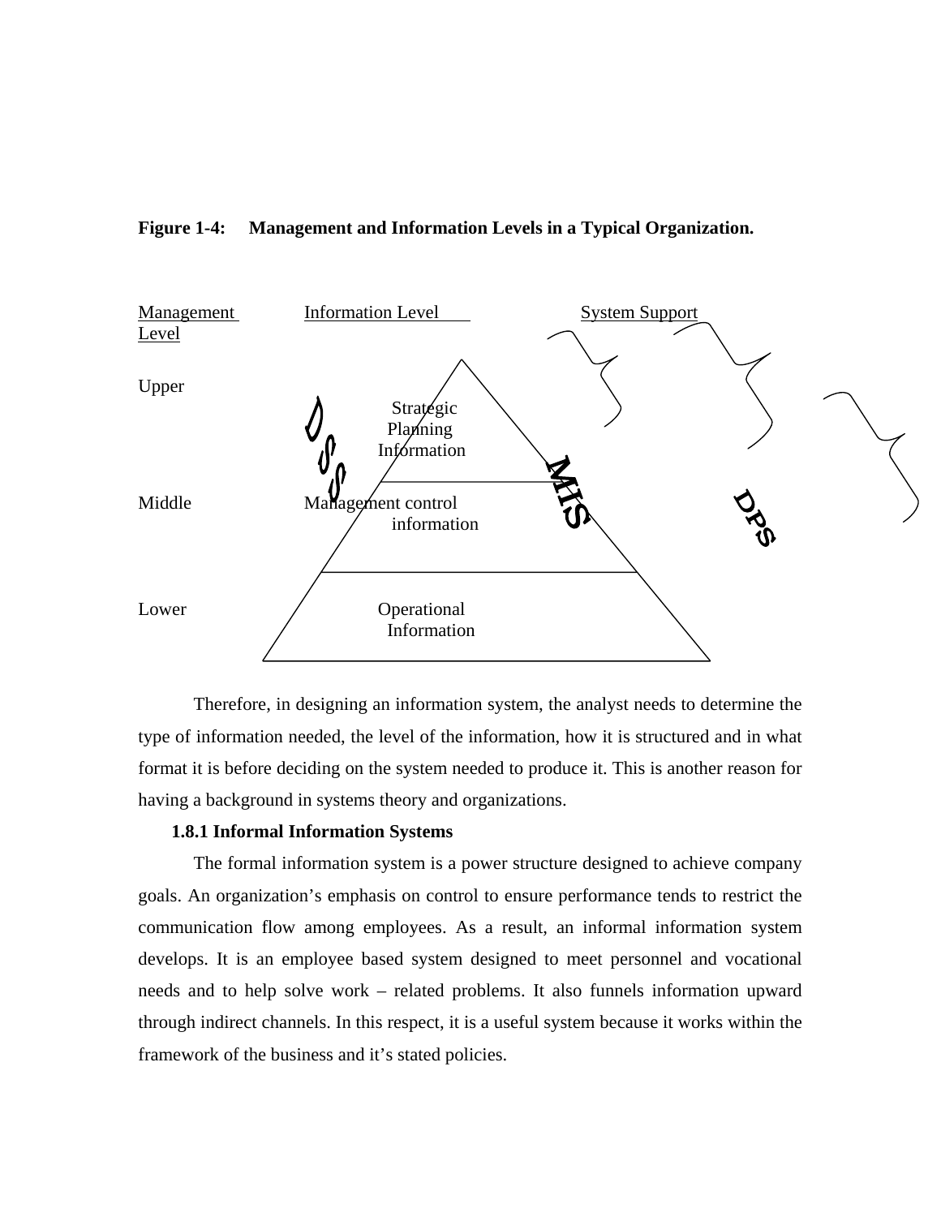**Figure 1-4: Management and Information Levels in a Typical Organization.**

| Management Level | Information Level | System Support |
|---|---|---|
| Upper | Strategic Planning Information | DSS |
| Middle | Management control information | MIS |
| Lower | Operational Information | DPS |

Therefore, in designing an information system, the analyst needs to determine the type of information needed, the level of the information, how it is structured and in what format it is before deciding on the system needed to produce it. This is another reason for having a background in systems theory and organizations.

### 1.8.1 Informal Information Systems

The formal information system is a power structure designed to achieve company goals. An organization's emphasis on control to ensure performance tends to restrict the communication flow among employees. As a result, an informal information system develops. It is an employee based system designed to meet personnel and vocational needs and to help solve work – related problems. It also funnels information upward through indirect channels. In this respect, it is a useful system because it works within the framework of the business and it's stated policies.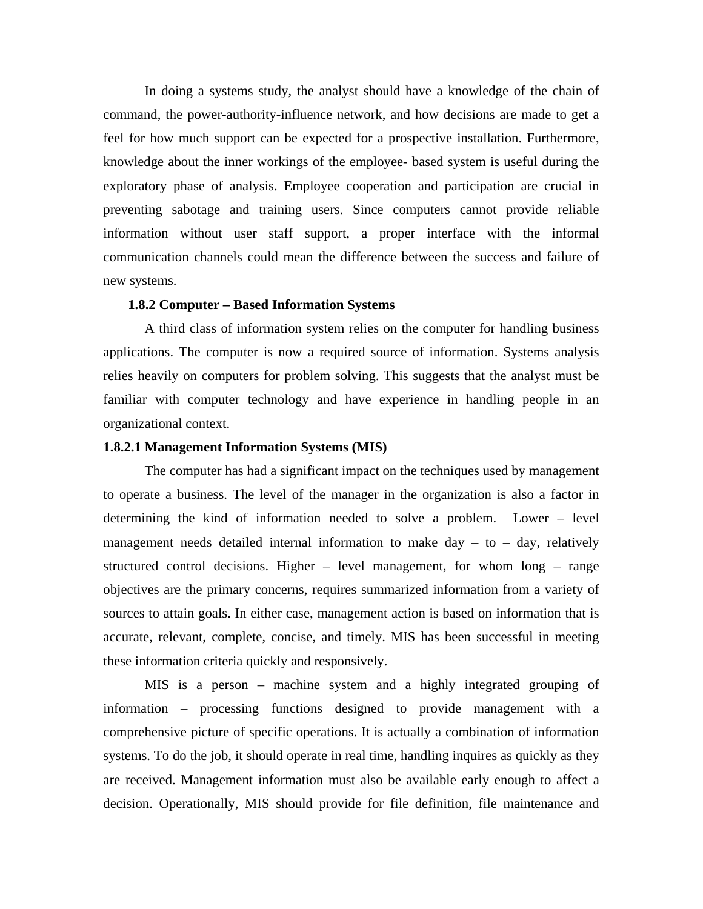In doing a systems study, the analyst should have a knowledge of the chain of command, the power-authority-influence network, and how decisions are made to get a feel for how much support can be expected for a prospective installation. Furthermore, knowledge about the inner workings of the employee- based system is useful during the exploratory phase of analysis. Employee cooperation and participation are crucial in preventing sabotage and training users. Since computers cannot provide reliable information without user staff support, a proper interface with the informal communication channels could mean the difference between the success and failure of new systems.

### 1.8.2 Computer – Based Information Systems

A third class of information system relies on the computer for handling business applications. The computer is now a required source of information. Systems analysis relies heavily on computers for problem solving. This suggests that the analyst must be familiar with computer technology and have experience in handling people in an organizational context.

#### 1.8.2.1 Management Information Systems (MIS)

The computer has had a significant impact on the techniques used by management to operate a business. The level of the manager in the organization is also a factor in determining the kind of information needed to solve a problem. Lower – level management needs detailed internal information to make day – to – day, relatively structured control decisions. Higher – level management, for whom long – range objectives are the primary concerns, requires summarized information from a variety of sources to attain goals. In either case, management action is based on information that is accurate, relevant, complete, concise, and timely. MIS has been successful in meeting these information criteria quickly and responsively.

MIS is a person – machine system and a highly integrated grouping of information – processing functions designed to provide management with a comprehensive picture of specific operations. It is actually a combination of information systems. To do the job, it should operate in real time, handling inquires as quickly as they are received. Management information must also be available early enough to affect a decision. Operationally, MIS should provide for file definition, file maintenance and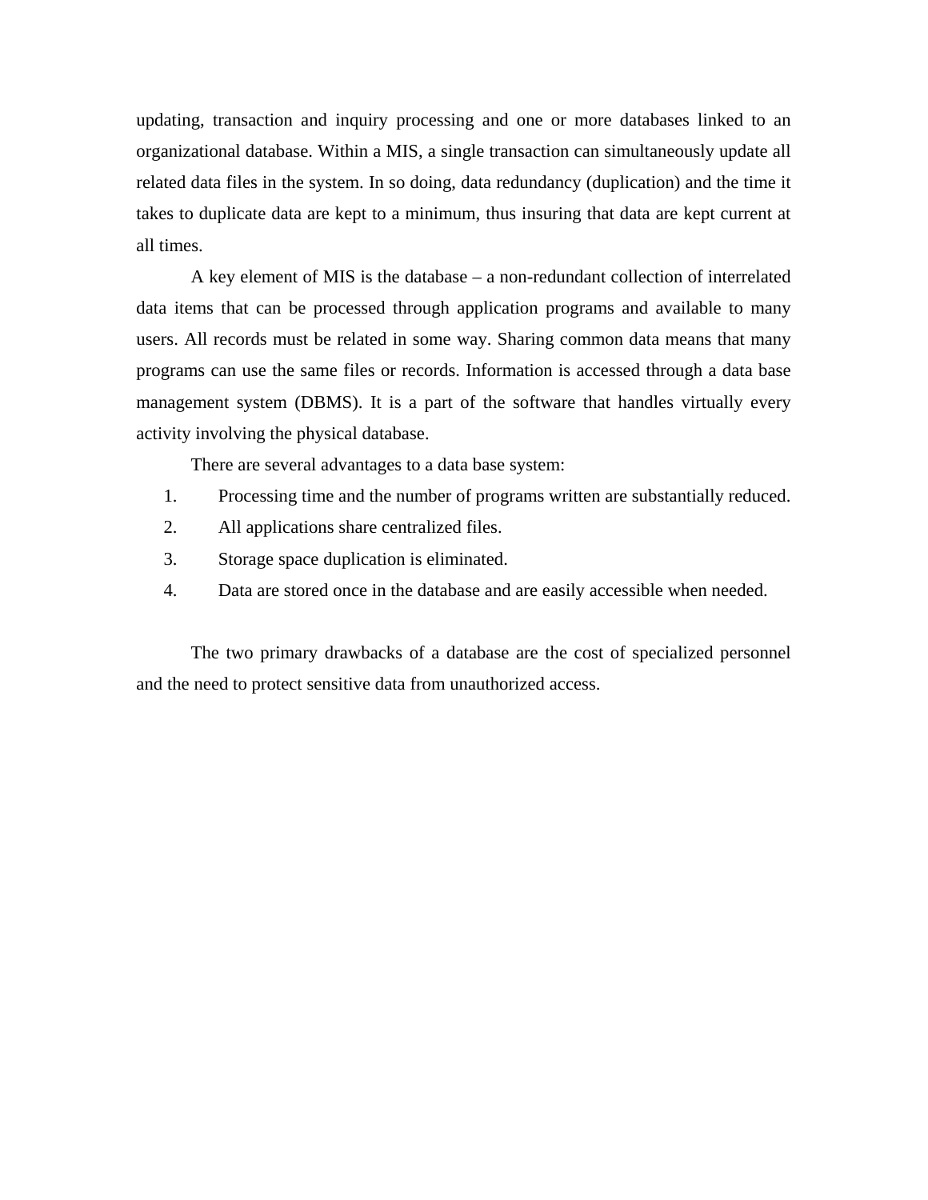updating, transaction and inquiry processing and one or more databases linked to an organizational database. Within a MIS, a single transaction can simultaneously update all related data files in the system. In so doing, data redundancy (duplication) and the time it takes to duplicate data are kept to a minimum, thus insuring that data are kept current at all times.

A key element of MIS is the database – a non-redundant collection of interrelated data items that can be processed through application programs and available to many users. All records must be related in some way. Sharing common data means that many programs can use the same files or records. Information is accessed through a data base management system (DBMS). It is a part of the software that handles virtually every activity involving the physical database.

There are several advantages to a data base system:

1. Processing time and the number of programs written are substantially reduced.
2. All applications share centralized files.
3. Storage space duplication is eliminated.
4. Data are stored once in the database and are easily accessible when needed.

The two primary drawbacks of a database are the cost of specialized personnel and the need to protect sensitive data from unauthorized access.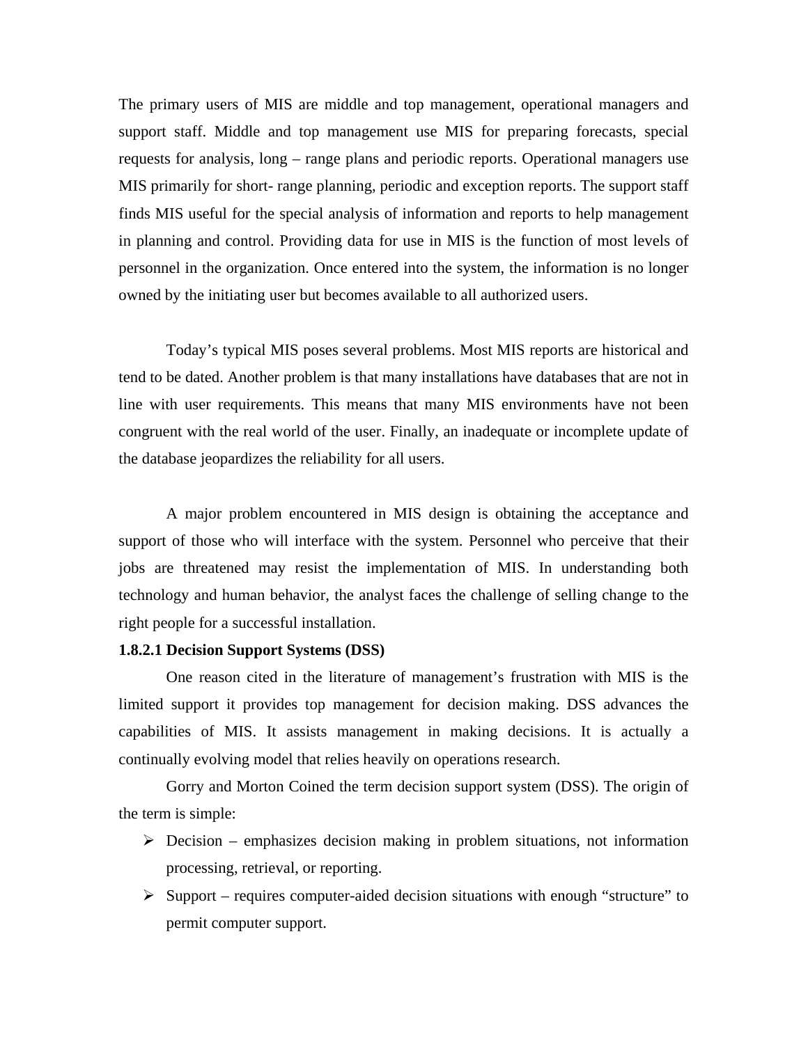The primary users of MIS are middle and top management, operational managers and support staff. Middle and top management use MIS for preparing forecasts, special requests for analysis, long – range plans and periodic reports. Operational managers use MIS primarily for short- range planning, periodic and exception reports. The support staff finds MIS useful for the special analysis of information and reports to help management in planning and control. Providing data for use in MIS is the function of most levels of personnel in the organization. Once entered into the system, the information is no longer owned by the initiating user but becomes available to all authorized users.

Today's typical MIS poses several problems. Most MIS reports are historical and tend to be dated. Another problem is that many installations have databases that are not in line with user requirements. This means that many MIS environments have not been congruent with the real world of the user. Finally, an inadequate or incomplete update of the database jeopardizes the reliability for all users.

A major problem encountered in MIS design is obtaining the acceptance and support of those who will interface with the system. Personnel who perceive that their jobs are threatened may resist the implementation of MIS. In understanding both technology and human behavior, the analyst faces the challenge of selling change to the right people for a successful installation.

**1.8.2.1 Decision Support Systems (DSS)**

One reason cited in the literature of management's frustration with MIS is the limited support it provides top management for decision making. DSS advances the capabilities of MIS. It assists management in making decisions. It is actually a continually evolving model that relies heavily on operations research.

Gorry and Morton Coined the term decision support system (DSS). The origin of the term is simple:

- Decision – emphasizes decision making in problem situations, not information processing, retrieval, or reporting.
- Support – requires computer-aided decision situations with enough "structure" to permit computer support.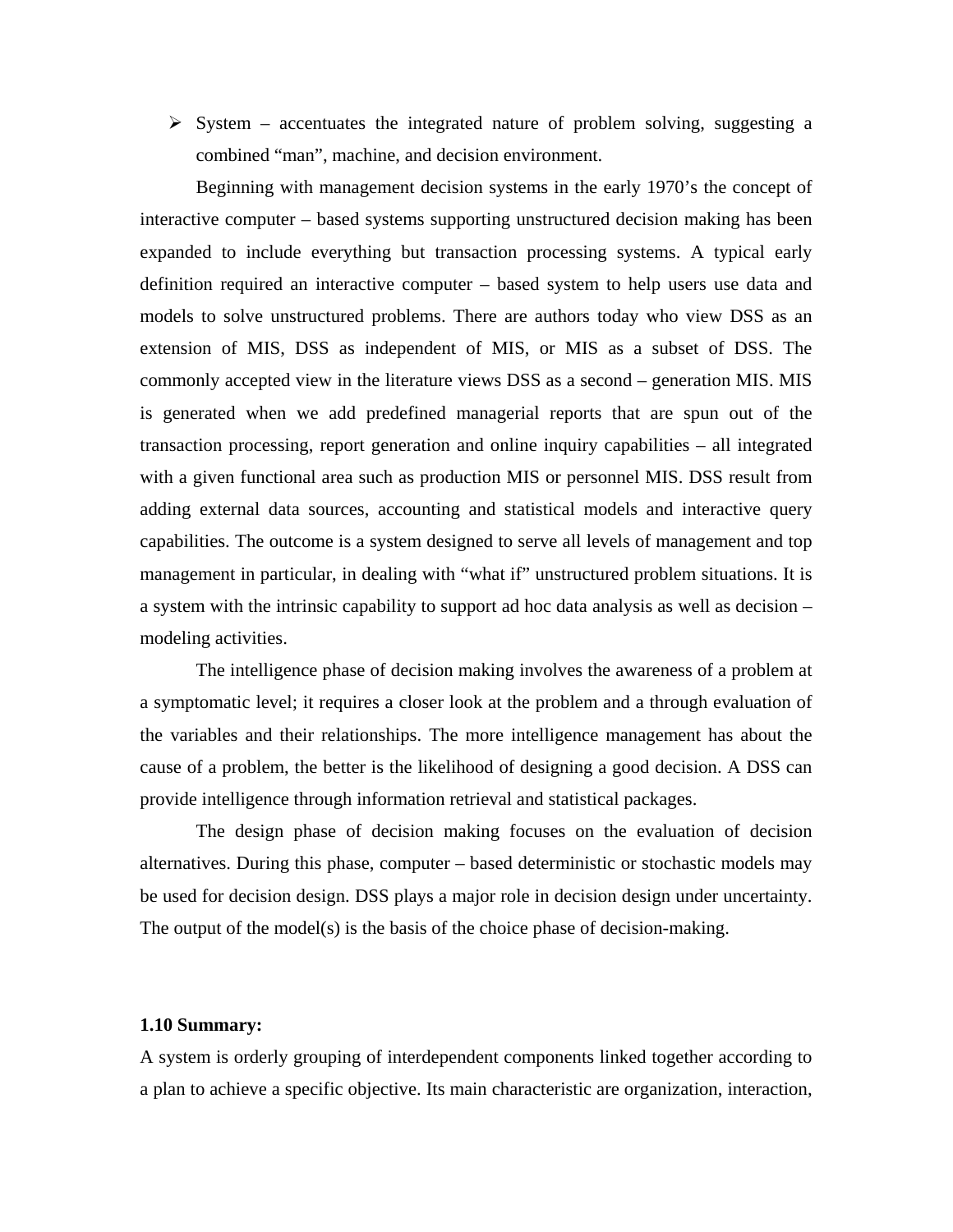- System – accentuates the integrated nature of problem solving, suggesting a combined "man", machine, and decision environment.

Beginning with management decision systems in the early 1970's the concept of interactive computer – based systems supporting unstructured decision making has been expanded to include everything but transaction processing systems. A typical early definition required an interactive computer – based system to help users use data and models to solve unstructured problems. There are authors today who view DSS as an extension of MIS, DSS as independent of MIS, or MIS as a subset of DSS. The commonly accepted view in the literature views DSS as a second – generation MIS. MIS is generated when we add predefined managerial reports that are spun out of the transaction processing, report generation and online inquiry capabilities – all integrated with a given functional area such as production MIS or personnel MIS. DSS result from adding external data sources, accounting and statistical models and interactive query capabilities. The outcome is a system designed to serve all levels of management and top management in particular, in dealing with "what if" unstructured problem situations. It is a system with the intrinsic capability to support ad hoc data analysis as well as decision – modeling activities.

The intelligence phase of decision making involves the awareness of a problem at a symptomatic level; it requires a closer look at the problem and a through evaluation of the variables and their relationships. The more intelligence management has about the cause of a problem, the better is the likelihood of designing a good decision. A DSS can provide intelligence through information retrieval and statistical packages.

The design phase of decision making focuses on the evaluation of decision alternatives. During this phase, computer – based deterministic or stochastic models may be used for decision design. DSS plays a major role in decision design under uncertainty. The output of the model(s) is the basis of the choice phase of decision-making.

### 1.10 Summary:

A system is orderly grouping of interdependent components linked together according to a plan to achieve a specific objective. Its main characteristic are organization, interaction,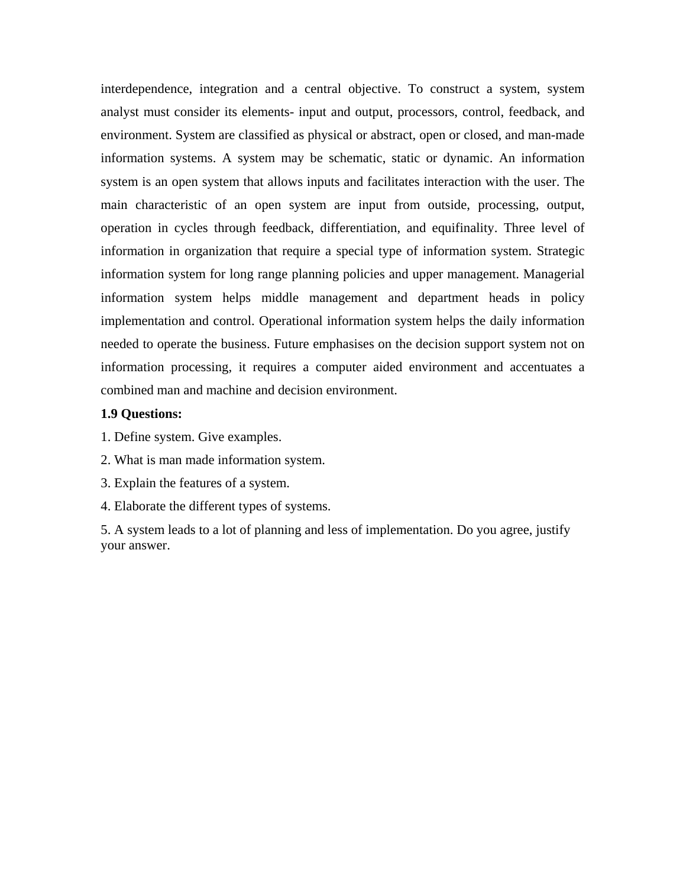interdependence, integration and a central objective. To construct a system, system analyst must consider its elements- input and output, processors, control, feedback, and environment. System are classified as physical or abstract, open or closed, and man-made information systems. A system may be schematic, static or dynamic. An information system is an open system that allows inputs and facilitates interaction with the user. The main characteristic of an open system are input from outside, processing, output, operation in cycles through feedback, differentiation, and equifinality. Three level of information in organization that require a special type of information system. Strategic information system for long range planning policies and upper management. Managerial information system helps middle management and department heads in policy implementation and control. Operational information system helps the daily information needed to operate the business. Future emphasises on the decision support system not on information processing, it requires a computer aided environment and accentuates a combined man and machine and decision environment.

**1.9 Questions:**

1. Define system. Give examples.
2. What is man made information system.
3. Explain the features of a system.
4. Elaborate the different types of systems.
5. A system leads to a lot of planning and less of implementation. Do you agree, justify your answer.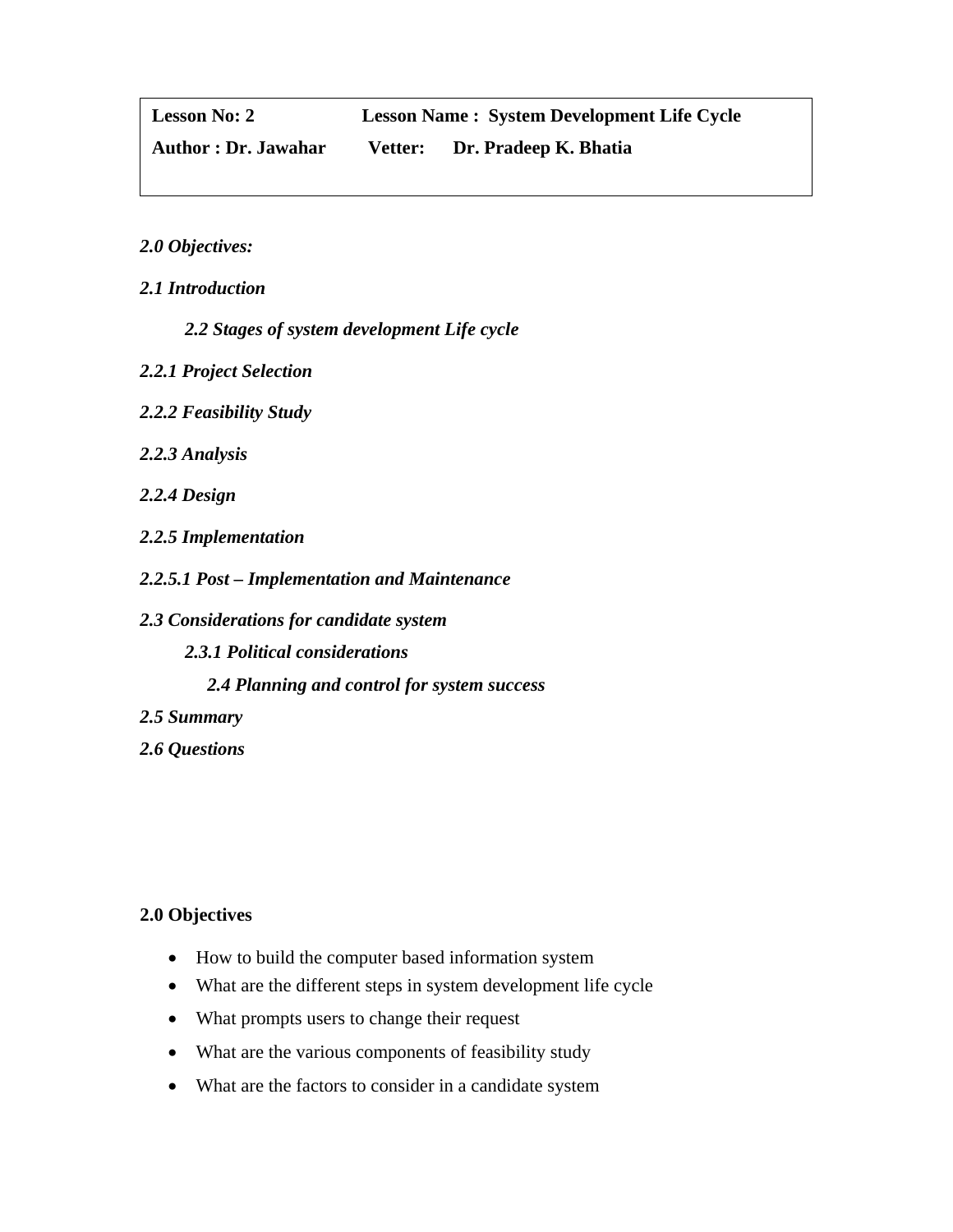| **Lesson No: 2** | **Lesson Name : System Development Life Cycle** |
| --- | --- |
| **Author : Dr. Jawahar** | **Vetter: Dr. Pradeep K. Bhatia** |

***2.0 Objectives:***

***2.1 Introduction***

***2.2 Stages of system development Life cycle***

***2.2.1 Project Selection***

***2.2.2 Feasibility Study***

***2.2.3 Analysis***

***2.2.4 Design***

***2.2.5 Implementation***

***2.2.5.1 Post – Implementation and Maintenance***

***2.3 Considerations for candidate system***

***2.3.1 Political considerations***

***2.4 Planning and control for system success***

***2.5 Summary***

***2.6 Questions***

## 2.0 Objectives

- How to build the computer based information system
- What are the different steps in system development life cycle
- What prompts users to change their request
- What are the various components of feasibility study
- What are the factors to consider in a candidate system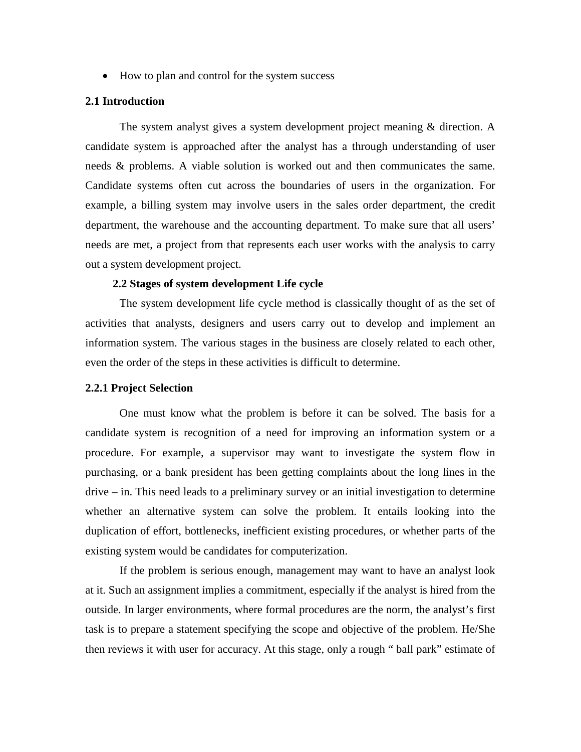- How to plan and control for the system success

## 2.1 Introduction

The system analyst gives a system development project meaning & direction. A candidate system is approached after the analyst has a through understanding of user needs & problems. A viable solution is worked out and then communicates the same. Candidate systems often cut across the boundaries of users in the organization. For example, a billing system may involve users in the sales order department, the credit department, the warehouse and the accounting department. To make sure that all users' needs are met, a project from that represents each user works with the analysis to carry out a system development project.

## 2.2 Stages of system development Life cycle

The system development life cycle method is classically thought of as the set of activities that analysts, designers and users carry out to develop and implement an information system. The various stages in the business are closely related to each other, even the order of the steps in these activities is difficult to determine.

### 2.2.1 Project Selection

One must know what the problem is before it can be solved. The basis for a candidate system is recognition of a need for improving an information system or a procedure. For example, a supervisor may want to investigate the system flow in purchasing, or a bank president has been getting complaints about the long lines in the drive – in. This need leads to a preliminary survey or an initial investigation to determine whether an alternative system can solve the problem. It entails looking into the duplication of effort, bottlenecks, inefficient existing procedures, or whether parts of the existing system would be candidates for computerization.

If the problem is serious enough, management may want to have an analyst look at it. Such an assignment implies a commitment, especially if the analyst is hired from the outside. In larger environments, where formal procedures are the norm, the analyst's first task is to prepare a statement specifying the scope and objective of the problem. He/She then reviews it with user for accuracy. At this stage, only a rough " ball park" estimate of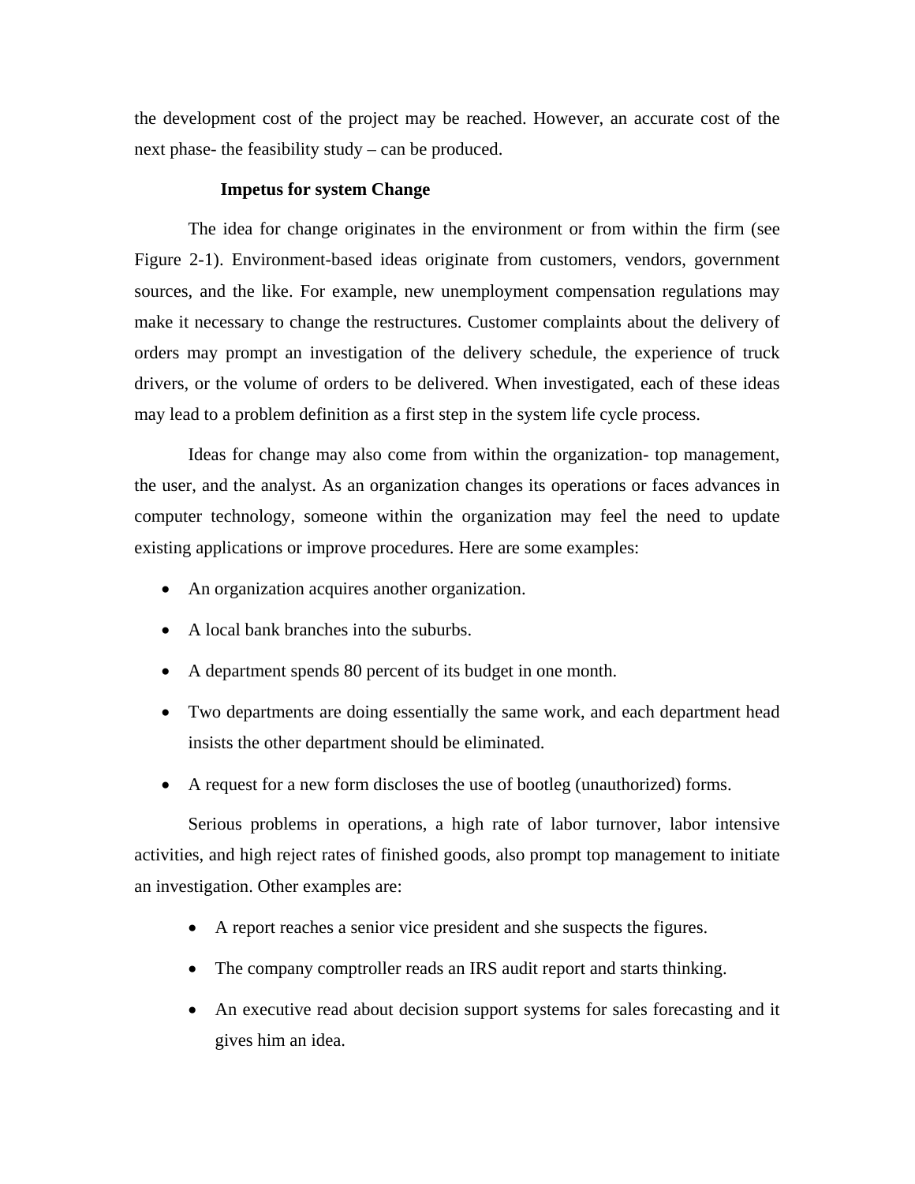the development cost of the project may be reached. However, an accurate cost of the next phase- the feasibility study – can be produced.

### Impetus for system Change

The idea for change originates in the environment or from within the firm (see Figure 2-1). Environment-based ideas originate from customers, vendors, government sources, and the like. For example, new unemployment compensation regulations may make it necessary to change the restructures. Customer complaints about the delivery of orders may prompt an investigation of the delivery schedule, the experience of truck drivers, or the volume of orders to be delivered. When investigated, each of these ideas may lead to a problem definition as a first step in the system life cycle process.

Ideas for change may also come from within the organization- top management, the user, and the analyst. As an organization changes its operations or faces advances in computer technology, someone within the organization may feel the need to update existing applications or improve procedures. Here are some examples:

- An organization acquires another organization.
- A local bank branches into the suburbs.
- A department spends 80 percent of its budget in one month.
- Two departments are doing essentially the same work, and each department head insists the other department should be eliminated.
- A request for a new form discloses the use of bootleg (unauthorized) forms.

Serious problems in operations, a high rate of labor turnover, labor intensive activities, and high reject rates of finished goods, also prompt top management to initiate an investigation. Other examples are:

- A report reaches a senior vice president and she suspects the figures.
- The company comptroller reads an IRS audit report and starts thinking.
- An executive read about decision support systems for sales forecasting and it gives him an idea.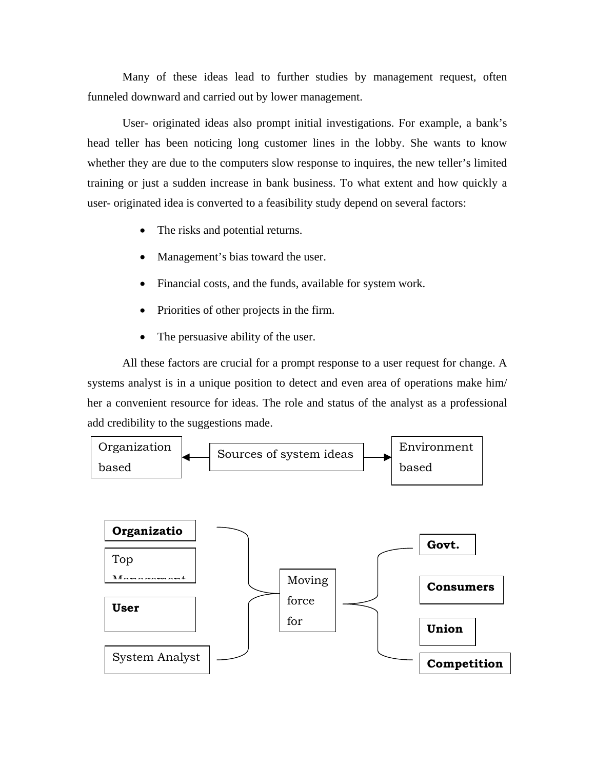Many of these ideas lead to further studies by management request, often funneled downward and carried out by lower management.

User- originated ideas also prompt initial investigations. For example, a bank's head teller has been noticing long customer lines in the lobby. She wants to know whether they are due to the computers slow response to inquires, the new teller's limited training or just a sudden increase in bank business. To what extent and how quickly a user- originated idea is converted to a feasibility study depend on several factors:

- The risks and potential returns.
- Management's bias toward the user.
- Financial costs, and the funds, available for system work.
- Priorities of other projects in the firm.
- The persuasive ability of the user.

All these factors are crucial for a prompt response to a user request for change. A systems analyst is in a unique position to detect and even area of operations make him/ her a convenient resource for ideas. The role and status of the analyst as a professional add credibility to the suggestions made.

Organization based ← Sources of system ideas → Environment based

**Organizatio**

Top Management

**User**

System Analyst

Moving force for

**Govt.**

**Consumers**

**Union**

**Competition**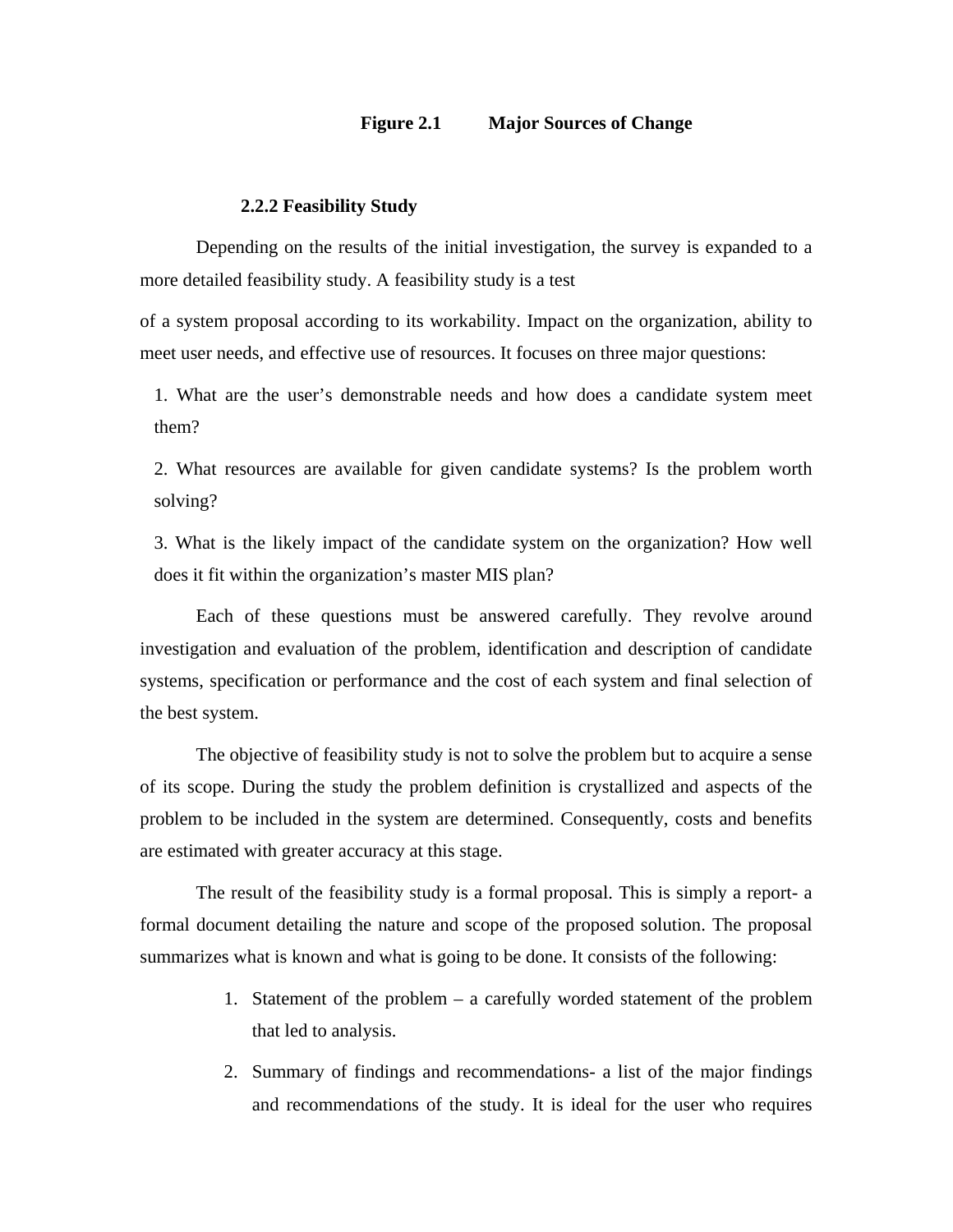**Figure 2.1 Major Sources of Change**

### 2.2.2 Feasibility Study

Depending on the results of the initial investigation, the survey is expanded to a more detailed feasibility study. A feasibility study is a test

of a system proposal according to its workability. Impact on the organization, ability to meet user needs, and effective use of resources. It focuses on three major questions:

1. What are the user's demonstrable needs and how does a candidate system meet them?
2. What resources are available for given candidate systems? Is the problem worth solving?
3. What is the likely impact of the candidate system on the organization? How well does it fit within the organization's master MIS plan?

Each of these questions must be answered carefully. They revolve around investigation and evaluation of the problem, identification and description of candidate systems, specification or performance and the cost of each system and final selection of the best system.

The objective of feasibility study is not to solve the problem but to acquire a sense of its scope. During the study the problem definition is crystallized and aspects of the problem to be included in the system are determined. Consequently, costs and benefits are estimated with greater accuracy at this stage.

The result of the feasibility study is a formal proposal. This is simply a report- a formal document detailing the nature and scope of the proposed solution. The proposal summarizes what is known and what is going to be done. It consists of the following:

1. Statement of the problem – a carefully worded statement of the problem that led to analysis.
2. Summary of findings and recommendations- a list of the major findings and recommendations of the study. It is ideal for the user who requires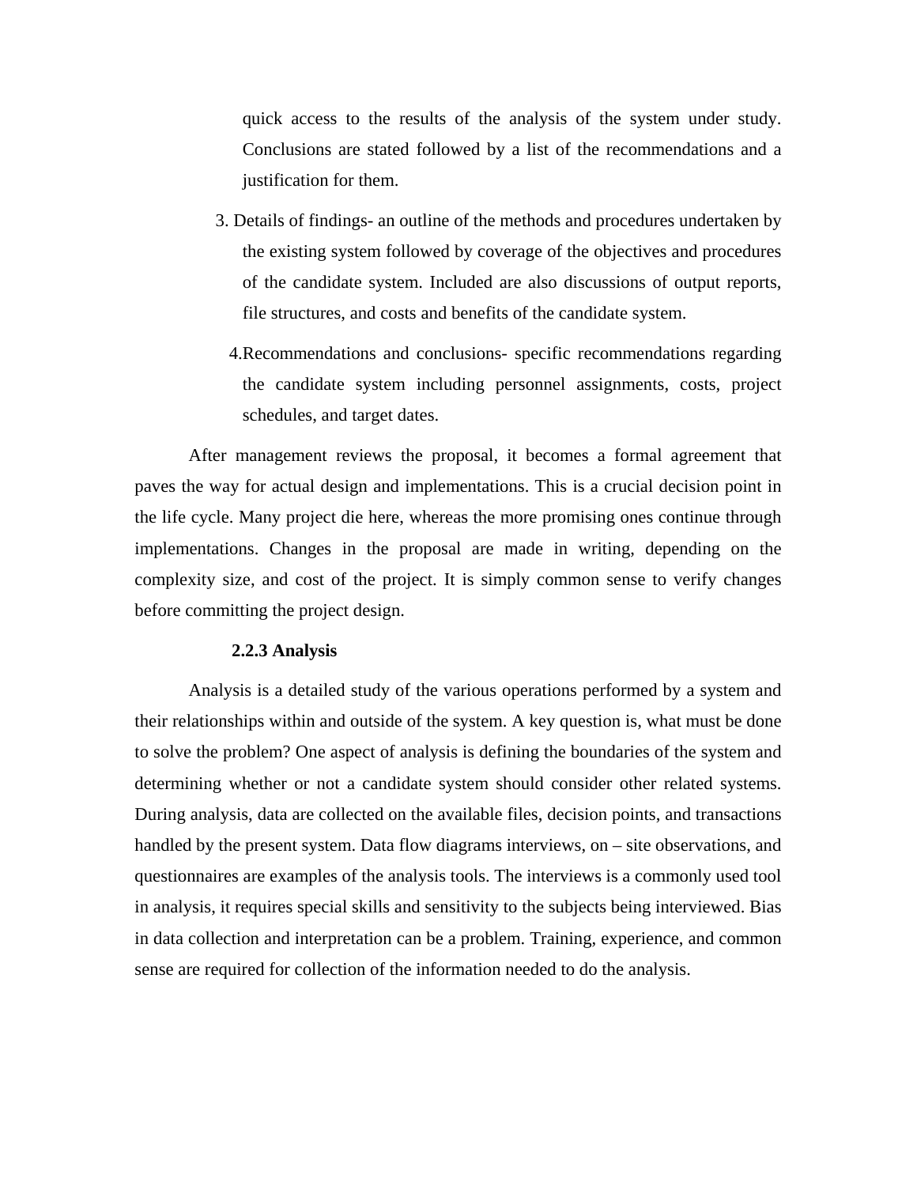quick access to the results of the analysis of the system under study. Conclusions are stated followed by a list of the recommendations and a justification for them.

3. Details of findings- an outline of the methods and procedures undertaken by the existing system followed by coverage of the objectives and procedures of the candidate system. Included are also discussions of output reports, file structures, and costs and benefits of the candidate system.

4. Recommendations and conclusions- specific recommendations regarding the candidate system including personnel assignments, costs, project schedules, and target dates.

After management reviews the proposal, it becomes a formal agreement that paves the way for actual design and implementations. This is a crucial decision point in the life cycle. Many project die here, whereas the more promising ones continue through implementations. Changes in the proposal are made in writing, depending on the complexity size, and cost of the project. It is simply common sense to verify changes before committing the project design.

### 2.2.3 Analysis

Analysis is a detailed study of the various operations performed by a system and their relationships within and outside of the system. A key question is, what must be done to solve the problem? One aspect of analysis is defining the boundaries of the system and determining whether or not a candidate system should consider other related systems. During analysis, data are collected on the available files, decision points, and transactions handled by the present system. Data flow diagrams interviews, on – site observations, and questionnaires are examples of the analysis tools. The interviews is a commonly used tool in analysis, it requires special skills and sensitivity to the subjects being interviewed. Bias in data collection and interpretation can be a problem. Training, experience, and common sense are required for collection of the information needed to do the analysis.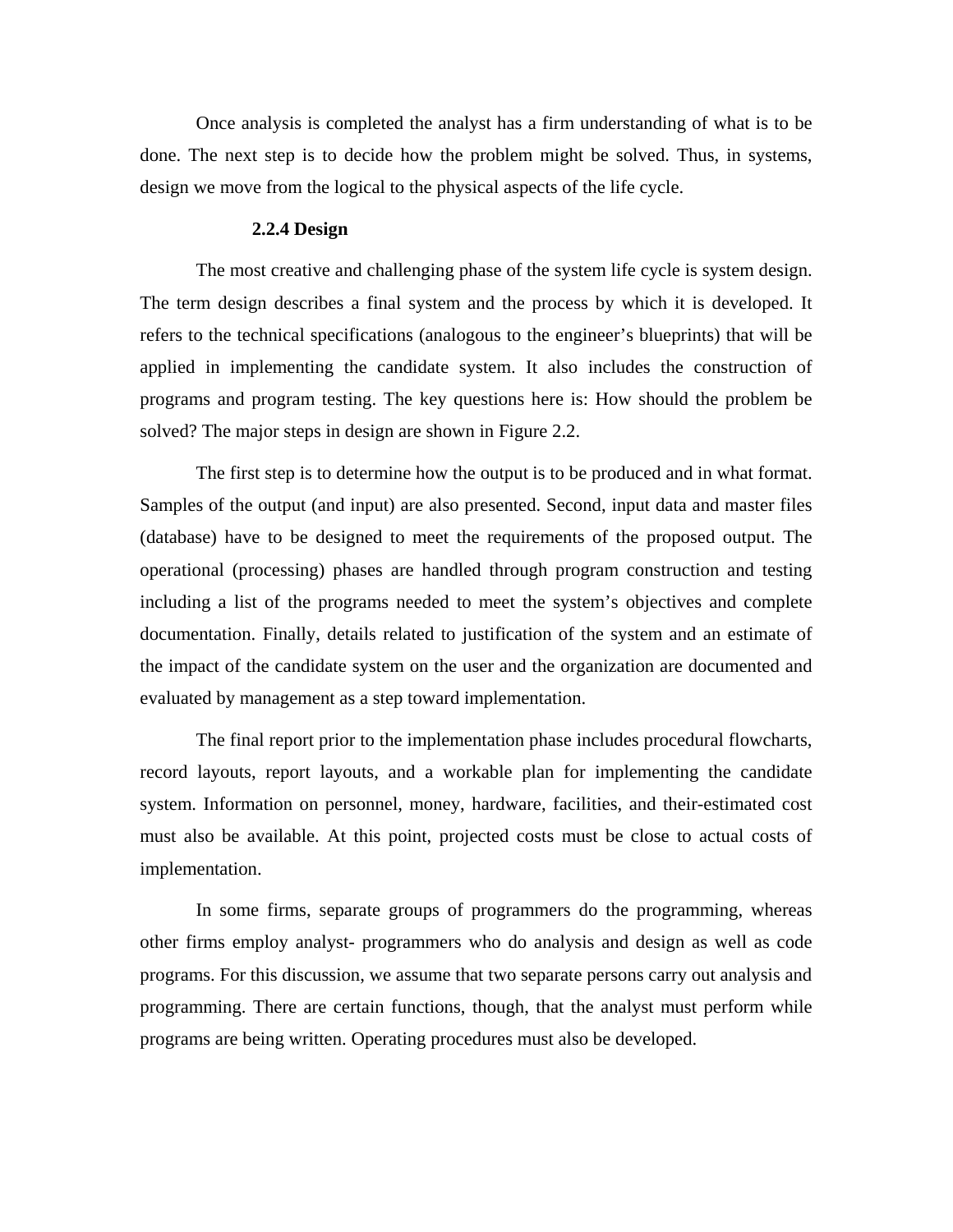Once analysis is completed the analyst has a firm understanding of what is to be done. The next step is to decide how the problem might be solved. Thus, in systems, design we move from the logical to the physical aspects of the life cycle.

### 2.2.4 Design

The most creative and challenging phase of the system life cycle is system design. The term design describes a final system and the process by which it is developed. It refers to the technical specifications (analogous to the engineer's blueprints) that will be applied in implementing the candidate system. It also includes the construction of programs and program testing. The key questions here is: How should the problem be solved? The major steps in design are shown in Figure 2.2.

The first step is to determine how the output is to be produced and in what format. Samples of the output (and input) are also presented. Second, input data and master files (database) have to be designed to meet the requirements of the proposed output. The operational (processing) phases are handled through program construction and testing including a list of the programs needed to meet the system's objectives and complete documentation. Finally, details related to justification of the system and an estimate of the impact of the candidate system on the user and the organization are documented and evaluated by management as a step toward implementation.

The final report prior to the implementation phase includes procedural flowcharts, record layouts, report layouts, and a workable plan for implementing the candidate system. Information on personnel, money, hardware, facilities, and their-estimated cost must also be available. At this point, projected costs must be close to actual costs of implementation.

In some firms, separate groups of programmers do the programming, whereas other firms employ analyst- programmers who do analysis and design as well as code programs. For this discussion, we assume that two separate persons carry out analysis and programming. There are certain functions, though, that the analyst must perform while programs are being written. Operating procedures must also be developed.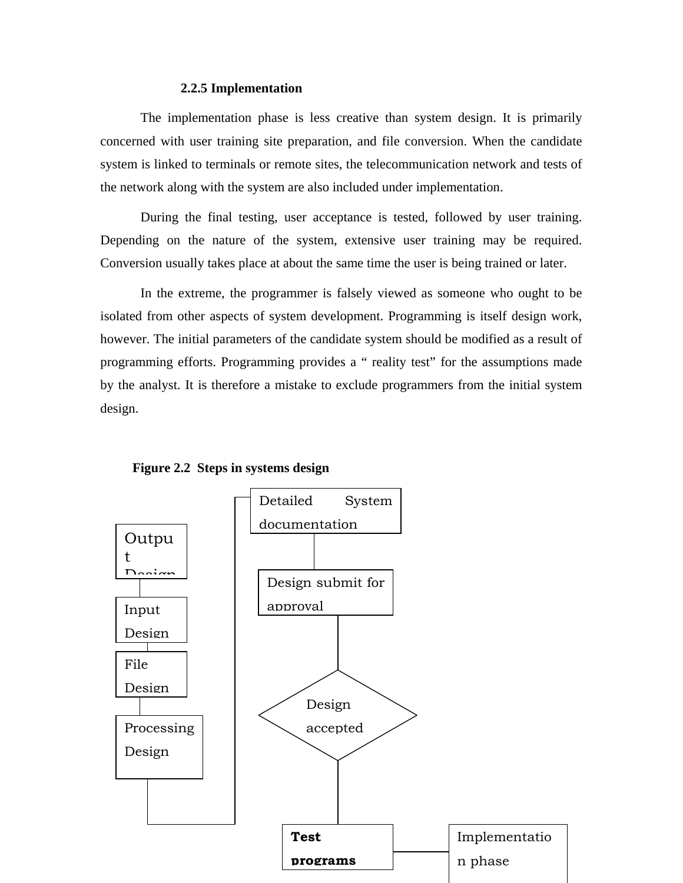### 2.2.5 Implementation

The implementation phase is less creative than system design. It is primarily concerned with user training site preparation, and file conversion. When the candidate system is linked to terminals or remote sites, the telecommunication network and tests of the network along with the system are also included under implementation.

During the final testing, user acceptance is tested, followed by user training. Depending on the nature of the system, extensive user training may be required. Conversion usually takes place at about the same time the user is being trained or later.

In the extreme, the programmer is falsely viewed as someone who ought to be isolated from other aspects of system development. Programming is itself design work, however. The initial parameters of the candidate system should be modified as a result of programming efforts. Programming provides a " reality test" for the assumptions made by the analyst. It is therefore a mistake to exclude programmers from the initial system design.

**Figure 2.2 Steps in systems design**

Output Design

Input Design

File Design

Processing Design

Detailed System documentation

Design submit for approval

Design accepted

**Test programs**

Implementation phase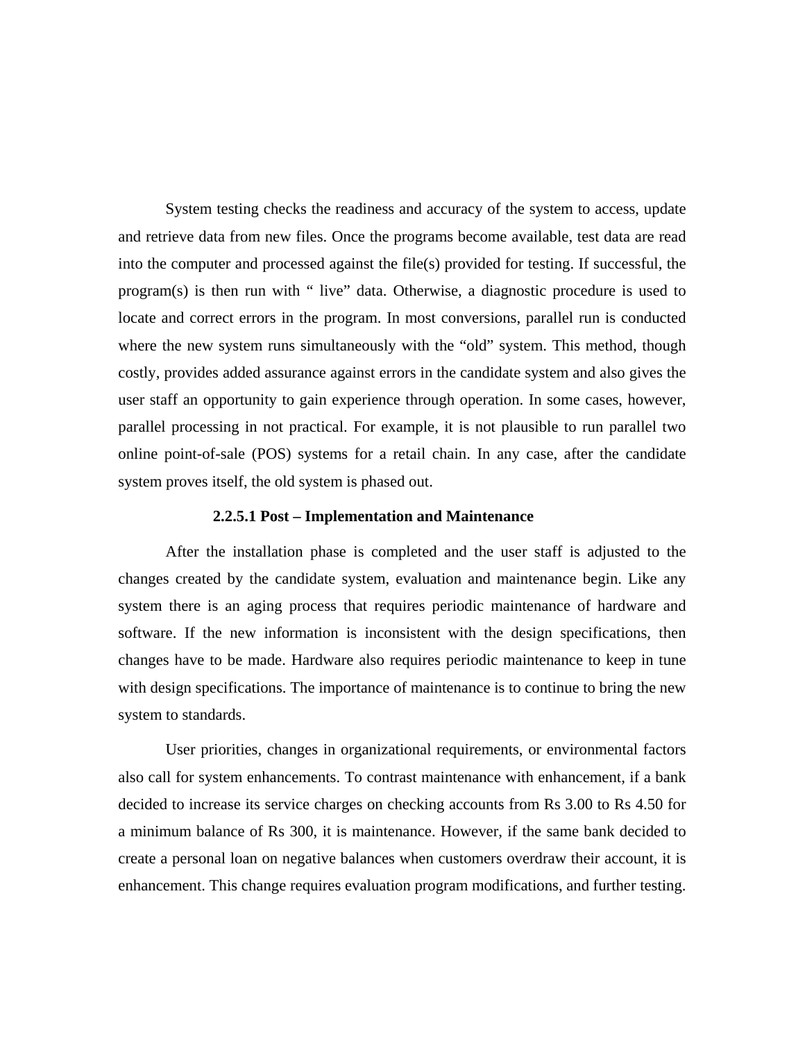System testing checks the readiness and accuracy of the system to access, update and retrieve data from new files. Once the programs become available, test data are read into the computer and processed against the file(s) provided for testing. If successful, the program(s) is then run with " live" data. Otherwise, a diagnostic procedure is used to locate and correct errors in the program. In most conversions, parallel run is conducted where the new system runs simultaneously with the "old" system. This method, though costly, provides added assurance against errors in the candidate system and also gives the user staff an opportunity to gain experience through operation. In some cases, however, parallel processing in not practical. For example, it is not plausible to run parallel two online point-of-sale (POS) systems for a retail chain. In any case, after the candidate system proves itself, the old system is phased out.

#### 2.2.5.1 Post – Implementation and Maintenance

After the installation phase is completed and the user staff is adjusted to the changes created by the candidate system, evaluation and maintenance begin. Like any system there is an aging process that requires periodic maintenance of hardware and software. If the new information is inconsistent with the design specifications, then changes have to be made. Hardware also requires periodic maintenance to keep in tune with design specifications. The importance of maintenance is to continue to bring the new system to standards.

User priorities, changes in organizational requirements, or environmental factors also call for system enhancements. To contrast maintenance with enhancement, if a bank decided to increase its service charges on checking accounts from Rs 3.00 to Rs 4.50 for a minimum balance of Rs 300, it is maintenance. However, if the same bank decided to create a personal loan on negative balances when customers overdraw their account, it is enhancement. This change requires evaluation program modifications, and further testing.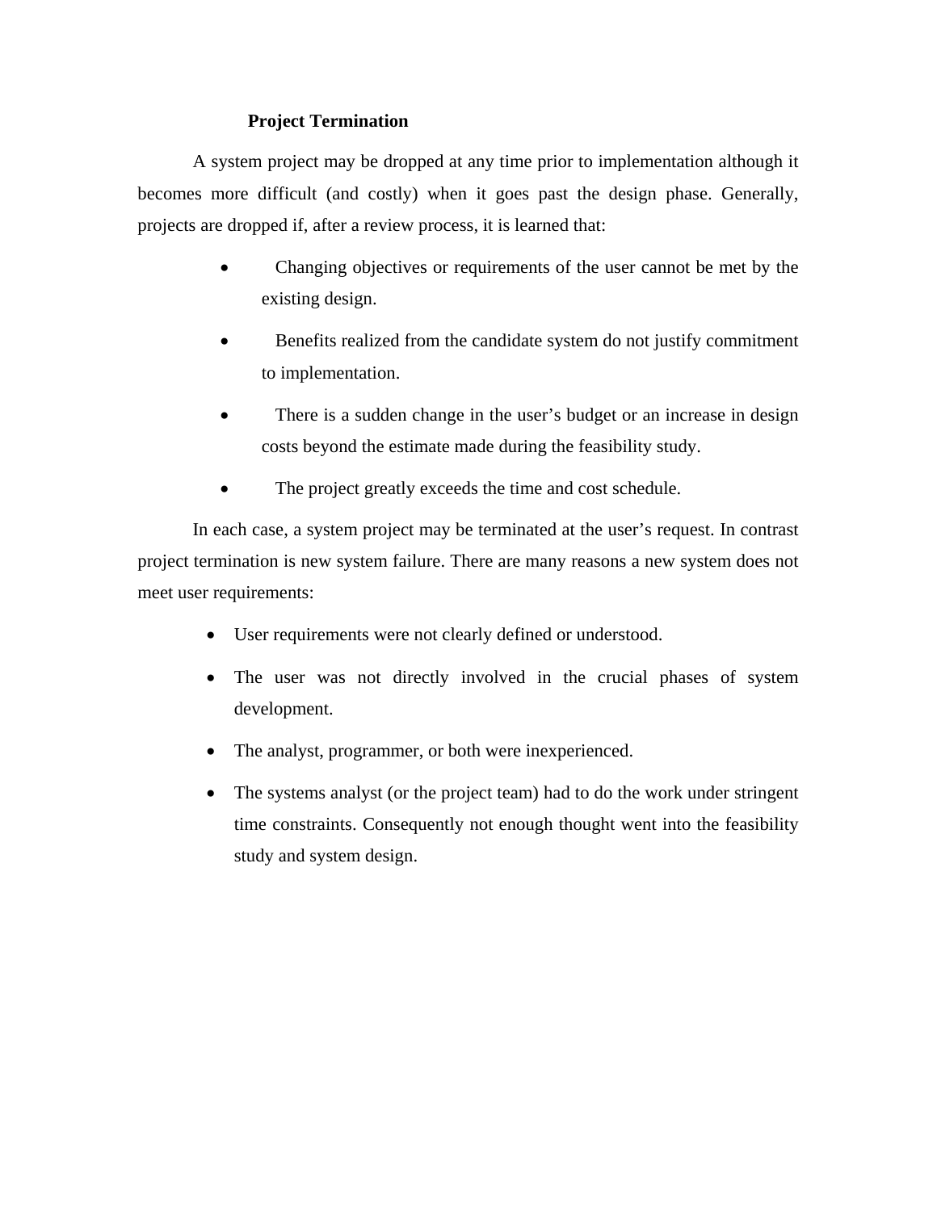### Project Termination

A system project may be dropped at any time prior to implementation although it becomes more difficult (and costly) when it goes past the design phase. Generally, projects are dropped if, after a review process, it is learned that:

- Changing objectives or requirements of the user cannot be met by the existing design.
- Benefits realized from the candidate system do not justify commitment to implementation.
- There is a sudden change in the user's budget or an increase in design costs beyond the estimate made during the feasibility study.
- The project greatly exceeds the time and cost schedule.

In each case, a system project may be terminated at the user's request. In contrast project termination is new system failure. There are many reasons a new system does not meet user requirements:

- User requirements were not clearly defined or understood.
- The user was not directly involved in the crucial phases of system development.
- The analyst, programmer, or both were inexperienced.
- The systems analyst (or the project team) had to do the work under stringent time constraints. Consequently not enough thought went into the feasibility study and system design.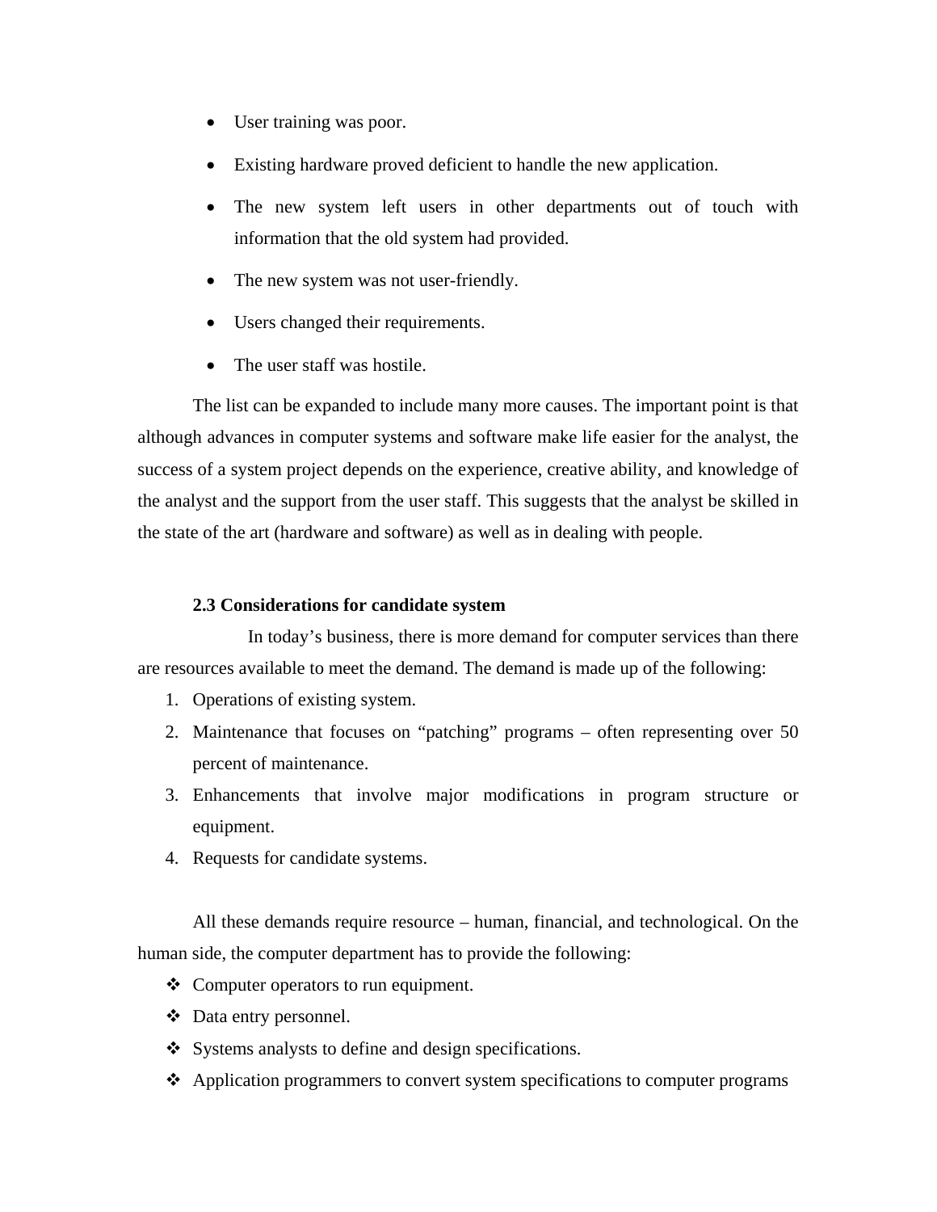- User training was poor.
- Existing hardware proved deficient to handle the new application.
- The new system left users in other departments out of touch with information that the old system had provided.
- The new system was not user-friendly.
- Users changed their requirements.
- The user staff was hostile.

The list can be expanded to include many more causes. The important point is that although advances in computer systems and software make life easier for the analyst, the success of a system project depends on the experience, creative ability, and knowledge of the analyst and the support from the user staff. This suggests that the analyst be skilled in the state of the art (hardware and software) as well as in dealing with people.

### 2.3 Considerations for candidate system

In today's business, there is more demand for computer services than there are resources available to meet the demand. The demand is made up of the following:

1. Operations of existing system.
2. Maintenance that focuses on "patching" programs – often representing over 50 percent of maintenance.
3. Enhancements that involve major modifications in program structure or equipment.
4. Requests for candidate systems.

All these demands require resource – human, financial, and technological. On the human side, the computer department has to provide the following:

- Computer operators to run equipment.
- Data entry personnel.
- Systems analysts to define and design specifications.
- Application programmers to convert system specifications to computer programs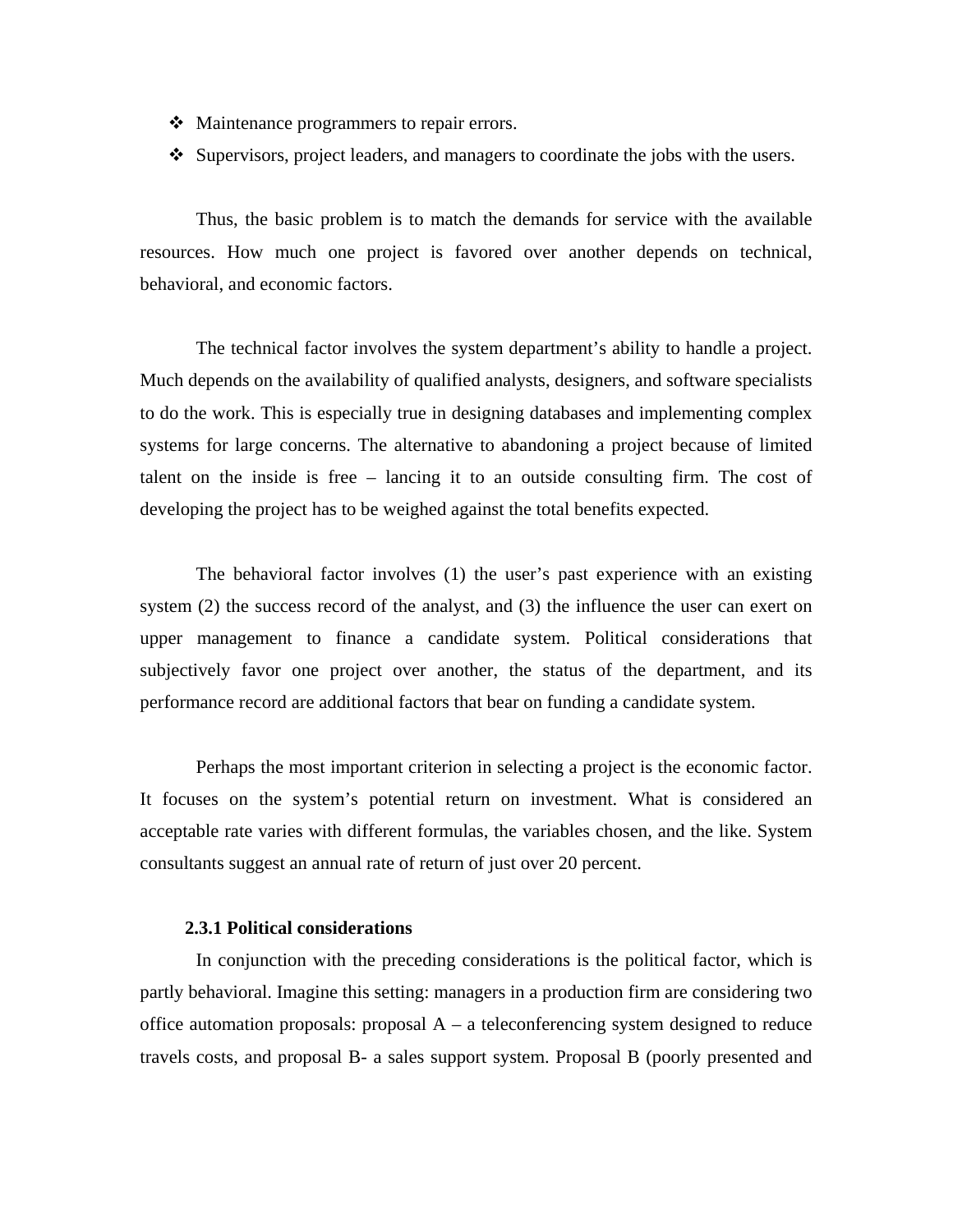- Maintenance programmers to repair errors.
- Supervisors, project leaders, and managers to coordinate the jobs with the users.

Thus, the basic problem is to match the demands for service with the available resources. How much one project is favored over another depends on technical, behavioral, and economic factors.

The technical factor involves the system department's ability to handle a project. Much depends on the availability of qualified analysts, designers, and software specialists to do the work. This is especially true in designing databases and implementing complex systems for large concerns. The alternative to abandoning a project because of limited talent on the inside is free – lancing it to an outside consulting firm. The cost of developing the project has to be weighed against the total benefits expected.

The behavioral factor involves (1) the user's past experience with an existing system (2) the success record of the analyst, and (3) the influence the user can exert on upper management to finance a candidate system. Political considerations that subjectively favor one project over another, the status of the department, and its performance record are additional factors that bear on funding a candidate system.

Perhaps the most important criterion in selecting a project is the economic factor. It focuses on the system's potential return on investment. What is considered an acceptable rate varies with different formulas, the variables chosen, and the like. System consultants suggest an annual rate of return of just over 20 percent.

### 2.3.1 Political considerations

In conjunction with the preceding considerations is the political factor, which is partly behavioral. Imagine this setting: managers in a production firm are considering two office automation proposals: proposal A – a teleconferencing system designed to reduce travels costs, and proposal B- a sales support system. Proposal B (poorly presented and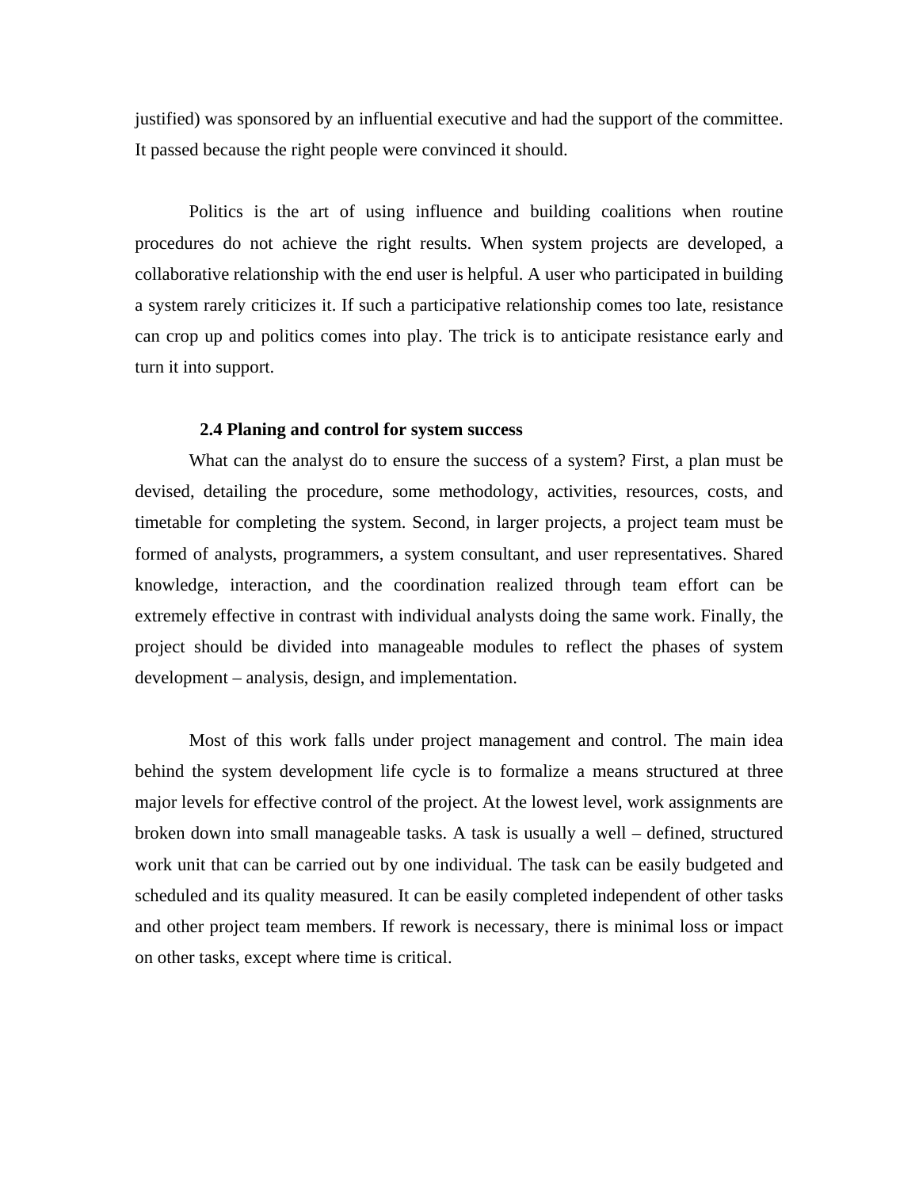justified) was sponsored by an influential executive and had the support of the committee. It passed because the right people were convinced it should.

Politics is the art of using influence and building coalitions when routine procedures do not achieve the right results. When system projects are developed, a collaborative relationship with the end user is helpful. A user who participated in building a system rarely criticizes it. If such a participative relationship comes too late, resistance can crop up and politics comes into play. The trick is to anticipate resistance early and turn it into support.

### 2.4 Planing and control for system success

What can the analyst do to ensure the success of a system? First, a plan must be devised, detailing the procedure, some methodology, activities, resources, costs, and timetable for completing the system. Second, in larger projects, a project team must be formed of analysts, programmers, a system consultant, and user representatives. Shared knowledge, interaction, and the coordination realized through team effort can be extremely effective in contrast with individual analysts doing the same work. Finally, the project should be divided into manageable modules to reflect the phases of system development – analysis, design, and implementation.

Most of this work falls under project management and control. The main idea behind the system development life cycle is to formalize a means structured at three major levels for effective control of the project. At the lowest level, work assignments are broken down into small manageable tasks. A task is usually a well – defined, structured work unit that can be carried out by one individual. The task can be easily budgeted and scheduled and its quality measured. It can be easily completed independent of other tasks and other project team members. If rework is necessary, there is minimal loss or impact on other tasks, except where time is critical.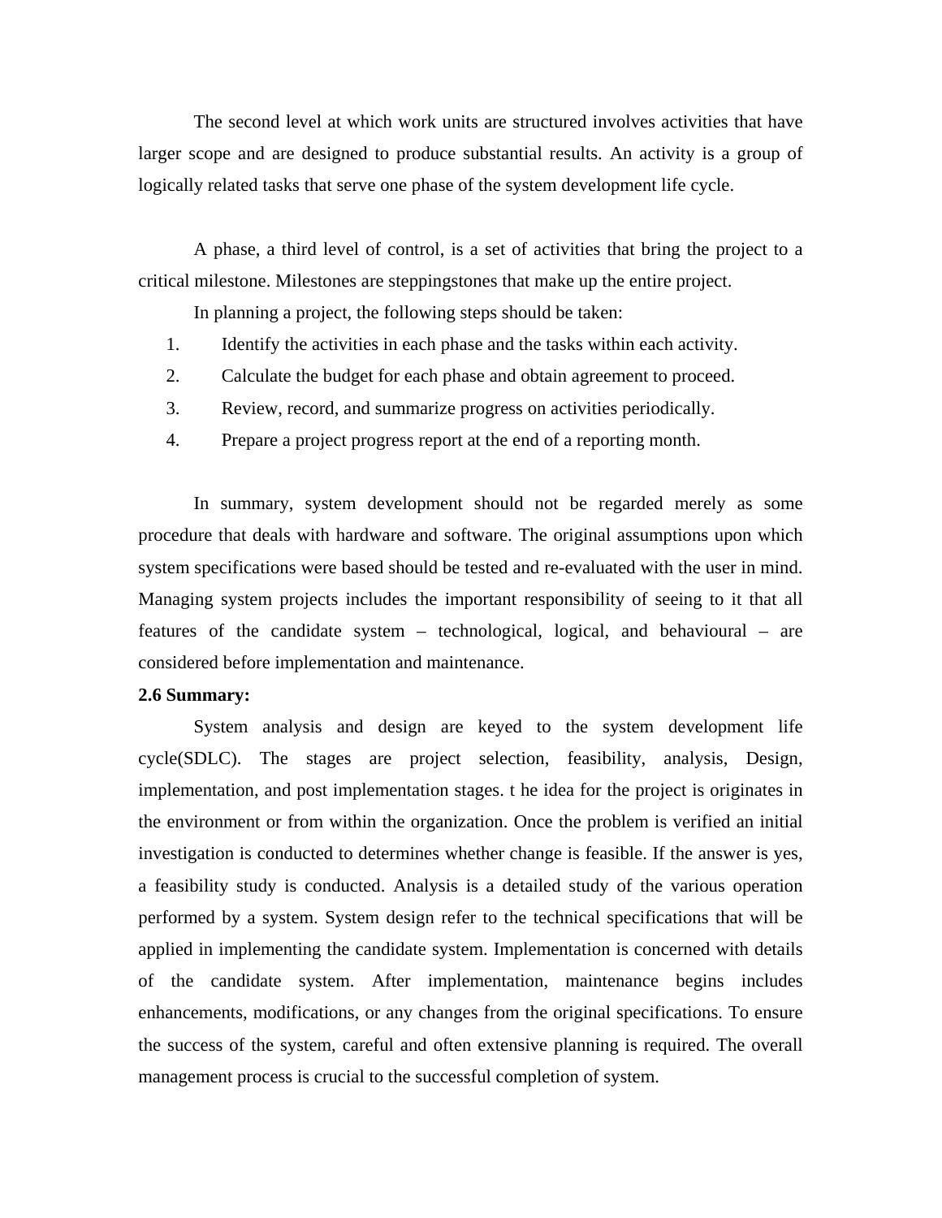The second level at which work units are structured involves activities that have larger scope and are designed to produce substantial results. An activity is a group of logically related tasks that serve one phase of the system development life cycle.

A phase, a third level of control, is a set of activities that bring the project to a critical milestone. Milestones are steppingstones that make up the entire project.

In planning a project, the following steps should be taken:

1. Identify the activities in each phase and the tasks within each activity.
2. Calculate the budget for each phase and obtain agreement to proceed.
3. Review, record, and summarize progress on activities periodically.
4. Prepare a project progress report at the end of a reporting month.

In summary, system development should not be regarded merely as some procedure that deals with hardware and software. The original assumptions upon which system specifications were based should be tested and re-evaluated with the user in mind. Managing system projects includes the important responsibility of seeing to it that all features of the candidate system – technological, logical, and behavioural – are considered before implementation and maintenance.

**2.6 Summary:**

System analysis and design are keyed to the system development life cycle(SDLC). The stages are project selection, feasibility, analysis, Design, implementation, and post implementation stages. t he idea for the project is originates in the environment or from within the organization. Once the problem is verified an initial investigation is conducted to determines whether change is feasible. If the answer is yes, a feasibility study is conducted. Analysis is a detailed study of the various operation performed by a system. System design refer to the technical specifications that will be applied in implementing the candidate system. Implementation is concerned with details of the candidate system. After implementation, maintenance begins includes enhancements, modifications, or any changes from the original specifications. To ensure the success of the system, careful and often extensive planning is required. The overall management process is crucial to the successful completion of system.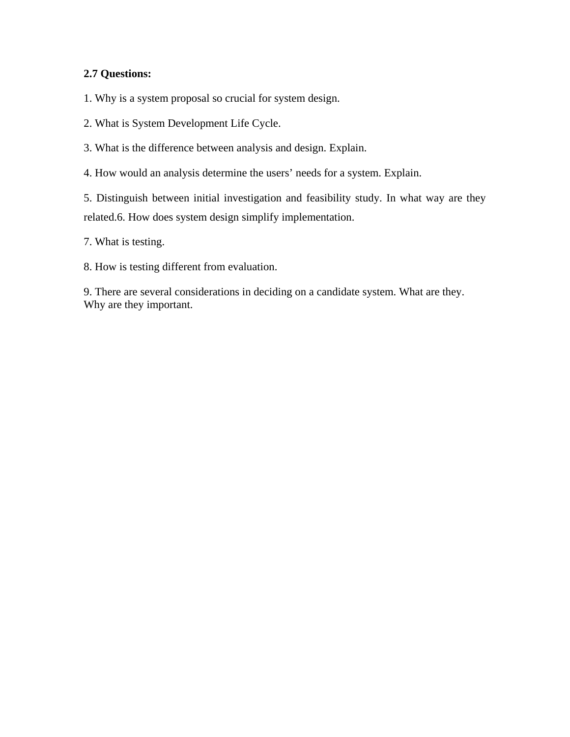**2.7 Questions:**

1. Why is a system proposal so crucial for system design.

2. What is System Development Life Cycle.

3. What is the difference between analysis and design. Explain.

4. How would an analysis determine the users' needs for a system. Explain.

5. Distinguish between initial investigation and feasibility study. In what way are they related.6. How does system design simplify implementation.

7. What is testing.

8. How is testing different from evaluation.

9. There are several considerations in deciding on a candidate system. What are they. Why are they important.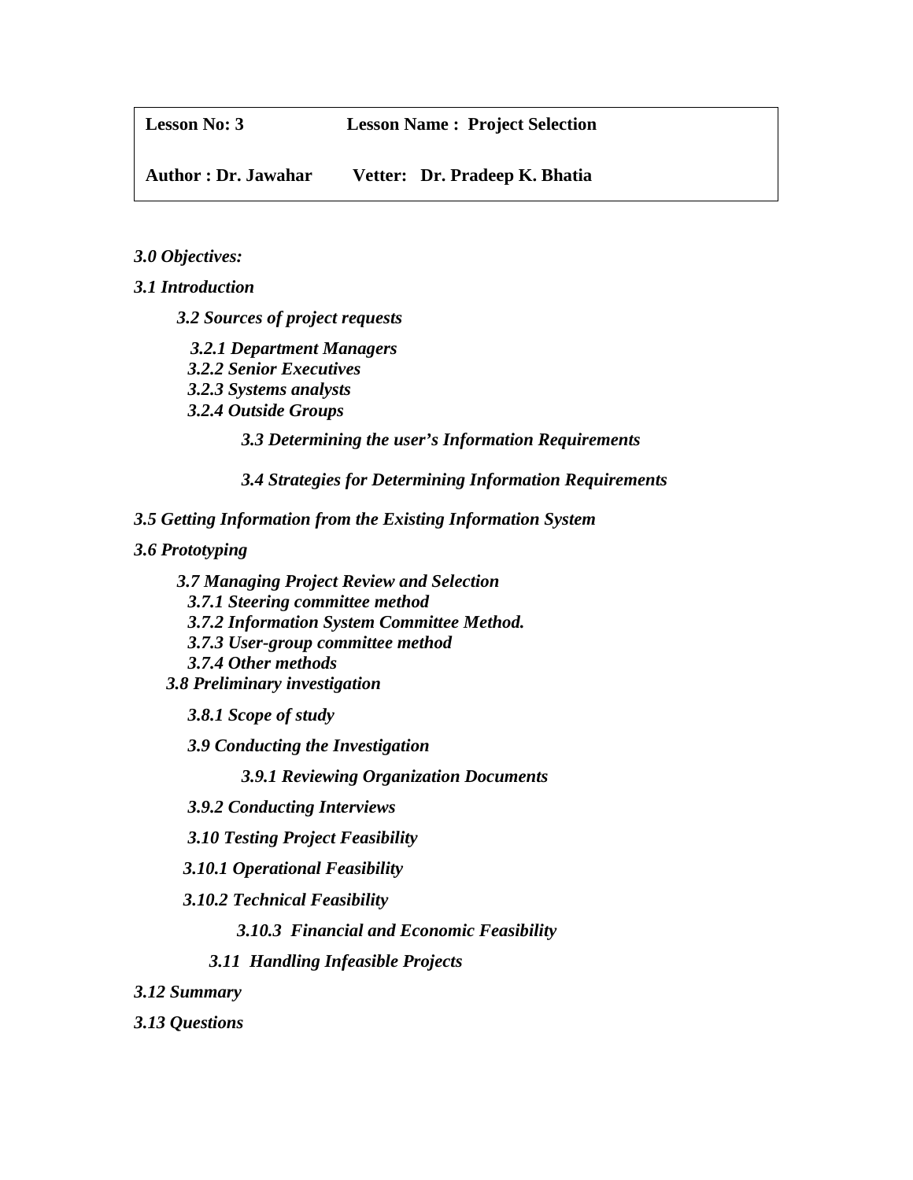| **Lesson No: 3** | **Lesson Name : Project Selection** |
| --- | --- |
| **Author : Dr. Jawahar** | **Vetter: Dr. Pradeep K. Bhatia** |

***3.0 Objectives:***

***3.1 Introduction***

***3.2 Sources of project requests***

***3.2.1 Department Managers***
***3.2.2 Senior Executives***
***3.2.3 Systems analysts***
***3.2.4 Outside Groups***

***3.3 Determining the user's Information Requirements***

***3.4 Strategies for Determining Information Requirements***

***3.5 Getting Information from the Existing Information System***

***3.6 Prototyping***

***3.7 Managing Project Review and Selection***
***3.7.1 Steering committee method***
***3.7.2 Information System Committee Method.***
***3.7.3 User-group committee method***
***3.7.4 Other methods***

***3.8 Preliminary investigation***

***3.8.1 Scope of study***

***3.9 Conducting the Investigation***

***3.9.1 Reviewing Organization Documents***

***3.9.2 Conducting Interviews***

***3.10 Testing Project Feasibility***

***3.10.1 Operational Feasibility***

***3.10.2 Technical Feasibility***

***3.10.3 Financial and Economic Feasibility***

***3.11 Handling Infeasible Projects***

***3.12 Summary***

***3.13 Questions***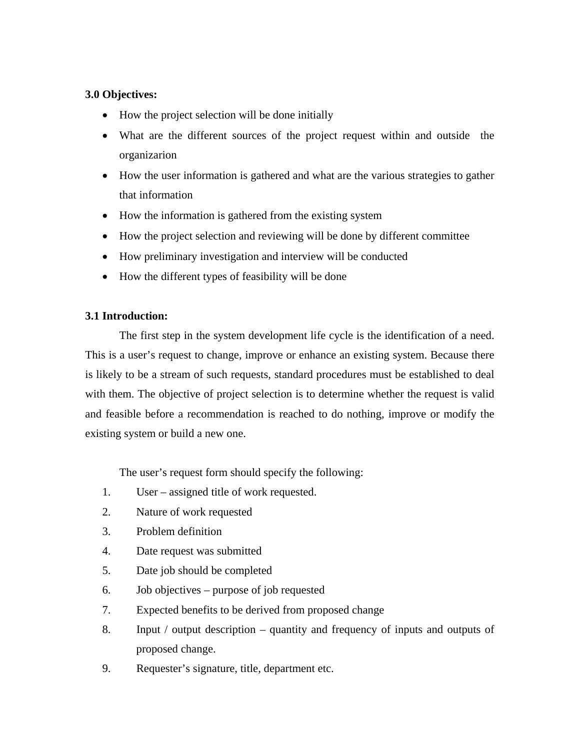**3.0 Objectives:**

- How the project selection will be done initially
- What are the different sources of the project request within and outside the organizarion
- How the user information is gathered and what are the various strategies to gather that information
- How the information is gathered from the existing system
- How the project selection and reviewing will be done by different committee
- How preliminary investigation and interview will be conducted
- How the different types of feasibility will be done

**3.1 Introduction:**

The first step in the system development life cycle is the identification of a need. This is a user's request to change, improve or enhance an existing system. Because there is likely to be a stream of such requests, standard procedures must be established to deal with them. The objective of project selection is to determine whether the request is valid and feasible before a recommendation is reached to do nothing, improve or modify the existing system or build a new one.

The user's request form should specify the following:

1. User – assigned title of work requested.
2. Nature of work requested
3. Problem definition
4. Date request was submitted
5. Date job should be completed
6. Job objectives – purpose of job requested
7. Expected benefits to be derived from proposed change
8. Input / output description – quantity and frequency of inputs and outputs of proposed change.
9. Requester's signature, title, department etc.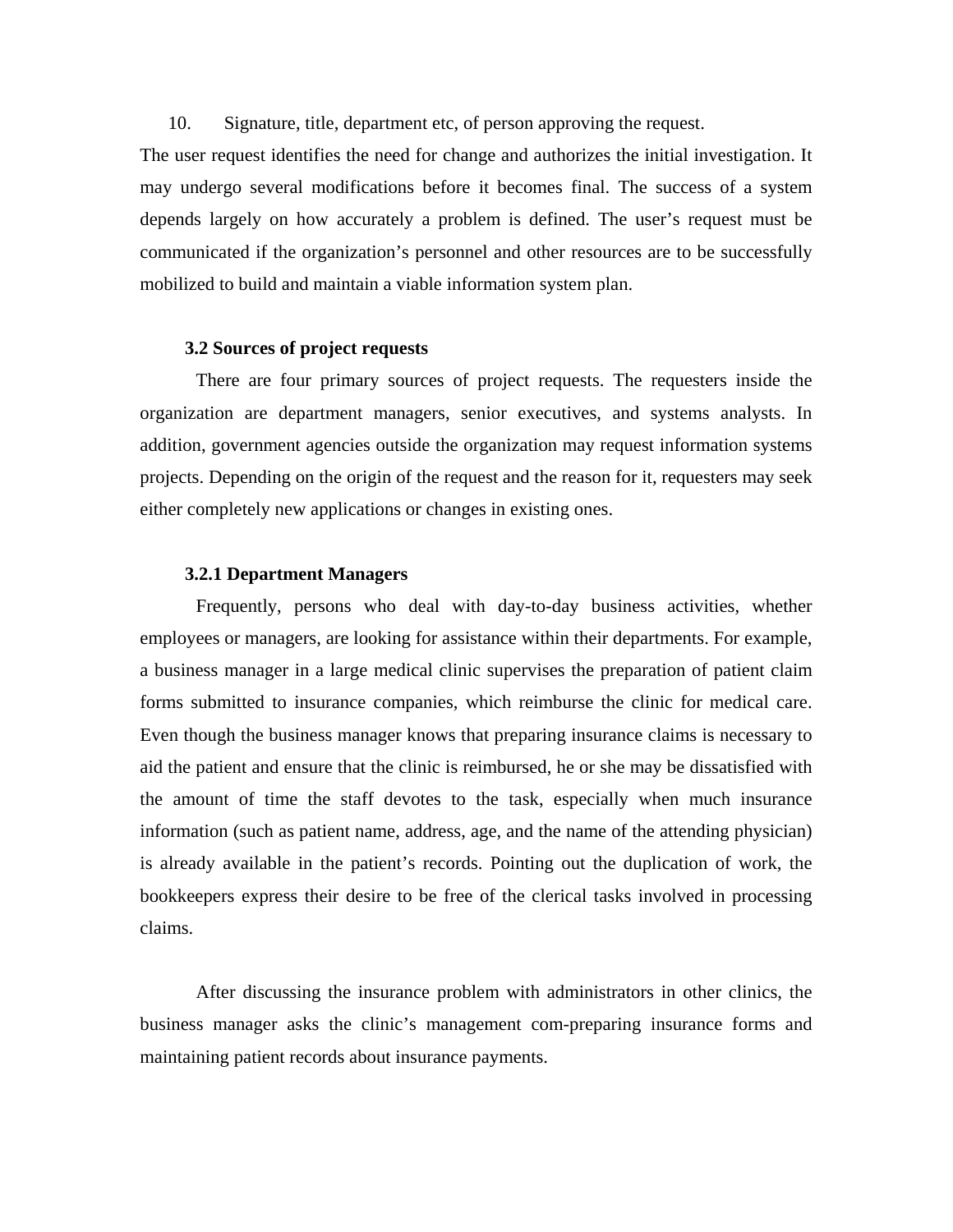10. Signature, title, department etc, of person approving the request.

The user request identifies the need for change and authorizes the initial investigation. It may undergo several modifications before it becomes final. The success of a system depends largely on how accurately a problem is defined. The user's request must be communicated if the organization's personnel and other resources are to be successfully mobilized to build and maintain a viable information system plan.

### 3.2 Sources of project requests

There are four primary sources of project requests. The requesters inside the organization are department managers, senior executives, and systems analysts. In addition, government agencies outside the organization may request information systems projects. Depending on the origin of the request and the reason for it, requesters may seek either completely new applications or changes in existing ones.

#### 3.2.1 Department Managers

Frequently, persons who deal with day-to-day business activities, whether employees or managers, are looking for assistance within their departments. For example, a business manager in a large medical clinic supervises the preparation of patient claim forms submitted to insurance companies, which reimburse the clinic for medical care. Even though the business manager knows that preparing insurance claims is necessary to aid the patient and ensure that the clinic is reimbursed, he or she may be dissatisfied with the amount of time the staff devotes to the task, especially when much insurance information (such as patient name, address, age, and the name of the attending physician) is already available in the patient's records. Pointing out the duplication of work, the bookkeepers express their desire to be free of the clerical tasks involved in processing claims.

After discussing the insurance problem with administrators in other clinics, the business manager asks the clinic's management com-preparing insurance forms and maintaining patient records about insurance payments.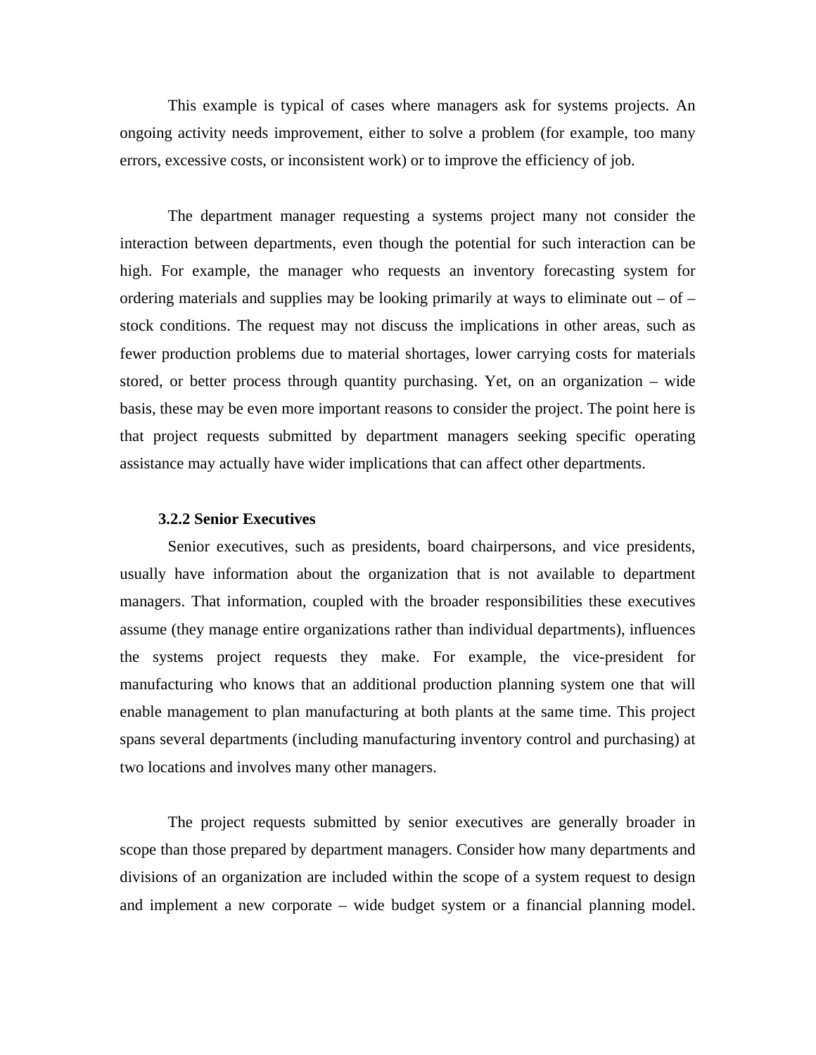This example is typical of cases where managers ask for systems projects. An ongoing activity needs improvement, either to solve a problem (for example, too many errors, excessive costs, or inconsistent work) or to improve the efficiency of job.

The department manager requesting a systems project many not consider the interaction between departments, even though the potential for such interaction can be high. For example, the manager who requests an inventory forecasting system for ordering materials and supplies may be looking primarily at ways to eliminate out – of – stock conditions. The request may not discuss the implications in other areas, such as fewer production problems due to material shortages, lower carrying costs for materials stored, or better process through quantity purchasing. Yet, on an organization – wide basis, these may be even more important reasons to consider the project. The point here is that project requests submitted by department managers seeking specific operating assistance may actually have wider implications that can affect other departments.

### 3.2.2 Senior Executives

Senior executives, such as presidents, board chairpersons, and vice presidents, usually have information about the organization that is not available to department managers. That information, coupled with the broader responsibilities these executives assume (they manage entire organizations rather than individual departments), influences the systems project requests they make. For example, the vice-president for manufacturing who knows that an additional production planning system one that will enable management to plan manufacturing at both plants at the same time. This project spans several departments (including manufacturing inventory control and purchasing) at two locations and involves many other managers.

The project requests submitted by senior executives are generally broader in scope than those prepared by department managers. Consider how many departments and divisions of an organization are included within the scope of a system request to design and implement a new corporate – wide budget system or a financial planning model.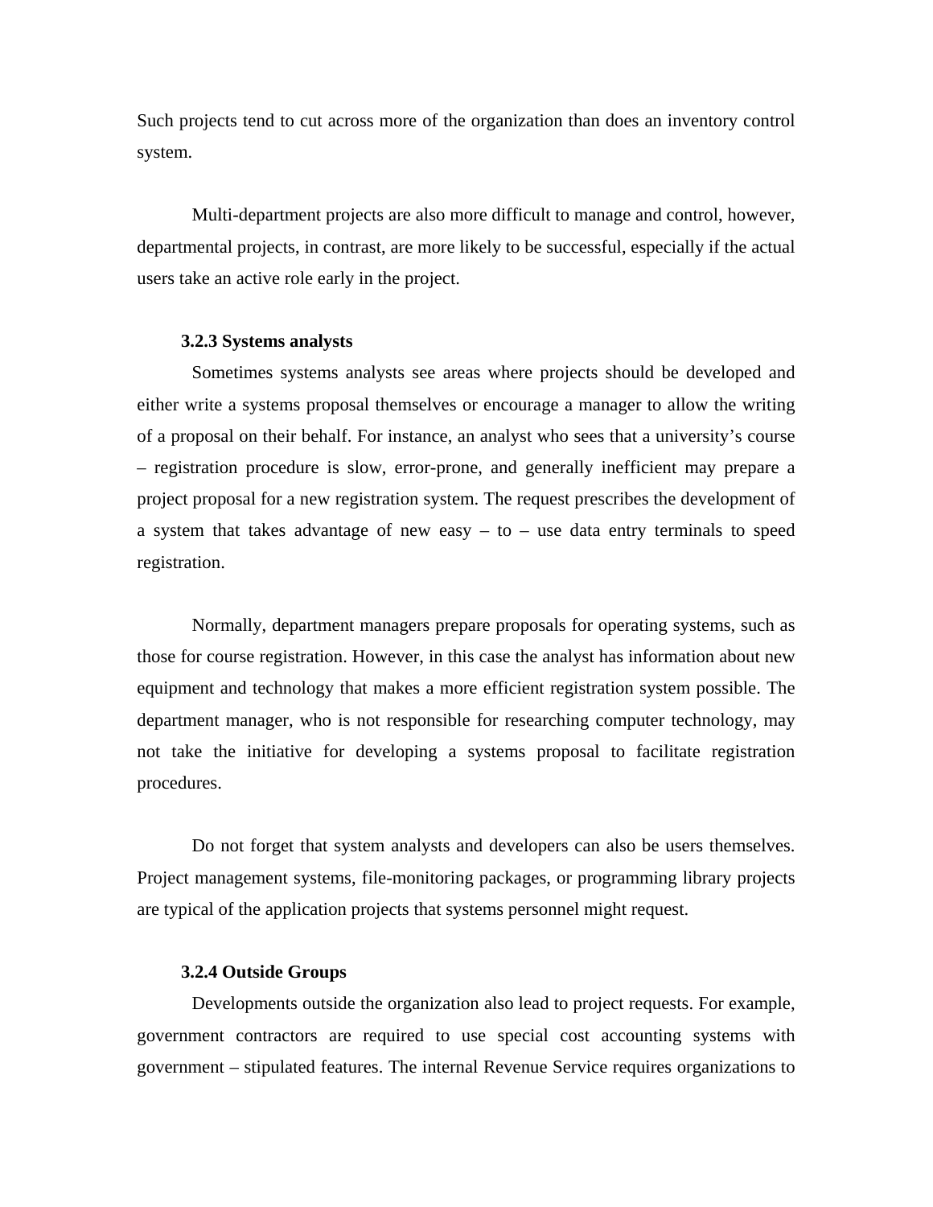Such projects tend to cut across more of the organization than does an inventory control system.

Multi-department projects are also more difficult to manage and control, however, departmental projects, in contrast, are more likely to be successful, especially if the actual users take an active role early in the project.

### 3.2.3 Systems analysts

Sometimes systems analysts see areas where projects should be developed and either write a systems proposal themselves or encourage a manager to allow the writing of a proposal on their behalf. For instance, an analyst who sees that a university's course – registration procedure is slow, error-prone, and generally inefficient may prepare a project proposal for a new registration system. The request prescribes the development of a system that takes advantage of new easy – to – use data entry terminals to speed registration.

Normally, department managers prepare proposals for operating systems, such as those for course registration. However, in this case the analyst has information about new equipment and technology that makes a more efficient registration system possible. The department manager, who is not responsible for researching computer technology, may not take the initiative for developing a systems proposal to facilitate registration procedures.

Do not forget that system analysts and developers can also be users themselves. Project management systems, file-monitoring packages, or programming library projects are typical of the application projects that systems personnel might request.

### 3.2.4 Outside Groups

Developments outside the organization also lead to project requests. For example, government contractors are required to use special cost accounting systems with government – stipulated features. The internal Revenue Service requires organizations to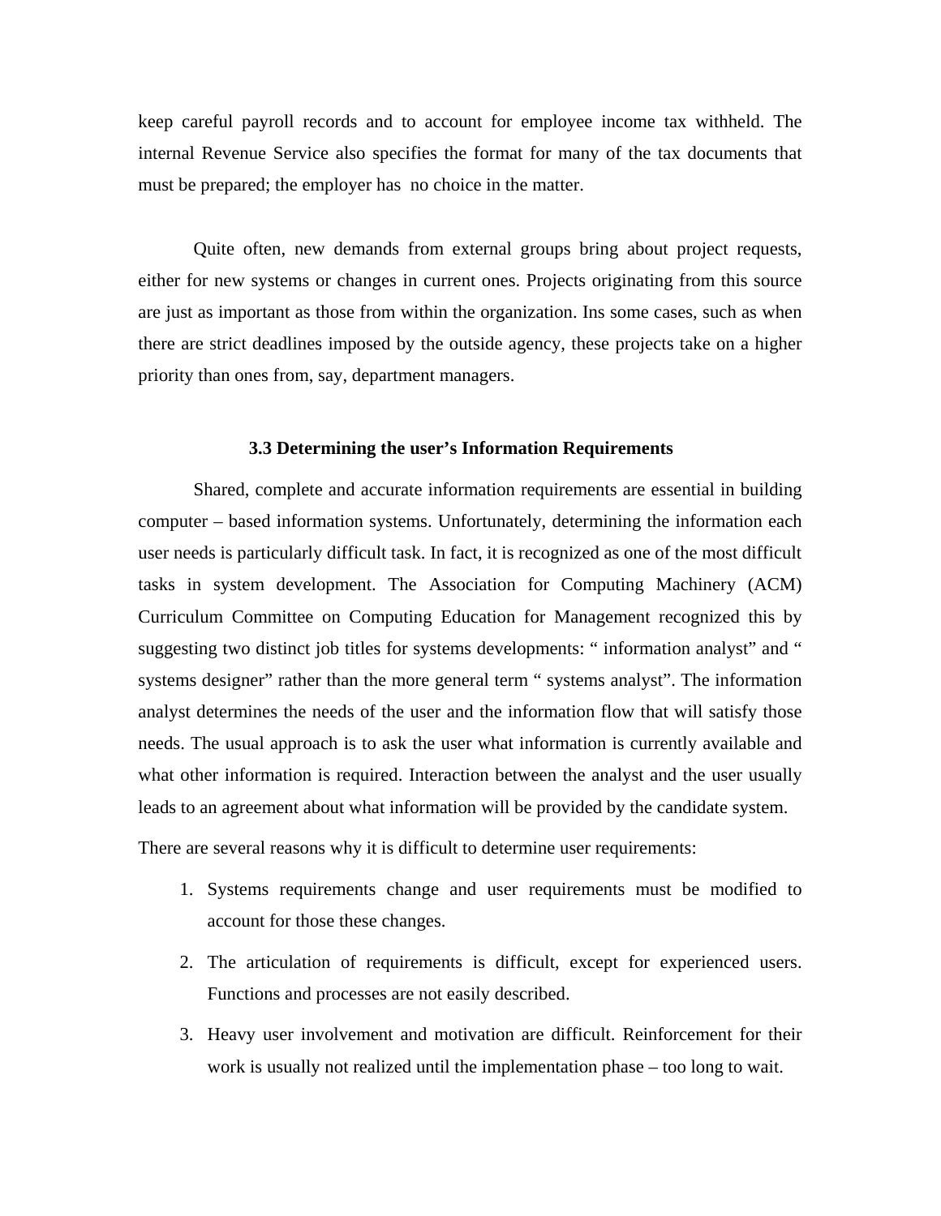keep careful payroll records and to account for employee income tax withheld. The internal Revenue Service also specifies the format for many of the tax documents that must be prepared; the employer has no choice in the matter.

Quite often, new demands from external groups bring about project requests, either for new systems or changes in current ones. Projects originating from this source are just as important as those from within the organization. Ins some cases, such as when there are strict deadlines imposed by the outside agency, these projects take on a higher priority than ones from, say, department managers.

### 3.3 Determining the user's Information Requirements

Shared, complete and accurate information requirements are essential in building computer – based information systems. Unfortunately, determining the information each user needs is particularly difficult task. In fact, it is recognized as one of the most difficult tasks in system development. The Association for Computing Machinery (ACM) Curriculum Committee on Computing Education for Management recognized this by suggesting two distinct job titles for systems developments: " information analyst" and " systems designer" rather than the more general term " systems analyst". The information analyst determines the needs of the user and the information flow that will satisfy those needs. The usual approach is to ask the user what information is currently available and what other information is required. Interaction between the analyst and the user usually leads to an agreement about what information will be provided by the candidate system.

There are several reasons why it is difficult to determine user requirements:

1. Systems requirements change and user requirements must be modified to account for those these changes.
2. The articulation of requirements is difficult, except for experienced users. Functions and processes are not easily described.
3. Heavy user involvement and motivation are difficult. Reinforcement for their work is usually not realized until the implementation phase – too long to wait.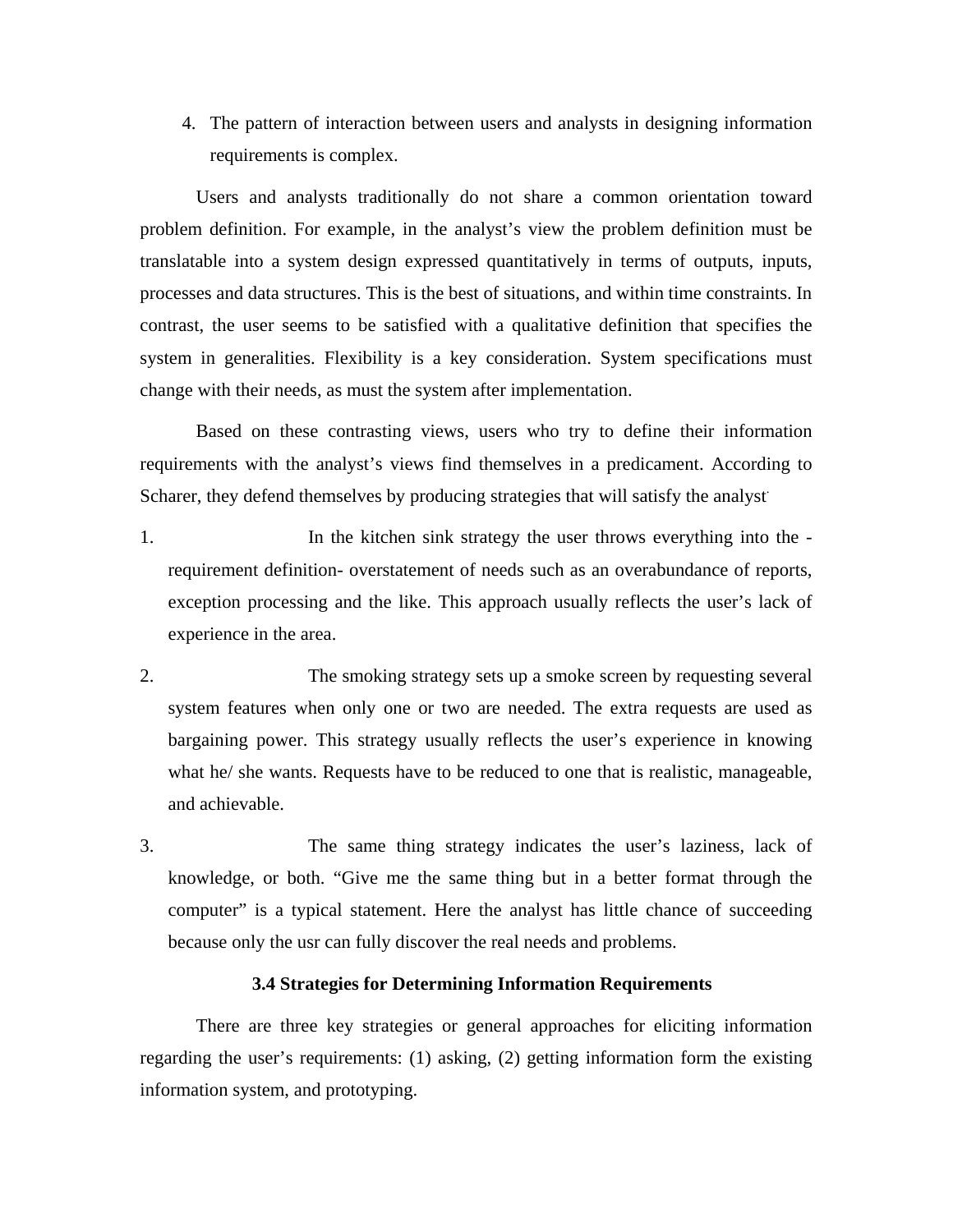4. The pattern of interaction between users and analysts in designing information requirements is complex.

Users and analysts traditionally do not share a common orientation toward problem definition. For example, in the analyst's view the problem definition must be translatable into a system design expressed quantitatively in terms of outputs, inputs, processes and data structures. This is the best of situations, and within time constraints. In contrast, the user seems to be satisfied with a qualitative definition that specifies the system in generalities. Flexibility is a key consideration. System specifications must change with their needs, as must the system after implementation.

Based on these contrasting views, users who try to define their information requirements with the analyst's views find themselves in a predicament. According to Scharer, they defend themselves by producing strategies that will satisfy the analyst.

1. In the kitchen sink strategy the user throws everything into the -requirement definition- overstatement of needs such as an overabundance of reports, exception processing and the like. This approach usually reflects the user's lack of experience in the area.

2. The smoking strategy sets up a smoke screen by requesting several system features when only one or two are needed. The extra requests are used as bargaining power. This strategy usually reflects the user's experience in knowing what he/ she wants. Requests have to be reduced to one that is realistic, manageable, and achievable.

3. The same thing strategy indicates the user's laziness, lack of knowledge, or both. "Give me the same thing but in a better format through the computer" is a typical statement. Here the analyst has little chance of succeeding because only the usr can fully discover the real needs and problems.

### 3.4 Strategies for Determining Information Requirements

There are three key strategies or general approaches for eliciting information regarding the user's requirements: (1) asking, (2) getting information form the existing information system, and prototyping.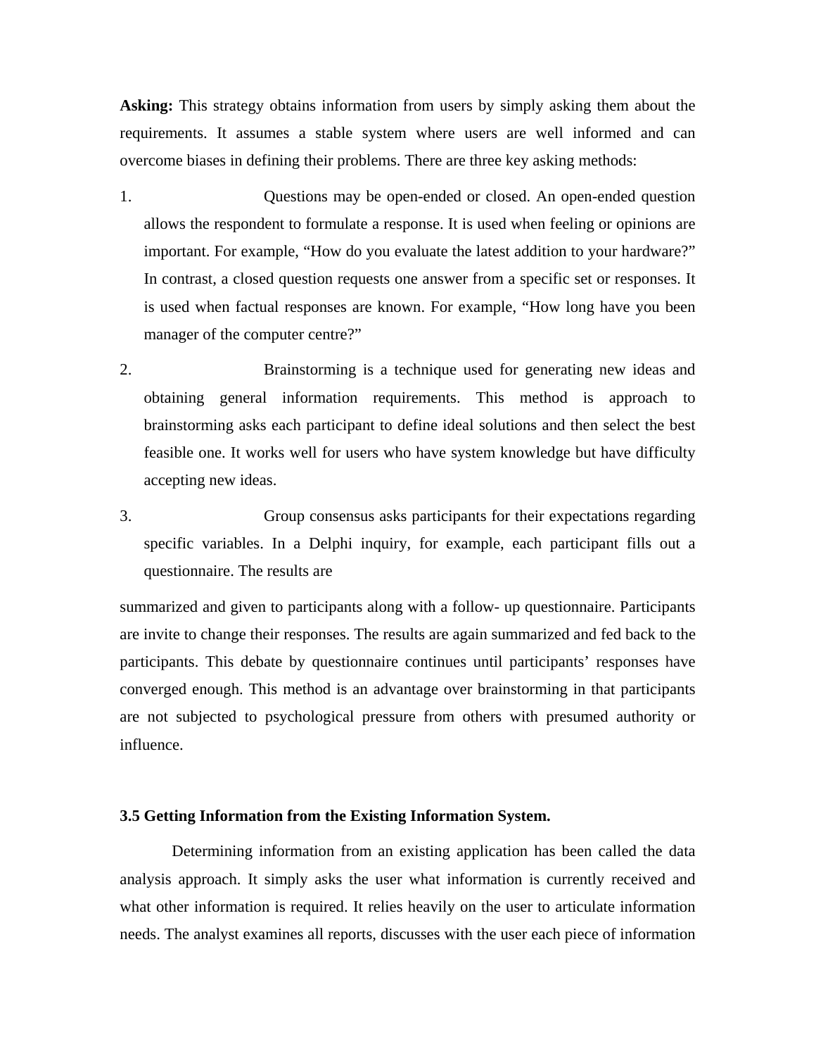**Asking:** This strategy obtains information from users by simply asking them about the requirements. It assumes a stable system where users are well informed and can overcome biases in defining their problems. There are three key asking methods:

1. Questions may be open-ended or closed. An open-ended question allows the respondent to formulate a response. It is used when feeling or opinions are important. For example, "How do you evaluate the latest addition to your hardware?" In contrast, a closed question requests one answer from a specific set or responses. It is used when factual responses are known. For example, "How long have you been manager of the computer centre?"

2. Brainstorming is a technique used for generating new ideas and obtaining general information requirements. This method is approach to brainstorming asks each participant to define ideal solutions and then select the best feasible one. It works well for users who have system knowledge but have difficulty accepting new ideas.

3. Group consensus asks participants for their expectations regarding specific variables. In a Delphi inquiry, for example, each participant fills out a questionnaire. The results are

summarized and given to participants along with a follow- up questionnaire. Participants are invite to change their responses. The results are again summarized and fed back to the participants. This debate by questionnaire continues until participants' responses have converged enough. This method is an advantage over brainstorming in that participants are not subjected to psychological pressure from others with presumed authority or influence.

### 3.5 Getting Information from the Existing Information System.

Determining information from an existing application has been called the data analysis approach. It simply asks the user what information is currently received and what other information is required. It relies heavily on the user to articulate information needs. The analyst examines all reports, discusses with the user each piece of information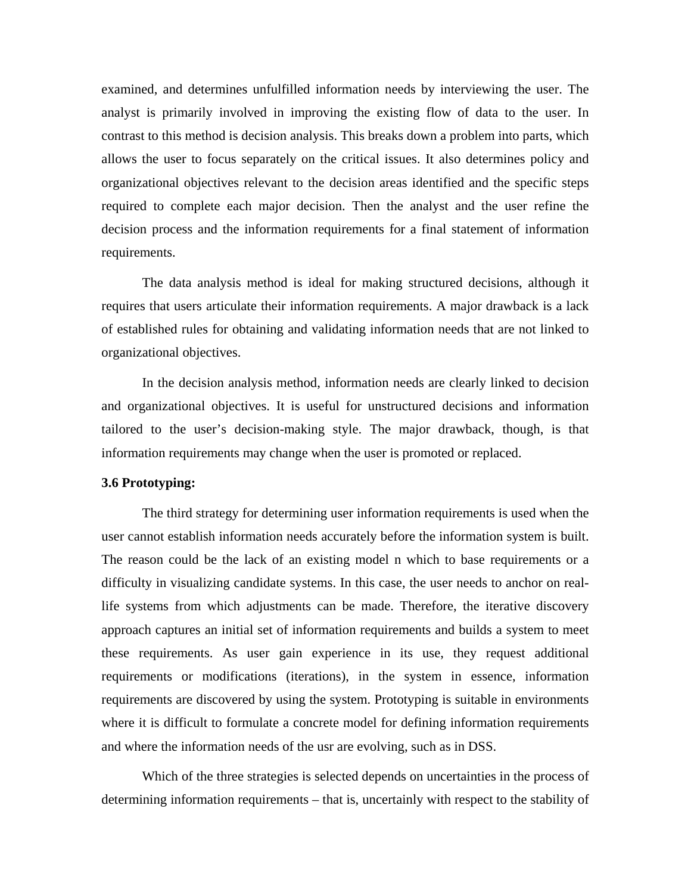examined, and determines unfulfilled information needs by interviewing the user. The analyst is primarily involved in improving the existing flow of data to the user. In contrast to this method is decision analysis. This breaks down a problem into parts, which allows the user to focus separately on the critical issues. It also determines policy and organizational objectives relevant to the decision areas identified and the specific steps required to complete each major decision. Then the analyst and the user refine the decision process and the information requirements for a final statement of information requirements.

The data analysis method is ideal for making structured decisions, although it requires that users articulate their information requirements. A major drawback is a lack of established rules for obtaining and validating information needs that are not linked to organizational objectives.

In the decision analysis method, information needs are clearly linked to decision and organizational objectives. It is useful for unstructured decisions and information tailored to the user's decision-making style. The major drawback, though, is that information requirements may change when the user is promoted or replaced.

**3.6 Prototyping:**

The third strategy for determining user information requirements is used when the user cannot establish information needs accurately before the information system is built. The reason could be the lack of an existing model n which to base requirements or a difficulty in visualizing candidate systems. In this case, the user needs to anchor on real-life systems from which adjustments can be made. Therefore, the iterative discovery approach captures an initial set of information requirements and builds a system to meet these requirements. As user gain experience in its use, they request additional requirements or modifications (iterations), in the system in essence, information requirements are discovered by using the system. Prototyping is suitable in environments where it is difficult to formulate a concrete model for defining information requirements and where the information needs of the usr are evolving, such as in DSS.

Which of the three strategies is selected depends on uncertainties in the process of determining information requirements – that is, uncertainly with respect to the stability of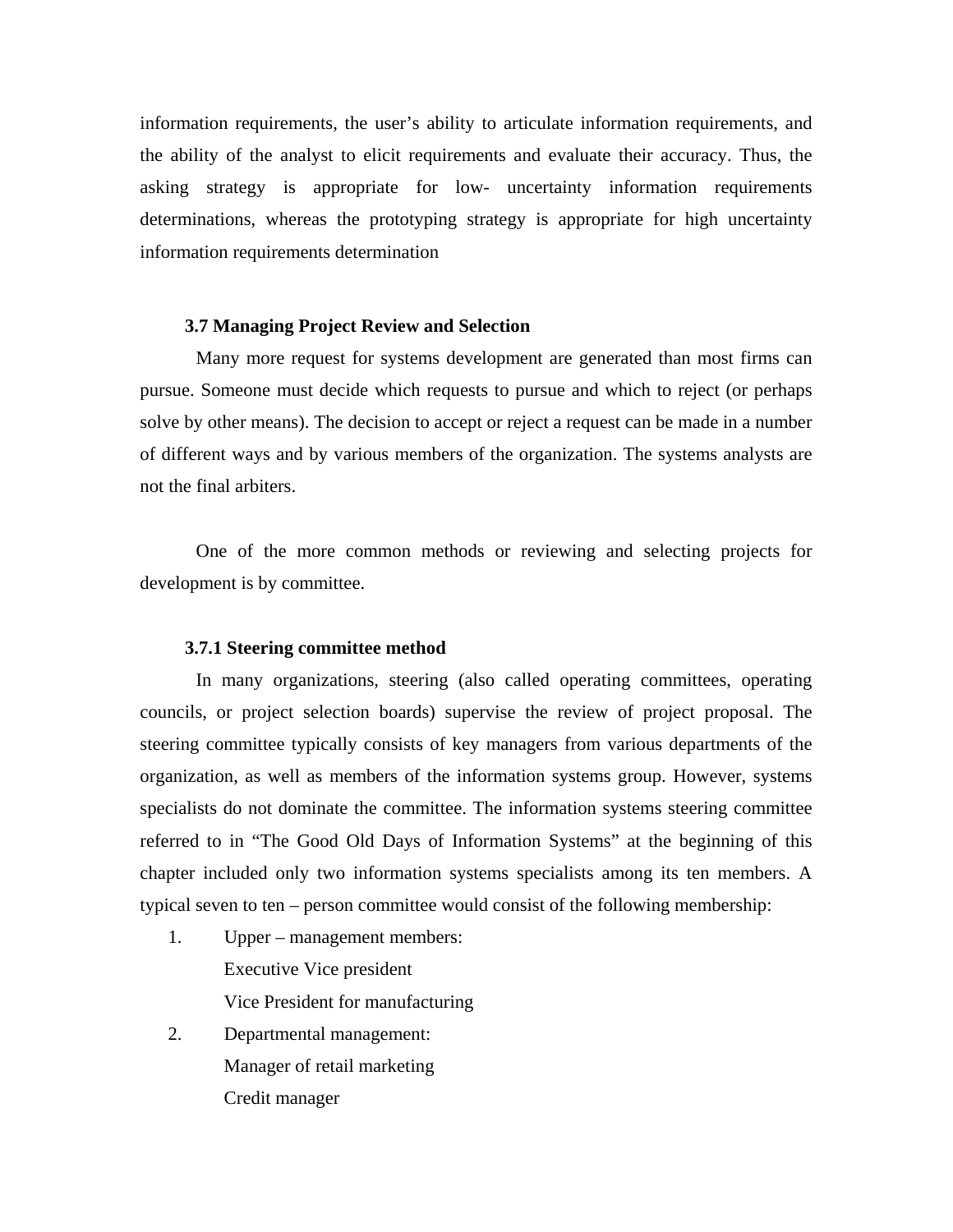information requirements, the user's ability to articulate information requirements, and the ability of the analyst to elicit requirements and evaluate their accuracy. Thus, the asking strategy is appropriate for low- uncertainty information requirements determinations, whereas the prototyping strategy is appropriate for high uncertainty information requirements determination

### 3.7 Managing Project Review and Selection

Many more request for systems development are generated than most firms can pursue. Someone must decide which requests to pursue and which to reject (or perhaps solve by other means). The decision to accept or reject a request can be made in a number of different ways and by various members of the organization. The systems analysts are not the final arbiters.

One of the more common methods or reviewing and selecting projects for development is by committee.

#### 3.7.1 Steering committee method

In many organizations, steering (also called operating committees, operating councils, or project selection boards) supervise the review of project proposal. The steering committee typically consists of key managers from various departments of the organization, as well as members of the information systems group. However, systems specialists do not dominate the committee. The information systems steering committee referred to in "The Good Old Days of Information Systems" at the beginning of this chapter included only two information systems specialists among its ten members. A typical seven to ten – person committee would consist of the following membership:

1. Upper – management members:
   Executive Vice president
   Vice President for manufacturing
2. Departmental management:
   Manager of retail marketing
   Credit manager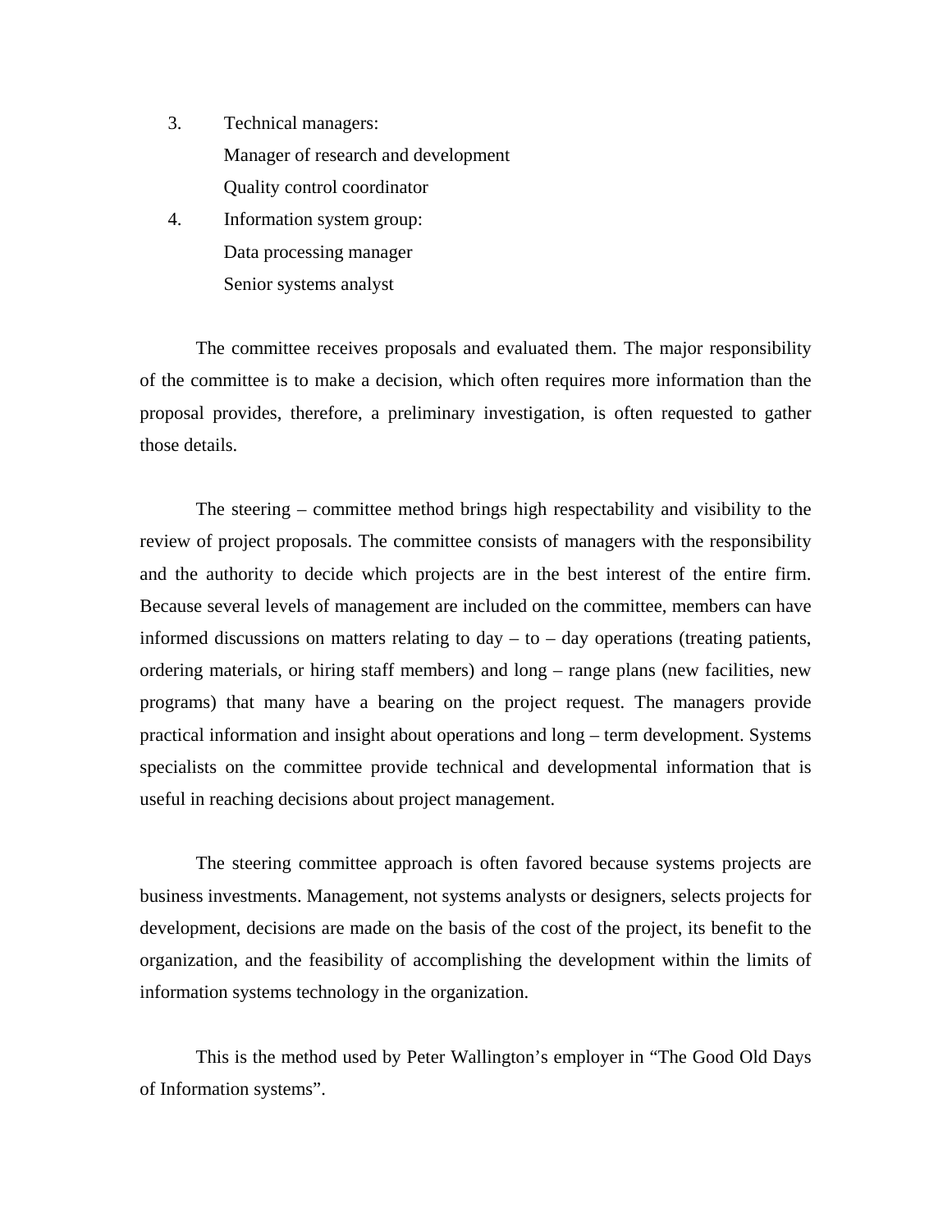3. Technical managers:

   Manager of research and development

   Quality control coordinator

4. Information system group:

   Data processing manager

   Senior systems analyst

The committee receives proposals and evaluated them. The major responsibility of the committee is to make a decision, which often requires more information than the proposal provides, therefore, a preliminary investigation, is often requested to gather those details.

The steering – committee method brings high respectability and visibility to the review of project proposals. The committee consists of managers with the responsibility and the authority to decide which projects are in the best interest of the entire firm. Because several levels of management are included on the committee, members can have informed discussions on matters relating to day – to – day operations (treating patients, ordering materials, or hiring staff members) and long – range plans (new facilities, new programs) that many have a bearing on the project request. The managers provide practical information and insight about operations and long – term development. Systems specialists on the committee provide technical and developmental information that is useful in reaching decisions about project management.

The steering committee approach is often favored because systems projects are business investments. Management, not systems analysts or designers, selects projects for development, decisions are made on the basis of the cost of the project, its benefit to the organization, and the feasibility of accomplishing the development within the limits of information systems technology in the organization.

This is the method used by Peter Wallington's employer in "The Good Old Days of Information systems".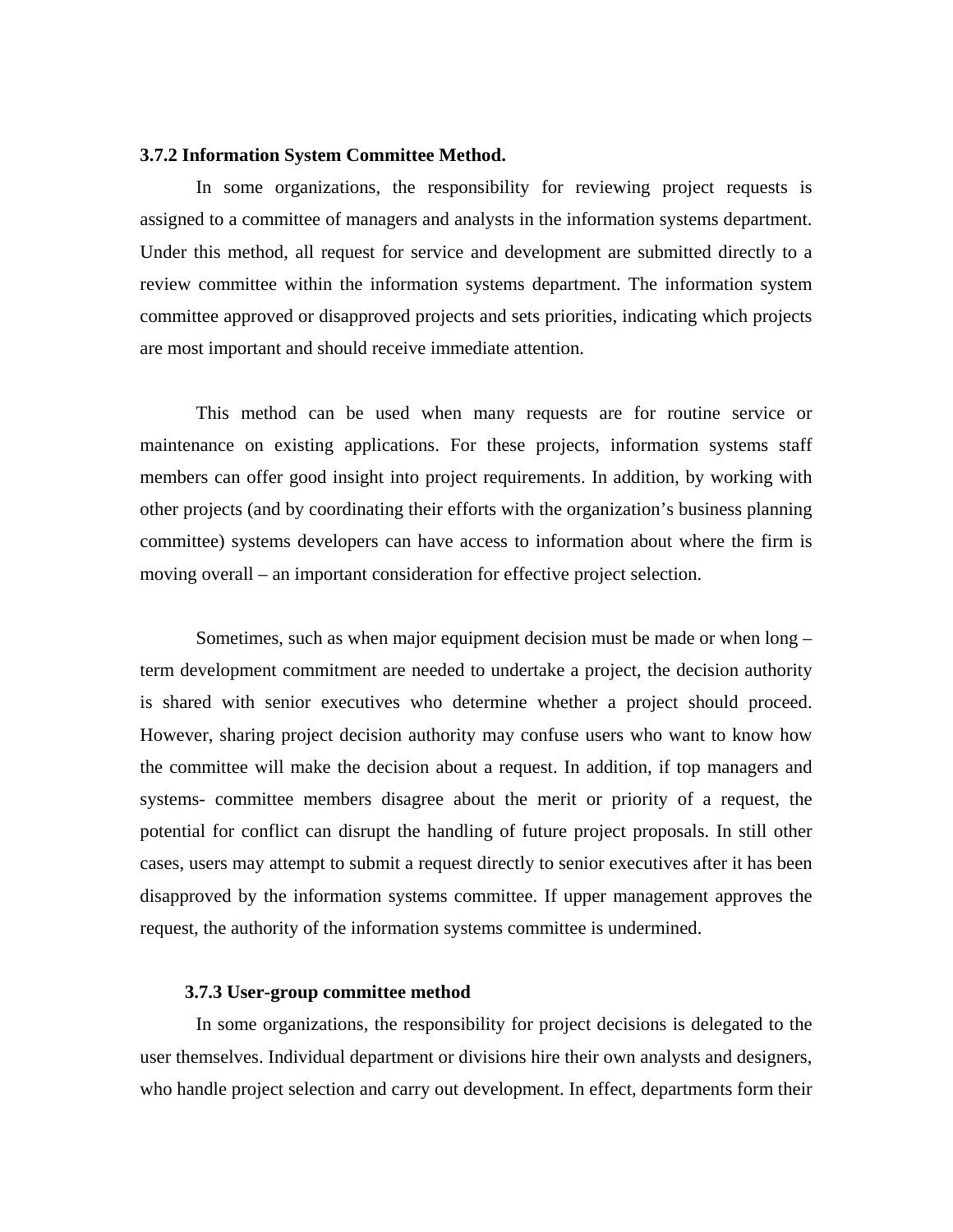### 3.7.2 Information System Committee Method.

In some organizations, the responsibility for reviewing project requests is assigned to a committee of managers and analysts in the information systems department. Under this method, all request for service and development are submitted directly to a review committee within the information systems department. The information system committee approved or disapproved projects and sets priorities, indicating which projects are most important and should receive immediate attention.

This method can be used when many requests are for routine service or maintenance on existing applications. For these projects, information systems staff members can offer good insight into project requirements. In addition, by working with other projects (and by coordinating their efforts with the organization's business planning committee) systems developers can have access to information about where the firm is moving overall – an important consideration for effective project selection.

Sometimes, such as when major equipment decision must be made or when long – term development commitment are needed to undertake a project, the decision authority is shared with senior executives who determine whether a project should proceed. However, sharing project decision authority may confuse users who want to know how the committee will make the decision about a request. In addition, if top managers and systems- committee members disagree about the merit or priority of a request, the potential for conflict can disrupt the handling of future project proposals. In still other cases, users may attempt to submit a request directly to senior executives after it has been disapproved by the information systems committee. If upper management approves the request, the authority of the information systems committee is undermined.

### 3.7.3 User-group committee method

In some organizations, the responsibility for project decisions is delegated to the user themselves. Individual department or divisions hire their own analysts and designers, who handle project selection and carry out development. In effect, departments form their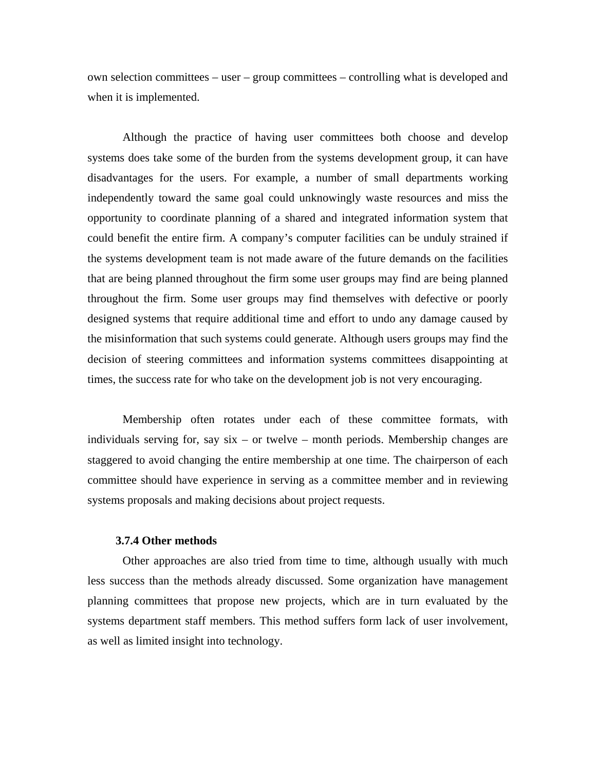own selection committees – user – group committees – controlling what is developed and when it is implemented.

Although the practice of having user committees both choose and develop systems does take some of the burden from the systems development group, it can have disadvantages for the users. For example, a number of small departments working independently toward the same goal could unknowingly waste resources and miss the opportunity to coordinate planning of a shared and integrated information system that could benefit the entire firm. A company's computer facilities can be unduly strained if the systems development team is not made aware of the future demands on the facilities that are being planned throughout the firm some user groups may find are being planned throughout the firm. Some user groups may find themselves with defective or poorly designed systems that require additional time and effort to undo any damage caused by the misinformation that such systems could generate. Although users groups may find the decision of steering committees and information systems committees disappointing at times, the success rate for who take on the development job is not very encouraging.

Membership often rotates under each of these committee formats, with individuals serving for, say six – or twelve – month periods. Membership changes are staggered to avoid changing the entire membership at one time. The chairperson of each committee should have experience in serving as a committee member and in reviewing systems proposals and making decisions about project requests.

### 3.7.4 Other methods

Other approaches are also tried from time to time, although usually with much less success than the methods already discussed. Some organization have management planning committees that propose new projects, which are in turn evaluated by the systems department staff members. This method suffers form lack of user involvement, as well as limited insight into technology.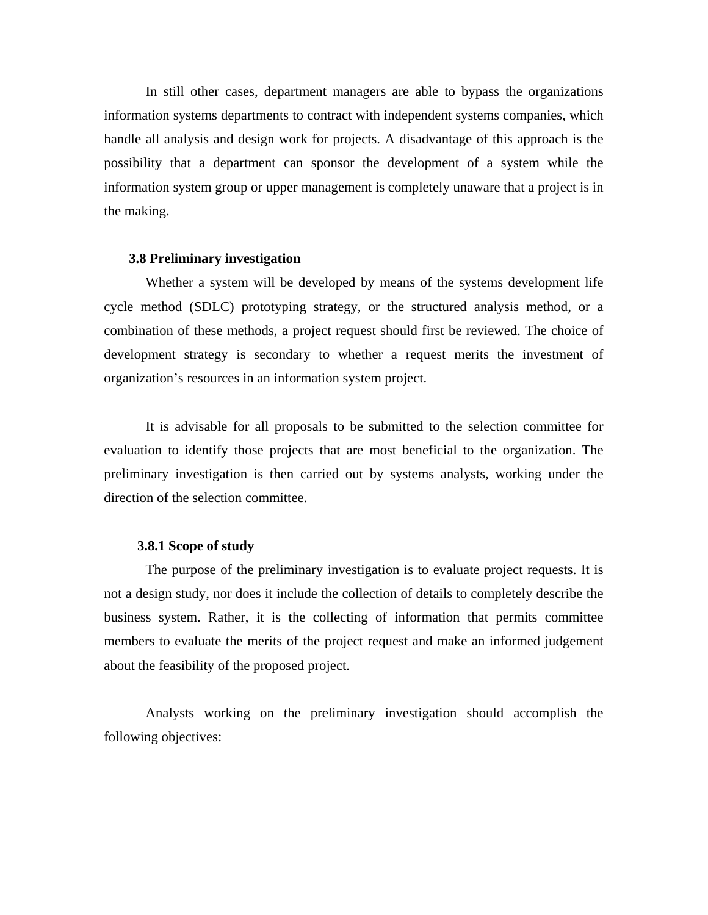In still other cases, department managers are able to bypass the organizations information systems departments to contract with independent systems companies, which handle all analysis and design work for projects. A disadvantage of this approach is the possibility that a department can sponsor the development of a system while the information system group or upper management is completely unaware that a project is in the making.

### 3.8 Preliminary investigation

Whether a system will be developed by means of the systems development life cycle method (SDLC) prototyping strategy, or the structured analysis method, or a combination of these methods, a project request should first be reviewed. The choice of development strategy is secondary to whether a request merits the investment of organization's resources in an information system project.

It is advisable for all proposals to be submitted to the selection committee for evaluation to identify those projects that are most beneficial to the organization. The preliminary investigation is then carried out by systems analysts, working under the direction of the selection committee.

#### 3.8.1 Scope of study

The purpose of the preliminary investigation is to evaluate project requests. It is not a design study, nor does it include the collection of details to completely describe the business system. Rather, it is the collecting of information that permits committee members to evaluate the merits of the project request and make an informed judgement about the feasibility of the proposed project.

Analysts working on the preliminary investigation should accomplish the following objectives: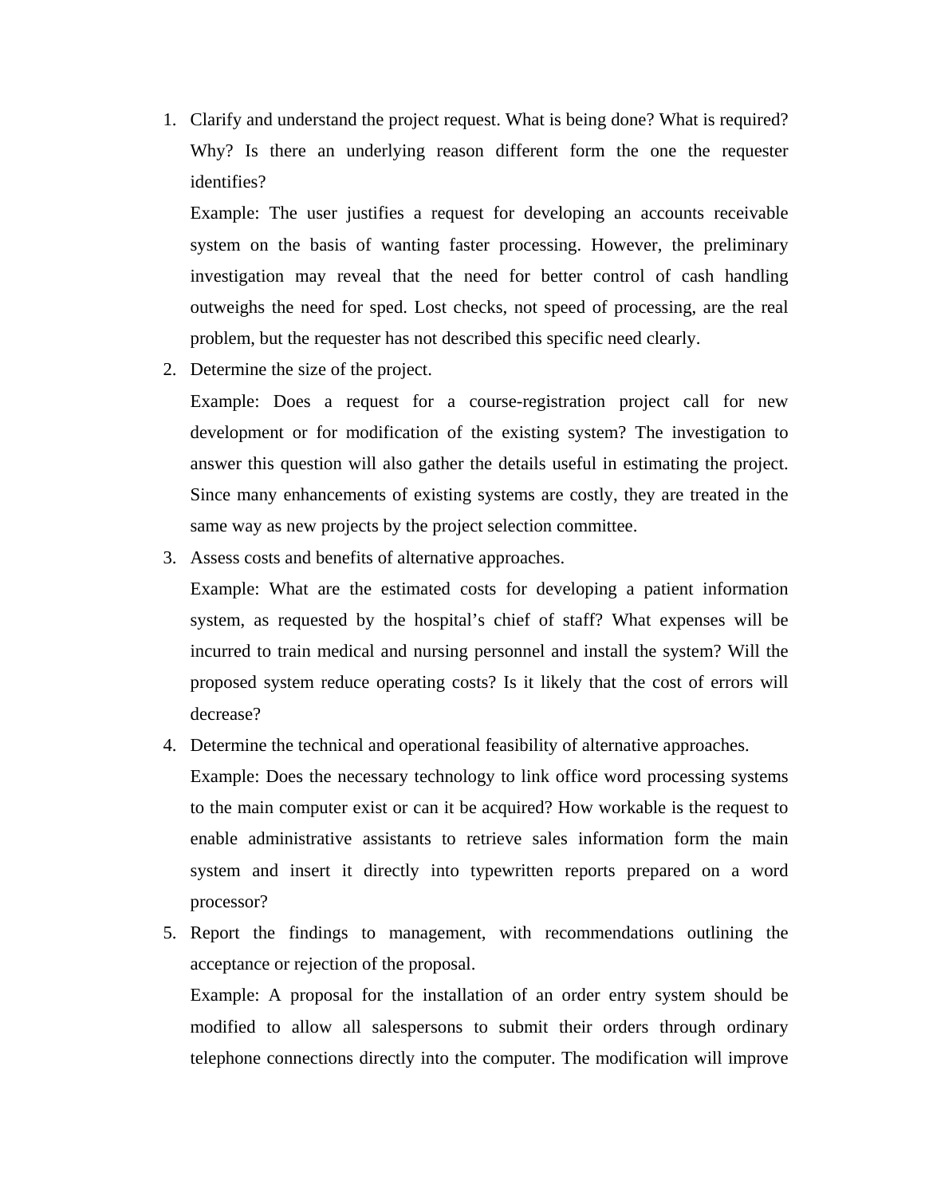1. Clarify and understand the project request. What is being done? What is required? Why? Is there an underlying reason different form the one the requester identifies?

   Example: The user justifies a request for developing an accounts receivable system on the basis of wanting faster processing. However, the preliminary investigation may reveal that the need for better control of cash handling outweighs the need for sped. Lost checks, not speed of processing, are the real problem, but the requester has not described this specific need clearly.

2. Determine the size of the project.

   Example: Does a request for a course-registration project call for new development or for modification of the existing system? The investigation to answer this question will also gather the details useful in estimating the project. Since many enhancements of existing systems are costly, they are treated in the same way as new projects by the project selection committee.

3. Assess costs and benefits of alternative approaches.

   Example: What are the estimated costs for developing a patient information system, as requested by the hospital's chief of staff? What expenses will be incurred to train medical and nursing personnel and install the system? Will the proposed system reduce operating costs? Is it likely that the cost of errors will decrease?

4. Determine the technical and operational feasibility of alternative approaches.

   Example: Does the necessary technology to link office word processing systems to the main computer exist or can it be acquired? How workable is the request to enable administrative assistants to retrieve sales information form the main system and insert it directly into typewritten reports prepared on a word processor?

5. Report the findings to management, with recommendations outlining the acceptance or rejection of the proposal.

   Example: A proposal for the installation of an order entry system should be modified to allow all salespersons to submit their orders through ordinary telephone connections directly into the computer. The modification will improve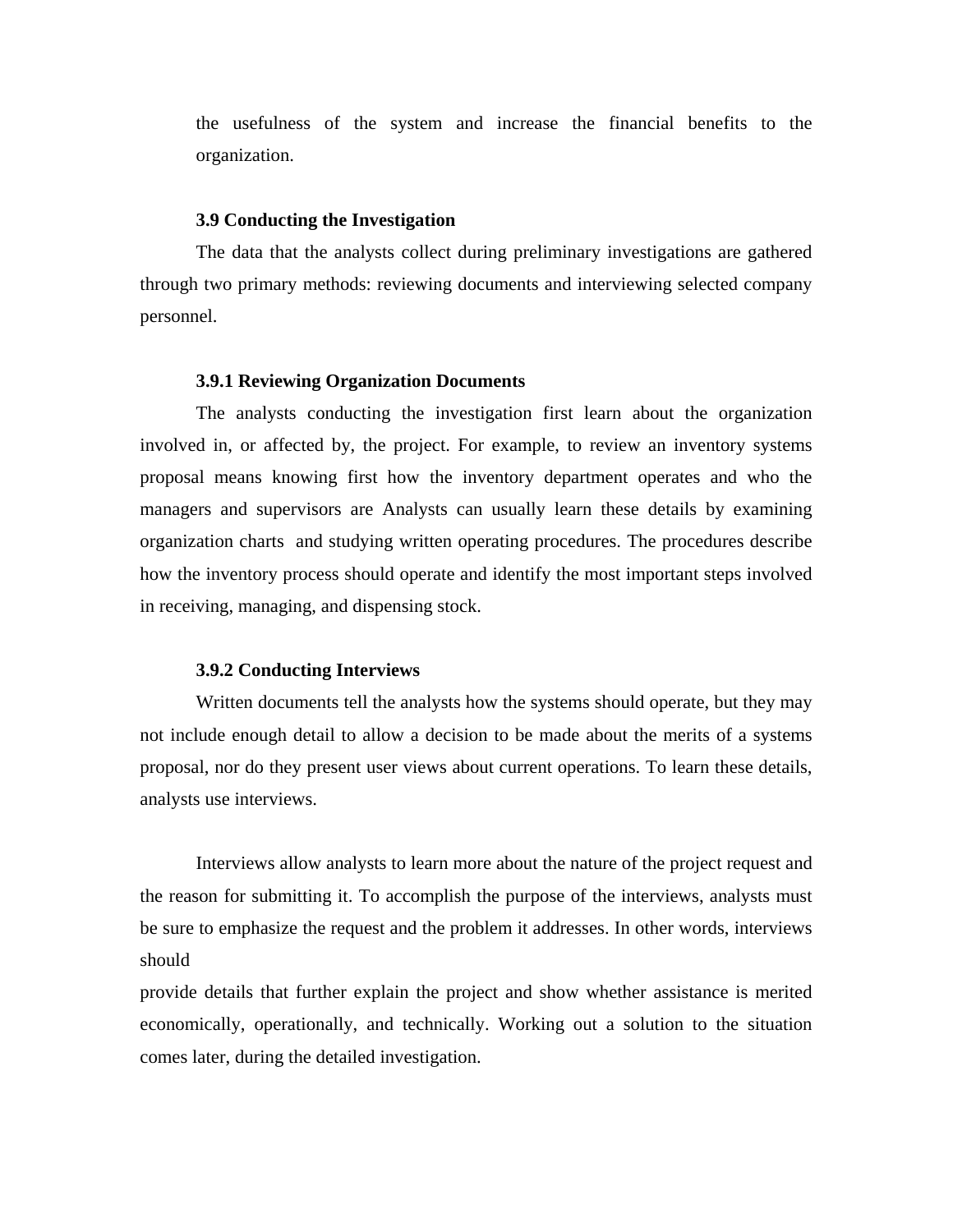the usefulness of the system and increase the financial benefits to the organization.

### 3.9 Conducting the Investigation

The data that the analysts collect during preliminary investigations are gathered through two primary methods: reviewing documents and interviewing selected company personnel.

#### 3.9.1 Reviewing Organization Documents

The analysts conducting the investigation first learn about the organization involved in, or affected by, the project. For example, to review an inventory systems proposal means knowing first how the inventory department operates and who the managers and supervisors are Analysts can usually learn these details by examining organization charts and studying written operating procedures. The procedures describe how the inventory process should operate and identify the most important steps involved in receiving, managing, and dispensing stock.

#### 3.9.2 Conducting Interviews

Written documents tell the analysts how the systems should operate, but they may not include enough detail to allow a decision to be made about the merits of a systems proposal, nor do they present user views about current operations. To learn these details, analysts use interviews.

Interviews allow analysts to learn more about the nature of the project request and the reason for submitting it. To accomplish the purpose of the interviews, analysts must be sure to emphasize the request and the problem it addresses. In other words, interviews should provide details that further explain the project and show whether assistance is merited economically, operationally, and technically. Working out a solution to the situation comes later, during the detailed investigation.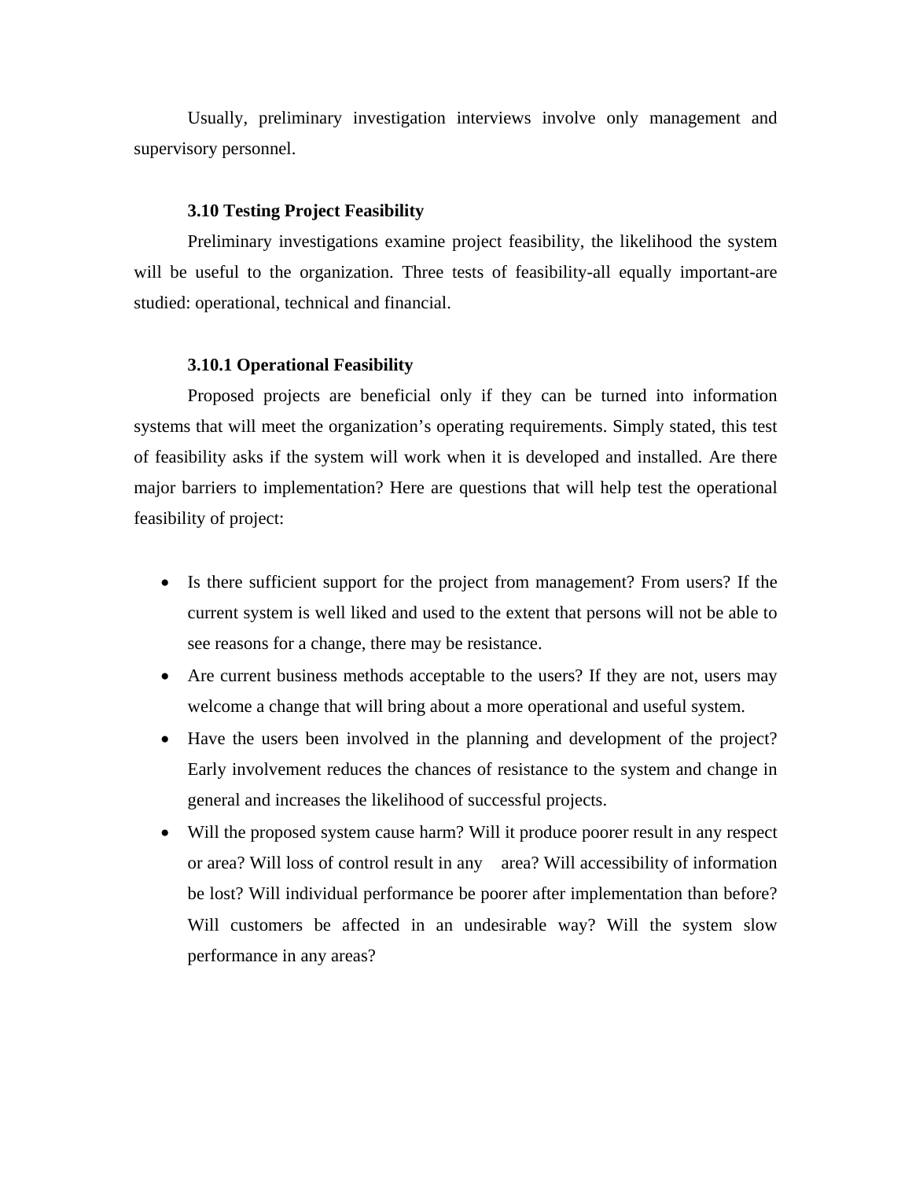Usually, preliminary investigation interviews involve only management and supervisory personnel.

### 3.10 Testing Project Feasibility

Preliminary investigations examine project feasibility, the likelihood the system will be useful to the organization. Three tests of feasibility-all equally important-are studied: operational, technical and financial.

#### 3.10.1 Operational Feasibility

Proposed projects are beneficial only if they can be turned into information systems that will meet the organization's operating requirements. Simply stated, this test of feasibility asks if the system will work when it is developed and installed. Are there major barriers to implementation? Here are questions that will help test the operational feasibility of project:

- Is there sufficient support for the project from management? From users? If the current system is well liked and used to the extent that persons will not be able to see reasons for a change, there may be resistance.
- Are current business methods acceptable to the users? If they are not, users may welcome a change that will bring about a more operational and useful system.
- Have the users been involved in the planning and development of the project? Early involvement reduces the chances of resistance to the system and change in general and increases the likelihood of successful projects.
- Will the proposed system cause harm? Will it produce poorer result in any respect or area? Will loss of control result in any area? Will accessibility of information be lost? Will individual performance be poorer after implementation than before? Will customers be affected in an undesirable way? Will the system slow performance in any areas?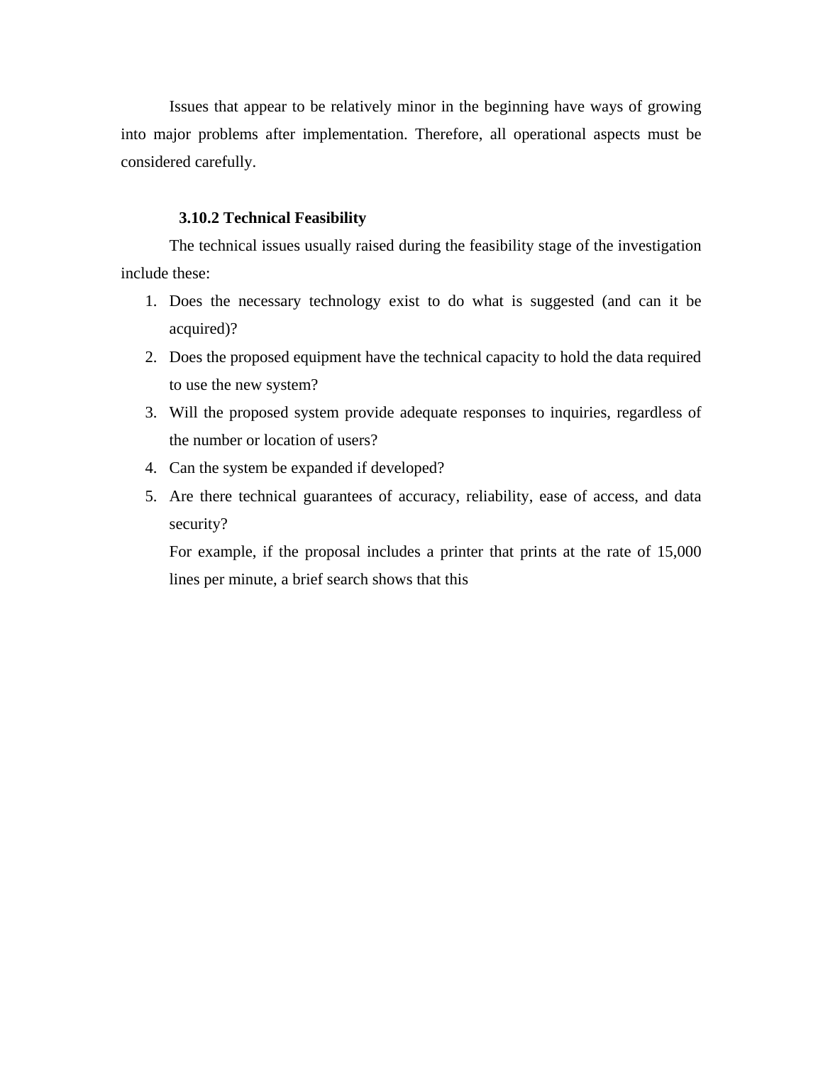Issues that appear to be relatively minor in the beginning have ways of growing into major problems after implementation. Therefore, all operational aspects must be considered carefully.

### 3.10.2 Technical Feasibility

The technical issues usually raised during the feasibility stage of the investigation include these:

1. Does the necessary technology exist to do what is suggested (and can it be acquired)?
2. Does the proposed equipment have the technical capacity to hold the data required to use the new system?
3. Will the proposed system provide adequate responses to inquiries, regardless of the number or location of users?
4. Can the system be expanded if developed?
5. Are there technical guarantees of accuracy, reliability, ease of access, and data security?

   For example, if the proposal includes a printer that prints at the rate of 15,000 lines per minute, a brief search shows that this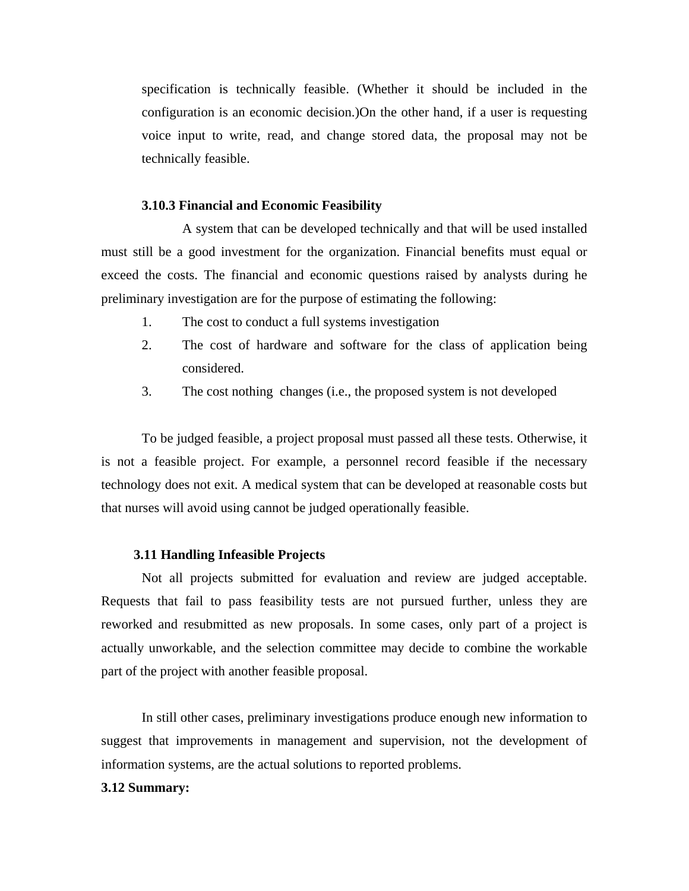specification is technically feasible. (Whether it should be included in the configuration is an economic decision.)On the other hand, if a user is requesting voice input to write, read, and change stored data, the proposal may not be technically feasible.

### 3.10.3 Financial and Economic Feasibility

A system that can be developed technically and that will be used installed must still be a good investment for the organization. Financial benefits must equal or exceed the costs. The financial and economic questions raised by analysts during he preliminary investigation are for the purpose of estimating the following:

1. The cost to conduct a full systems investigation
2. The cost of hardware and software for the class of application being considered.
3. The cost nothing changes (i.e., the proposed system is not developed

To be judged feasible, a project proposal must passed all these tests. Otherwise, it is not a feasible project. For example, a personnel record feasible if the necessary technology does not exit. A medical system that can be developed at reasonable costs but that nurses will avoid using cannot be judged operationally feasible.

## 3.11 Handling Infeasible Projects

Not all projects submitted for evaluation and review are judged acceptable. Requests that fail to pass feasibility tests are not pursued further, unless they are reworked and resubmitted as new proposals. In some cases, only part of a project is actually unworkable, and the selection committee may decide to combine the workable part of the project with another feasible proposal.

In still other cases, preliminary investigations produce enough new information to suggest that improvements in management and supervision, not the development of information systems, are the actual solutions to reported problems.

## 3.12 Summary: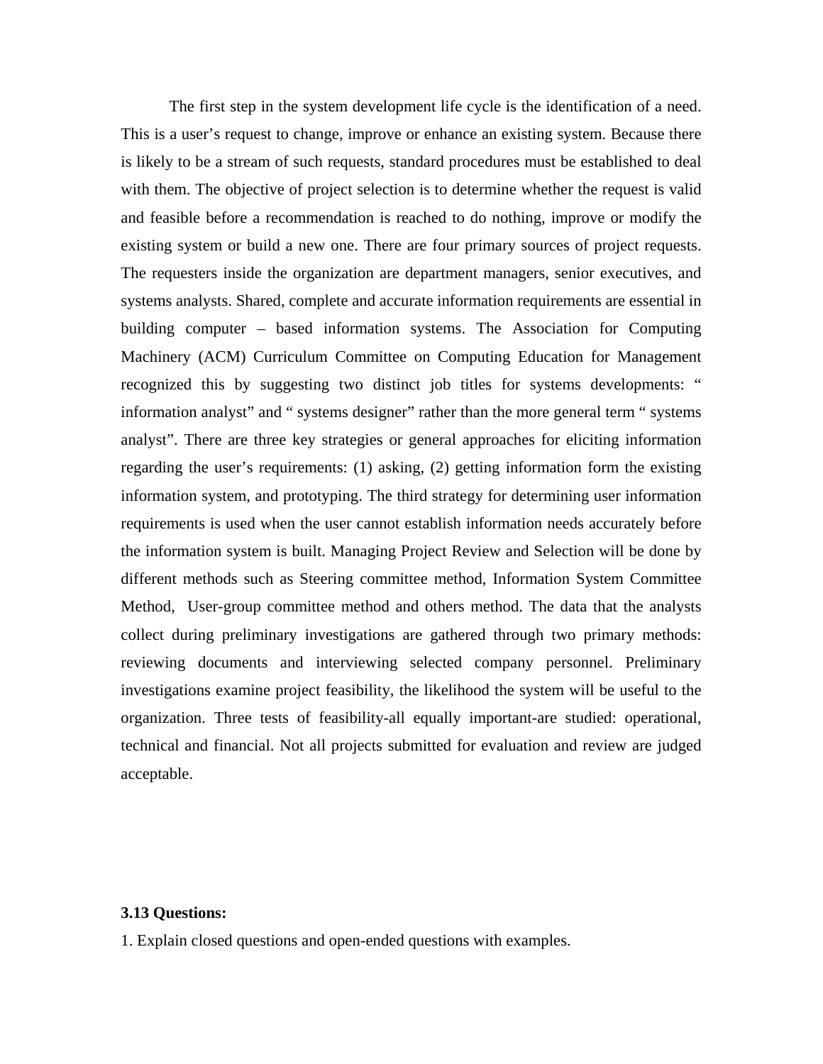The first step in the system development life cycle is the identification of a need. This is a user's request to change, improve or enhance an existing system. Because there is likely to be a stream of such requests, standard procedures must be established to deal with them. The objective of project selection is to determine whether the request is valid and feasible before a recommendation is reached to do nothing, improve or modify the existing system or build a new one. There are four primary sources of project requests. The requesters inside the organization are department managers, senior executives, and systems analysts. Shared, complete and accurate information requirements are essential in building computer – based information systems. The Association for Computing Machinery (ACM) Curriculum Committee on Computing Education for Management recognized this by suggesting two distinct job titles for systems developments: " information analyst" and " systems designer" rather than the more general term " systems analyst". There are three key strategies or general approaches for eliciting information regarding the user's requirements: (1) asking, (2) getting information form the existing information system, and prototyping. The third strategy for determining user information requirements is used when the user cannot establish information needs accurately before the information system is built. Managing Project Review and Selection will be done by different methods such as Steering committee method, Information System Committee Method, User-group committee method and others method. The data that the analysts collect during preliminary investigations are gathered through two primary methods: reviewing documents and interviewing selected company personnel. Preliminary investigations examine project feasibility, the likelihood the system will be useful to the organization. Three tests of feasibility-all equally important-are studied: operational, technical and financial. Not all projects submitted for evaluation and review are judged acceptable.

**3.13 Questions:**

1. Explain closed questions and open-ended questions with examples.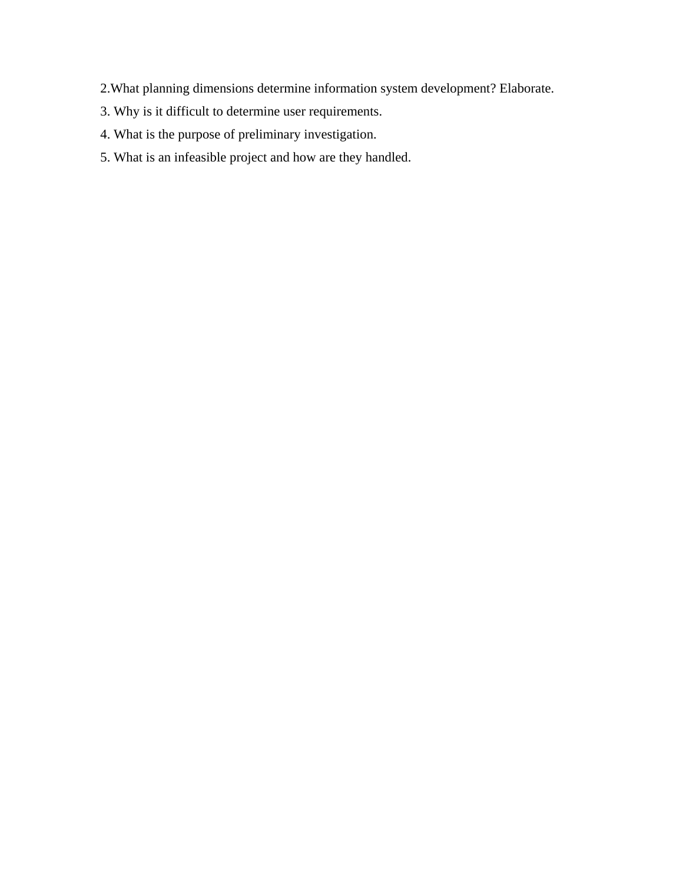2.What planning dimensions determine information system development? Elaborate.

3. Why is it difficult to determine user requirements.

4. What is the purpose of preliminary investigation.

5. What is an infeasible project and how are they handled.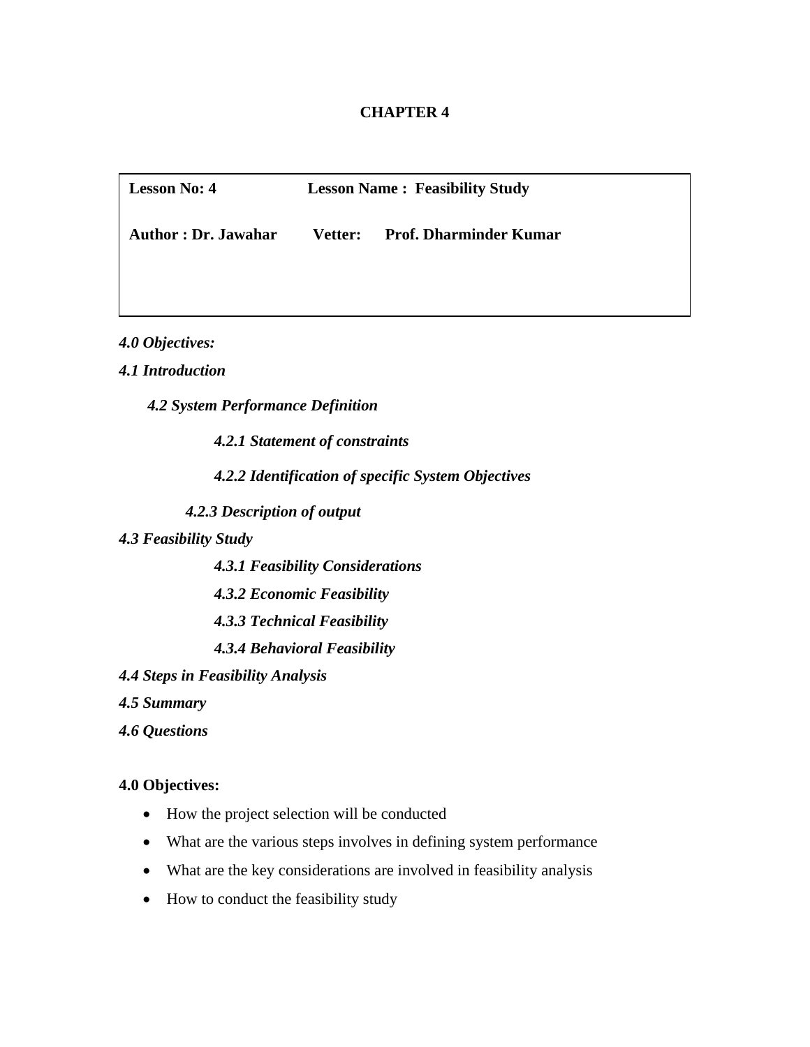# CHAPTER 4

| Lesson No: 4 | Lesson Name : Feasibility Study |
|---|---|
| Author : Dr. Jawahar | Vetter: Prof. Dharminder Kumar |

***4.0 Objectives:***

***4.1 Introduction***

***4.2 System Performance Definition***

- ***4.2.1 Statement of constraints***
- ***4.2.2 Identification of specific System Objectives***
- ***4.2.3 Description of output***

***4.3 Feasibility Study***

- ***4.3.1 Feasibility Considerations***
- ***4.3.2 Economic Feasibility***
- ***4.3.3 Technical Feasibility***
- ***4.3.4 Behavioral Feasibility***

***4.4 Steps in Feasibility Analysis***

***4.5 Summary***

***4.6 Questions***

## 4.0 Objectives:

- How the project selection will be conducted
- What are the various steps involves in defining system performance
- What are the key considerations are involved in feasibility analysis
- How to conduct the feasibility study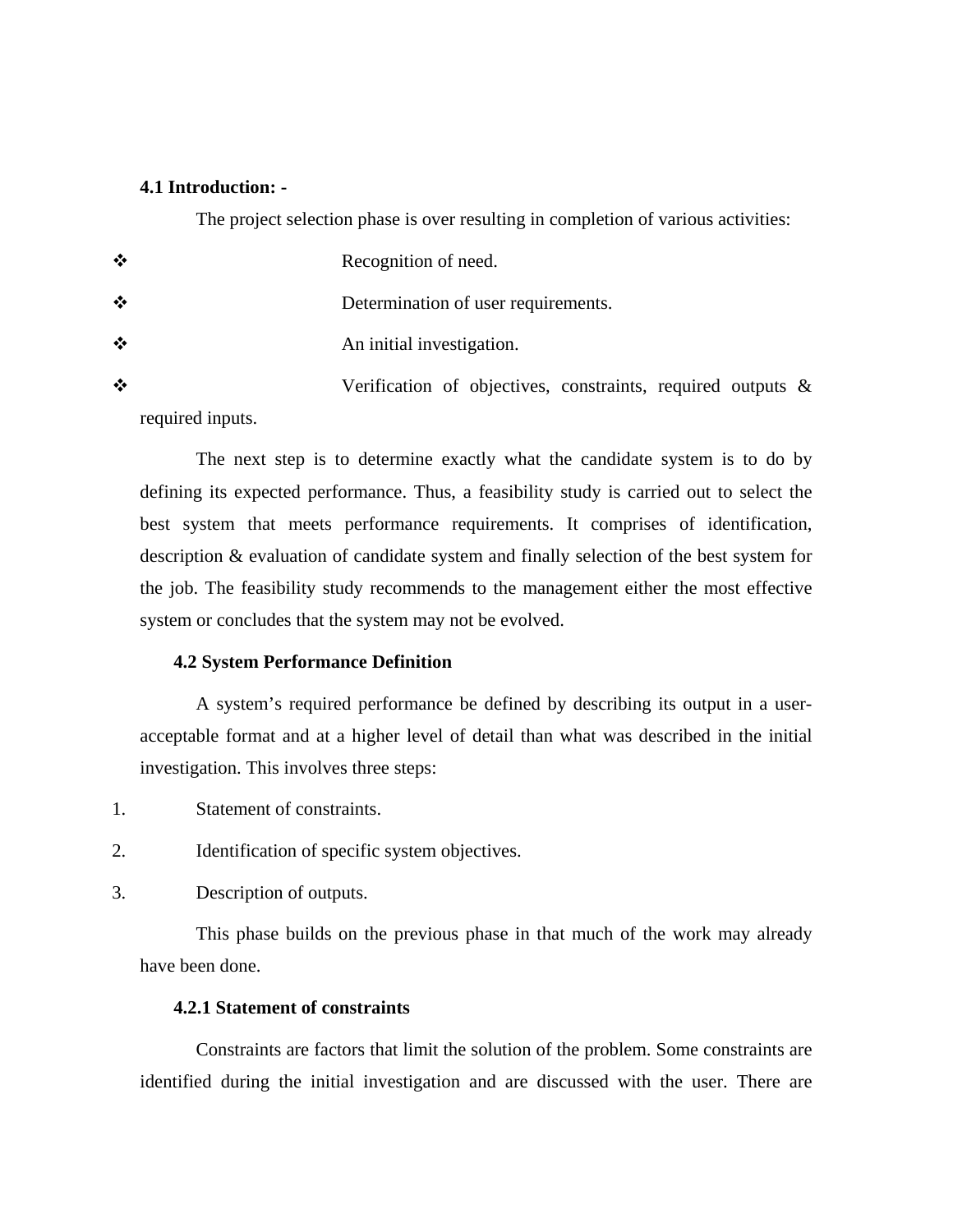### 4.1 Introduction: -

The project selection phase is over resulting in completion of various activities:

- Recognition of need.
- Determination of user requirements.
- An initial investigation.
- Verification of objectives, constraints, required outputs & required inputs.

The next step is to determine exactly what the candidate system is to do by defining its expected performance. Thus, a feasibility study is carried out to select the best system that meets performance requirements. It comprises of identification, description & evaluation of candidate system and finally selection of the best system for the job. The feasibility study recommends to the management either the most effective system or concludes that the system may not be evolved.

### 4.2 System Performance Definition

A system's required performance be defined by describing its output in a user-acceptable format and at a higher level of detail than what was described in the initial investigation. This involves three steps:

1. Statement of constraints.
2. Identification of specific system objectives.
3. Description of outputs.

This phase builds on the previous phase in that much of the work may already have been done.

#### 4.2.1 Statement of constraints

Constraints are factors that limit the solution of the problem. Some constraints are identified during the initial investigation and are discussed with the user. There are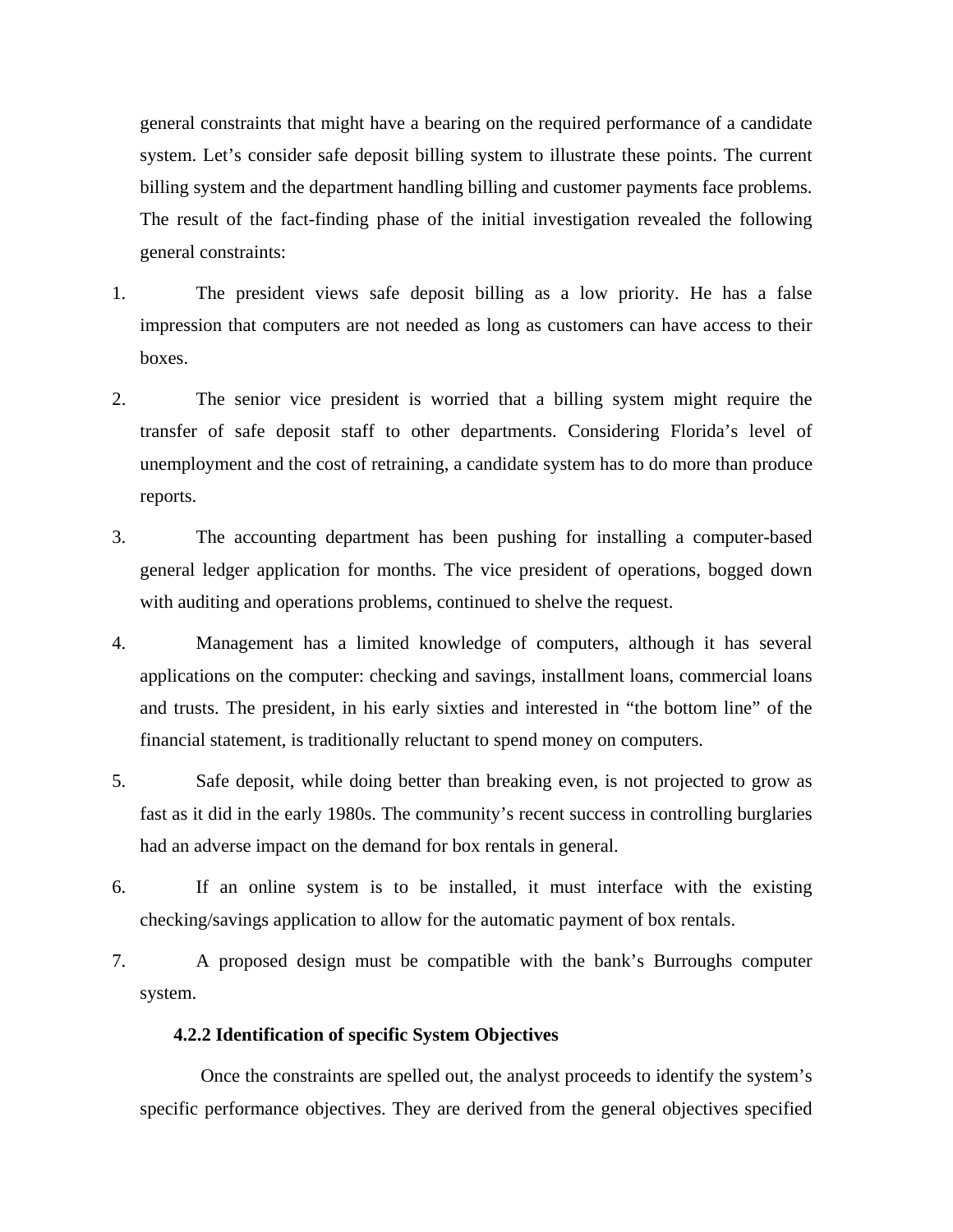general constraints that might have a bearing on the required performance of a candidate system. Let's consider safe deposit billing system to illustrate these points. The current billing system and the department handling billing and customer payments face problems. The result of the fact-finding phase of the initial investigation revealed the following general constraints:

1. The president views safe deposit billing as a low priority. He has a false impression that computers are not needed as long as customers can have access to their boxes.
2. The senior vice president is worried that a billing system might require the transfer of safe deposit staff to other departments. Considering Florida's level of unemployment and the cost of retraining, a candidate system has to do more than produce reports.
3. The accounting department has been pushing for installing a computer-based general ledger application for months. The vice president of operations, bogged down with auditing and operations problems, continued to shelve the request.
4. Management has a limited knowledge of computers, although it has several applications on the computer: checking and savings, installment loans, commercial loans and trusts. The president, in his early sixties and interested in "the bottom line" of the financial statement, is traditionally reluctant to spend money on computers.
5. Safe deposit, while doing better than breaking even, is not projected to grow as fast as it did in the early 1980s. The community's recent success in controlling burglaries had an adverse impact on the demand for box rentals in general.
6. If an online system is to be installed, it must interface with the existing checking/savings application to allow for the automatic payment of box rentals.
7. A proposed design must be compatible with the bank's Burroughs computer system.

#### 4.2.2 Identification of specific System Objectives

Once the constraints are spelled out, the analyst proceeds to identify the system's specific performance objectives. They are derived from the general objectives specified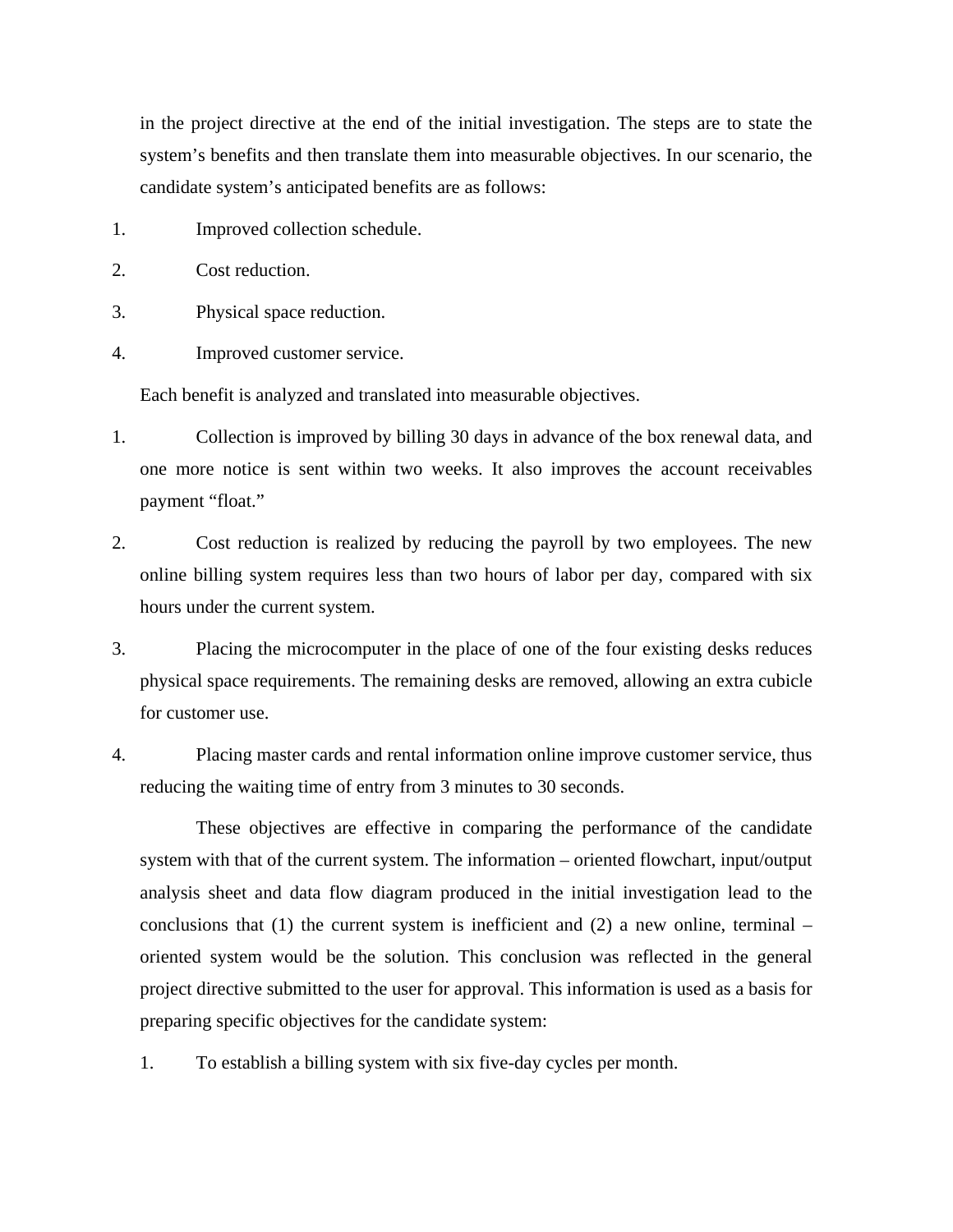in the project directive at the end of the initial investigation. The steps are to state the system's benefits and then translate them into measurable objectives. In our scenario, the candidate system's anticipated benefits are as follows:

1. Improved collection schedule.
2. Cost reduction.
3. Physical space reduction.
4. Improved customer service.

Each benefit is analyzed and translated into measurable objectives.

1. Collection is improved by billing 30 days in advance of the box renewal data, and one more notice is sent within two weeks. It also improves the account receivables payment "float."
2. Cost reduction is realized by reducing the payroll by two employees. The new online billing system requires less than two hours of labor per day, compared with six hours under the current system.
3. Placing the microcomputer in the place of one of the four existing desks reduces physical space requirements. The remaining desks are removed, allowing an extra cubicle for customer use.
4. Placing master cards and rental information online improve customer service, thus reducing the waiting time of entry from 3 minutes to 30 seconds.

These objectives are effective in comparing the performance of the candidate system with that of the current system. The information – oriented flowchart, input/output analysis sheet and data flow diagram produced in the initial investigation lead to the conclusions that (1) the current system is inefficient and (2) a new online, terminal – oriented system would be the solution. This conclusion was reflected in the general project directive submitted to the user for approval. This information is used as a basis for preparing specific objectives for the candidate system:

1. To establish a billing system with six five-day cycles per month.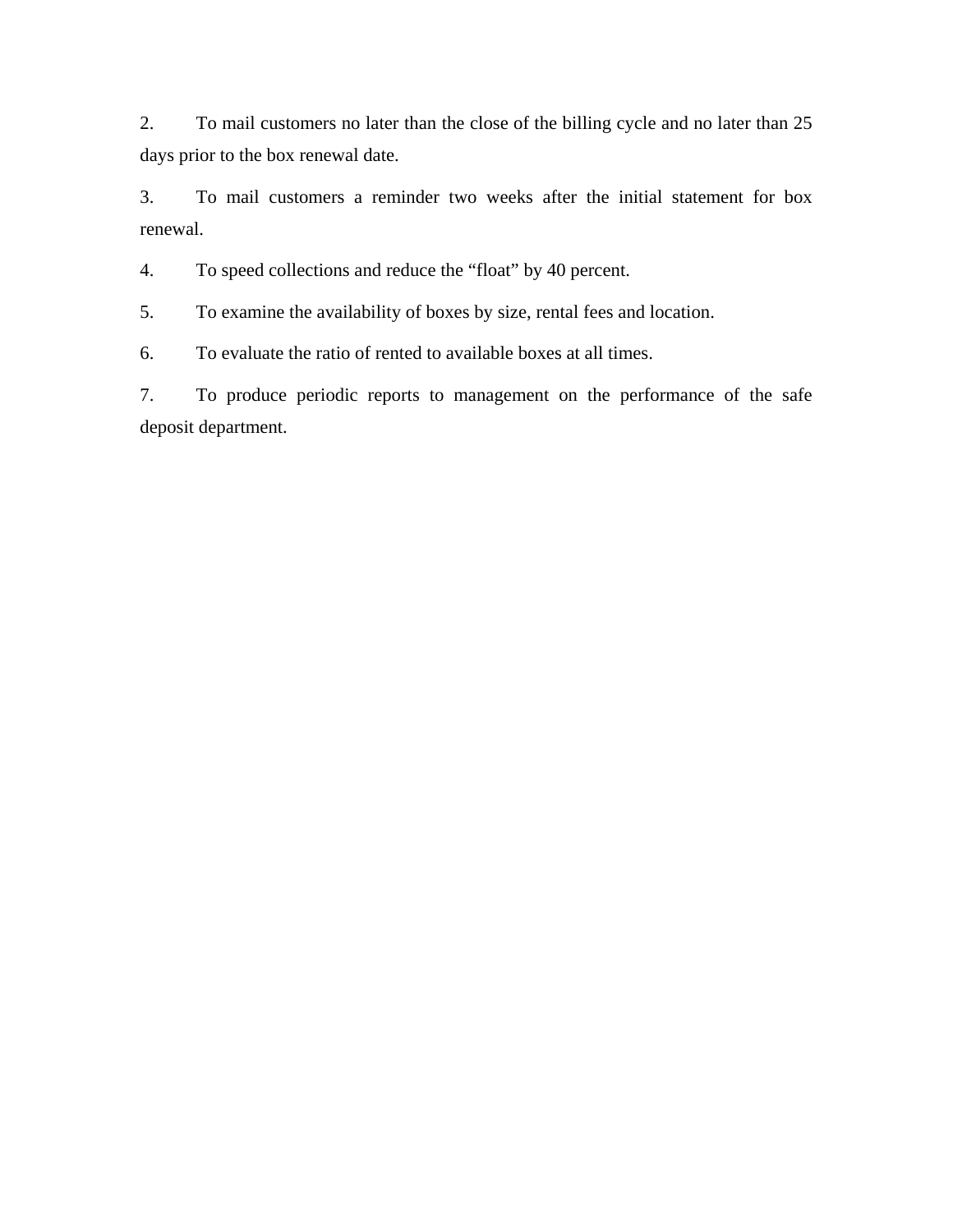2. To mail customers no later than the close of the billing cycle and no later than 25 days prior to the box renewal date.

3. To mail customers a reminder two weeks after the initial statement for box renewal.

4. To speed collections and reduce the "float" by 40 percent.

5. To examine the availability of boxes by size, rental fees and location.

6. To evaluate the ratio of rented to available boxes at all times.

7. To produce periodic reports to management on the performance of the safe deposit department.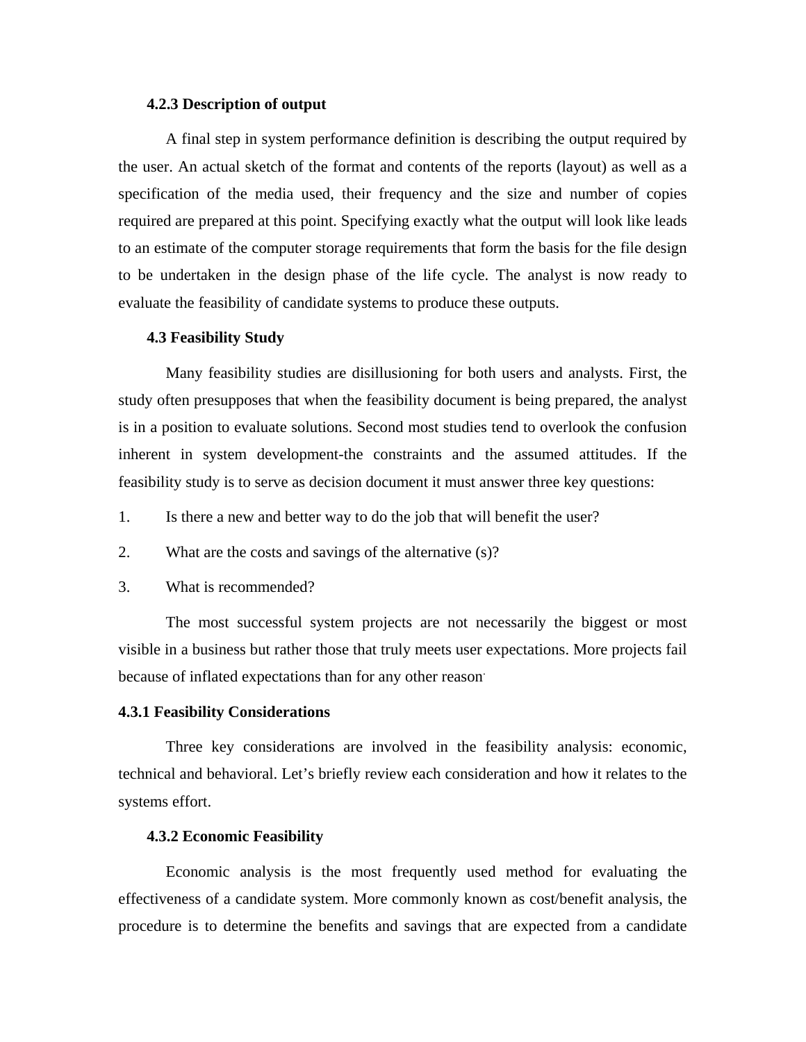### 4.2.3 Description of output

A final step in system performance definition is describing the output required by the user. An actual sketch of the format and contents of the reports (layout) as well as a specification of the media used, their frequency and the size and number of copies required are prepared at this point. Specifying exactly what the output will look like leads to an estimate of the computer storage requirements that form the basis for the file design to be undertaken in the design phase of the life cycle. The analyst is now ready to evaluate the feasibility of candidate systems to produce these outputs.

### 4.3 Feasibility Study

Many feasibility studies are disillusioning for both users and analysts. First, the study often presupposes that when the feasibility document is being prepared, the analyst is in a position to evaluate solutions. Second most studies tend to overlook the confusion inherent in system development-the constraints and the assumed attitudes. If the feasibility study is to serve as decision document it must answer three key questions:

1. Is there a new and better way to do the job that will benefit the user?
2. What are the costs and savings of the alternative (s)?
3. What is recommended?

The most successful system projects are not necessarily the biggest or most visible in a business but rather those that truly meets user expectations. More projects fail because of inflated expectations than for any other reason.

### 4.3.1 Feasibility Considerations

Three key considerations are involved in the feasibility analysis: economic, technical and behavioral. Let's briefly review each consideration and how it relates to the systems effort.

### 4.3.2 Economic Feasibility

Economic analysis is the most frequently used method for evaluating the effectiveness of a candidate system. More commonly known as cost/benefit analysis, the procedure is to determine the benefits and savings that are expected from a candidate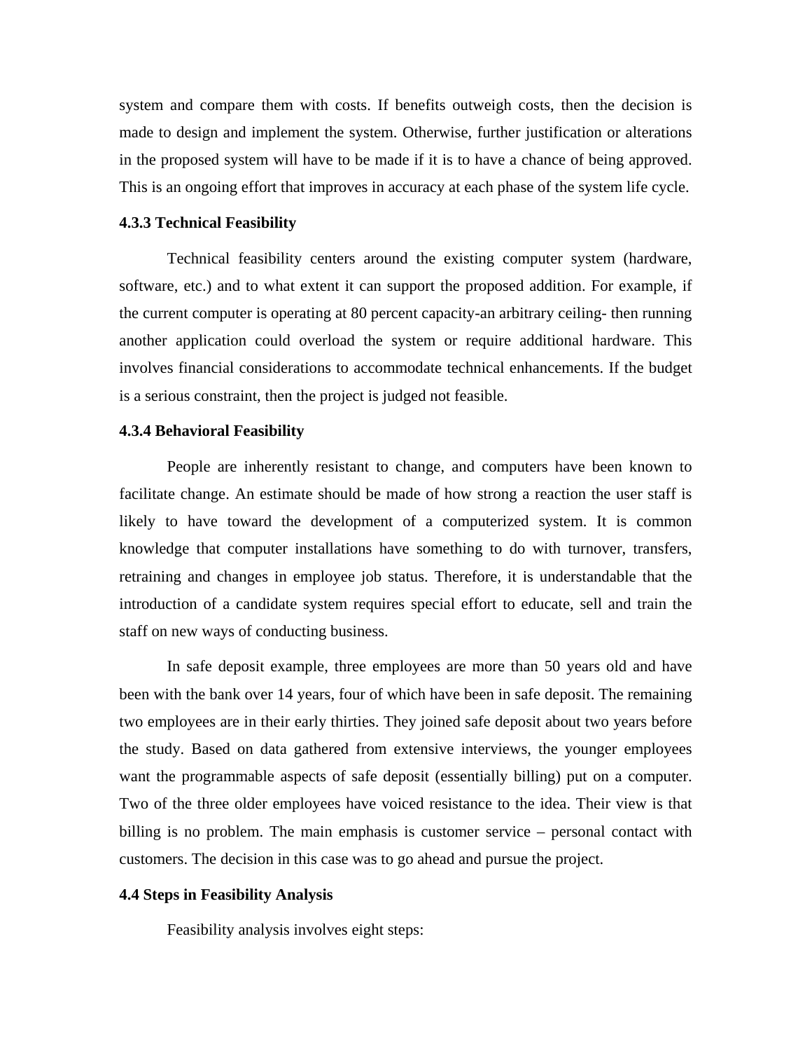system and compare them with costs. If benefits outweigh costs, then the decision is made to design and implement the system. Otherwise, further justification or alterations in the proposed system will have to be made if it is to have a chance of being approved. This is an ongoing effort that improves in accuracy at each phase of the system life cycle.

**4.3.3 Technical Feasibility**

Technical feasibility centers around the existing computer system (hardware, software, etc.) and to what extent it can support the proposed addition. For example, if the current computer is operating at 80 percent capacity-an arbitrary ceiling- then running another application could overload the system or require additional hardware. This involves financial considerations to accommodate technical enhancements. If the budget is a serious constraint, then the project is judged not feasible.

**4.3.4 Behavioral Feasibility**

People are inherently resistant to change, and computers have been known to facilitate change. An estimate should be made of how strong a reaction the user staff is likely to have toward the development of a computerized system. It is common knowledge that computer installations have something to do with turnover, transfers, retraining and changes in employee job status. Therefore, it is understandable that the introduction of a candidate system requires special effort to educate, sell and train the staff on new ways of conducting business.

In safe deposit example, three employees are more than 50 years old and have been with the bank over 14 years, four of which have been in safe deposit. The remaining two employees are in their early thirties. They joined safe deposit about two years before the study. Based on data gathered from extensive interviews, the younger employees want the programmable aspects of safe deposit (essentially billing) put on a computer. Two of the three older employees have voiced resistance to the idea. Their view is that billing is no problem. The main emphasis is customer service – personal contact with customers. The decision in this case was to go ahead and pursue the project.

**4.4 Steps in Feasibility Analysis**

Feasibility analysis involves eight steps: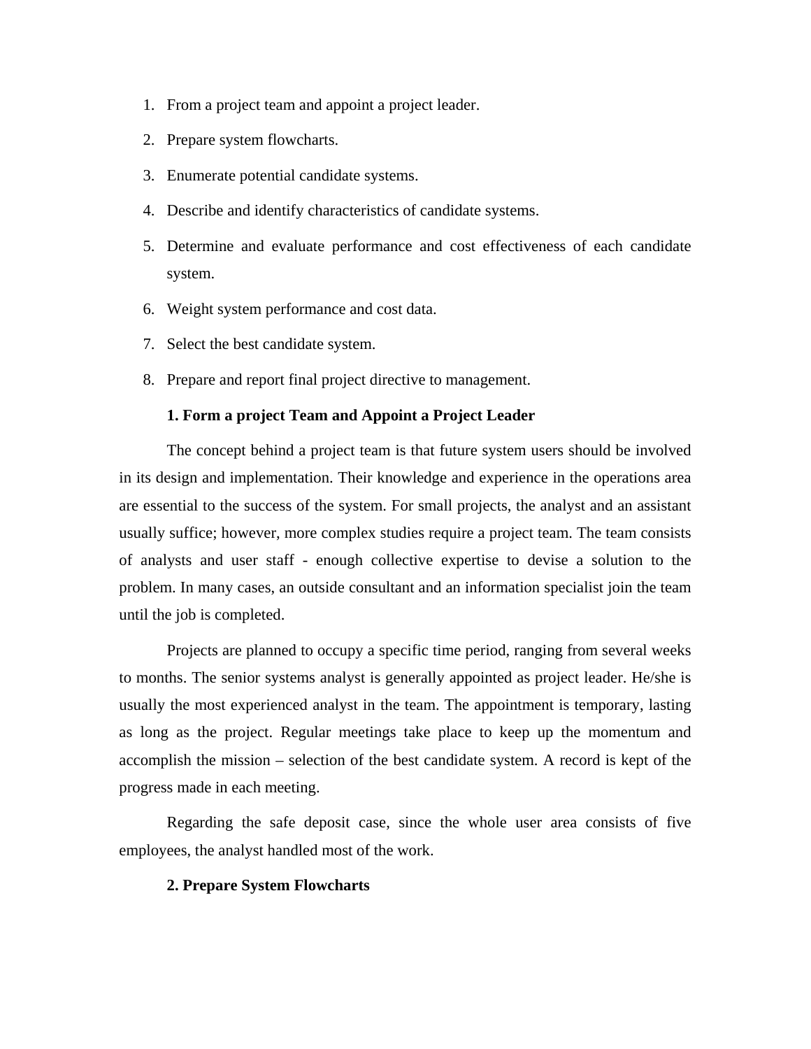1. From a project team and appoint a project leader.
2. Prepare system flowcharts.
3. Enumerate potential candidate systems.
4. Describe and identify characteristics of candidate systems.
5. Determine and evaluate performance and cost effectiveness of each candidate system.
6. Weight system performance and cost data.
7. Select the best candidate system.
8. Prepare and report final project directive to management.

**1. Form a project Team and Appoint a Project Leader**

The concept behind a project team is that future system users should be involved in its design and implementation. Their knowledge and experience in the operations area are essential to the success of the system. For small projects, the analyst and an assistant usually suffice; however, more complex studies require a project team. The team consists of analysts and user staff - enough collective expertise to devise a solution to the problem. In many cases, an outside consultant and an information specialist join the team until the job is completed.

Projects are planned to occupy a specific time period, ranging from several weeks to months. The senior systems analyst is generally appointed as project leader. He/she is usually the most experienced analyst in the team. The appointment is temporary, lasting as long as the project. Regular meetings take place to keep up the momentum and accomplish the mission – selection of the best candidate system. A record is kept of the progress made in each meeting.

Regarding the safe deposit case, since the whole user area consists of five employees, the analyst handled most of the work.

**2. Prepare System Flowcharts**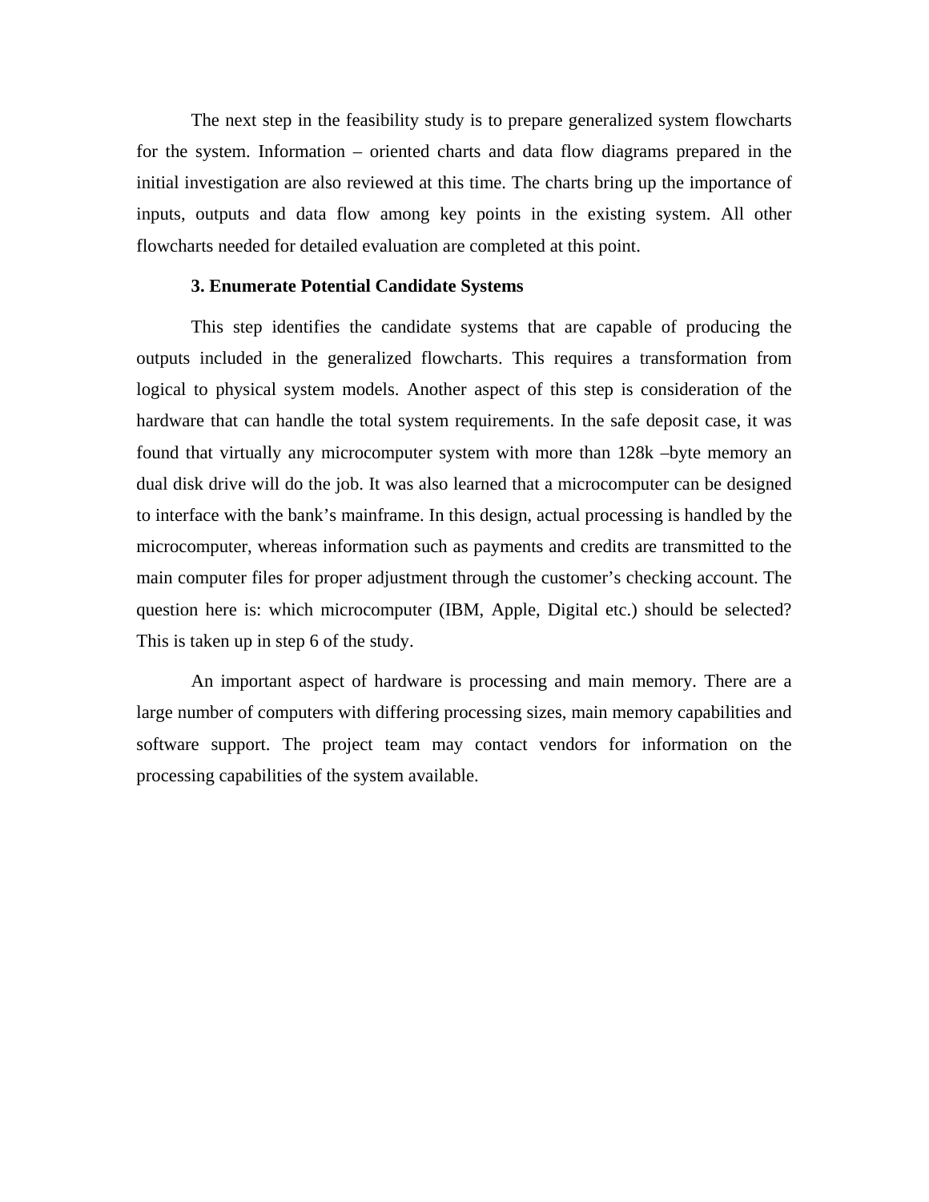The next step in the feasibility study is to prepare generalized system flowcharts for the system. Information – oriented charts and data flow diagrams prepared in the initial investigation are also reviewed at this time. The charts bring up the importance of inputs, outputs and data flow among key points in the existing system. All other flowcharts needed for detailed evaluation are completed at this point.

**3. Enumerate Potential Candidate Systems**

This step identifies the candidate systems that are capable of producing the outputs included in the generalized flowcharts. This requires a transformation from logical to physical system models. Another aspect of this step is consideration of the hardware that can handle the total system requirements. In the safe deposit case, it was found that virtually any microcomputer system with more than 128k –byte memory an dual disk drive will do the job. It was also learned that a microcomputer can be designed to interface with the bank's mainframe. In this design, actual processing is handled by the microcomputer, whereas information such as payments and credits are transmitted to the main computer files for proper adjustment through the customer's checking account. The question here is: which microcomputer (IBM, Apple, Digital etc.) should be selected? This is taken up in step 6 of the study.

An important aspect of hardware is processing and main memory. There are a large number of computers with differing processing sizes, main memory capabilities and software support. The project team may contact vendors for information on the processing capabilities of the system available.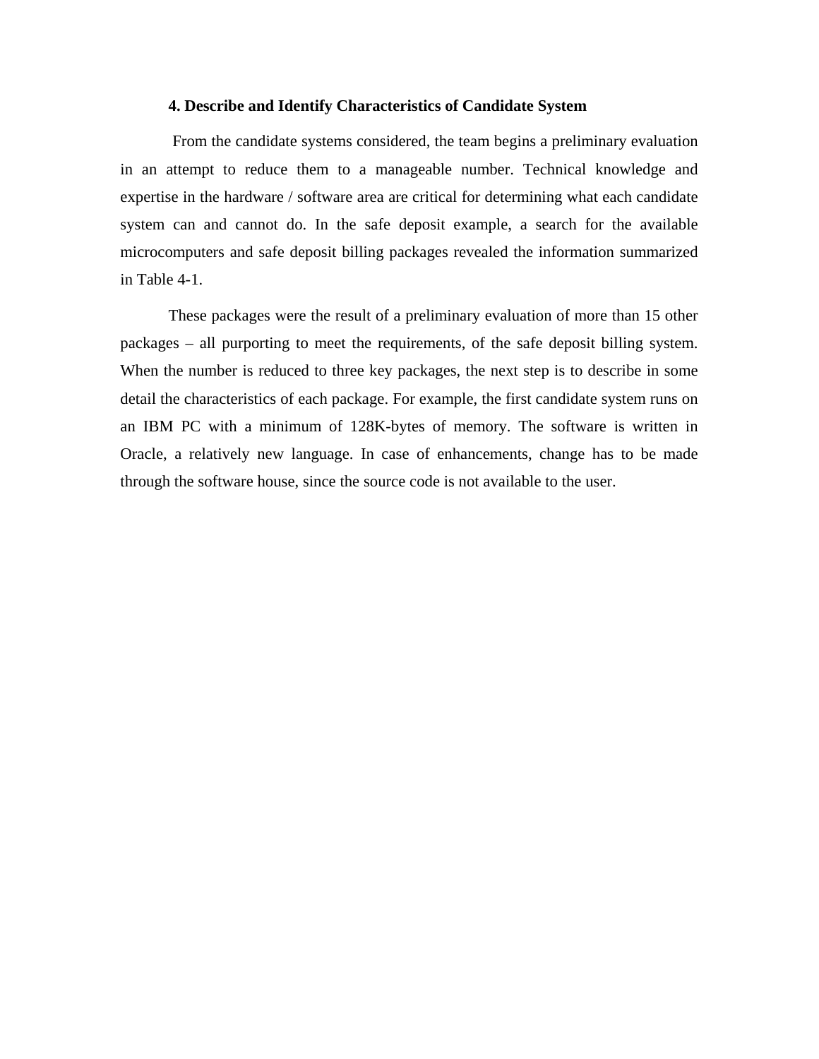### 4. Describe and Identify Characteristics of Candidate System

From the candidate systems considered, the team begins a preliminary evaluation in an attempt to reduce them to a manageable number. Technical knowledge and expertise in the hardware / software area are critical for determining what each candidate system can and cannot do. In the safe deposit example, a search for the available microcomputers and safe deposit billing packages revealed the information summarized in Table 4-1.

These packages were the result of a preliminary evaluation of more than 15 other packages – all purporting to meet the requirements, of the safe deposit billing system. When the number is reduced to three key packages, the next step is to describe in some detail the characteristics of each package. For example, the first candidate system runs on an IBM PC with a minimum of 128K-bytes of memory. The software is written in Oracle, a relatively new language. In case of enhancements, change has to be made through the software house, since the source code is not available to the user.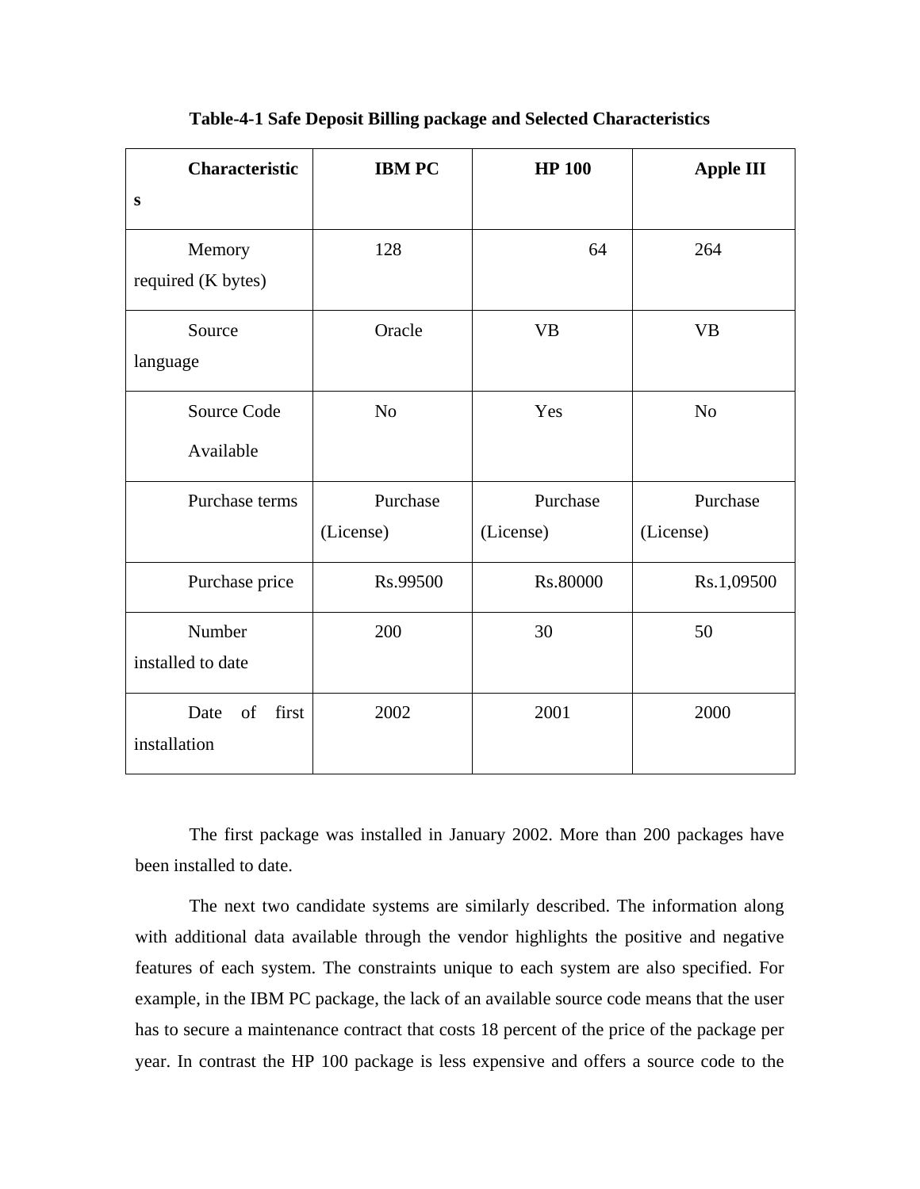**Table-4-1 Safe Deposit Billing package and Selected Characteristics**

| Characteristics | IBM PC | HP 100 | Apple III |
|---|---|---|---|
| Memory required (K bytes) | 128 | 64 | 264 |
| Source language | Oracle | VB | VB |
| Source Code Available | No | Yes | No |
| Purchase terms | Purchase (License) | Purchase (License) | Purchase (License) |
| Purchase price | Rs.99500 | Rs.80000 | Rs.1,09500 |
| Number installed to date | 200 | 30 | 50 |
| Date of first installation | 2002 | 2001 | 2000 |

The first package was installed in January 2002. More than 200 packages have been installed to date.

The next two candidate systems are similarly described. The information along with additional data available through the vendor highlights the positive and negative features of each system. The constraints unique to each system are also specified. For example, in the IBM PC package, the lack of an available source code means that the user has to secure a maintenance contract that costs 18 percent of the price of the package per year. In contrast the HP 100 package is less expensive and offers a source code to the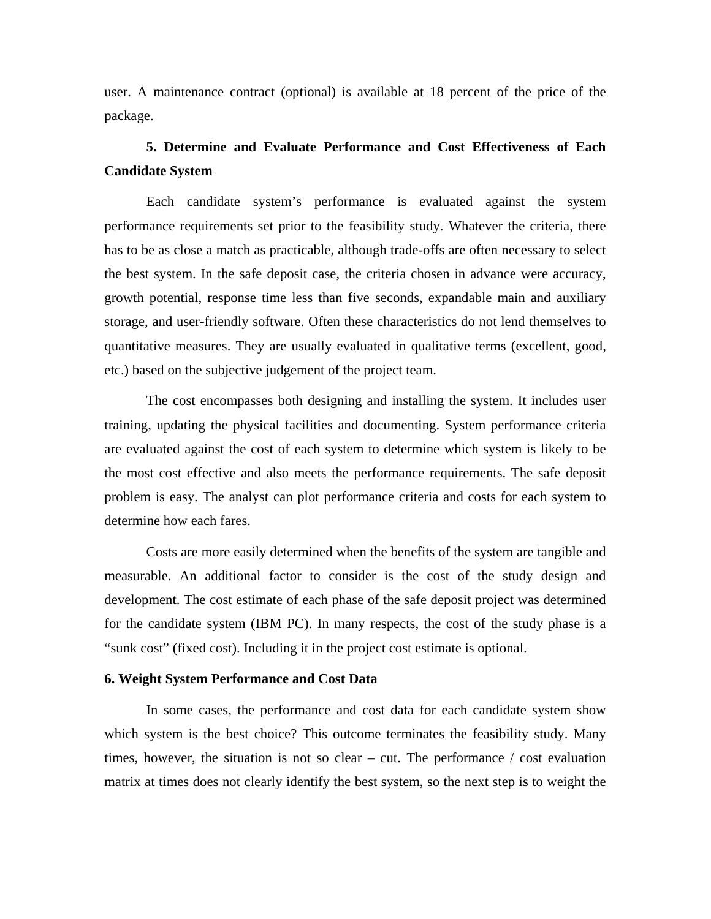user. A maintenance contract (optional) is available at 18 percent of the price of the package.

**5. Determine and Evaluate Performance and Cost Effectiveness of Each Candidate System**

Each candidate system's performance is evaluated against the system performance requirements set prior to the feasibility study. Whatever the criteria, there has to be as close a match as practicable, although trade-offs are often necessary to select the best system. In the safe deposit case, the criteria chosen in advance were accuracy, growth potential, response time less than five seconds, expandable main and auxiliary storage, and user-friendly software. Often these characteristics do not lend themselves to quantitative measures. They are usually evaluated in qualitative terms (excellent, good, etc.) based on the subjective judgement of the project team.

The cost encompasses both designing and installing the system. It includes user training, updating the physical facilities and documenting. System performance criteria are evaluated against the cost of each system to determine which system is likely to be the most cost effective and also meets the performance requirements. The safe deposit problem is easy. The analyst can plot performance criteria and costs for each system to determine how each fares.

Costs are more easily determined when the benefits of the system are tangible and measurable. An additional factor to consider is the cost of the study design and development. The cost estimate of each phase of the safe deposit project was determined for the candidate system (IBM PC). In many respects, the cost of the study phase is a "sunk cost" (fixed cost). Including it in the project cost estimate is optional.

**6. Weight System Performance and Cost Data**

In some cases, the performance and cost data for each candidate system show which system is the best choice? This outcome terminates the feasibility study. Many times, however, the situation is not so clear – cut. The performance / cost evaluation matrix at times does not clearly identify the best system, so the next step is to weight the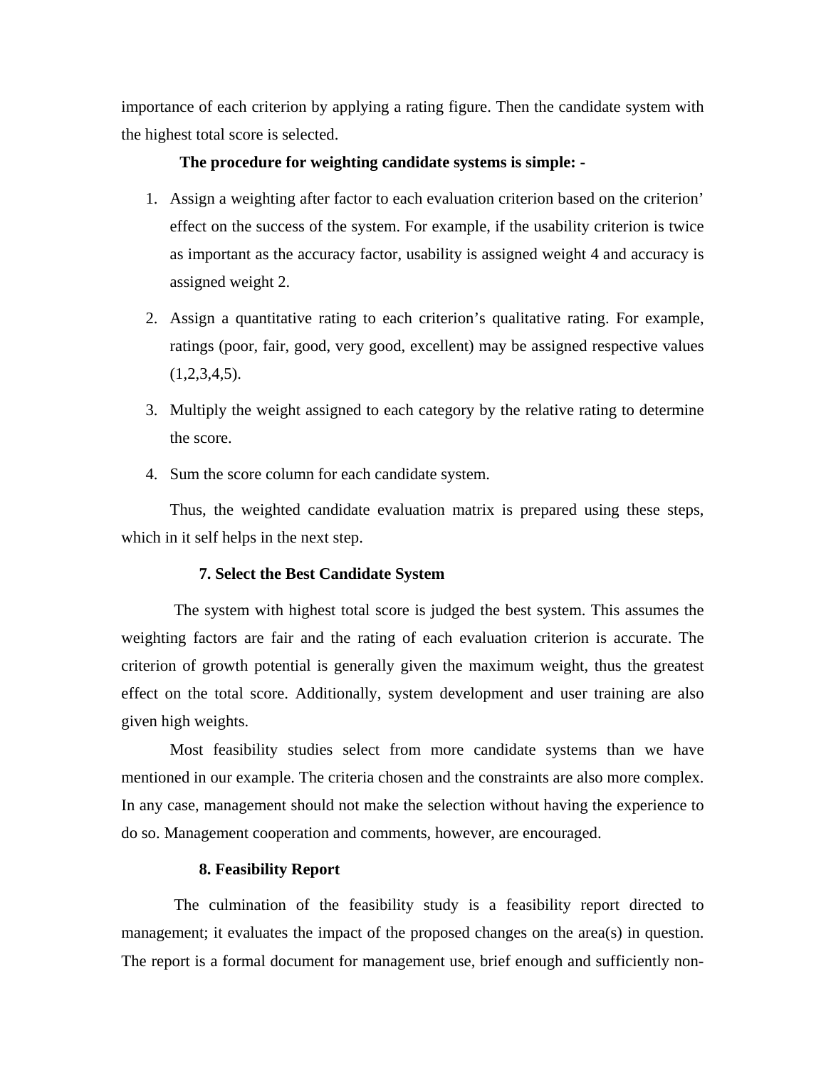importance of each criterion by applying a rating figure. Then the candidate system with the highest total score is selected.

**The procedure for weighting candidate systems is simple: -**

1. Assign a weighting after factor to each evaluation criterion based on the criterion' effect on the success of the system. For example, if the usability criterion is twice as important as the accuracy factor, usability is assigned weight 4 and accuracy is assigned weight 2.
2. Assign a quantitative rating to each criterion's qualitative rating. For example, ratings (poor, fair, good, very good, excellent) may be assigned respective values (1,2,3,4,5).
3. Multiply the weight assigned to each category by the relative rating to determine the score.
4. Sum the score column for each candidate system.

Thus, the weighted candidate evaluation matrix is prepared using these steps, which in it self helps in the next step.

**7. Select the Best Candidate System**

The system with highest total score is judged the best system. This assumes the weighting factors are fair and the rating of each evaluation criterion is accurate. The criterion of growth potential is generally given the maximum weight, thus the greatest effect on the total score. Additionally, system development and user training are also given high weights.

Most feasibility studies select from more candidate systems than we have mentioned in our example. The criteria chosen and the constraints are also more complex. In any case, management should not make the selection without having the experience to do so. Management cooperation and comments, however, are encouraged.

**8. Feasibility Report**

The culmination of the feasibility study is a feasibility report directed to management; it evaluates the impact of the proposed changes on the area(s) in question. The report is a formal document for management use, brief enough and sufficiently non-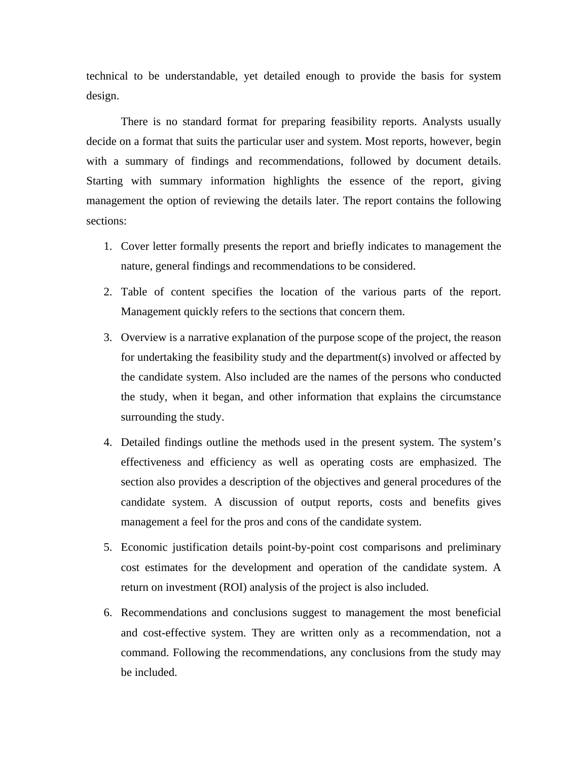technical to be understandable, yet detailed enough to provide the basis for system design.

There is no standard format for preparing feasibility reports. Analysts usually decide on a format that suits the particular user and system. Most reports, however, begin with a summary of findings and recommendations, followed by document details. Starting with summary information highlights the essence of the report, giving management the option of reviewing the details later. The report contains the following sections:

1. Cover letter formally presents the report and briefly indicates to management the nature, general findings and recommendations to be considered.
2. Table of content specifies the location of the various parts of the report. Management quickly refers to the sections that concern them.
3. Overview is a narrative explanation of the purpose scope of the project, the reason for undertaking the feasibility study and the department(s) involved or affected by the candidate system. Also included are the names of the persons who conducted the study, when it began, and other information that explains the circumstance surrounding the study.
4. Detailed findings outline the methods used in the present system. The system's effectiveness and efficiency as well as operating costs are emphasized. The section also provides a description of the objectives and general procedures of the candidate system. A discussion of output reports, costs and benefits gives management a feel for the pros and cons of the candidate system.
5. Economic justification details point-by-point cost comparisons and preliminary cost estimates for the development and operation of the candidate system. A return on investment (ROI) analysis of the project is also included.
6. Recommendations and conclusions suggest to management the most beneficial and cost-effective system. They are written only as a recommendation, not a command. Following the recommendations, any conclusions from the study may be included.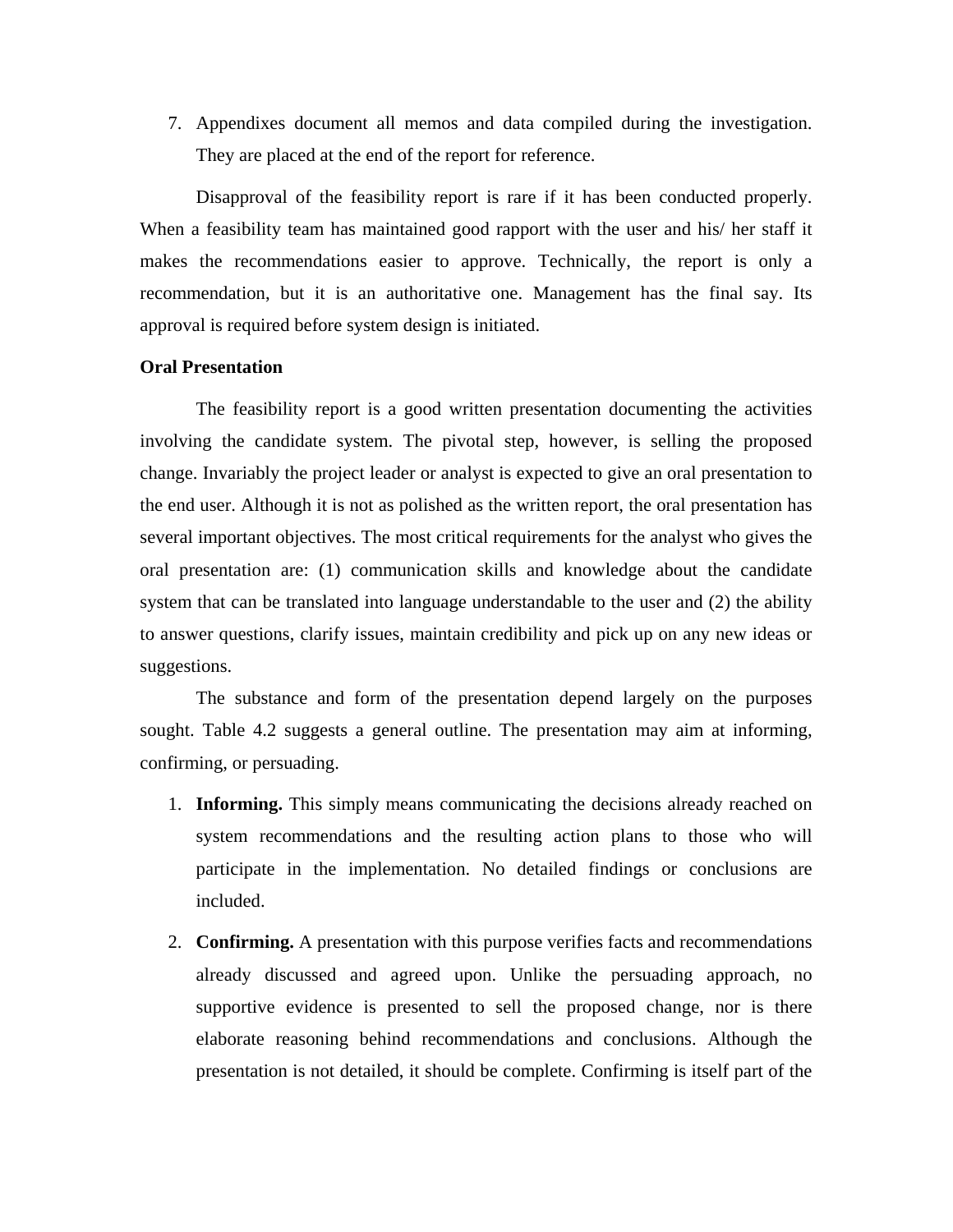7. Appendixes document all memos and data compiled during the investigation. They are placed at the end of the report for reference.

Disapproval of the feasibility report is rare if it has been conducted properly. When a feasibility team has maintained good rapport with the user and his/ her staff it makes the recommendations easier to approve. Technically, the report is only a recommendation, but it is an authoritative one. Management has the final say. Its approval is required before system design is initiated.

**Oral Presentation**

The feasibility report is a good written presentation documenting the activities involving the candidate system. The pivotal step, however, is selling the proposed change. Invariably the project leader or analyst is expected to give an oral presentation to the end user. Although it is not as polished as the written report, the oral presentation has several important objectives. The most critical requirements for the analyst who gives the oral presentation are: (1) communication skills and knowledge about the candidate system that can be translated into language understandable to the user and (2) the ability to answer questions, clarify issues, maintain credibility and pick up on any new ideas or suggestions.

The substance and form of the presentation depend largely on the purposes sought. Table 4.2 suggests a general outline. The presentation may aim at informing, confirming, or persuading.

1. **Informing.** This simply means communicating the decisions already reached on system recommendations and the resulting action plans to those who will participate in the implementation. No detailed findings or conclusions are included.

2. **Confirming.** A presentation with this purpose verifies facts and recommendations already discussed and agreed upon. Unlike the persuading approach, no supportive evidence is presented to sell the proposed change, nor is there elaborate reasoning behind recommendations and conclusions. Although the presentation is not detailed, it should be complete. Confirming is itself part of the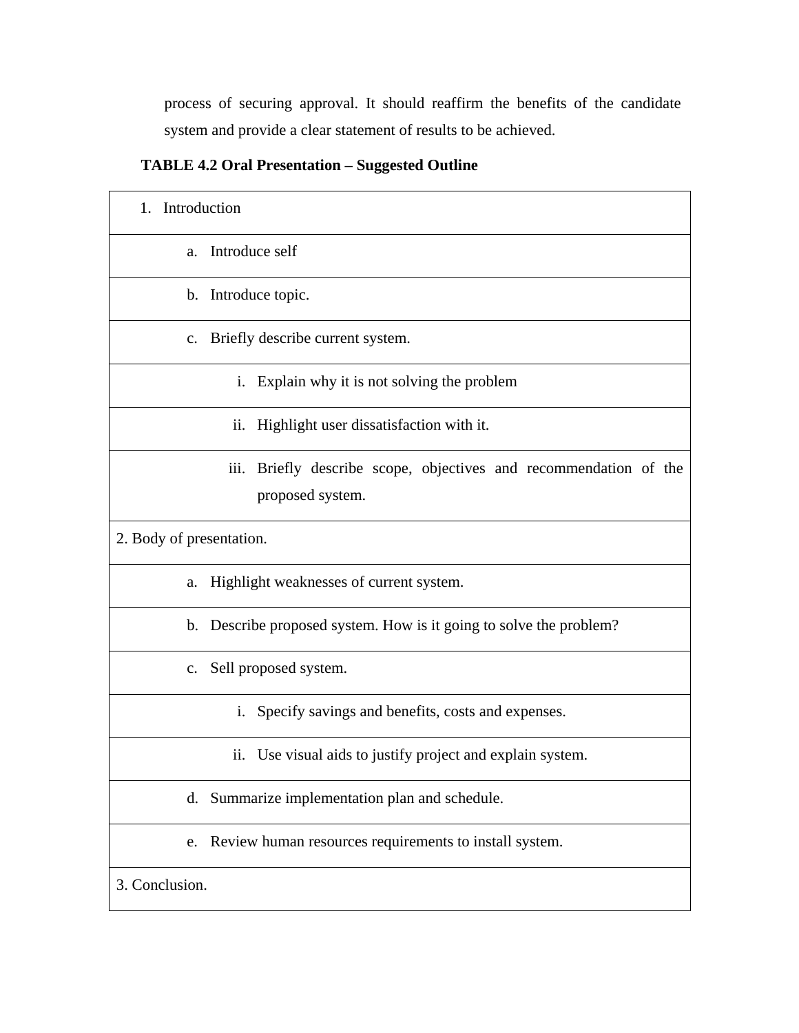process of securing approval. It should reaffirm the benefits of the candidate system and provide a clear statement of results to be achieved.

**TABLE 4.2 Oral Presentation – Suggested Outline**

| 1. Introduction |
|---|
| a. Introduce self |
| b. Introduce topic. |
| c. Briefly describe current system. |
| i. Explain why it is not solving the problem |
| ii. Highlight user dissatisfaction with it. |
| iii. Briefly describe scope, objectives and recommendation of the proposed system. |
| 2. Body of presentation. |
| a. Highlight weaknesses of current system. |
| b. Describe proposed system. How is it going to solve the problem? |
| c. Sell proposed system. |
| i. Specify savings and benefits, costs and expenses. |
| ii. Use visual aids to justify project and explain system. |
| d. Summarize implementation plan and schedule. |
| e. Review human resources requirements to install system. |
| 3. Conclusion. |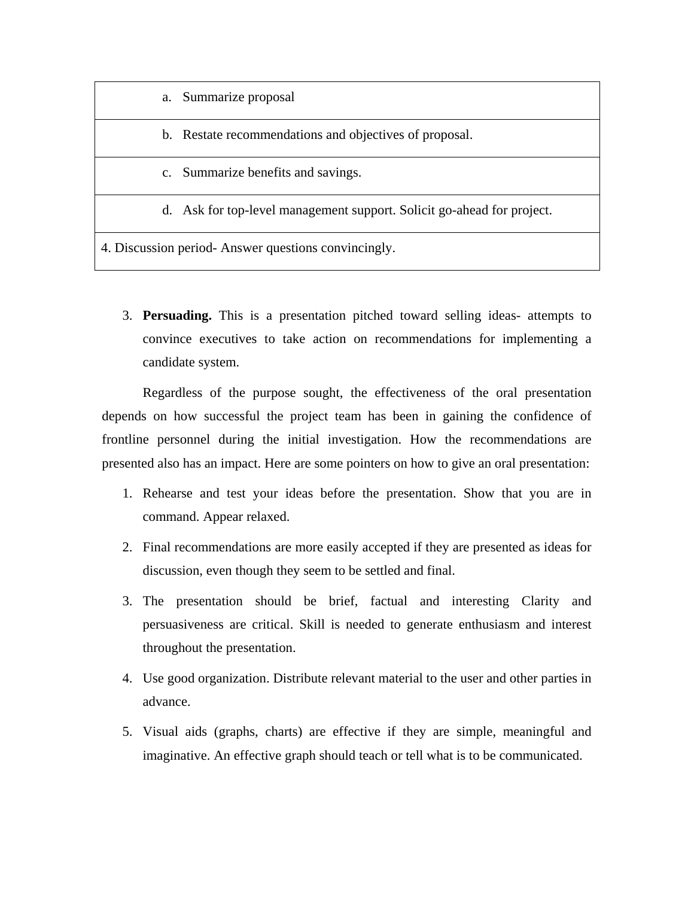| |
|---|
| a. Summarize proposal |
| b. Restate recommendations and objectives of proposal. |
| c. Summarize benefits and savings. |
| d. Ask for top-level management support. Solicit go-ahead for project. |
| 4. Discussion period- Answer questions convincingly. |

3. **Persuading.** This is a presentation pitched toward selling ideas- attempts to convince executives to take action on recommendations for implementing a candidate system.

Regardless of the purpose sought, the effectiveness of the oral presentation depends on how successful the project team has been in gaining the confidence of frontline personnel during the initial investigation. How the recommendations are presented also has an impact. Here are some pointers on how to give an oral presentation:

1. Rehearse and test your ideas before the presentation. Show that you are in command. Appear relaxed.
2. Final recommendations are more easily accepted if they are presented as ideas for discussion, even though they seem to be settled and final.
3. The presentation should be brief, factual and interesting Clarity and persuasiveness are critical. Skill is needed to generate enthusiasm and interest throughout the presentation.
4. Use good organization. Distribute relevant material to the user and other parties in advance.
5. Visual aids (graphs, charts) are effective if they are simple, meaningful and imaginative. An effective graph should teach or tell what is to be communicated.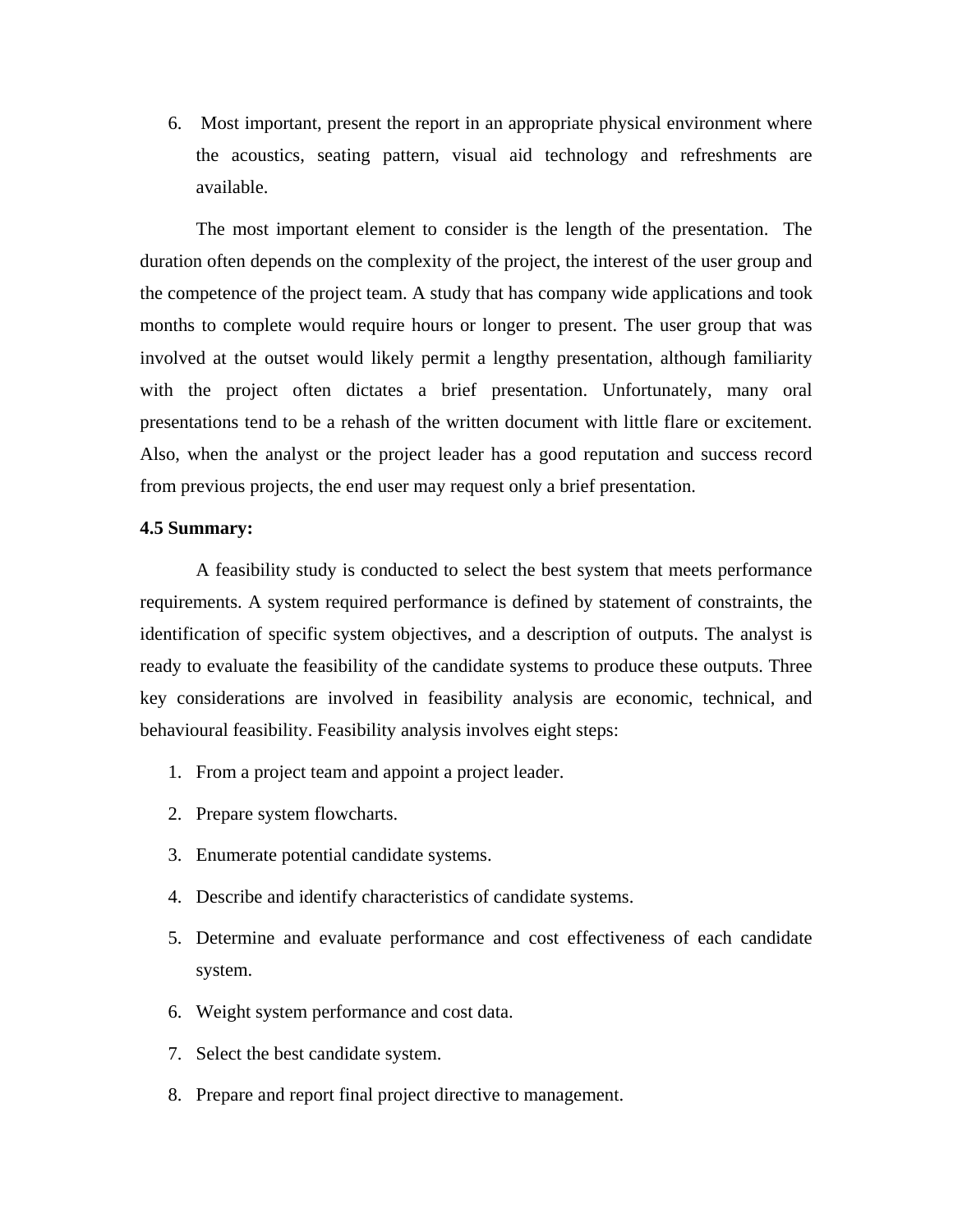6. Most important, present the report in an appropriate physical environment where the acoustics, seating pattern, visual aid technology and refreshments are available.

The most important element to consider is the length of the presentation. The duration often depends on the complexity of the project, the interest of the user group and the competence of the project team. A study that has company wide applications and took months to complete would require hours or longer to present. The user group that was involved at the outset would likely permit a lengthy presentation, although familiarity with the project often dictates a brief presentation. Unfortunately, many oral presentations tend to be a rehash of the written document with little flare or excitement. Also, when the analyst or the project leader has a good reputation and success record from previous projects, the end user may request only a brief presentation.

**4.5 Summary:**

A feasibility study is conducted to select the best system that meets performance requirements. A system required performance is defined by statement of constraints, the identification of specific system objectives, and a description of outputs. The analyst is ready to evaluate the feasibility of the candidate systems to produce these outputs. Three key considerations are involved in feasibility analysis are economic, technical, and behavioural feasibility. Feasibility analysis involves eight steps:

1. From a project team and appoint a project leader.
2. Prepare system flowcharts.
3. Enumerate potential candidate systems.
4. Describe and identify characteristics of candidate systems.
5. Determine and evaluate performance and cost effectiveness of each candidate system.
6. Weight system performance and cost data.
7. Select the best candidate system.
8. Prepare and report final project directive to management.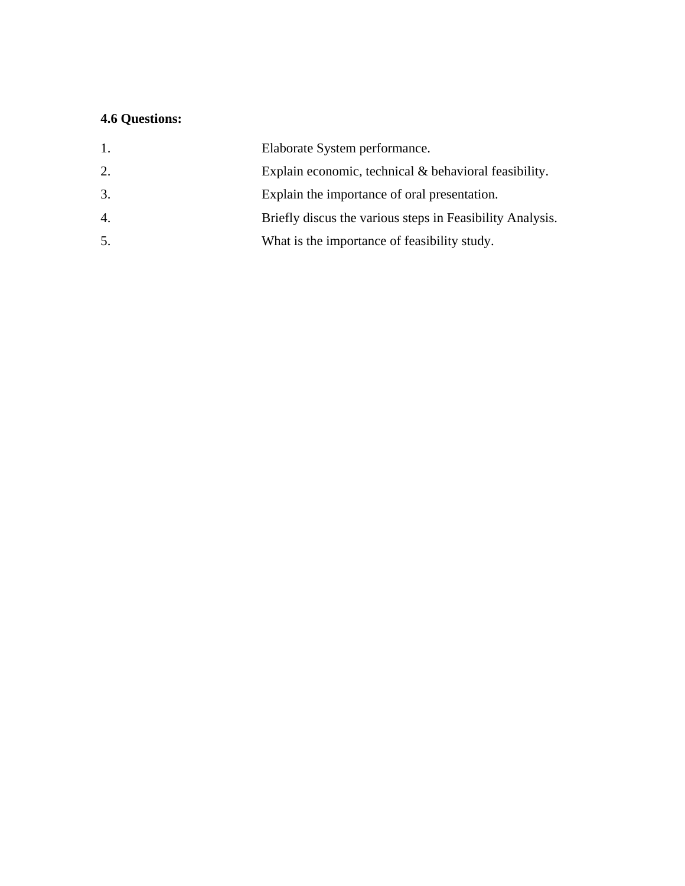**4.6 Questions:**

1. Elaborate System performance.
2. Explain economic, technical & behavioral feasibility.
3. Explain the importance of oral presentation.
4. Briefly discus the various steps in Feasibility Analysis.
5. What is the importance of feasibility study.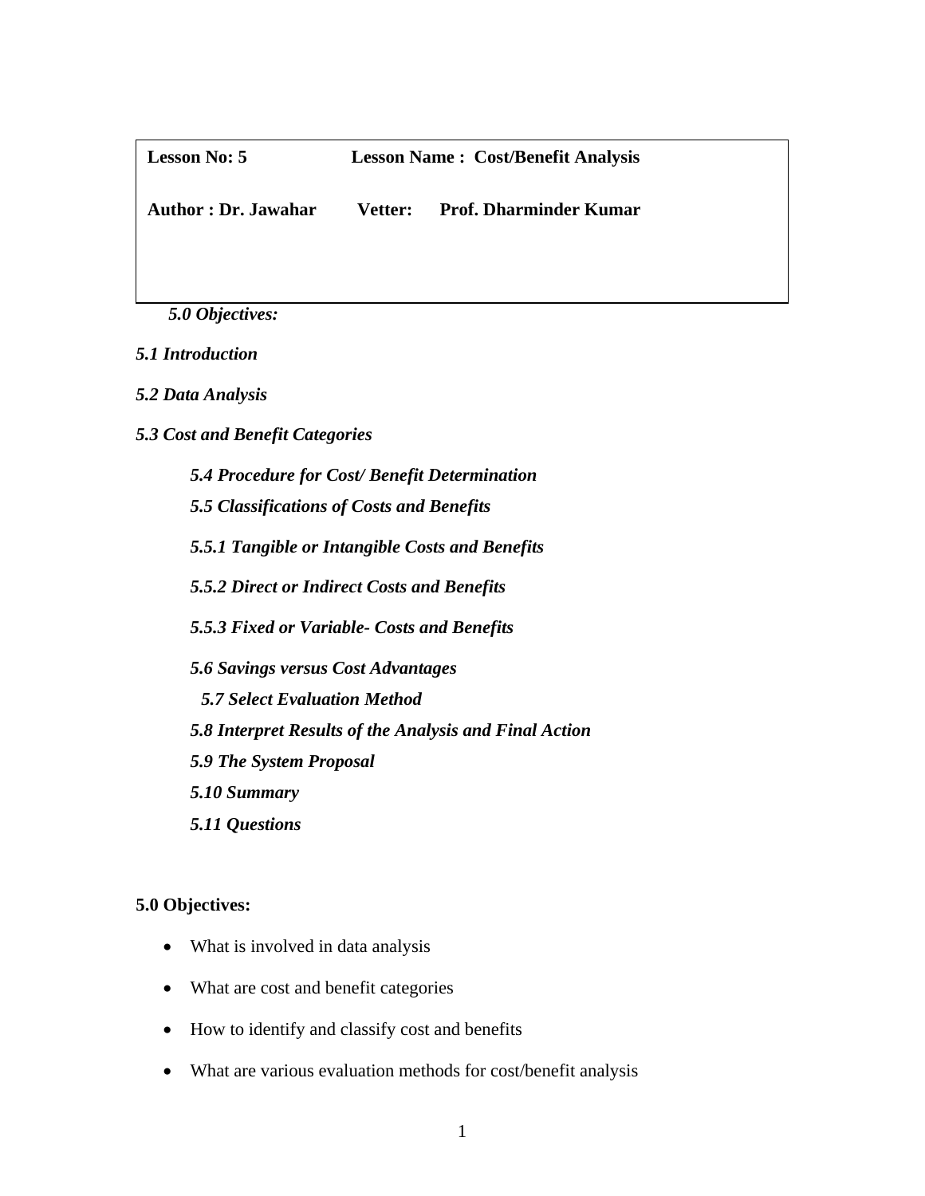| **Lesson No: 5** | **Lesson Name : Cost/Benefit Analysis** |
| --- | --- |
| **Author : Dr. Jawahar** | **Vetter: Prof. Dharminder Kumar** |

***5.0 Objectives:***

***5.1 Introduction***

***5.2 Data Analysis***

***5.3 Cost and Benefit Categories***

***5.4 Procedure for Cost/ Benefit Determination***

***5.5 Classifications of Costs and Benefits***

***5.5.1 Tangible or Intangible Costs and Benefits***

***5.5.2 Direct or Indirect Costs and Benefits***

***5.5.3 Fixed or Variable- Costs and Benefits***

***5.6 Savings versus Cost Advantages***

***5.7 Select Evaluation Method***

***5.8 Interpret Results of the Analysis and Final Action***

***5.9 The System Proposal***

***5.10 Summary***

***5.11 Questions***

## 5.0 Objectives:

- What is involved in data analysis
- What are cost and benefit categories
- How to identify and classify cost and benefits
- What are various evaluation methods for cost/benefit analysis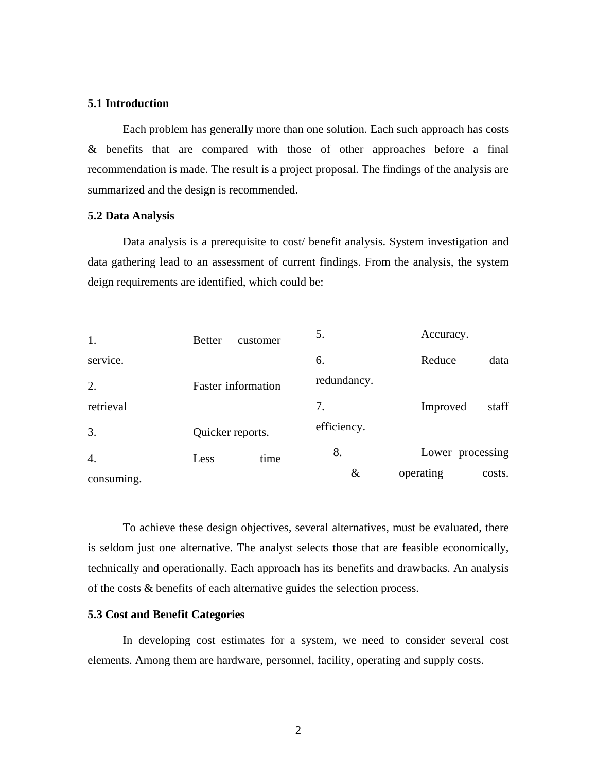### 5.1 Introduction

Each problem has generally more than one solution. Each such approach has costs & benefits that are compared with those of other approaches before a final recommendation is made. The result is a project proposal. The findings of the analysis are summarized and the design is recommended.

### 5.2 Data Analysis

Data analysis is a prerequisite to cost/ benefit analysis. System investigation and data gathering lead to an assessment of current findings. From the analysis, the system deign requirements are identified, which could be:

1. Better customer service.
2. Faster information retrieval
3. Quicker reports.
4. Less time consuming.
5. Accuracy.
6. Reduce data redundancy.
7. Improved staff efficiency.
8. Lower processing & operating costs.

To achieve these design objectives, several alternatives, must be evaluated, there is seldom just one alternative. The analyst selects those that are feasible economically, technically and operationally. Each approach has its benefits and drawbacks. An analysis of the costs & benefits of each alternative guides the selection process.

### 5.3 Cost and Benefit Categories

In developing cost estimates for a system, we need to consider several cost elements. Among them are hardware, personnel, facility, operating and supply costs.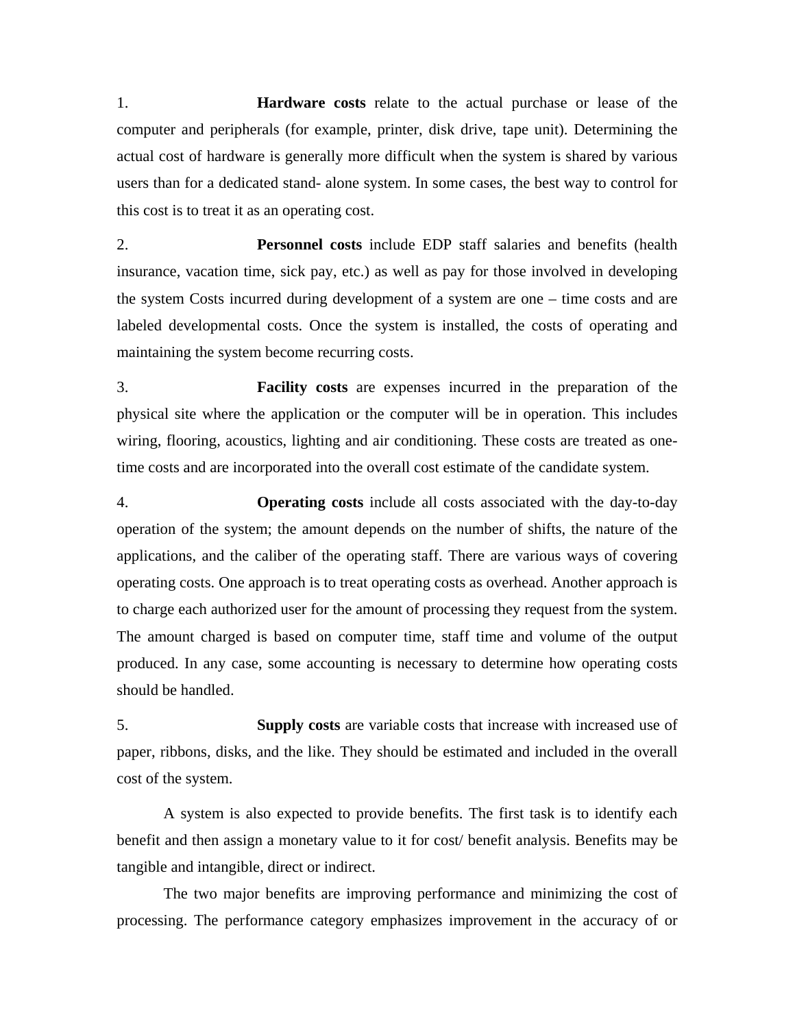1. **Hardware costs** relate to the actual purchase or lease of the computer and peripherals (for example, printer, disk drive, tape unit). Determining the actual cost of hardware is generally more difficult when the system is shared by various users than for a dedicated stand- alone system. In some cases, the best way to control for this cost is to treat it as an operating cost.

2. **Personnel costs** include EDP staff salaries and benefits (health insurance, vacation time, sick pay, etc.) as well as pay for those involved in developing the system Costs incurred during development of a system are one – time costs and are labeled developmental costs. Once the system is installed, the costs of operating and maintaining the system become recurring costs.

3. **Facility costs** are expenses incurred in the preparation of the physical site where the application or the computer will be in operation. This includes wiring, flooring, acoustics, lighting and air conditioning. These costs are treated as one-time costs and are incorporated into the overall cost estimate of the candidate system.

4. **Operating costs** include all costs associated with the day-to-day operation of the system; the amount depends on the number of shifts, the nature of the applications, and the caliber of the operating staff. There are various ways of covering operating costs. One approach is to treat operating costs as overhead. Another approach is to charge each authorized user for the amount of processing they request from the system. The amount charged is based on computer time, staff time and volume of the output produced. In any case, some accounting is necessary to determine how operating costs should be handled.

5. **Supply costs** are variable costs that increase with increased use of paper, ribbons, disks, and the like. They should be estimated and included in the overall cost of the system.

A system is also expected to provide benefits. The first task is to identify each benefit and then assign a monetary value to it for cost/ benefit analysis. Benefits may be tangible and intangible, direct or indirect.

The two major benefits are improving performance and minimizing the cost of processing. The performance category emphasizes improvement in the accuracy of or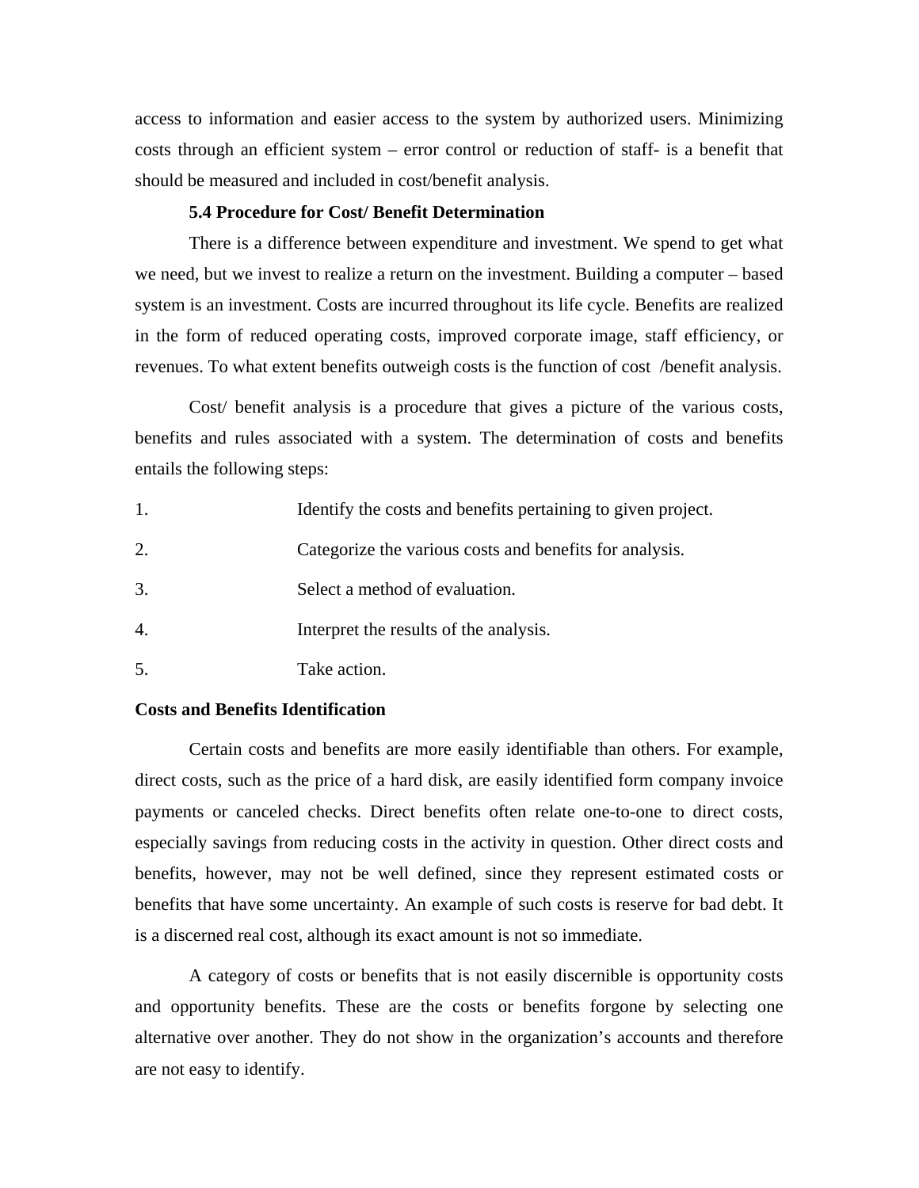access to information and easier access to the system by authorized users. Minimizing costs through an efficient system – error control or reduction of staff- is a benefit that should be measured and included in cost/benefit analysis.

### 5.4 Procedure for Cost/ Benefit Determination

There is a difference between expenditure and investment. We spend to get what we need, but we invest to realize a return on the investment. Building a computer – based system is an investment. Costs are incurred throughout its life cycle. Benefits are realized in the form of reduced operating costs, improved corporate image, staff efficiency, or revenues. To what extent benefits outweigh costs is the function of cost /benefit analysis.

Cost/ benefit analysis is a procedure that gives a picture of the various costs, benefits and rules associated with a system. The determination of costs and benefits entails the following steps:

1. Identify the costs and benefits pertaining to given project.
2. Categorize the various costs and benefits for analysis.
3. Select a method of evaluation.
4. Interpret the results of the analysis.
5. Take action.

**Costs and Benefits Identification**

Certain costs and benefits are more easily identifiable than others. For example, direct costs, such as the price of a hard disk, are easily identified form company invoice payments or canceled checks. Direct benefits often relate one-to-one to direct costs, especially savings from reducing costs in the activity in question. Other direct costs and benefits, however, may not be well defined, since they represent estimated costs or benefits that have some uncertainty. An example of such costs is reserve for bad debt. It is a discerned real cost, although its exact amount is not so immediate.

A category of costs or benefits that is not easily discernible is opportunity costs and opportunity benefits. These are the costs or benefits forgone by selecting one alternative over another. They do not show in the organization's accounts and therefore are not easy to identify.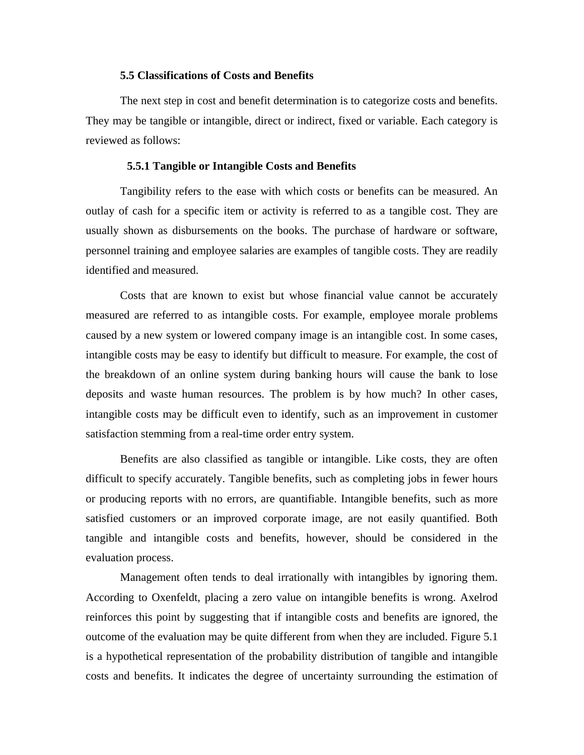## 5.5 Classifications of Costs and Benefits

The next step in cost and benefit determination is to categorize costs and benefits. They may be tangible or intangible, direct or indirect, fixed or variable. Each category is reviewed as follows:

### 5.5.1 Tangible or Intangible Costs and Benefits

Tangibility refers to the ease with which costs or benefits can be measured. An outlay of cash for a specific item or activity is referred to as a tangible cost. They are usually shown as disbursements on the books. The purchase of hardware or software, personnel training and employee salaries are examples of tangible costs. They are readily identified and measured.

Costs that are known to exist but whose financial value cannot be accurately measured are referred to as intangible costs. For example, employee morale problems caused by a new system or lowered company image is an intangible cost. In some cases, intangible costs may be easy to identify but difficult to measure. For example, the cost of the breakdown of an online system during banking hours will cause the bank to lose deposits and waste human resources. The problem is by how much? In other cases, intangible costs may be difficult even to identify, such as an improvement in customer satisfaction stemming from a real-time order entry system.

Benefits are also classified as tangible or intangible. Like costs, they are often difficult to specify accurately. Tangible benefits, such as completing jobs in fewer hours or producing reports with no errors, are quantifiable. Intangible benefits, such as more satisfied customers or an improved corporate image, are not easily quantified. Both tangible and intangible costs and benefits, however, should be considered in the evaluation process.

Management often tends to deal irrationally with intangibles by ignoring them. According to Oxenfeldt, placing a zero value on intangible benefits is wrong. Axelrod reinforces this point by suggesting that if intangible costs and benefits are ignored, the outcome of the evaluation may be quite different from when they are included. Figure 5.1 is a hypothetical representation of the probability distribution of tangible and intangible costs and benefits. It indicates the degree of uncertainty surrounding the estimation of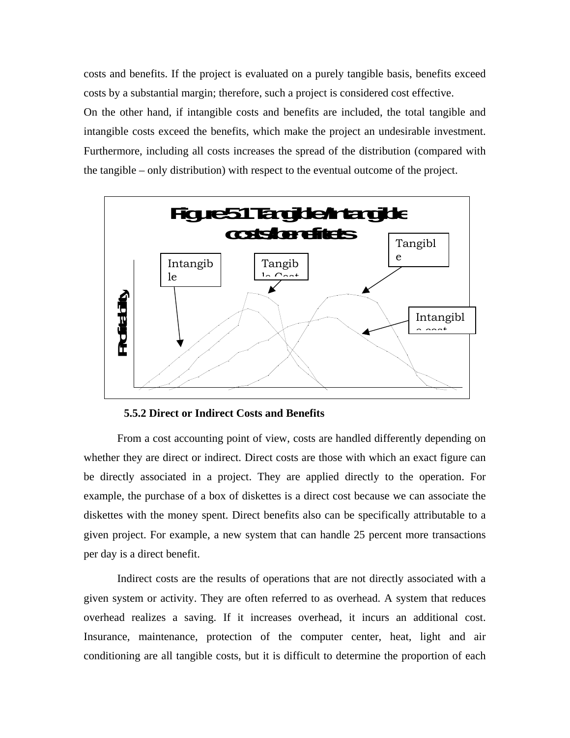costs and benefits. If the project is evaluated on a purely tangible basis, benefits exceed costs by a substantial margin; therefore, such a project is considered cost effective.

On the other hand, if intangible costs and benefits are included, the total tangible and intangible costs exceed the benefits, which make the project an undesirable investment. Furthermore, including all costs increases the spread of the distribution (compared with the tangible – only distribution) with respect to the eventual outcome of the project.

Figure 5.1 Tangible/Intangible costs/benefits

#### 5.5.2 Direct or Indirect Costs and Benefits

From a cost accounting point of view, costs are handled differently depending on whether they are direct or indirect. Direct costs are those with which an exact figure can be directly associated in a project. They are applied directly to the operation. For example, the purchase of a box of diskettes is a direct cost because we can associate the diskettes with the money spent. Direct benefits also can be specifically attributable to a given project. For example, a new system that can handle 25 percent more transactions per day is a direct benefit.

Indirect costs are the results of operations that are not directly associated with a given system or activity. They are often referred to as overhead. A system that reduces overhead realizes a saving. If it increases overhead, it incurs an additional cost. Insurance, maintenance, protection of the computer center, heat, light and air conditioning are all tangible costs, but it is difficult to determine the proportion of each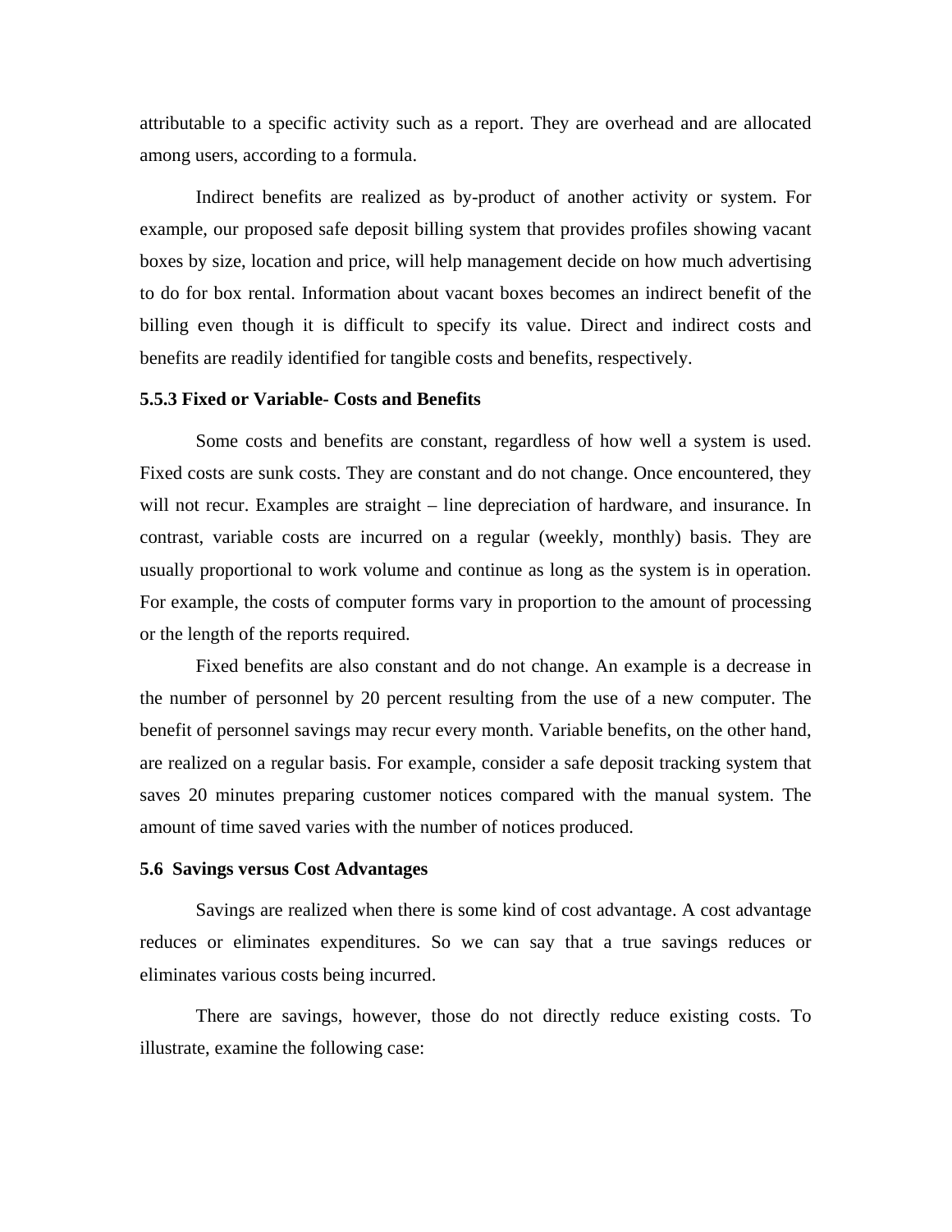attributable to a specific activity such as a report. They are overhead and are allocated among users, according to a formula.

Indirect benefits are realized as by-product of another activity or system. For example, our proposed safe deposit billing system that provides profiles showing vacant boxes by size, location and price, will help management decide on how much advertising to do for box rental. Information about vacant boxes becomes an indirect benefit of the billing even though it is difficult to specify its value. Direct and indirect costs and benefits are readily identified for tangible costs and benefits, respectively.

### 5.5.3 Fixed or Variable- Costs and Benefits

Some costs and benefits are constant, regardless of how well a system is used. Fixed costs are sunk costs. They are constant and do not change. Once encountered, they will not recur. Examples are straight – line depreciation of hardware, and insurance. In contrast, variable costs are incurred on a regular (weekly, monthly) basis. They are usually proportional to work volume and continue as long as the system is in operation. For example, the costs of computer forms vary in proportion to the amount of processing or the length of the reports required.

Fixed benefits are also constant and do not change. An example is a decrease in the number of personnel by 20 percent resulting from the use of a new computer. The benefit of personnel savings may recur every month. Variable benefits, on the other hand, are realized on a regular basis. For example, consider a safe deposit tracking system that saves 20 minutes preparing customer notices compared with the manual system. The amount of time saved varies with the number of notices produced.

## 5.6 Savings versus Cost Advantages

Savings are realized when there is some kind of cost advantage. A cost advantage reduces or eliminates expenditures. So we can say that a true savings reduces or eliminates various costs being incurred.

There are savings, however, those do not directly reduce existing costs. To illustrate, examine the following case: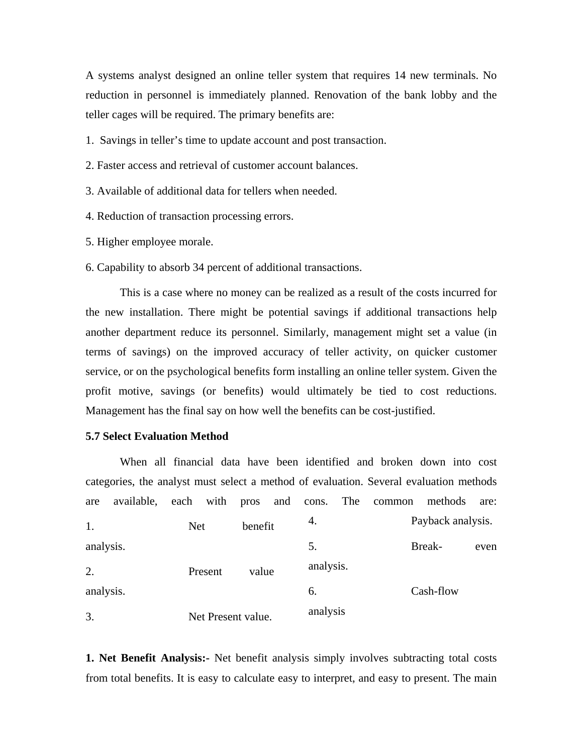A systems analyst designed an online teller system that requires 14 new terminals. No reduction in personnel is immediately planned. Renovation of the bank lobby and the teller cages will be required. The primary benefits are:

1. Savings in teller's time to update account and post transaction.
2. Faster access and retrieval of customer account balances.
3. Available of additional data for tellers when needed.
4. Reduction of transaction processing errors.
5. Higher employee morale.
6. Capability to absorb 34 percent of additional transactions.

This is a case where no money can be realized as a result of the costs incurred for the new installation. There might be potential savings if additional transactions help another department reduce its personnel. Similarly, management might set a value (in terms of savings) on the improved accuracy of teller activity, on quicker customer service, or on the psychological benefits form installing an online teller system. Given the profit motive, savings (or benefits) would ultimately be tied to cost reductions. Management has the final say on how well the benefits can be cost-justified.

**5.7 Select Evaluation Method**

When all financial data have been identified and broken down into cost categories, the analyst must select a method of evaluation. Several evaluation methods are available, each with pros and cons. The common methods are:

1. Net benefit analysis.
2. Present value analysis.
3. Net Present value.
4. Payback analysis.
5. Break-even analysis.
6. Cash-flow analysis

**1. Net Benefit Analysis:-** Net benefit analysis simply involves subtracting total costs from total benefits. It is easy to calculate easy to interpret, and easy to present. The main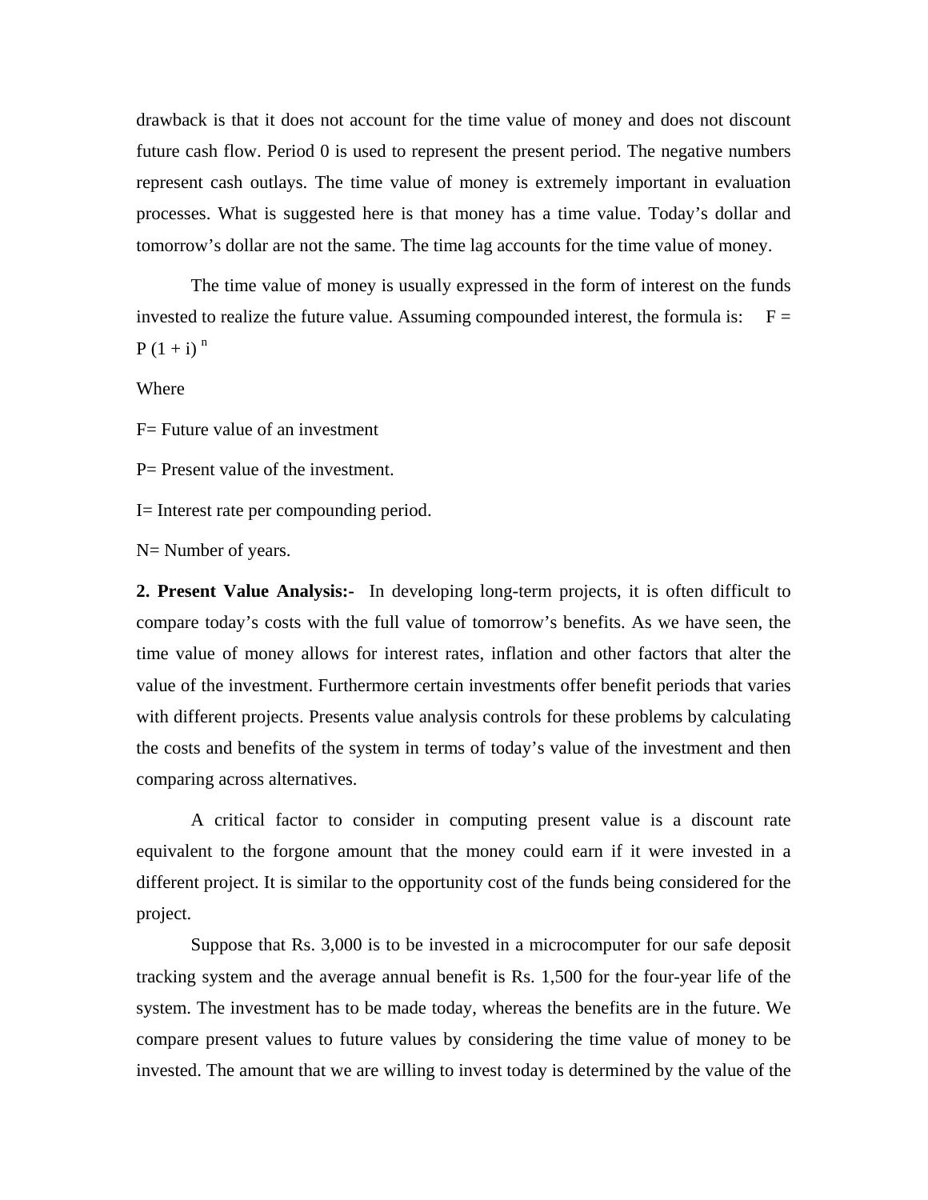drawback is that it does not account for the time value of money and does not discount future cash flow. Period 0 is used to represent the present period. The negative numbers represent cash outlays. The time value of money is extremely important in evaluation processes. What is suggested here is that money has a time value. Today's dollar and tomorrow's dollar are not the same. The time lag accounts for the time value of money.

The time value of money is usually expressed in the form of interest on the funds invested to realize the future value. Assuming compounded interest, the formula is: $F = P(1 + i)^n$

Where

F= Future value of an investment

P= Present value of the investment.

I= Interest rate per compounding period.

N= Number of years.

**2. Present Value Analysis:-** In developing long-term projects, it is often difficult to compare today's costs with the full value of tomorrow's benefits. As we have seen, the time value of money allows for interest rates, inflation and other factors that alter the value of the investment. Furthermore certain investments offer benefit periods that varies with different projects. Presents value analysis controls for these problems by calculating the costs and benefits of the system in terms of today's value of the investment and then comparing across alternatives.

A critical factor to consider in computing present value is a discount rate equivalent to the forgone amount that the money could earn if it were invested in a different project. It is similar to the opportunity cost of the funds being considered for the project.

Suppose that Rs. 3,000 is to be invested in a microcomputer for our safe deposit tracking system and the average annual benefit is Rs. 1,500 for the four-year life of the system. The investment has to be made today, whereas the benefits are in the future. We compare present values to future values by considering the time value of money to be invested. The amount that we are willing to invest today is determined by the value of the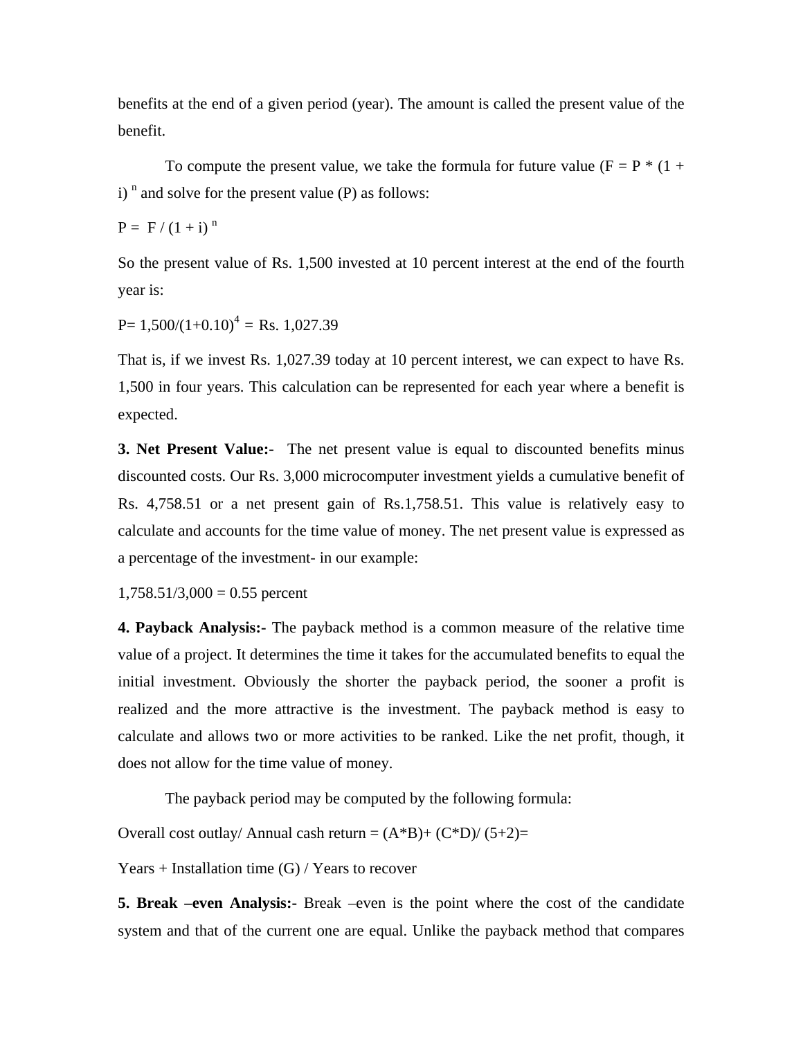benefits at the end of a given period (year). The amount is called the present value of the benefit.

To compute the present value, we take the formula for future value ($F = P * (1 + i)^n$ and solve for the present value (P) as follows:

$$P = F / (1 + i)^n$$

So the present value of Rs. 1,500 invested at 10 percent interest at the end of the fourth year is:

$$P = 1{,}500/(1+0.10)^4 = \text{Rs. } 1{,}027.39$$

That is, if we invest Rs. 1,027.39 today at 10 percent interest, we can expect to have Rs. 1,500 in four years. This calculation can be represented for each year where a benefit is expected.

**3. Net Present Value:-** The net present value is equal to discounted benefits minus discounted costs. Our Rs. 3,000 microcomputer investment yields a cumulative benefit of Rs. 4,758.51 or a net present gain of Rs.1,758.51. This value is relatively easy to calculate and accounts for the time value of money. The net present value is expressed as a percentage of the investment- in our example:

1,758.51/3,000 = 0.55 percent

**4. Payback Analysis:-** The payback method is a common measure of the relative time value of a project. It determines the time it takes for the accumulated benefits to equal the initial investment. Obviously the shorter the payback period, the sooner a profit is realized and the more attractive is the investment. The payback method is easy to calculate and allows two or more activities to be ranked. Like the net profit, though, it does not allow for the time value of money.

The payback period may be computed by the following formula:

Overall cost outlay/ Annual cash return = (A*B)+ (C*D)/ (5+2)=

Years + Installation time (G) / Years to recover

**5. Break –even Analysis:-** Break –even is the point where the cost of the candidate system and that of the current one are equal. Unlike the payback method that compares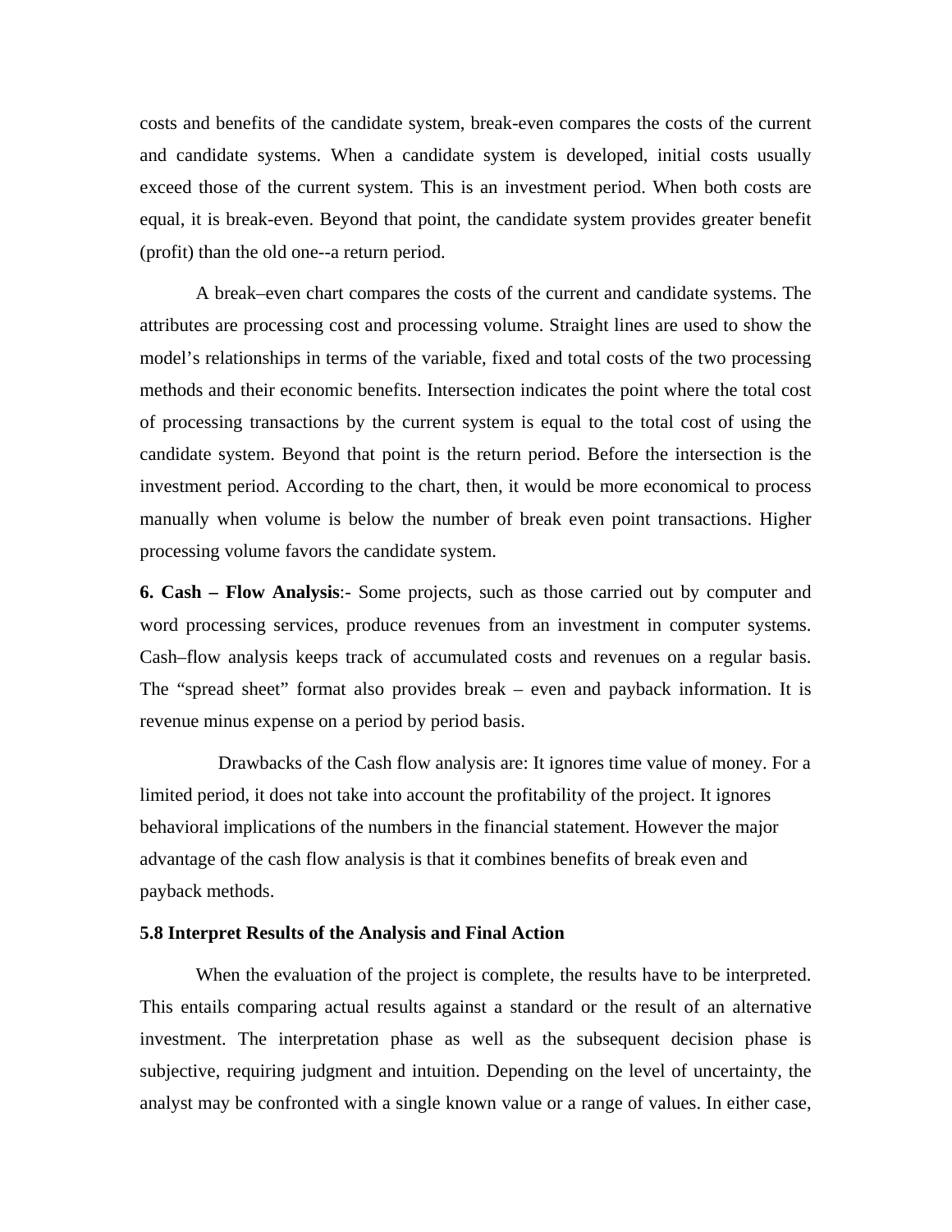costs and benefits of the candidate system, break-even compares the costs of the current and candidate systems. When a candidate system is developed, initial costs usually exceed those of the current system. This is an investment period. When both costs are equal, it is break-even. Beyond that point, the candidate system provides greater benefit (profit) than the old one--a return period.

A break–even chart compares the costs of the current and candidate systems. The attributes are processing cost and processing volume. Straight lines are used to show the model's relationships in terms of the variable, fixed and total costs of the two processing methods and their economic benefits. Intersection indicates the point where the total cost of processing transactions by the current system is equal to the total cost of using the candidate system. Beyond that point is the return period. Before the intersection is the investment period. According to the chart, then, it would be more economical to process manually when volume is below the number of break even point transactions. Higher processing volume favors the candidate system.

**6. Cash – Flow Analysis**:- Some projects, such as those carried out by computer and word processing services, produce revenues from an investment in computer systems. Cash–flow analysis keeps track of accumulated costs and revenues on a regular basis. The "spread sheet" format also provides break – even and payback information. It is revenue minus expense on a period by period basis.

Drawbacks of the Cash flow analysis are: It ignores time value of money. For a limited period, it does not take into account the profitability of the project. It ignores behavioral implications of the numbers in the financial statement. However the major advantage of the cash flow analysis is that it combines benefits of break even and payback methods.

### 5.8 Interpret Results of the Analysis and Final Action

When the evaluation of the project is complete, the results have to be interpreted. This entails comparing actual results against a standard or the result of an alternative investment. The interpretation phase as well as the subsequent decision phase is subjective, requiring judgment and intuition. Depending on the level of uncertainty, the analyst may be confronted with a single known value or a range of values. In either case,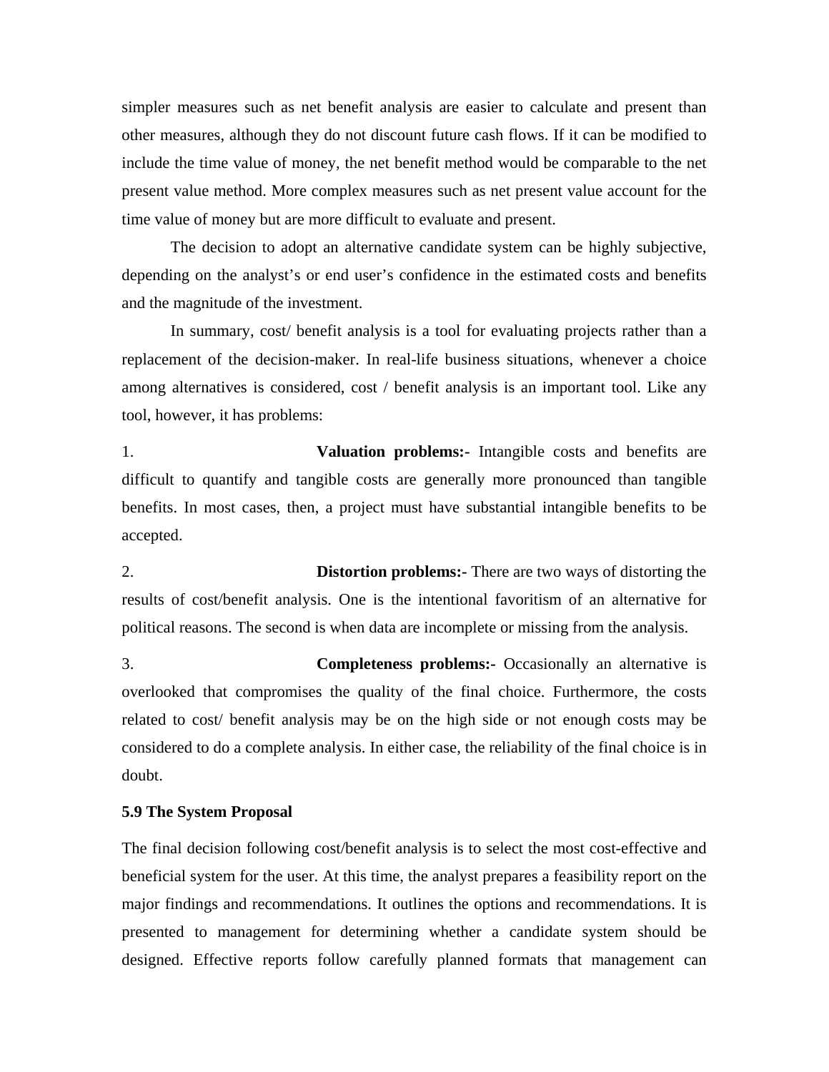simpler measures such as net benefit analysis are easier to calculate and present than other measures, although they do not discount future cash flows. If it can be modified to include the time value of money, the net benefit method would be comparable to the net present value method. More complex measures such as net present value account for the time value of money but are more difficult to evaluate and present.

The decision to adopt an alternative candidate system can be highly subjective, depending on the analyst's or end user's confidence in the estimated costs and benefits and the magnitude of the investment.

In summary, cost/ benefit analysis is a tool for evaluating projects rather than a replacement of the decision-maker. In real-life business situations, whenever a choice among alternatives is considered, cost / benefit analysis is an important tool. Like any tool, however, it has problems:

1. **Valuation problems:-** Intangible costs and benefits are difficult to quantify and tangible costs are generally more pronounced than tangible benefits. In most cases, then, a project must have substantial intangible benefits to be accepted.

2. **Distortion problems:-** There are two ways of distorting the results of cost/benefit analysis. One is the intentional favoritism of an alternative for political reasons. The second is when data are incomplete or missing from the analysis.

3. **Completeness problems:-** Occasionally an alternative is overlooked that compromises the quality of the final choice. Furthermore, the costs related to cost/ benefit analysis may be on the high side or not enough costs may be considered to do a complete analysis. In either case, the reliability of the final choice is in doubt.

### 5.9 The System Proposal

The final decision following cost/benefit analysis is to select the most cost-effective and beneficial system for the user. At this time, the analyst prepares a feasibility report on the major findings and recommendations. It outlines the options and recommendations. It is presented to management for determining whether a candidate system should be designed. Effective reports follow carefully planned formats that management can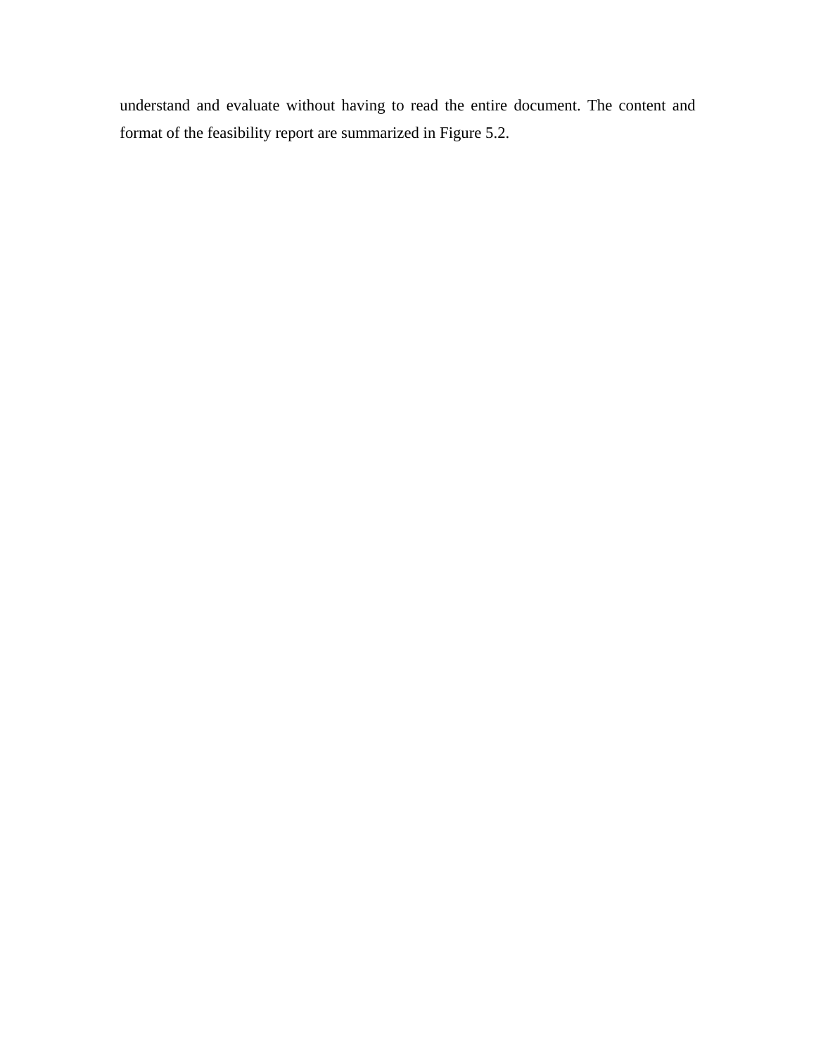understand and evaluate without having to read the entire document. The content and format of the feasibility report are summarized in Figure 5.2.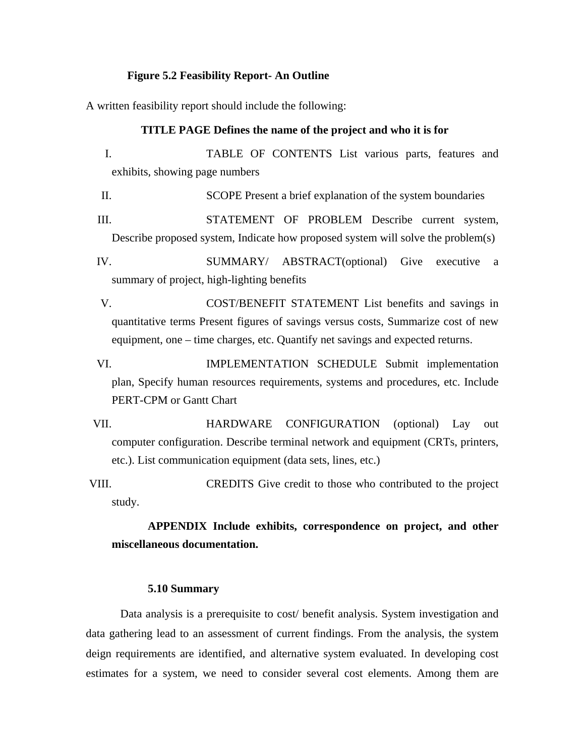**Figure 5.2 Feasibility Report- An Outline**

A written feasibility report should include the following:

**TITLE PAGE Defines the name of the project and who it is for**

I. TABLE OF CONTENTS List various parts, features and exhibits, showing page numbers

II. SCOPE Present a brief explanation of the system boundaries

III. STATEMENT OF PROBLEM Describe current system, Describe proposed system, Indicate how proposed system will solve the problem(s)

IV. SUMMARY/ ABSTRACT(optional) Give executive a summary of project, high-lighting benefits

V. COST/BENEFIT STATEMENT List benefits and savings in quantitative terms Present figures of savings versus costs, Summarize cost of new equipment, one – time charges, etc. Quantify net savings and expected returns.

VI. IMPLEMENTATION SCHEDULE Submit implementation plan, Specify human resources requirements, systems and procedures, etc. Include PERT-CPM or Gantt Chart

VII. HARDWARE CONFIGURATION (optional) Lay out computer configuration. Describe terminal network and equipment (CRTs, printers, etc.). List communication equipment (data sets, lines, etc.)

VIII. CREDITS Give credit to those who contributed to the project study.

**APPENDIX Include exhibits, correspondence on project, and other miscellaneous documentation.**

### 5.10 Summary

Data analysis is a prerequisite to cost/ benefit analysis. System investigation and data gathering lead to an assessment of current findings. From the analysis, the system deign requirements are identified, and alternative system evaluated. In developing cost estimates for a system, we need to consider several cost elements. Among them are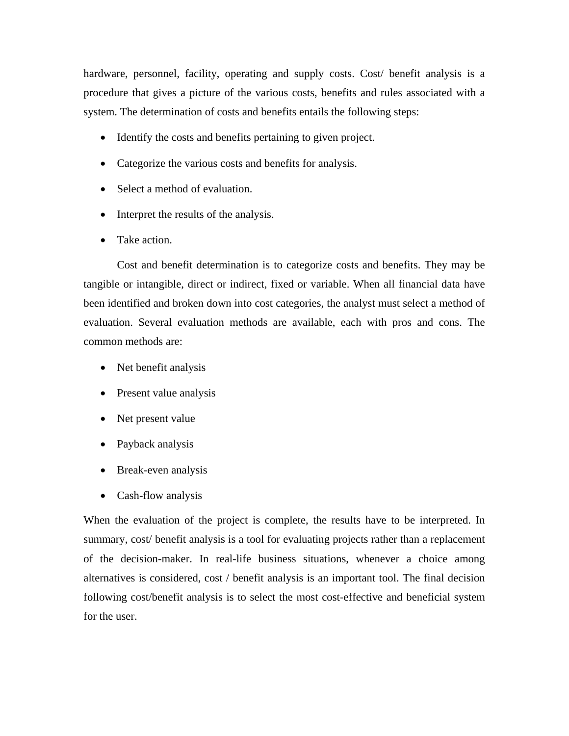hardware, personnel, facility, operating and supply costs. Cost/ benefit analysis is a procedure that gives a picture of the various costs, benefits and rules associated with a system. The determination of costs and benefits entails the following steps:

- Identify the costs and benefits pertaining to given project.
- Categorize the various costs and benefits for analysis.
- Select a method of evaluation.
- Interpret the results of the analysis.
- Take action.

Cost and benefit determination is to categorize costs and benefits. They may be tangible or intangible, direct or indirect, fixed or variable. When all financial data have been identified and broken down into cost categories, the analyst must select a method of evaluation. Several evaluation methods are available, each with pros and cons. The common methods are:

- Net benefit analysis
- Present value analysis
- Net present value
- Payback analysis
- Break-even analysis
- Cash-flow analysis

When the evaluation of the project is complete, the results have to be interpreted. In summary, cost/ benefit analysis is a tool for evaluating projects rather than a replacement of the decision-maker. In real-life business situations, whenever a choice among alternatives is considered, cost / benefit analysis is an important tool. The final decision following cost/benefit analysis is to select the most cost-effective and beneficial system for the user.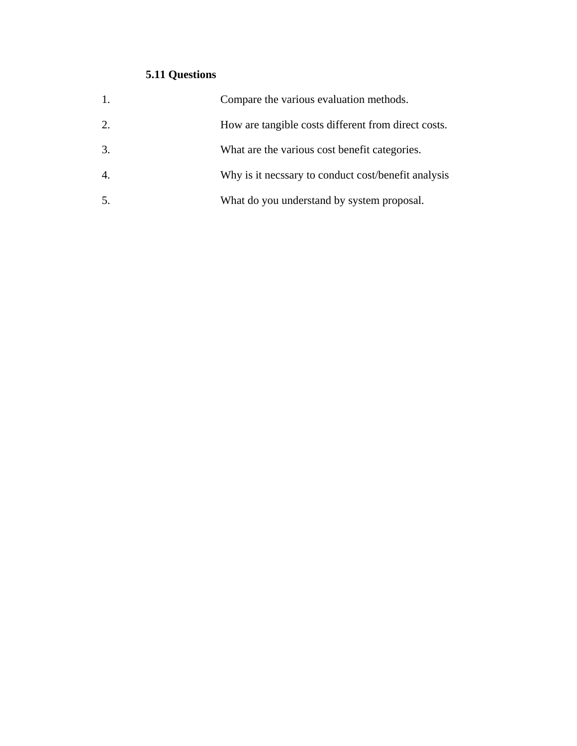### 5.11 Questions

1. Compare the various evaluation methods.
2. How are tangible costs different from direct costs.
3. What are the various cost benefit categories.
4. Why is it necssary to conduct cost/benefit analysis
5. What do you understand by system proposal.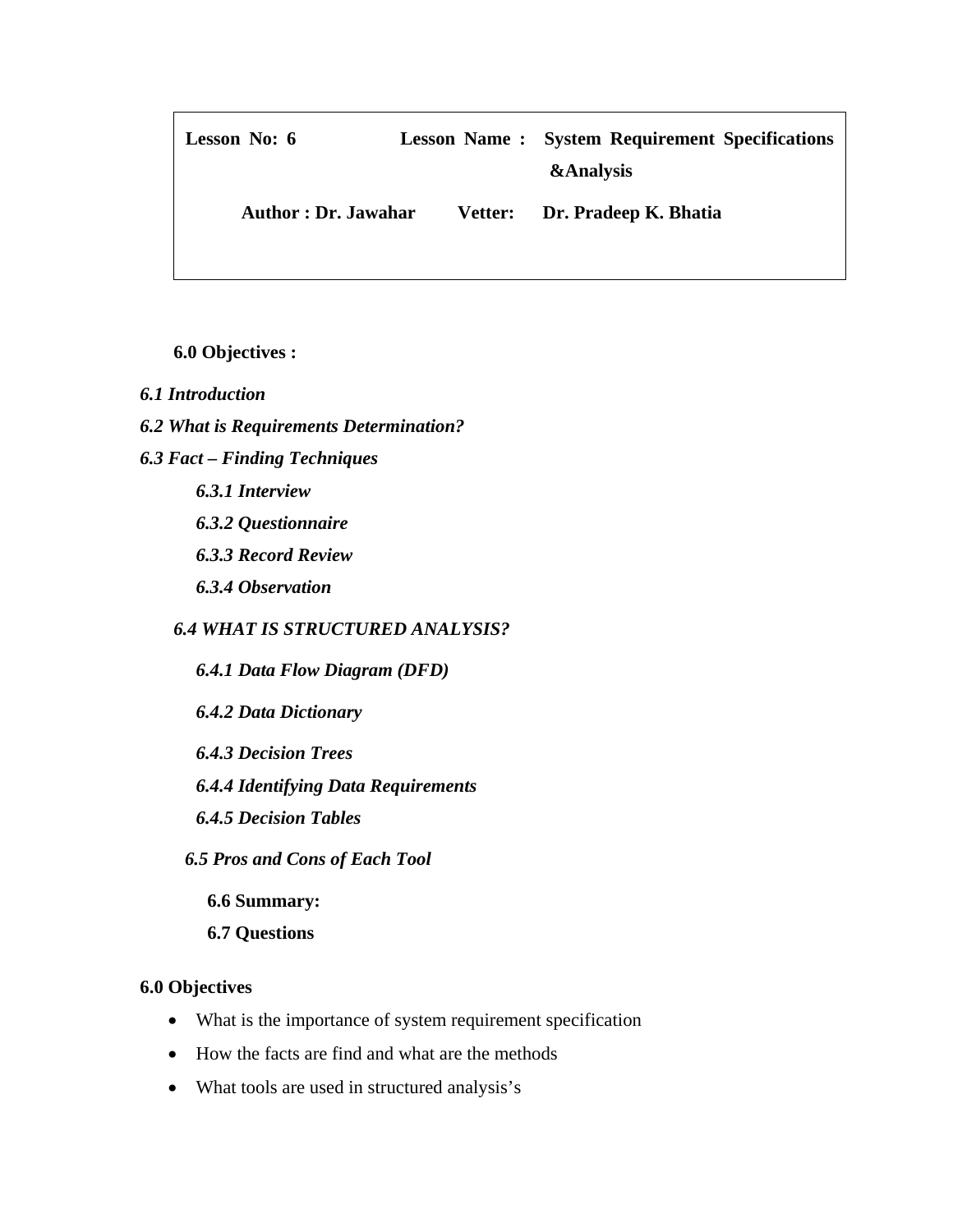| **Lesson No: 6** | **Lesson Name : System Requirement Specifications &Analysis** |
|---|---|
| **Author : Dr. Jawahar** | **Vetter: Dr. Pradeep K. Bhatia** |

**6.0 Objectives :**

***6.1 Introduction***

***6.2 What is Requirements Determination?***

***6.3 Fact – Finding Techniques***

- ***6.3.1 Interview***
- ***6.3.2 Questionnaire***
- ***6.3.3 Record Review***
- ***6.3.4 Observation***

***6.4 WHAT IS STRUCTURED ANALYSIS?***

- ***6.4.1 Data Flow Diagram (DFD)***
- ***6.4.2 Data Dictionary***
- ***6.4.3 Decision Trees***
- ***6.4.4 Identifying Data Requirements***
- ***6.4.5 Decision Tables***

***6.5 Pros and Cons of Each Tool***

**6.6 Summary:**

**6.7 Questions**

## 6.0 Objectives

- What is the importance of system requirement specification
- How the facts are find and what are the methods
- What tools are used in structured analysis's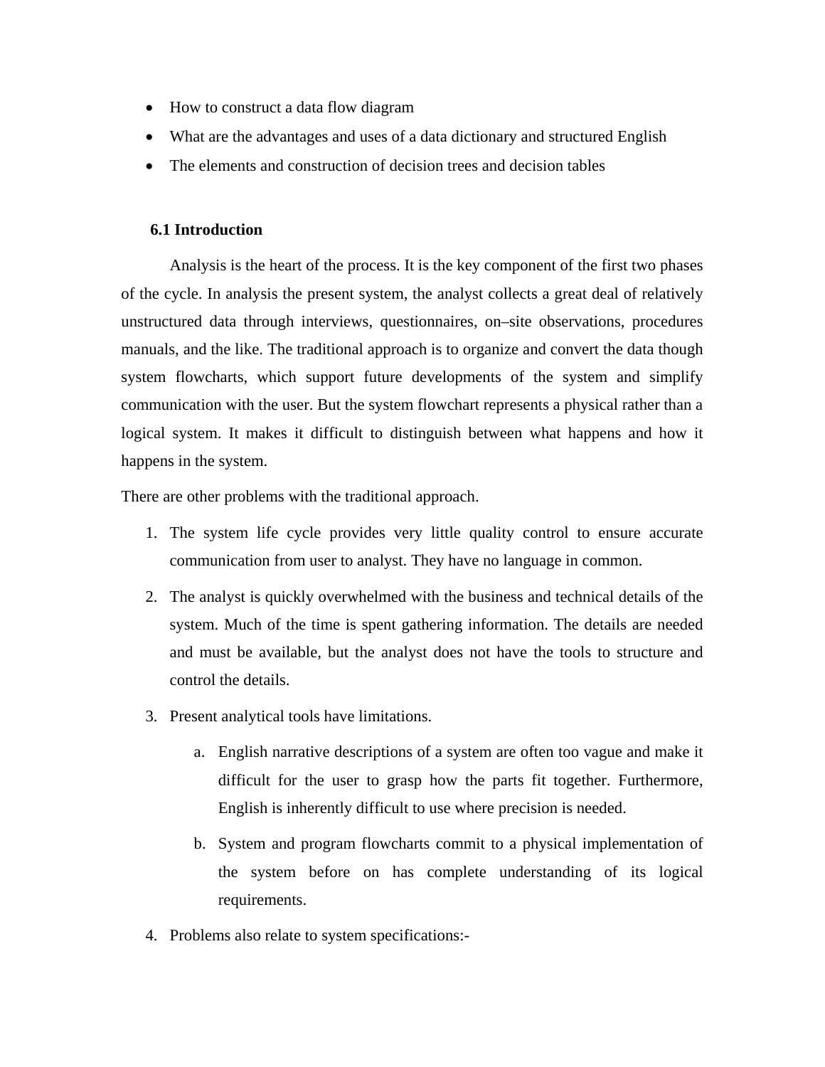- How to construct a data flow diagram
- What are the advantages and uses of a data dictionary and structured English
- The elements and construction of decision trees and decision tables

## 6.1 Introduction

Analysis is the heart of the process. It is the key component of the first two phases of the cycle. In analysis the present system, the analyst collects a great deal of relatively unstructured data through interviews, questionnaires, on–site observations, procedures manuals, and the like. The traditional approach is to organize and convert the data though system flowcharts, which support future developments of the system and simplify communication with the user. But the system flowchart represents a physical rather than a logical system. It makes it difficult to distinguish between what happens and how it happens in the system.

There are other problems with the traditional approach.

1. The system life cycle provides very little quality control to ensure accurate communication from user to analyst. They have no language in common.
2. The analyst is quickly overwhelmed with the business and technical details of the system. Much of the time is spent gathering information. The details are needed and must be available, but the analyst does not have the tools to structure and control the details.
3. Present analytical tools have limitations.
   a. English narrative descriptions of a system are often too vague and make it difficult for the user to grasp how the parts fit together. Furthermore, English is inherently difficult to use where precision is needed.
   b. System and program flowcharts commit to a physical implementation of the system before on has complete understanding of its logical requirements.
4. Problems also relate to system specifications:-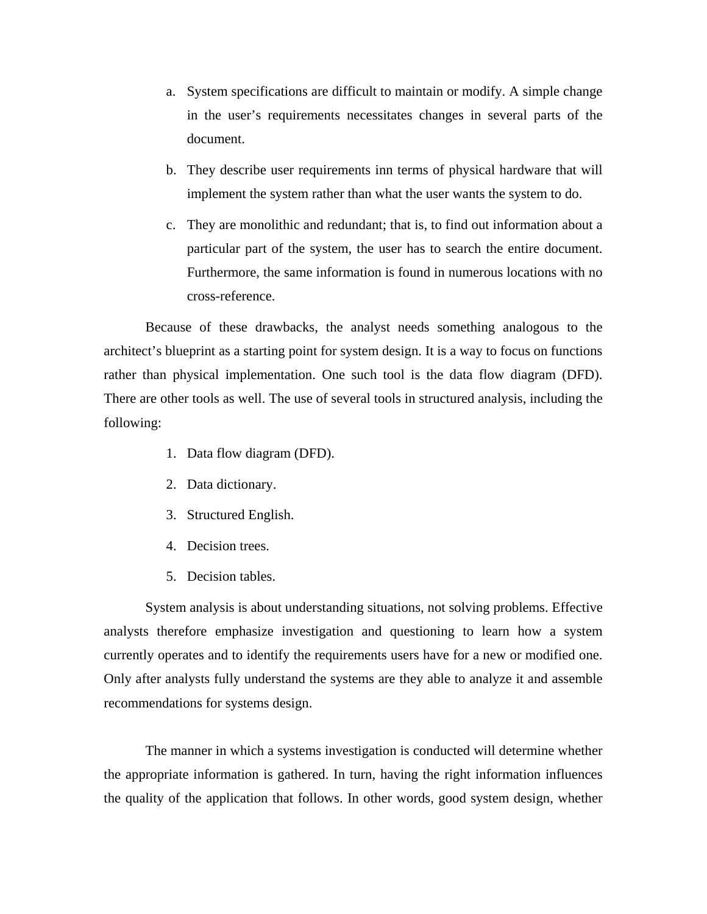a. System specifications are difficult to maintain or modify. A simple change in the user's requirements necessitates changes in several parts of the document.

b. They describe user requirements inn terms of physical hardware that will implement the system rather than what the user wants the system to do.

c. They are monolithic and redundant; that is, to find out information about a particular part of the system, the user has to search the entire document. Furthermore, the same information is found in numerous locations with no cross-reference.

Because of these drawbacks, the analyst needs something analogous to the architect's blueprint as a starting point for system design. It is a way to focus on functions rather than physical implementation. One such tool is the data flow diagram (DFD). There are other tools as well. The use of several tools in structured analysis, including the following:

1. Data flow diagram (DFD).
2. Data dictionary.
3. Structured English.
4. Decision trees.
5. Decision tables.

System analysis is about understanding situations, not solving problems. Effective analysts therefore emphasize investigation and questioning to learn how a system currently operates and to identify the requirements users have for a new or modified one. Only after analysts fully understand the systems are they able to analyze it and assemble recommendations for systems design.

The manner in which a systems investigation is conducted will determine whether the appropriate information is gathered. In turn, having the right information influences the quality of the application that follows. In other words, good system design, whether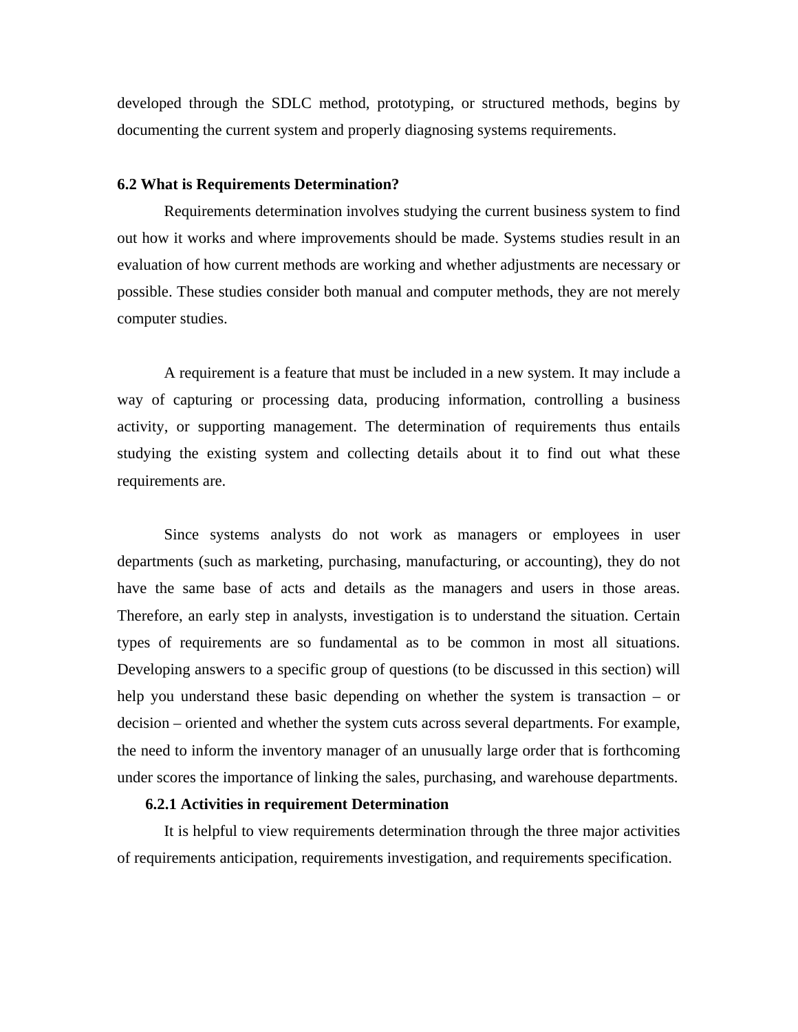developed through the SDLC method, prototyping, or structured methods, begins by documenting the current system and properly diagnosing systems requirements.

## 6.2 What is Requirements Determination?

Requirements determination involves studying the current business system to find out how it works and where improvements should be made. Systems studies result in an evaluation of how current methods are working and whether adjustments are necessary or possible. These studies consider both manual and computer methods, they are not merely computer studies.

A requirement is a feature that must be included in a new system. It may include a way of capturing or processing data, producing information, controlling a business activity, or supporting management. The determination of requirements thus entails studying the existing system and collecting details about it to find out what these requirements are.

Since systems analysts do not work as managers or employees in user departments (such as marketing, purchasing, manufacturing, or accounting), they do not have the same base of acts and details as the managers and users in those areas. Therefore, an early step in analysts, investigation is to understand the situation. Certain types of requirements are so fundamental as to be common in most all situations. Developing answers to a specific group of questions (to be discussed in this section) will help you understand these basic depending on whether the system is transaction – or decision – oriented and whether the system cuts across several departments. For example, the need to inform the inventory manager of an unusually large order that is forthcoming under scores the importance of linking the sales, purchasing, and warehouse departments.

### 6.2.1 Activities in requirement Determination

It is helpful to view requirements determination through the three major activities of requirements anticipation, requirements investigation, and requirements specification.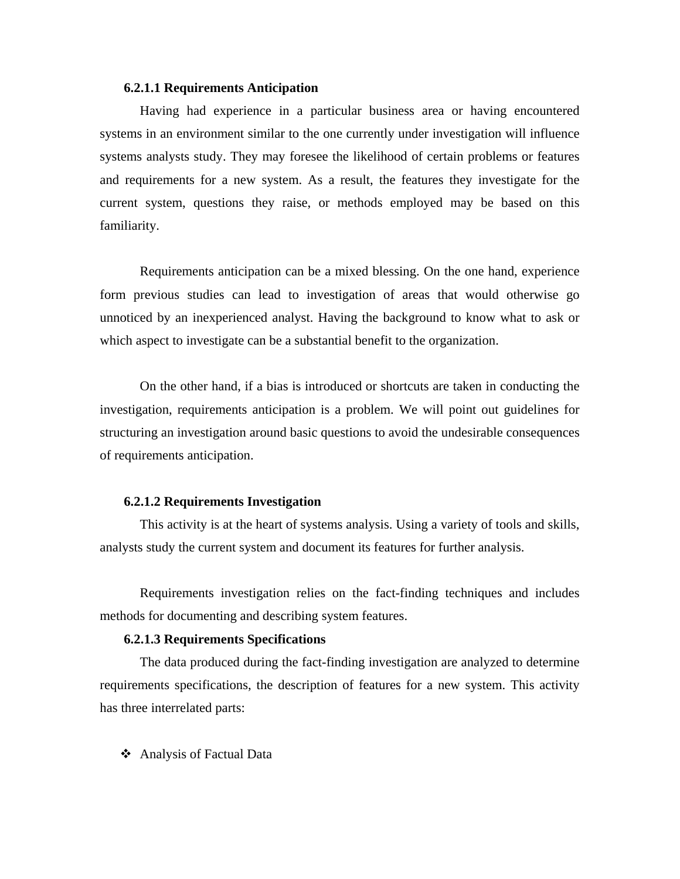#### 6.2.1.1 Requirements Anticipation

Having had experience in a particular business area or having encountered systems in an environment similar to the one currently under investigation will influence systems analysts study. They may foresee the likelihood of certain problems or features and requirements for a new system. As a result, the features they investigate for the current system, questions they raise, or methods employed may be based on this familiarity.

Requirements anticipation can be a mixed blessing. On the one hand, experience form previous studies can lead to investigation of areas that would otherwise go unnoticed by an inexperienced analyst. Having the background to know what to ask or which aspect to investigate can be a substantial benefit to the organization.

On the other hand, if a bias is introduced or shortcuts are taken in conducting the investigation, requirements anticipation is a problem. We will point out guidelines for structuring an investigation around basic questions to avoid the undesirable consequences of requirements anticipation.

#### 6.2.1.2 Requirements Investigation

This activity is at the heart of systems analysis. Using a variety of tools and skills, analysts study the current system and document its features for further analysis.

Requirements investigation relies on the fact-finding techniques and includes methods for documenting and describing system features.

#### 6.2.1.3 Requirements Specifications

The data produced during the fact-finding investigation are analyzed to determine requirements specifications, the description of features for a new system. This activity has three interrelated parts:

- Analysis of Factual Data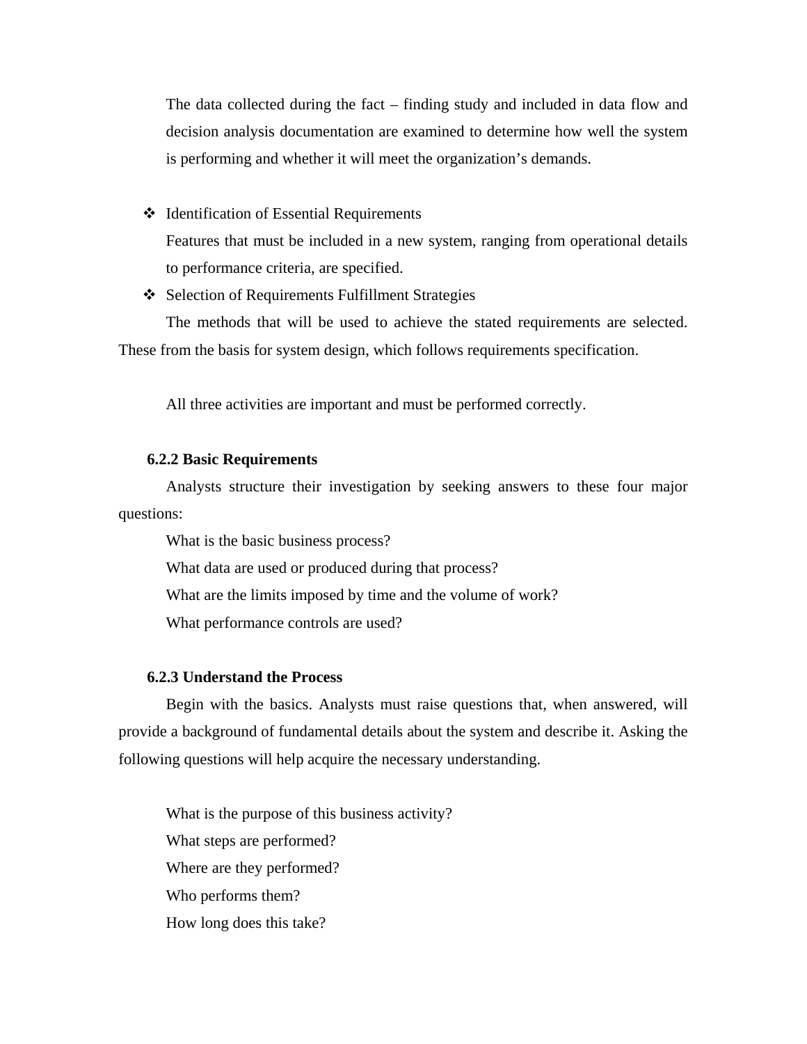The data collected during the fact – finding study and included in data flow and decision analysis documentation are examined to determine how well the system is performing and whether it will meet the organization's demands.

- ❖ Identification of Essential Requirements

  Features that must be included in a new system, ranging from operational details to performance criteria, are specified.

- ❖ Selection of Requirements Fulfillment Strategies

  The methods that will be used to achieve the stated requirements are selected. These from the basis for system design, which follows requirements specification.

All three activities are important and must be performed correctly.

### 6.2.2 Basic Requirements

Analysts structure their investigation by seeking answers to these four major questions:

What is the basic business process?

What data are used or produced during that process?

What are the limits imposed by time and the volume of work?

What performance controls are used?

### 6.2.3 Understand the Process

Begin with the basics. Analysts must raise questions that, when answered, will provide a background of fundamental details about the system and describe it. Asking the following questions will help acquire the necessary understanding.

What is the purpose of this business activity?

What steps are performed?

Where are they performed?

Who performs them?

How long does this take?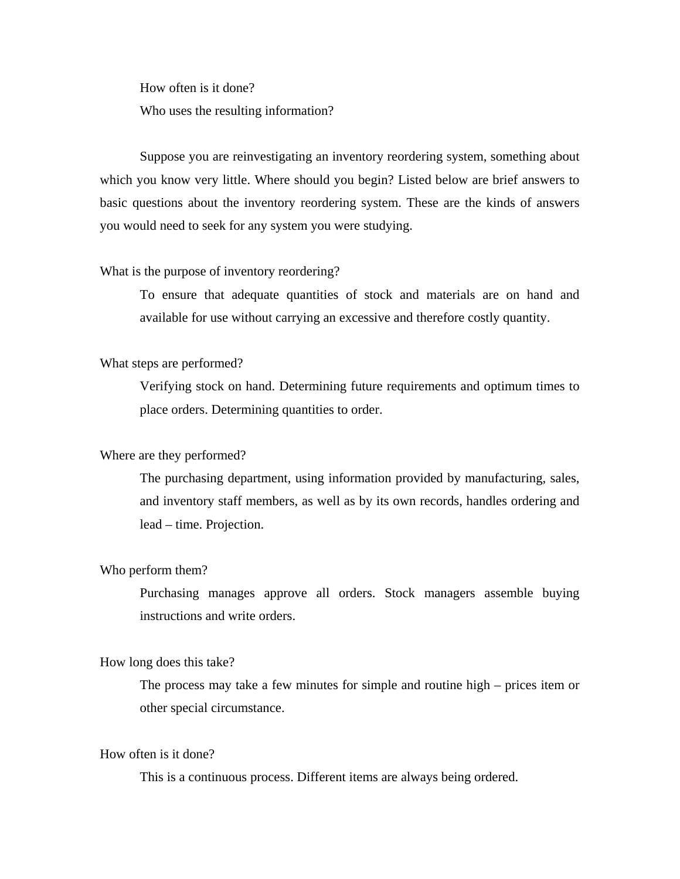How often is it done?

Who uses the resulting information?

Suppose you are reinvestigating an inventory reordering system, something about which you know very little. Where should you begin? Listed below are brief answers to basic questions about the inventory reordering system. These are the kinds of answers you would need to seek for any system you were studying.

What is the purpose of inventory reordering?

To ensure that adequate quantities of stock and materials are on hand and available for use without carrying an excessive and therefore costly quantity.

What steps are performed?

Verifying stock on hand. Determining future requirements and optimum times to place orders. Determining quantities to order.

Where are they performed?

The purchasing department, using information provided by manufacturing, sales, and inventory staff members, as well as by its own records, handles ordering and lead – time. Projection.

Who perform them?

Purchasing manages approve all orders. Stock managers assemble buying instructions and write orders.

How long does this take?

The process may take a few minutes for simple and routine high – prices item or other special circumstance.

How often is it done?

This is a continuous process. Different items are always being ordered.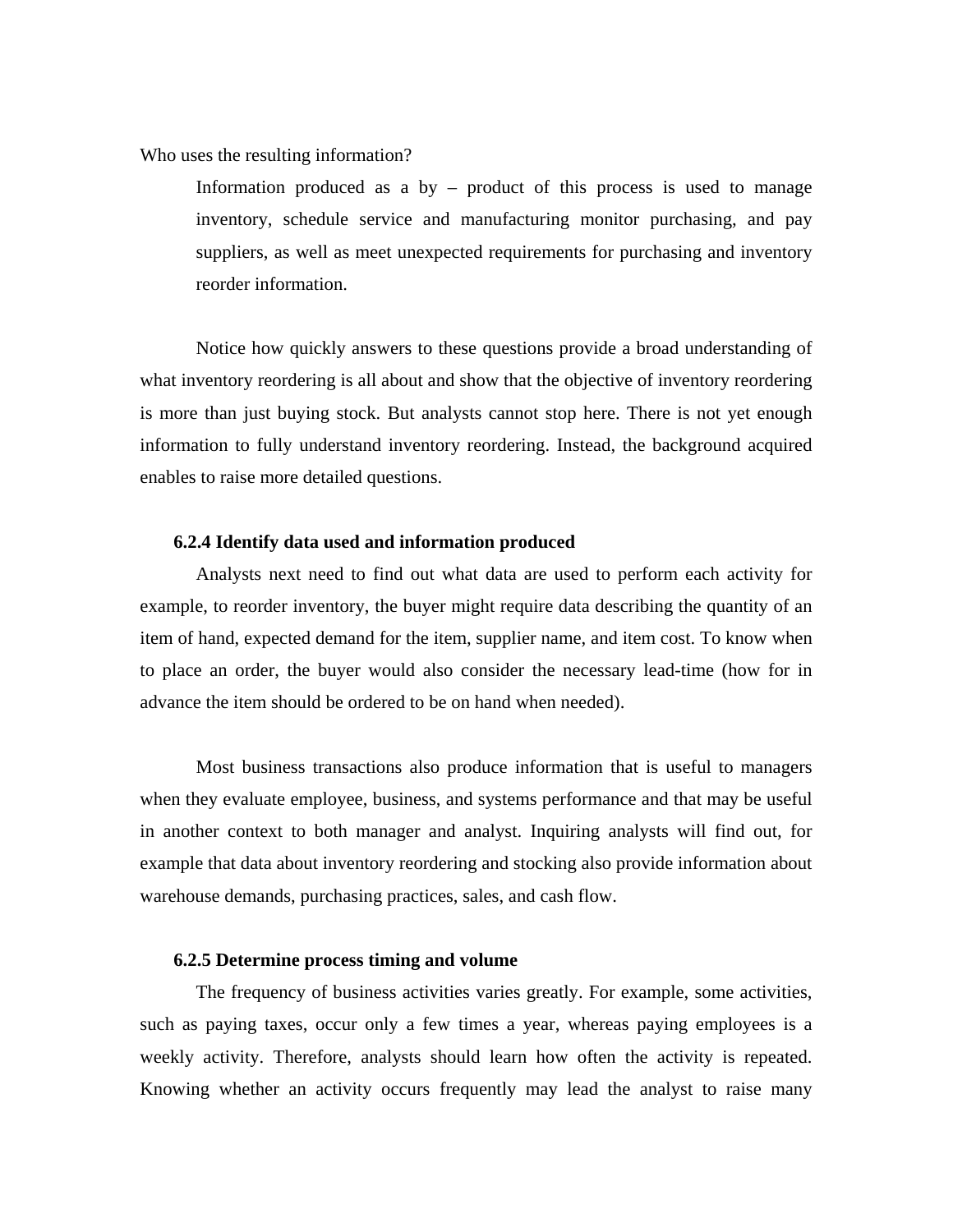Who uses the resulting information?

> Information produced as a by – product of this process is used to manage inventory, schedule service and manufacturing monitor purchasing, and pay suppliers, as well as meet unexpected requirements for purchasing and inventory reorder information.

Notice how quickly answers to these questions provide a broad understanding of what inventory reordering is all about and show that the objective of inventory reordering is more than just buying stock. But analysts cannot stop here. There is not yet enough information to fully understand inventory reordering. Instead, the background acquired enables to raise more detailed questions.

### 6.2.4 Identify data used and information produced

Analysts next need to find out what data are used to perform each activity for example, to reorder inventory, the buyer might require data describing the quantity of an item of hand, expected demand for the item, supplier name, and item cost. To know when to place an order, the buyer would also consider the necessary lead-time (how for in advance the item should be ordered to be on hand when needed).

Most business transactions also produce information that is useful to managers when they evaluate employee, business, and systems performance and that may be useful in another context to both manager and analyst. Inquiring analysts will find out, for example that data about inventory reordering and stocking also provide information about warehouse demands, purchasing practices, sales, and cash flow.

### 6.2.5 Determine process timing and volume

The frequency of business activities varies greatly. For example, some activities, such as paying taxes, occur only a few times a year, whereas paying employees is a weekly activity. Therefore, analysts should learn how often the activity is repeated. Knowing whether an activity occurs frequently may lead the analyst to raise many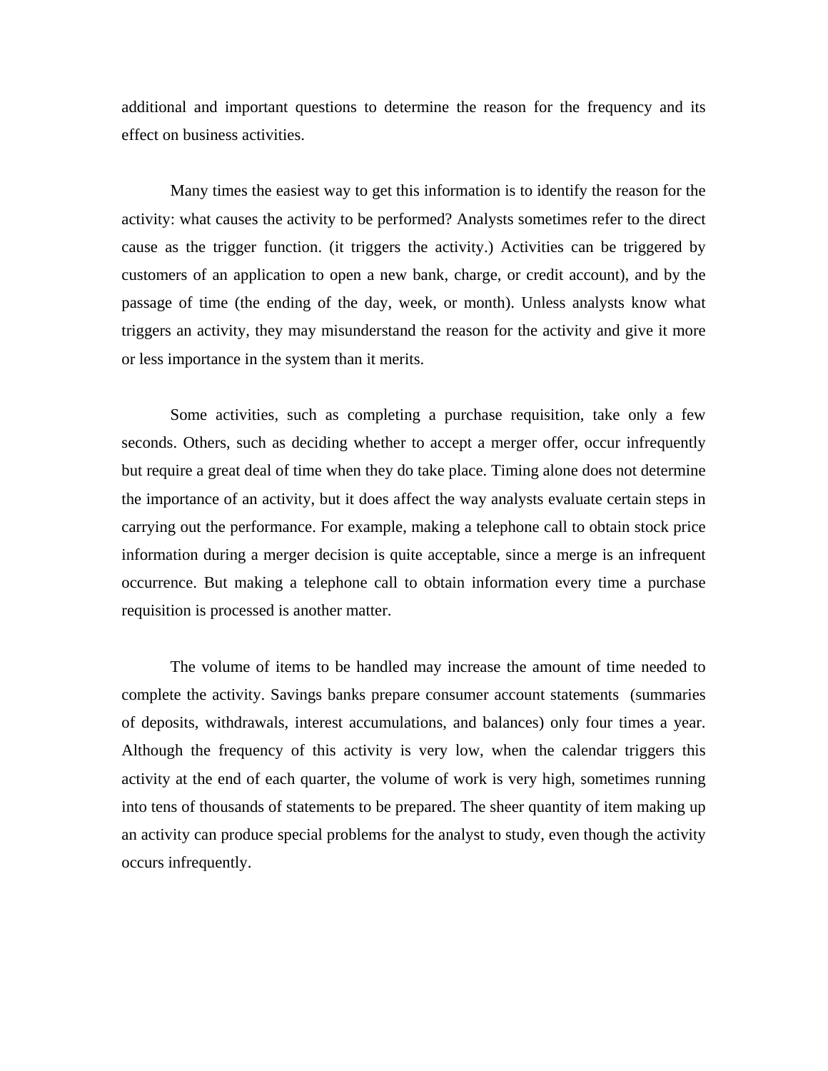additional and important questions to determine the reason for the frequency and its effect on business activities.

Many times the easiest way to get this information is to identify the reason for the activity: what causes the activity to be performed? Analysts sometimes refer to the direct cause as the trigger function. (it triggers the activity.) Activities can be triggered by customers of an application to open a new bank, charge, or credit account), and by the passage of time (the ending of the day, week, or month). Unless analysts know what triggers an activity, they may misunderstand the reason for the activity and give it more or less importance in the system than it merits.

Some activities, such as completing a purchase requisition, take only a few seconds. Others, such as deciding whether to accept a merger offer, occur infrequently but require a great deal of time when they do take place. Timing alone does not determine the importance of an activity, but it does affect the way analysts evaluate certain steps in carrying out the performance. For example, making a telephone call to obtain stock price information during a merger decision is quite acceptable, since a merge is an infrequent occurrence. But making a telephone call to obtain information every time a purchase requisition is processed is another matter.

The volume of items to be handled may increase the amount of time needed to complete the activity. Savings banks prepare consumer account statements (summaries of deposits, withdrawals, interest accumulations, and balances) only four times a year. Although the frequency of this activity is very low, when the calendar triggers this activity at the end of each quarter, the volume of work is very high, sometimes running into tens of thousands of statements to be prepared. The sheer quantity of item making up an activity can produce special problems for the analyst to study, even though the activity occurs infrequently.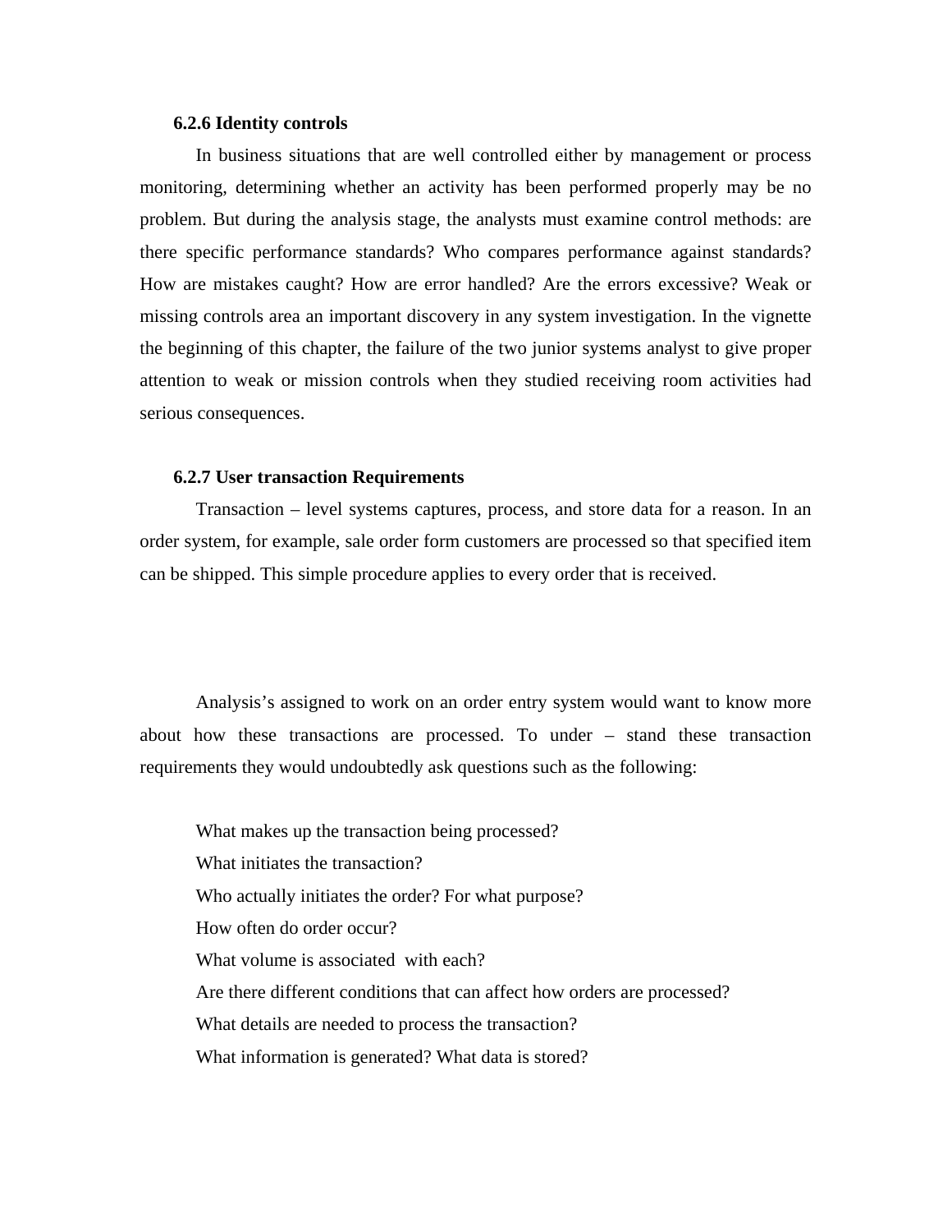### 6.2.6 Identity controls

In business situations that are well controlled either by management or process monitoring, determining whether an activity has been performed properly may be no problem. But during the analysis stage, the analysts must examine control methods: are there specific performance standards? Who compares performance against standards? How are mistakes caught? How are error handled? Are the errors excessive? Weak or missing controls area an important discovery in any system investigation. In the vignette the beginning of this chapter, the failure of the two junior systems analyst to give proper attention to weak or mission controls when they studied receiving room activities had serious consequences.

### 6.2.7 User transaction Requirements

Transaction – level systems captures, process, and store data for a reason. In an order system, for example, sale order form customers are processed so that specified item can be shipped. This simple procedure applies to every order that is received.

Analysis's assigned to work on an order entry system would want to know more about how these transactions are processed. To under – stand these transaction requirements they would undoubtedly ask questions such as the following:

What makes up the transaction being processed?
What initiates the transaction?
Who actually initiates the order? For what purpose?
How often do order occur?
What volume is associated with each?
Are there different conditions that can affect how orders are processed?
What details are needed to process the transaction?
What information is generated? What data is stored?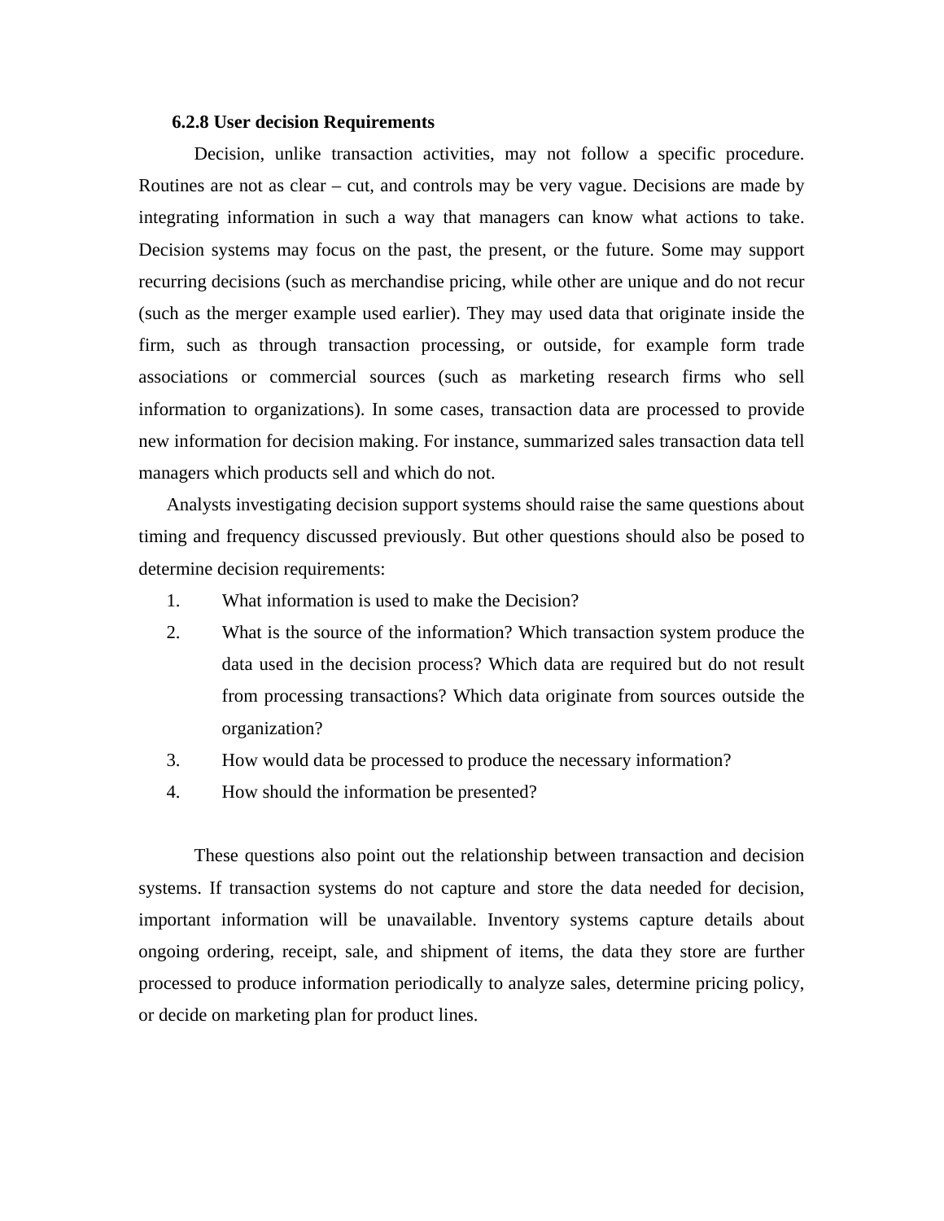### 6.2.8 User decision Requirements

Decision, unlike transaction activities, may not follow a specific procedure. Routines are not as clear – cut, and controls may be very vague. Decisions are made by integrating information in such a way that managers can know what actions to take. Decision systems may focus on the past, the present, or the future. Some may support recurring decisions (such as merchandise pricing, while other are unique and do not recur (such as the merger example used earlier). They may used data that originate inside the firm, such as through transaction processing, or outside, for example form trade associations or commercial sources (such as marketing research firms who sell information to organizations). In some cases, transaction data are processed to provide new information for decision making. For instance, summarized sales transaction data tell managers which products sell and which do not.

Analysts investigating decision support systems should raise the same questions about timing and frequency discussed previously. But other questions should also be posed to determine decision requirements:

1. What information is used to make the Decision?
2. What is the source of the information? Which transaction system produce the data used in the decision process? Which data are required but do not result from processing transactions? Which data originate from sources outside the organization?
3. How would data be processed to produce the necessary information?
4. How should the information be presented?

These questions also point out the relationship between transaction and decision systems. If transaction systems do not capture and store the data needed for decision, important information will be unavailable. Inventory systems capture details about ongoing ordering, receipt, sale, and shipment of items, the data they store are further processed to produce information periodically to analyze sales, determine pricing policy, or decide on marketing plan for product lines.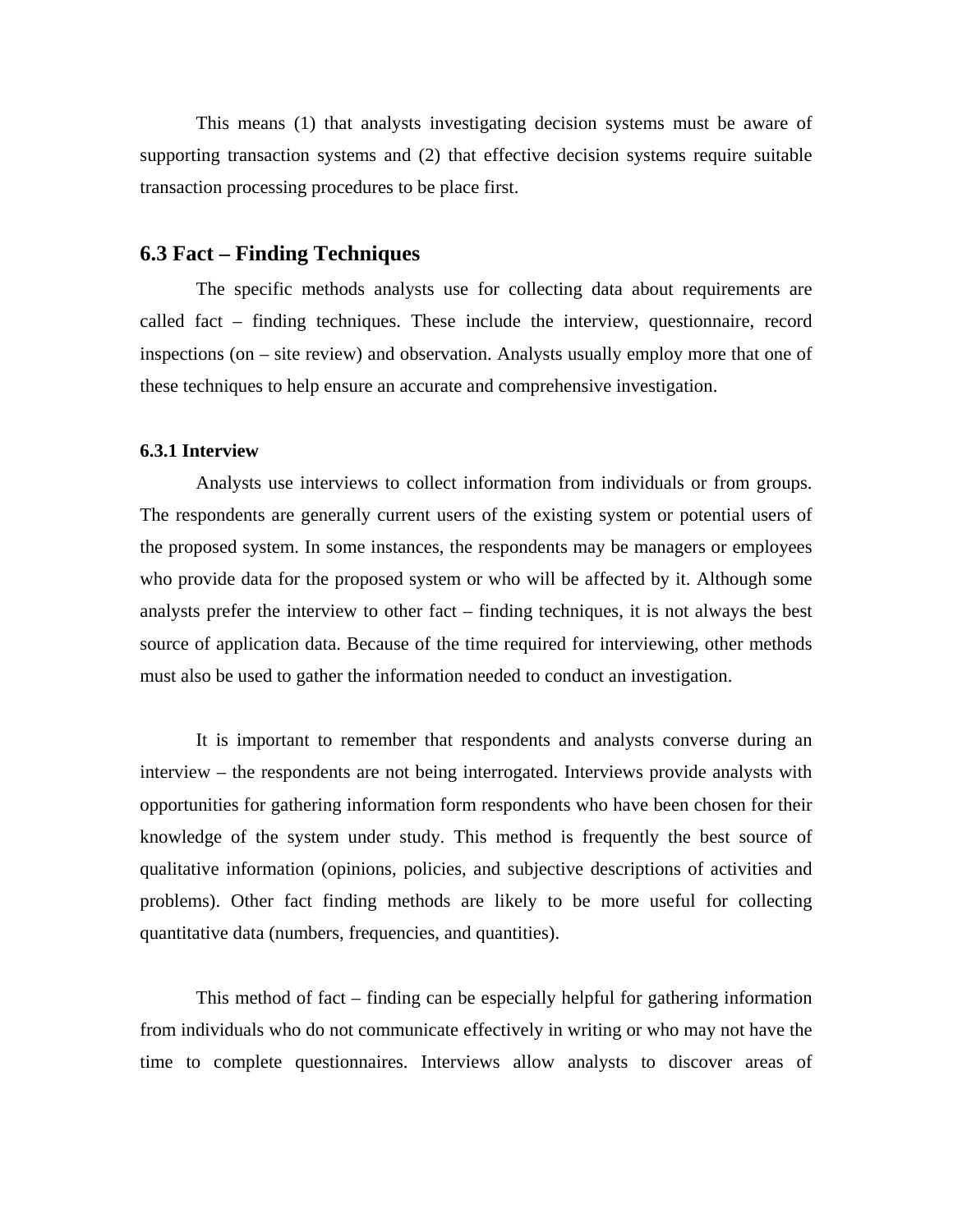This means (1) that analysts investigating decision systems must be aware of supporting transaction systems and (2) that effective decision systems require suitable transaction processing procedures to be place first.

## 6.3 Fact – Finding Techniques

The specific methods analysts use for collecting data about requirements are called fact – finding techniques. These include the interview, questionnaire, record inspections (on – site review) and observation. Analysts usually employ more that one of these techniques to help ensure an accurate and comprehensive investigation.

### 6.3.1 Interview

Analysts use interviews to collect information from individuals or from groups. The respondents are generally current users of the existing system or potential users of the proposed system. In some instances, the respondents may be managers or employees who provide data for the proposed system or who will be affected by it. Although some analysts prefer the interview to other fact – finding techniques, it is not always the best source of application data. Because of the time required for interviewing, other methods must also be used to gather the information needed to conduct an investigation.

It is important to remember that respondents and analysts converse during an interview – the respondents are not being interrogated. Interviews provide analysts with opportunities for gathering information form respondents who have been chosen for their knowledge of the system under study. This method is frequently the best source of qualitative information (opinions, policies, and subjective descriptions of activities and problems). Other fact finding methods are likely to be more useful for collecting quantitative data (numbers, frequencies, and quantities).

This method of fact – finding can be especially helpful for gathering information from individuals who do not communicate effectively in writing or who may not have the time to complete questionnaires. Interviews allow analysts to discover areas of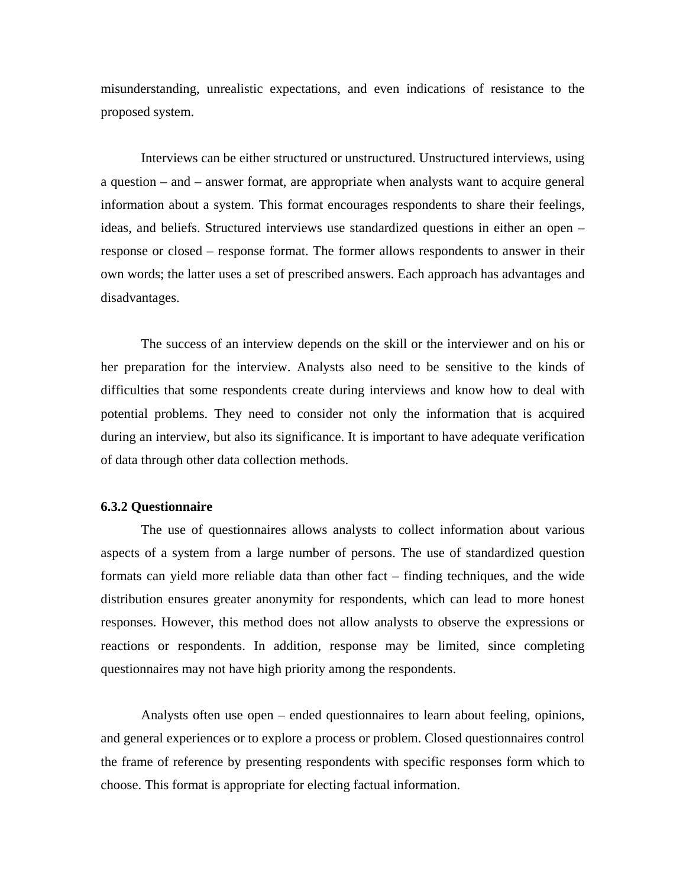misunderstanding, unrealistic expectations, and even indications of resistance to the proposed system.

Interviews can be either structured or unstructured. Unstructured interviews, using a question – and – answer format, are appropriate when analysts want to acquire general information about a system. This format encourages respondents to share their feelings, ideas, and beliefs. Structured interviews use standardized questions in either an open – response or closed – response format. The former allows respondents to answer in their own words; the latter uses a set of prescribed answers. Each approach has advantages and disadvantages.

The success of an interview depends on the skill or the interviewer and on his or her preparation for the interview. Analysts also need to be sensitive to the kinds of difficulties that some respondents create during interviews and know how to deal with potential problems. They need to consider not only the information that is acquired during an interview, but also its significance. It is important to have adequate verification of data through other data collection methods.

**6.3.2 Questionnaire**

The use of questionnaires allows analysts to collect information about various aspects of a system from a large number of persons. The use of standardized question formats can yield more reliable data than other fact – finding techniques, and the wide distribution ensures greater anonymity for respondents, which can lead to more honest responses. However, this method does not allow analysts to observe the expressions or reactions or respondents. In addition, response may be limited, since completing questionnaires may not have high priority among the respondents.

Analysts often use open – ended questionnaires to learn about feeling, opinions, and general experiences or to explore a process or problem. Closed questionnaires control the frame of reference by presenting respondents with specific responses form which to choose. This format is appropriate for electing factual information.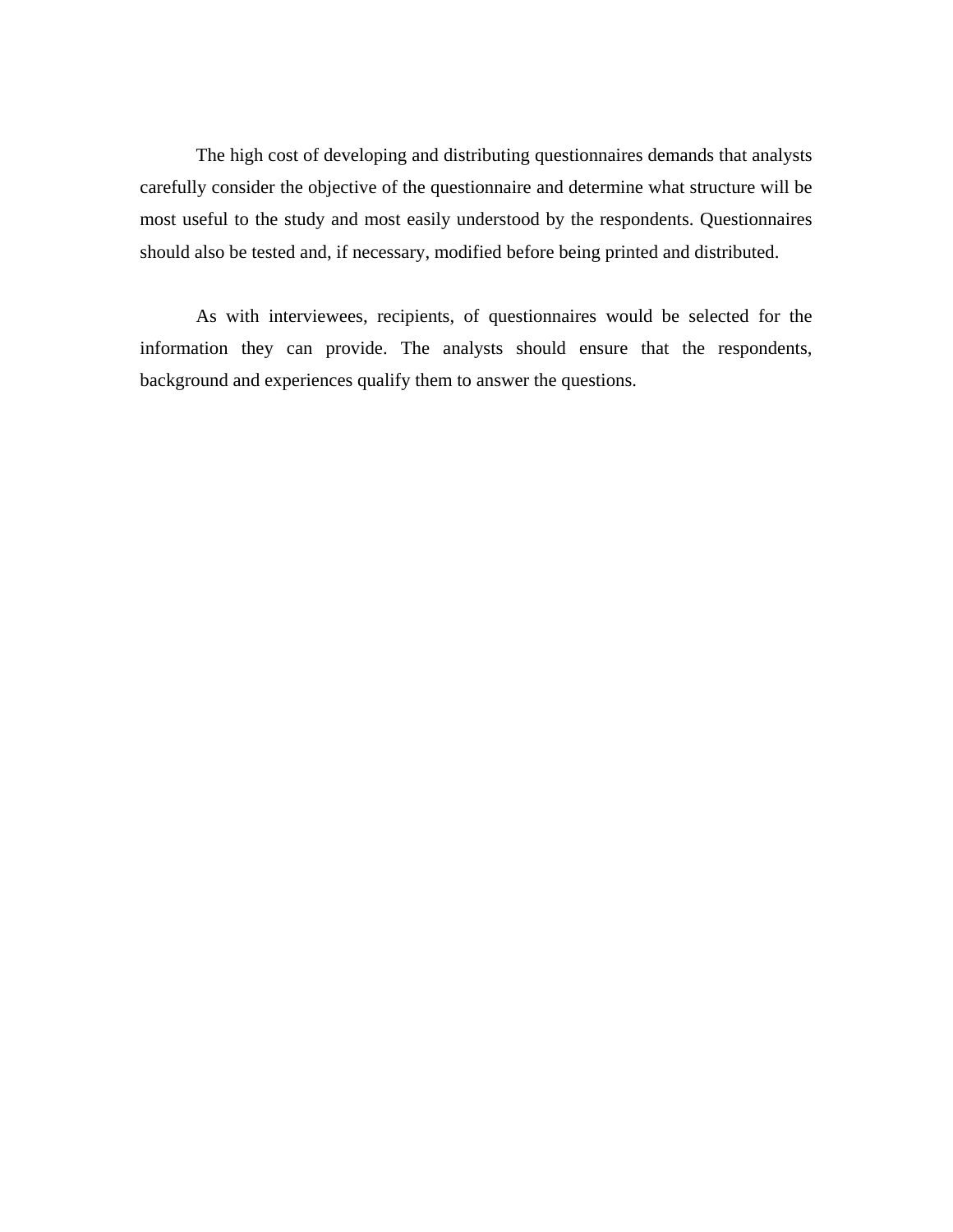The high cost of developing and distributing questionnaires demands that analysts carefully consider the objective of the questionnaire and determine what structure will be most useful to the study and most easily understood by the respondents. Questionnaires should also be tested and, if necessary, modified before being printed and distributed.

As with interviewees, recipients, of questionnaires would be selected for the information they can provide. The analysts should ensure that the respondents, background and experiences qualify them to answer the questions.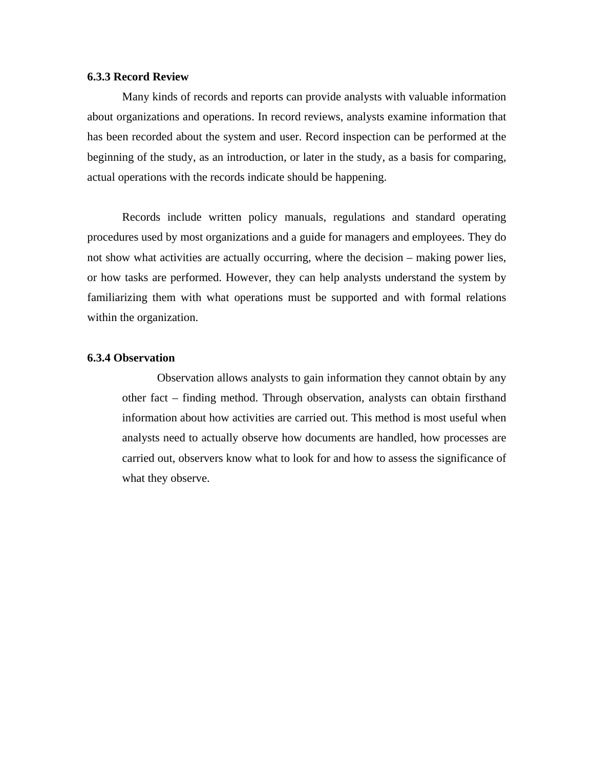### 6.3.3 Record Review

Many kinds of records and reports can provide analysts with valuable information about organizations and operations. In record reviews, analysts examine information that has been recorded about the system and user. Record inspection can be performed at the beginning of the study, as an introduction, or later in the study, as a basis for comparing, actual operations with the records indicate should be happening.

Records include written policy manuals, regulations and standard operating procedures used by most organizations and a guide for managers and employees. They do not show what activities are actually occurring, where the decision – making power lies, or how tasks are performed. However, they can help analysts understand the system by familiarizing them with what operations must be supported and with formal relations within the organization.

### 6.3.4 Observation

Observation allows analysts to gain information they cannot obtain by any other fact – finding method. Through observation, analysts can obtain firsthand information about how activities are carried out. This method is most useful when analysts need to actually observe how documents are handled, how processes are carried out, observers know what to look for and how to assess the significance of what they observe.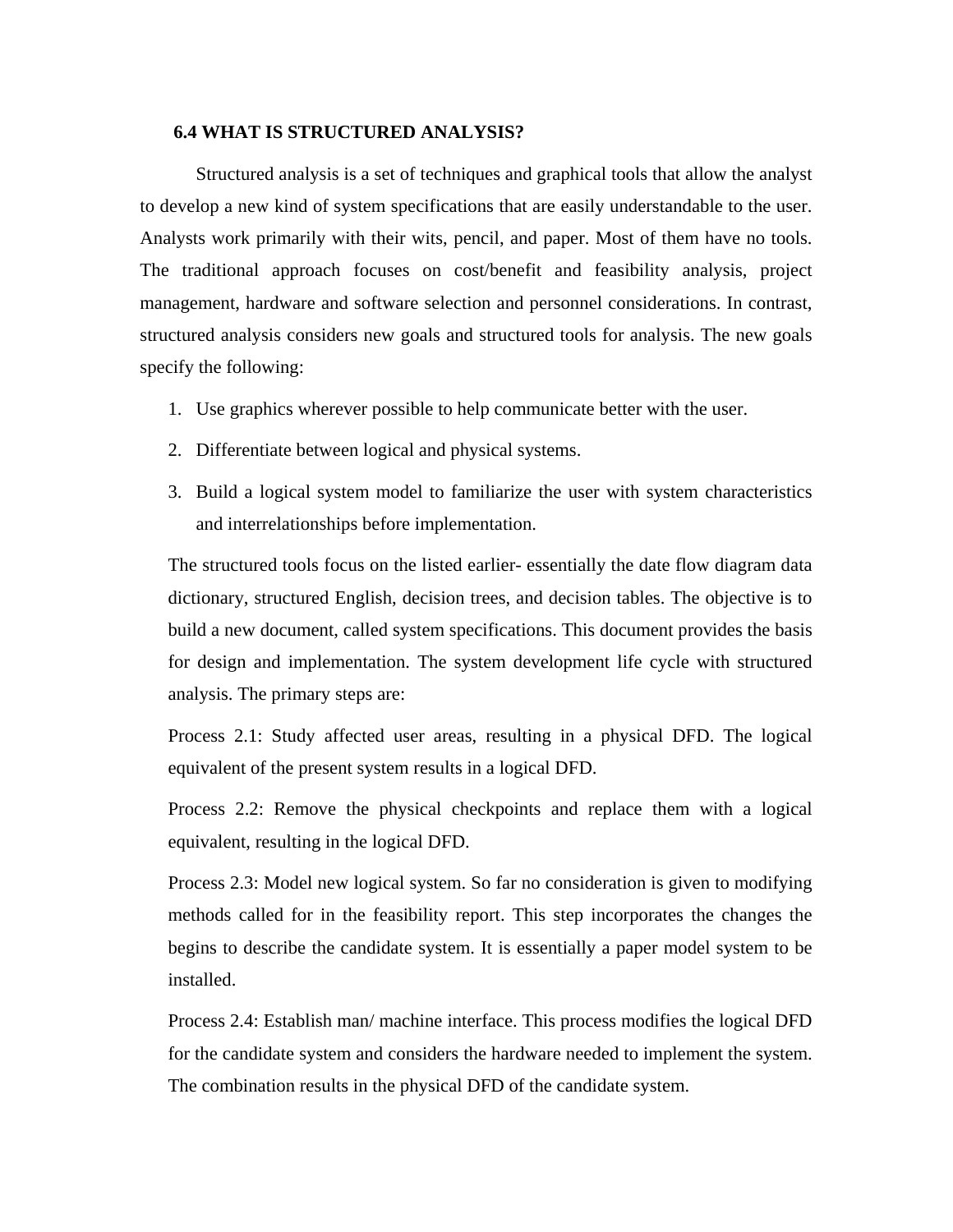### 6.4 WHAT IS STRUCTURED ANALYSIS?

Structured analysis is a set of techniques and graphical tools that allow the analyst to develop a new kind of system specifications that are easily understandable to the user. Analysts work primarily with their wits, pencil, and paper. Most of them have no tools. The traditional approach focuses on cost/benefit and feasibility analysis, project management, hardware and software selection and personnel considerations. In contrast, structured analysis considers new goals and structured tools for analysis. The new goals specify the following:

1. Use graphics wherever possible to help communicate better with the user.
2. Differentiate between logical and physical systems.
3. Build a logical system model to familiarize the user with system characteristics and interrelationships before implementation.

The structured tools focus on the listed earlier- essentially the date flow diagram data dictionary, structured English, decision trees, and decision tables. The objective is to build a new document, called system specifications. This document provides the basis for design and implementation. The system development life cycle with structured analysis. The primary steps are:

Process 2.1: Study affected user areas, resulting in a physical DFD. The logical equivalent of the present system results in a logical DFD.

Process 2.2: Remove the physical checkpoints and replace them with a logical equivalent, resulting in the logical DFD.

Process 2.3: Model new logical system. So far no consideration is given to modifying methods called for in the feasibility report. This step incorporates the changes the begins to describe the candidate system. It is essentially a paper model system to be installed.

Process 2.4: Establish man/ machine interface. This process modifies the logical DFD for the candidate system and considers the hardware needed to implement the system. The combination results in the physical DFD of the candidate system.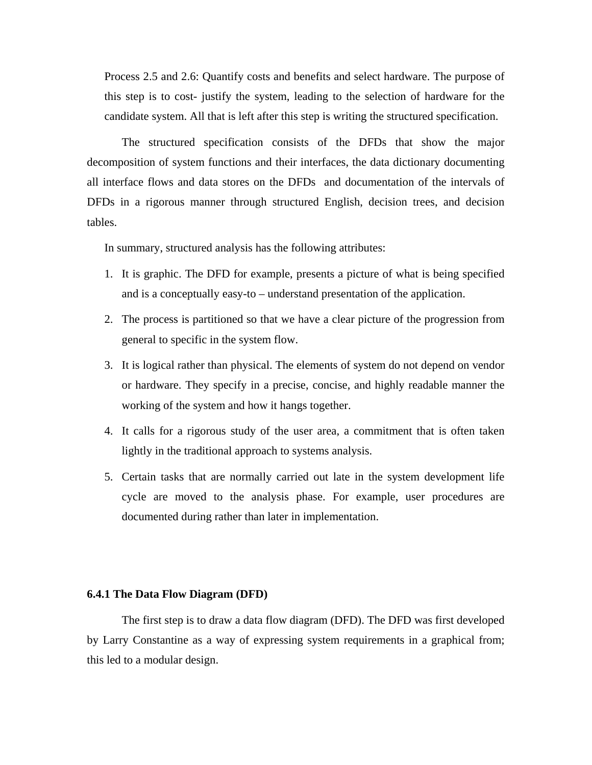Process 2.5 and 2.6: Quantify costs and benefits and select hardware. The purpose of this step is to cost- justify the system, leading to the selection of hardware for the candidate system. All that is left after this step is writing the structured specification.

The structured specification consists of the DFDs that show the major decomposition of system functions and their interfaces, the data dictionary documenting all interface flows and data stores on the DFDs and documentation of the intervals of DFDs in a rigorous manner through structured English, decision trees, and decision tables.

In summary, structured analysis has the following attributes:

1. It is graphic. The DFD for example, presents a picture of what is being specified and is a conceptually easy-to – understand presentation of the application.
2. The process is partitioned so that we have a clear picture of the progression from general to specific in the system flow.
3. It is logical rather than physical. The elements of system do not depend on vendor or hardware. They specify in a precise, concise, and highly readable manner the working of the system and how it hangs together.
4. It calls for a rigorous study of the user area, a commitment that is often taken lightly in the traditional approach to systems analysis.
5. Certain tasks that are normally carried out late in the system development life cycle are moved to the analysis phase. For example, user procedures are documented during rather than later in implementation.

### 6.4.1 The Data Flow Diagram (DFD)

The first step is to draw a data flow diagram (DFD). The DFD was first developed by Larry Constantine as a way of expressing system requirements in a graphical from; this led to a modular design.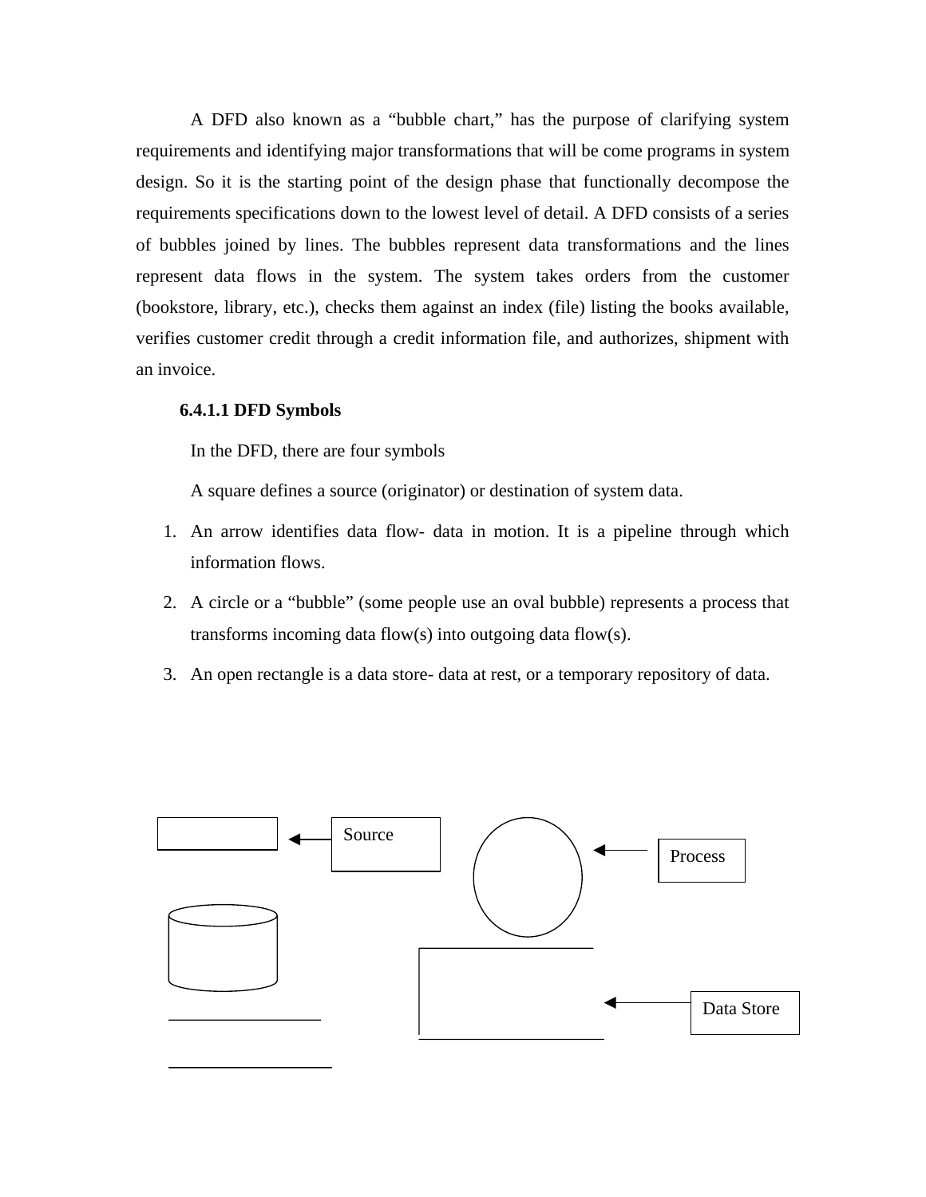A DFD also known as a "bubble chart," has the purpose of clarifying system requirements and identifying major transformations that will be come programs in system design. So it is the starting point of the design phase that functionally decompose the requirements specifications down to the lowest level of detail. A DFD consists of a series of bubbles joined by lines. The bubbles represent data transformations and the lines represent data flows in the system. The system takes orders from the customer (bookstore, library, etc.), checks them against an index (file) listing the books available, verifies customer credit through a credit information file, and authorizes, shipment with an invoice.

#### 6.4.1.1 DFD Symbols

In the DFD, there are four symbols

A square defines a source (originator) or destination of system data.

1. An arrow identifies data flow- data in motion. It is a pipeline through which information flows.
2. A circle or a "bubble" (some people use an oval bubble) represents a process that transforms incoming data flow(s) into outgoing data flow(s).
3. An open rectangle is a data store- data at rest, or a temporary repository of data.

Source

Process

Data Store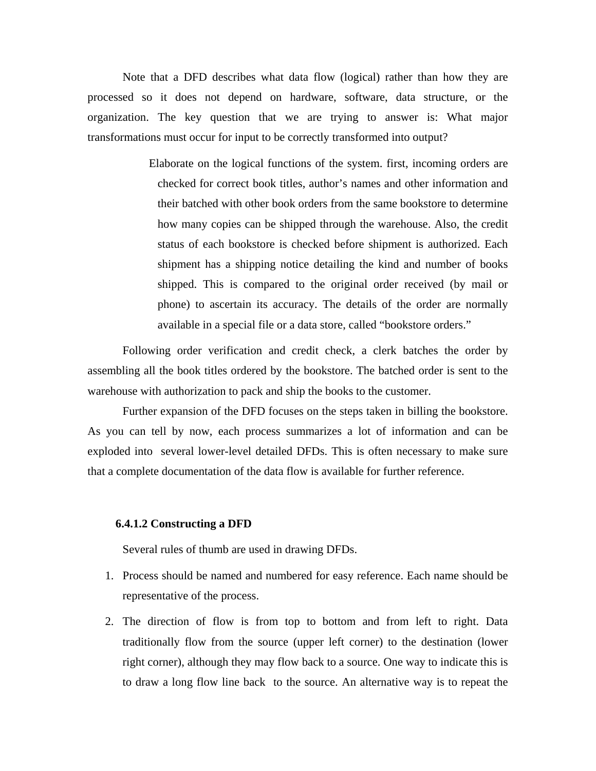Note that a DFD describes what data flow (logical) rather than how they are processed so it does not depend on hardware, software, data structure, or the organization. The key question that we are trying to answer is: What major transformations must occur for input to be correctly transformed into output?

> Elaborate on the logical functions of the system. first, incoming orders are checked for correct book titles, author's names and other information and their batched with other book orders from the same bookstore to determine how many copies can be shipped through the warehouse. Also, the credit status of each bookstore is checked before shipment is authorized. Each shipment has a shipping notice detailing the kind and number of books shipped. This is compared to the original order received (by mail or phone) to ascertain its accuracy. The details of the order are normally available in a special file or a data store, called "bookstore orders."

Following order verification and credit check, a clerk batches the order by assembling all the book titles ordered by the bookstore. The batched order is sent to the warehouse with authorization to pack and ship the books to the customer.

Further expansion of the DFD focuses on the steps taken in billing the bookstore. As you can tell by now, each process summarizes a lot of information and can be exploded into several lower-level detailed DFDs. This is often necessary to make sure that a complete documentation of the data flow is available for further reference.

#### 6.4.1.2 Constructing a DFD

Several rules of thumb are used in drawing DFDs.

1. Process should be named and numbered for easy reference. Each name should be representative of the process.
2. The direction of flow is from top to bottom and from left to right. Data traditionally flow from the source (upper left corner) to the destination (lower right corner), although they may flow back to a source. One way to indicate this is to draw a long flow line back to the source. An alternative way is to repeat the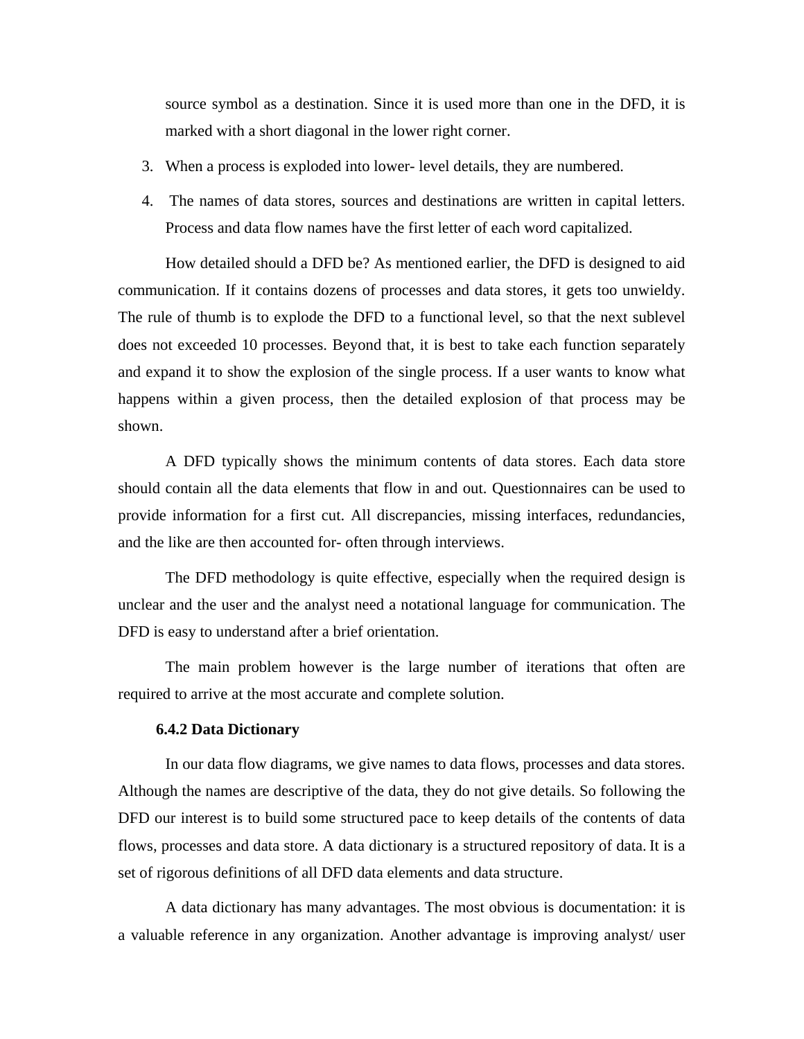source symbol as a destination. Since it is used more than one in the DFD, it is marked with a short diagonal in the lower right corner.

3. When a process is exploded into lower- level details, they are numbered.
4. The names of data stores, sources and destinations are written in capital letters. Process and data flow names have the first letter of each word capitalized.

How detailed should a DFD be? As mentioned earlier, the DFD is designed to aid communication. If it contains dozens of processes and data stores, it gets too unwieldy. The rule of thumb is to explode the DFD to a functional level, so that the next sublevel does not exceeded 10 processes. Beyond that, it is best to take each function separately and expand it to show the explosion of the single process. If a user wants to know what happens within a given process, then the detailed explosion of that process may be shown.

A DFD typically shows the minimum contents of data stores. Each data store should contain all the data elements that flow in and out. Questionnaires can be used to provide information for a first cut. All discrepancies, missing interfaces, redundancies, and the like are then accounted for- often through interviews.

The DFD methodology is quite effective, especially when the required design is unclear and the user and the analyst need a notational language for communication. The DFD is easy to understand after a brief orientation.

The main problem however is the large number of iterations that often are required to arrive at the most accurate and complete solution.

### 6.4.2 Data Dictionary

In our data flow diagrams, we give names to data flows, processes and data stores. Although the names are descriptive of the data, they do not give details. So following the DFD our interest is to build some structured pace to keep details of the contents of data flows, processes and data store. A data dictionary is a structured repository of data. It is a set of rigorous definitions of all DFD data elements and data structure.

A data dictionary has many advantages. The most obvious is documentation: it is a valuable reference in any organization. Another advantage is improving analyst/ user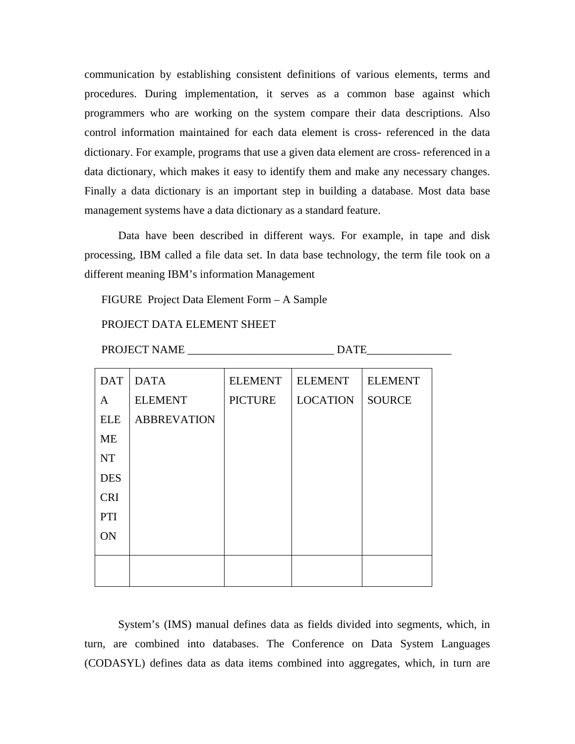communication by establishing consistent definitions of various elements, terms and procedures. During implementation, it serves as a common base against which programmers who are working on the system compare their data descriptions. Also control information maintained for each data element is cross- referenced in the data dictionary. For example, programs that use a given data element are cross- referenced in a data dictionary, which makes it easy to identify them and make any necessary changes. Finally a data dictionary is an important step in building a database. Most data base management systems have a data dictionary as a standard feature.

Data have been described in different ways. For example, in tape and disk processing, IBM called a file data set. In data base technology, the term file took on a different meaning IBM's information Management

FIGURE Project Data Element Form – A Sample

PROJECT DATA ELEMENT SHEET

PROJECT NAME __________________________ DATE_______________

| DATA ELEMENT DESCRIPTION | DATA ELEMENT ABBREVATION | ELEMENT PICTURE | ELEMENT LOCATION | ELEMENT SOURCE |
|---|---|---|---|---|
| | | | | |

System's (IMS) manual defines data as fields divided into segments, which, in turn, are combined into databases. The Conference on Data System Languages (CODASYL) defines data as data items combined into aggregates, which, in turn are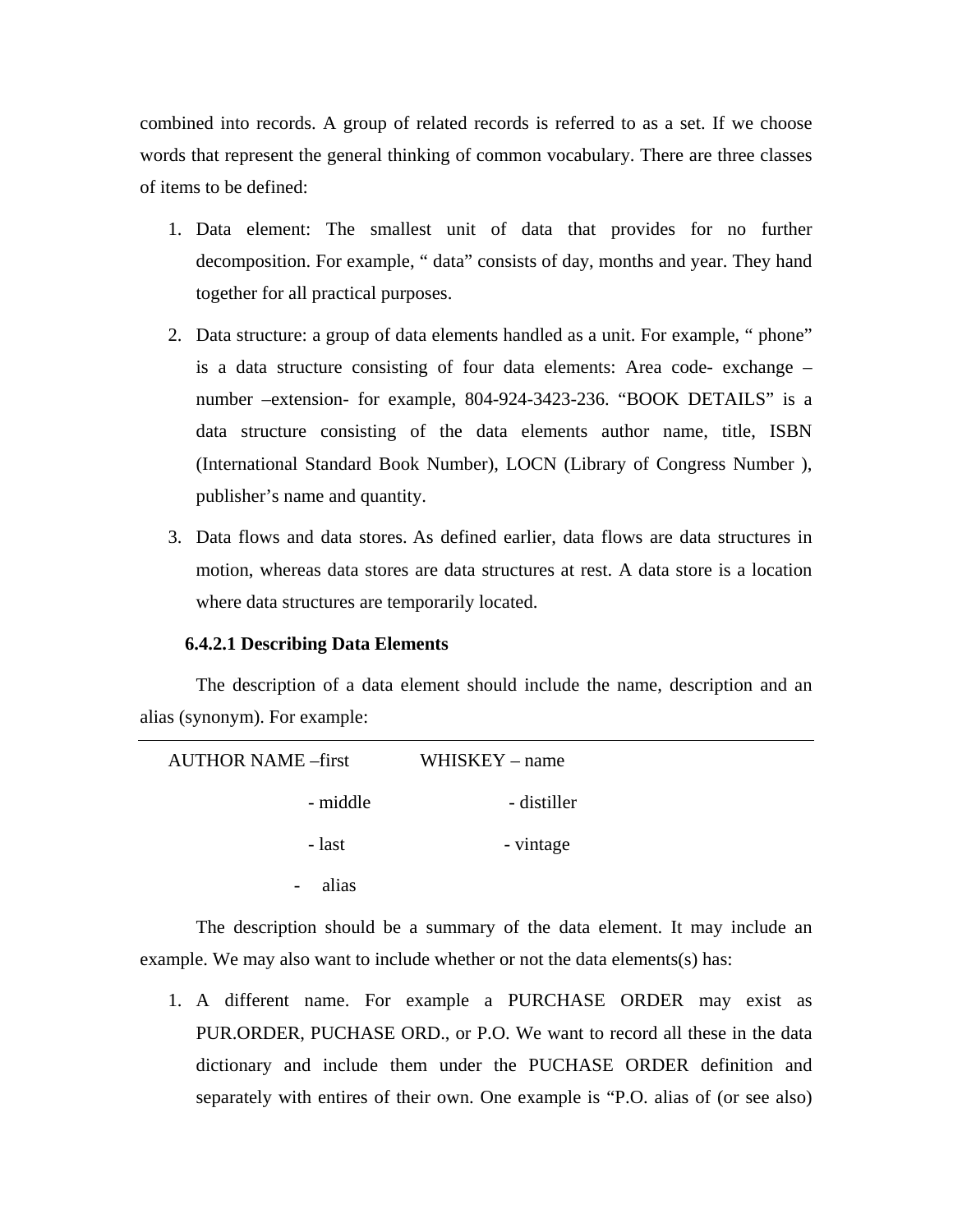combined into records. A group of related records is referred to as a set. If we choose words that represent the general thinking of common vocabulary. There are three classes of items to be defined:

1. Data element: The smallest unit of data that provides for no further decomposition. For example, " data" consists of day, months and year. They hand together for all practical purposes.
2. Data structure: a group of data elements handled as a unit. For example, " phone" is a data structure consisting of four data elements: Area code- exchange – number –extension- for example, 804-924-3423-236. "BOOK DETAILS" is a data structure consisting of the data elements author name, title, ISBN (International Standard Book Number), LOCN (Library of Congress Number ), publisher's name and quantity.
3. Data flows and data stores. As defined earlier, data flows are data structures in motion, whereas data stores are data structures at rest. A data store is a location where data structures are temporarily located.

#### 6.4.2.1 Describing Data Elements

The description of a data element should include the name, description and an alias (synonym). For example:

---

| | |
|---|---|
| AUTHOR NAME –first | WHISKEY – name |
| - middle | - distiller |
| - last | - vintage |
| - alias | |

The description should be a summary of the data element. It may include an example. We may also want to include whether or not the data elements(s) has:

1. A different name. For example a PURCHASE ORDER may exist as PUR.ORDER, PUCHASE ORD., or P.O. We want to record all these in the data dictionary and include them under the PUCHASE ORDER definition and separately with entires of their own. One example is "P.O. alias of (or see also)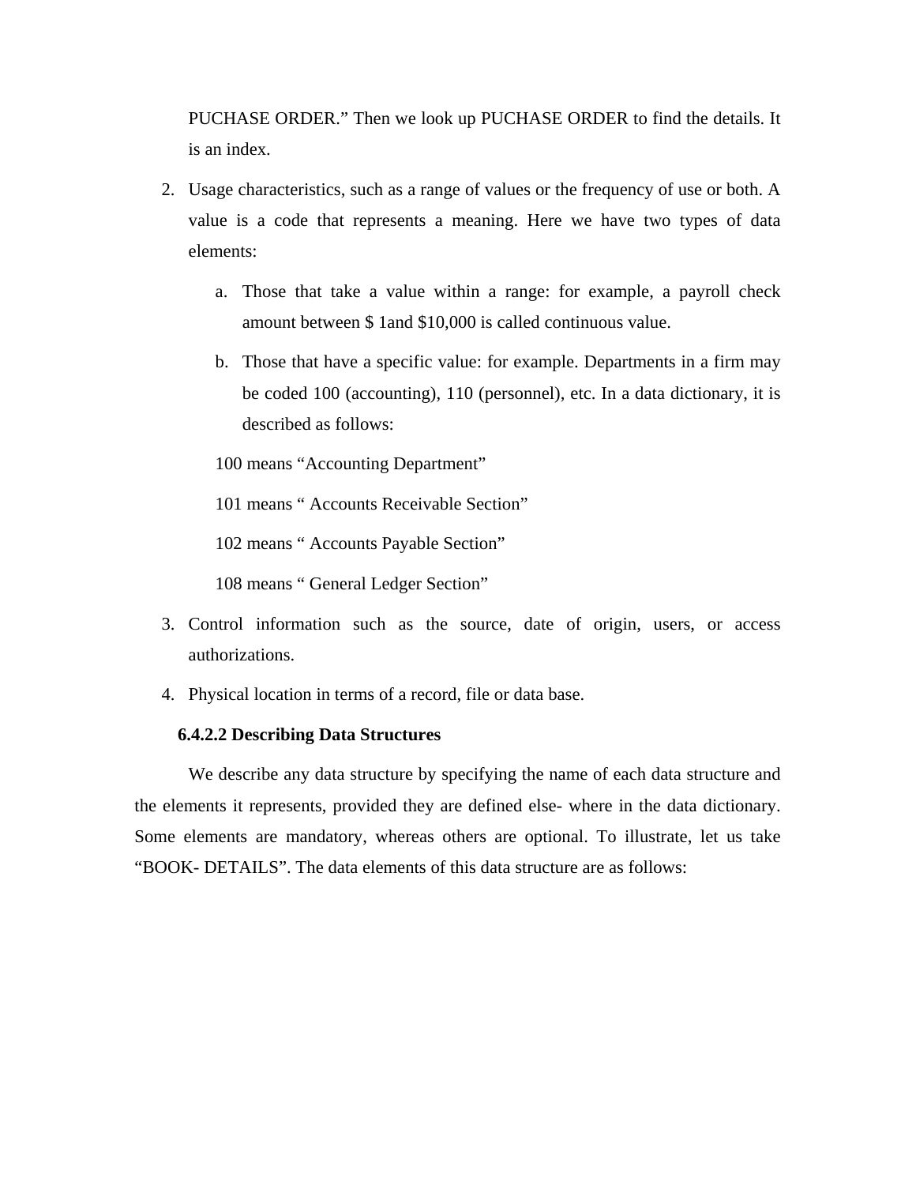PUCHASE ORDER." Then we look up PUCHASE ORDER to find the details. It is an index.

2. Usage characteristics, such as a range of values or the frequency of use or both. A value is a code that represents a meaning. Here we have two types of data elements:

    a. Those that take a value within a range: for example, a payroll check amount between $ 1and $10,000 is called continuous value.

    b. Those that have a specific value: for example. Departments in a firm may be coded 100 (accounting), 110 (personnel), etc. In a data dictionary, it is described as follows:

    100 means "Accounting Department"

    101 means " Accounts Receivable Section"

    102 means " Accounts Payable Section"

    108 means " General Ledger Section"

3. Control information such as the source, date of origin, users, or access authorizations.

4. Physical location in terms of a record, file or data base.

#### 6.4.2.2 Describing Data Structures

We describe any data structure by specifying the name of each data structure and the elements it represents, provided they are defined else- where in the data dictionary. Some elements are mandatory, whereas others are optional. To illustrate, let us take "BOOK- DETAILS". The data elements of this data structure are as follows: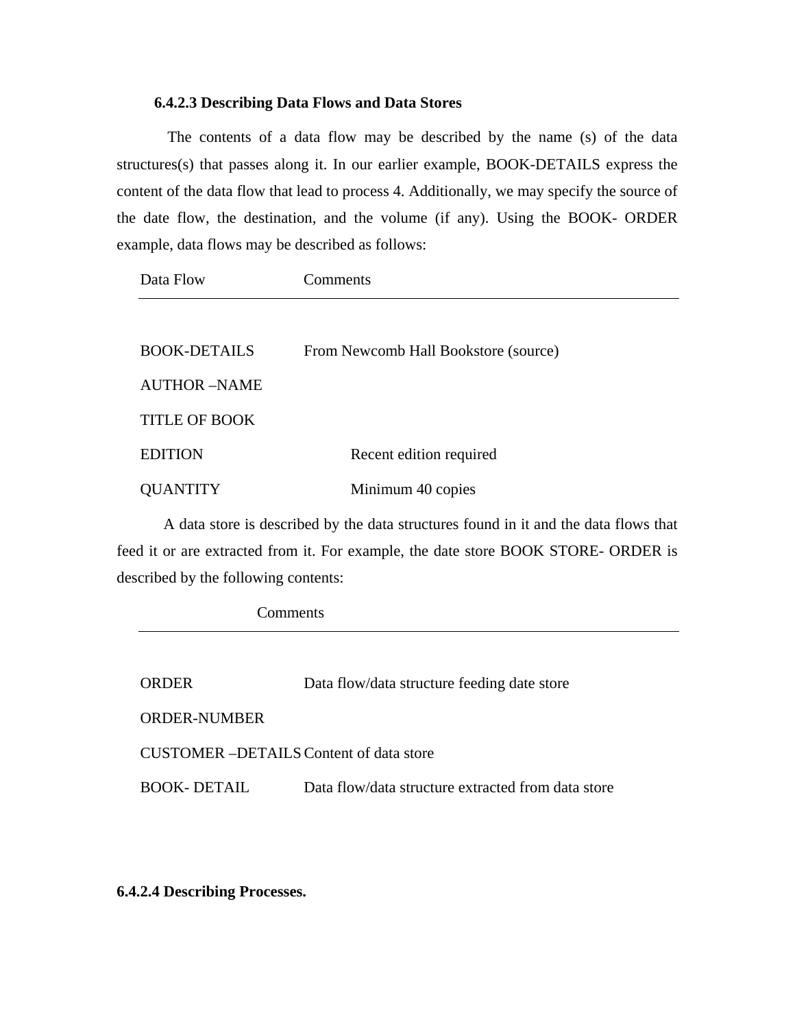#### 6.4.2.3 Describing Data Flows and Data Stores

The contents of a data flow may be described by the name (s) of the data structures(s) that passes along it. In our earlier example, BOOK-DETAILS express the content of the data flow that lead to process 4. Additionally, we may specify the source of the date flow, the destination, and the volume (if any). Using the BOOK- ORDER example, data flows may be described as follows:

| Data Flow | Comments |
|---|---|
| BOOK-DETAILS | From Newcomb Hall Bookstore (source) |
| AUTHOR –NAME | |
| TITLE OF BOOK | |
| EDITION | Recent edition required |
| QUANTITY | Minimum 40 copies |

A data store is described by the data structures found in it and the data flows that feed it or are extracted from it. For example, the date store BOOK STORE- ORDER is described by the following contents:

| | Comments |
|---|---|
| ORDER | Data flow/data structure feeding date store |
| ORDER-NUMBER | |
| CUSTOMER –DETAILS | Content of data store |
| BOOK- DETAIL | Data flow/data structure extracted from data store |

#### 6.4.2.4 Describing Processes.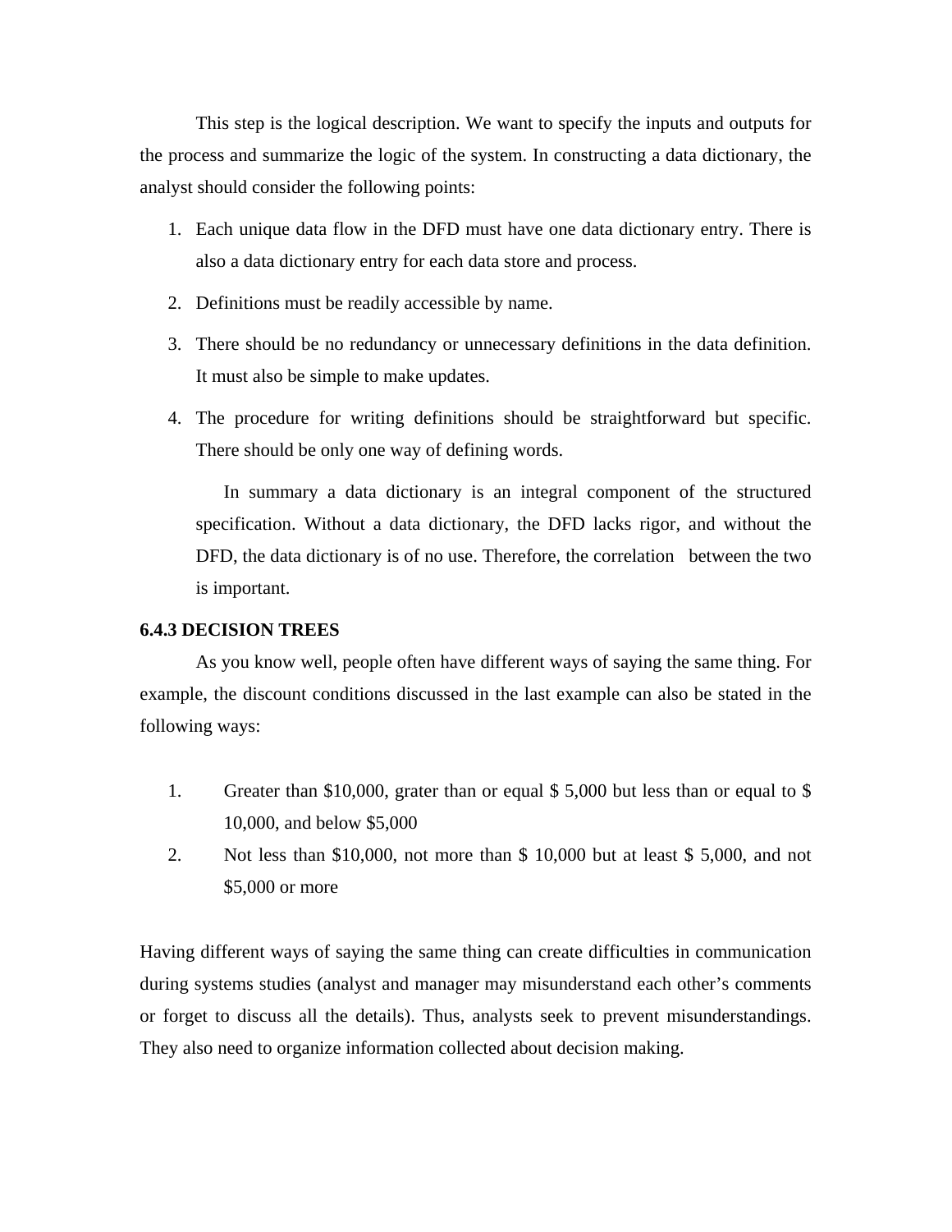This step is the logical description. We want to specify the inputs and outputs for the process and summarize the logic of the system. In constructing a data dictionary, the analyst should consider the following points:

1. Each unique data flow in the DFD must have one data dictionary entry. There is also a data dictionary entry for each data store and process.
2. Definitions must be readily accessible by name.
3. There should be no redundancy or unnecessary definitions in the data definition. It must also be simple to make updates.
4. The procedure for writing definitions should be straightforward but specific. There should be only one way of defining words.

   In summary a data dictionary is an integral component of the structured specification. Without a data dictionary, the DFD lacks rigor, and without the DFD, the data dictionary is of no use. Therefore, the correlation between the two is important.

### 6.4.3 DECISION TREES

As you know well, people often have different ways of saying the same thing. For example, the discount conditions discussed in the last example can also be stated in the following ways:

1. Greater than $10,000, grater than or equal $ 5,000 but less than or equal to $ 10,000, and below $5,000
2. Not less than $10,000, not more than $ 10,000 but at least $ 5,000, and not $5,000 or more

Having different ways of saying the same thing can create difficulties in communication during systems studies (analyst and manager may misunderstand each other's comments or forget to discuss all the details). Thus, analysts seek to prevent misunderstandings. They also need to organize information collected about decision making.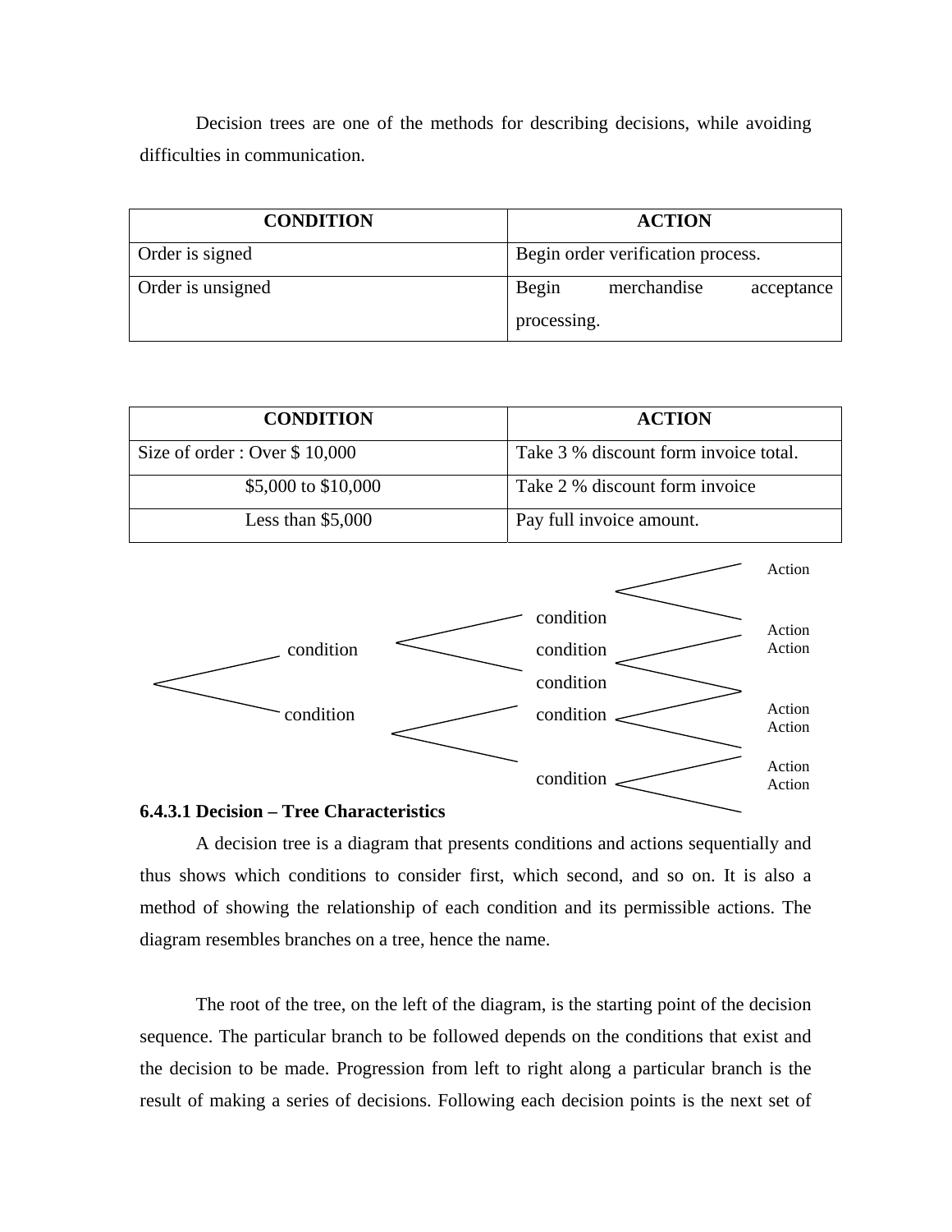Decision trees are one of the methods for describing decisions, while avoiding difficulties in communication.

| CONDITION | ACTION |
|---|---|
| Order is signed | Begin order verification process. |
| Order is unsigned | Begin merchandise acceptance processing. |

| CONDITION | ACTION |
|---|---|
| Size of order : Over $ 10,000 | Take 3 % discount form invoice total. |
| $5,000 to $10,000 | Take 2 % discount form invoice |
| Less than $5,000 | Pay full invoice amount. |

condition condition condition condition condition condition condition

Action Action Action Action Action Action Action

### 6.4.3.1 Decision – Tree Characteristics

A decision tree is a diagram that presents conditions and actions sequentially and thus shows which conditions to consider first, which second, and so on. It is also a method of showing the relationship of each condition and its permissible actions. The diagram resembles branches on a tree, hence the name.

The root of the tree, on the left of the diagram, is the starting point of the decision sequence. The particular branch to be followed depends on the conditions that exist and the decision to be made. Progression from left to right along a particular branch is the result of making a series of decisions. Following each decision points is the next set of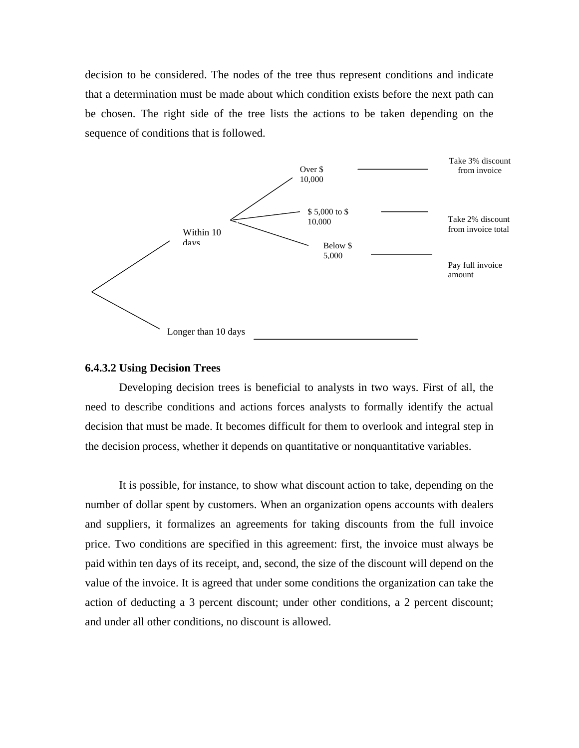decision to be considered. The nodes of the tree thus represent conditions and indicate that a determination must be made about which condition exists before the next path can be chosen. The right side of the tree lists the actions to be taken depending on the sequence of conditions that is followed.

Over $ 10,000

Take 3% discount from invoice

$ 5,000 to $ 10,000

Take 2% discount from invoice total

Within 10 days

Below $ 5,000

Pay full invoice amount

Longer than 10 days

### 6.4.3.2 Using Decision Trees

Developing decision trees is beneficial to analysts in two ways. First of all, the need to describe conditions and actions forces analysts to formally identify the actual decision that must be made. It becomes difficult for them to overlook and integral step in the decision process, whether it depends on quantitative or nonquantitative variables.

It is possible, for instance, to show what discount action to take, depending on the number of dollar spent by customers. When an organization opens accounts with dealers and suppliers, it formalizes an agreements for taking discounts from the full invoice price. Two conditions are specified in this agreement: first, the invoice must always be paid within ten days of its receipt, and, second, the size of the discount will depend on the value of the invoice. It is agreed that under some conditions the organization can take the action of deducting a 3 percent discount; under other conditions, a 2 percent discount; and under all other conditions, no discount is allowed.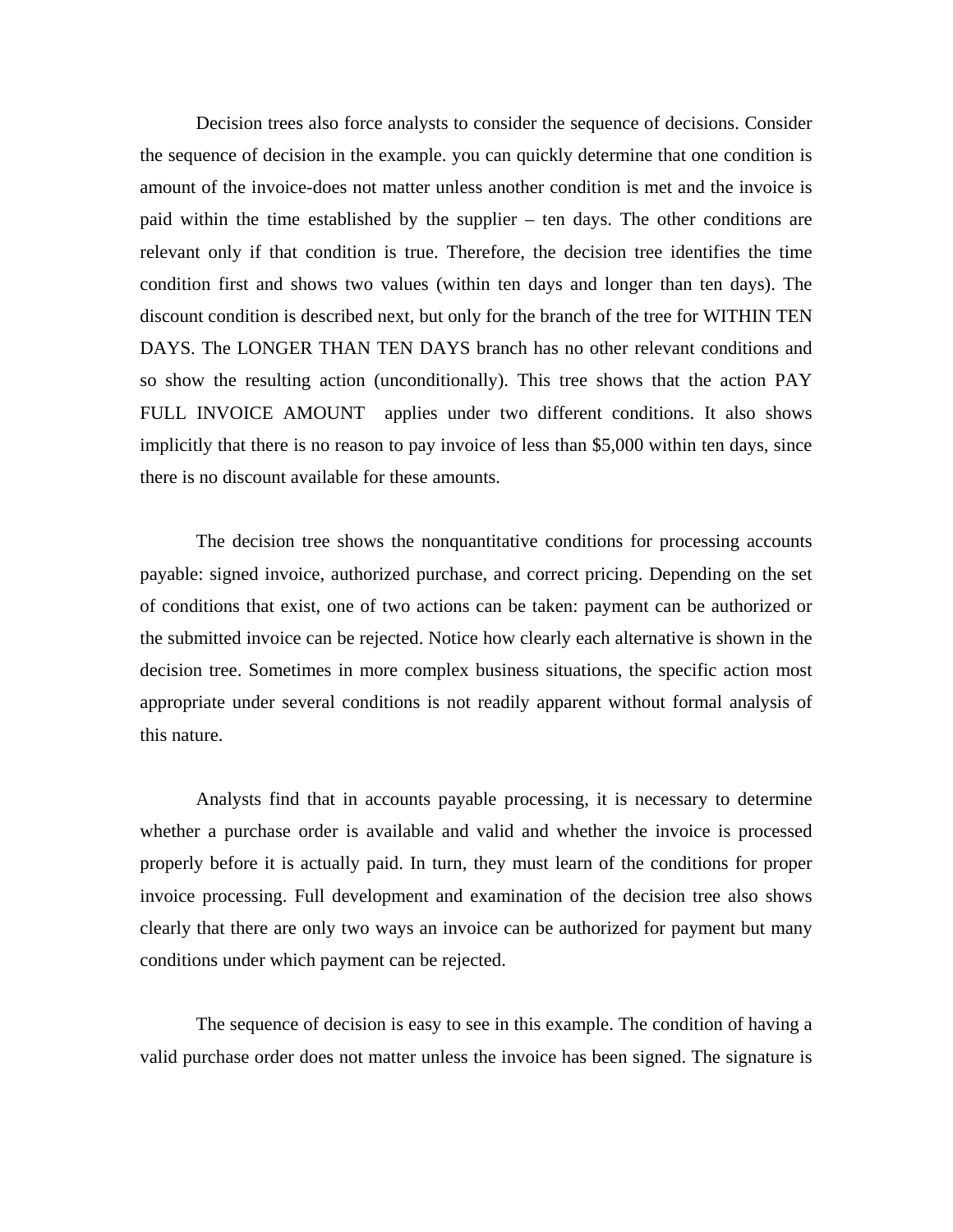Decision trees also force analysts to consider the sequence of decisions. Consider the sequence of decision in the example. you can quickly determine that one condition is amount of the invoice-does not matter unless another condition is met and the invoice is paid within the time established by the supplier – ten days. The other conditions are relevant only if that condition is true. Therefore, the decision tree identifies the time condition first and shows two values (within ten days and longer than ten days). The discount condition is described next, but only for the branch of the tree for WITHIN TEN DAYS. The LONGER THAN TEN DAYS branch has no other relevant conditions and so show the resulting action (unconditionally). This tree shows that the action PAY FULL INVOICE AMOUNT applies under two different conditions. It also shows implicitly that there is no reason to pay invoice of less than $5,000 within ten days, since there is no discount available for these amounts.

The decision tree shows the nonquantitative conditions for processing accounts payable: signed invoice, authorized purchase, and correct pricing. Depending on the set of conditions that exist, one of two actions can be taken: payment can be authorized or the submitted invoice can be rejected. Notice how clearly each alternative is shown in the decision tree. Sometimes in more complex business situations, the specific action most appropriate under several conditions is not readily apparent without formal analysis of this nature.

Analysts find that in accounts payable processing, it is necessary to determine whether a purchase order is available and valid and whether the invoice is processed properly before it is actually paid. In turn, they must learn of the conditions for proper invoice processing. Full development and examination of the decision tree also shows clearly that there are only two ways an invoice can be authorized for payment but many conditions under which payment can be rejected.

The sequence of decision is easy to see in this example. The condition of having a valid purchase order does not matter unless the invoice has been signed. The signature is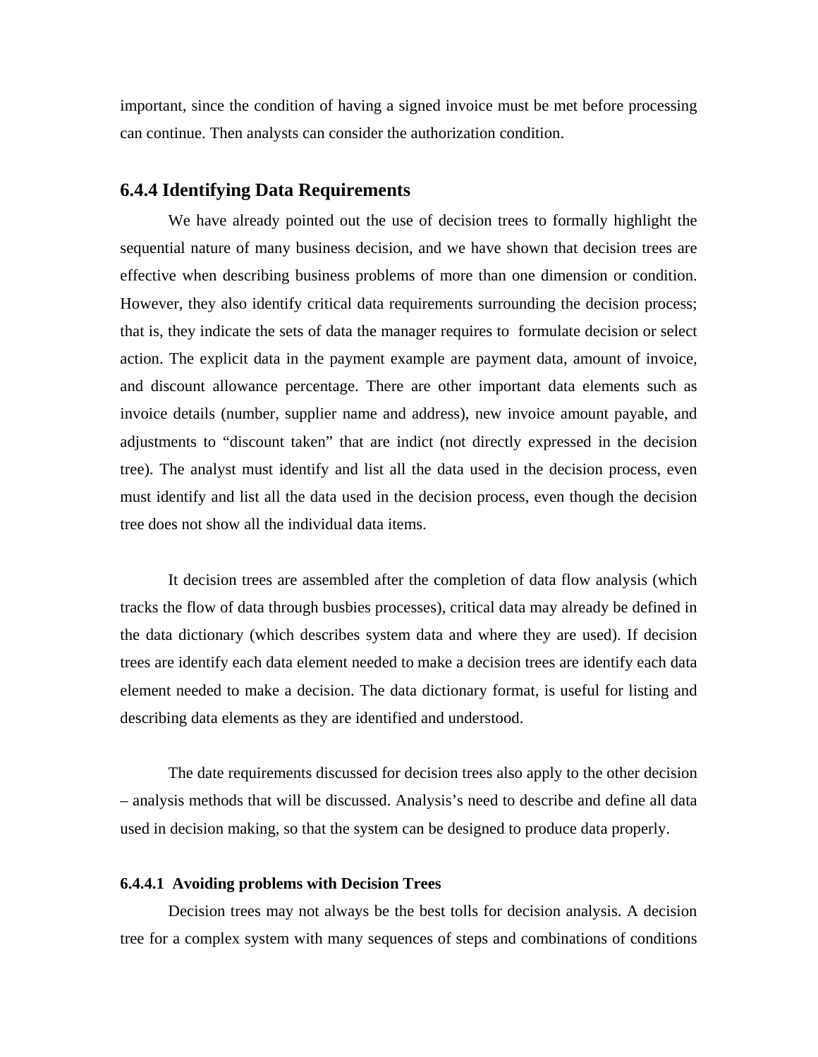important, since the condition of having a signed invoice must be met before processing can continue. Then analysts can consider the authorization condition.

### 6.4.4 Identifying Data Requirements

We have already pointed out the use of decision trees to formally highlight the sequential nature of many business decision, and we have shown that decision trees are effective when describing business problems of more than one dimension or condition. However, they also identify critical data requirements surrounding the decision process; that is, they indicate the sets of data the manager requires to formulate decision or select action. The explicit data in the payment example are payment data, amount of invoice, and discount allowance percentage. There are other important data elements such as invoice details (number, supplier name and address), new invoice amount payable, and adjustments to "discount taken" that are indict (not directly expressed in the decision tree). The analyst must identify and list all the data used in the decision process, even must identify and list all the data used in the decision process, even though the decision tree does not show all the individual data items.

It decision trees are assembled after the completion of data flow analysis (which tracks the flow of data through busbies processes), critical data may already be defined in the data dictionary (which describes system data and where they are used). If decision trees are identify each data element needed to make a decision trees are identify each data element needed to make a decision. The data dictionary format, is useful for listing and describing data elements as they are identified and understood.

The date requirements discussed for decision trees also apply to the other decision – analysis methods that will be discussed. Analysis's need to describe and define all data used in decision making, so that the system can be designed to produce data properly.

#### 6.4.4.1 Avoiding problems with Decision Trees

Decision trees may not always be the best tolls for decision analysis. A decision tree for a complex system with many sequences of steps and combinations of conditions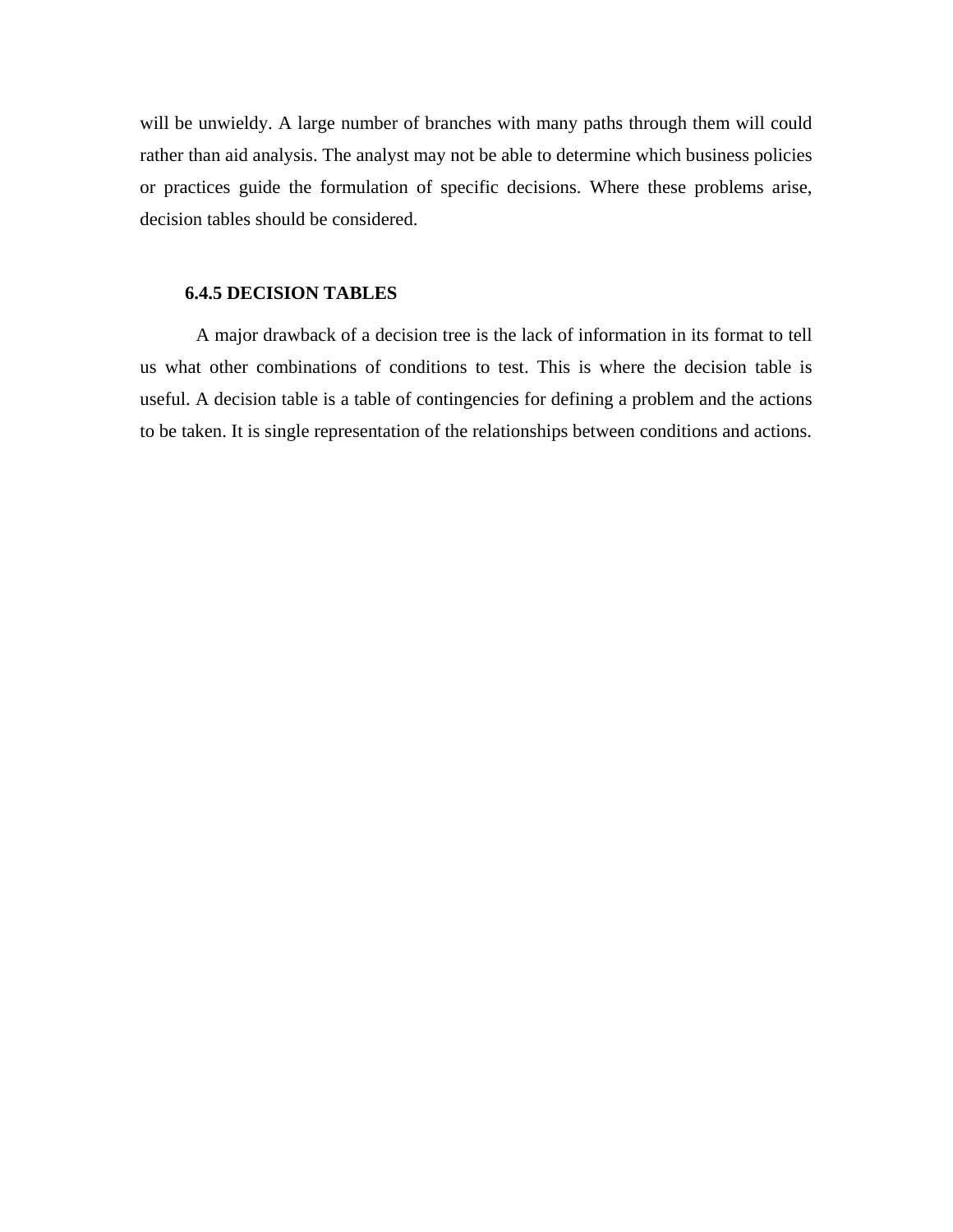will be unwieldy. A large number of branches with many paths through them will could rather than aid analysis. The analyst may not be able to determine which business policies or practices guide the formulation of specific decisions. Where these problems arise, decision tables should be considered.

### 6.4.5 DECISION TABLES

A major drawback of a decision tree is the lack of information in its format to tell us what other combinations of conditions to test. This is where the decision table is useful. A decision table is a table of contingencies for defining a problem and the actions to be taken. It is single representation of the relationships between conditions and actions.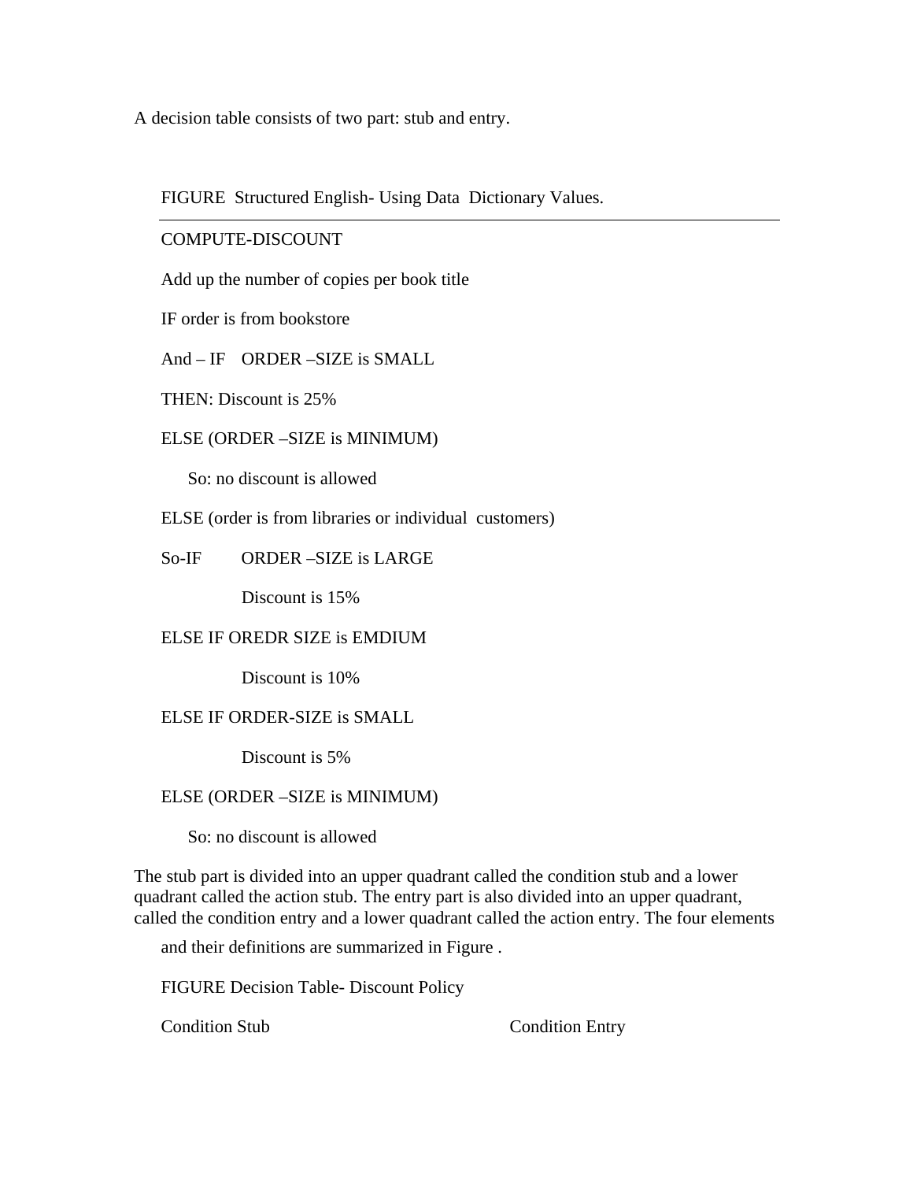A decision table consists of two part: stub and entry.

FIGURE Structured English- Using Data Dictionary Values.

---

COMPUTE-DISCOUNT

Add up the number of copies per book title

IF order is from bookstore

And – IF ORDER –SIZE is SMALL

THEN: Discount is 25%

ELSE (ORDER –SIZE is MINIMUM)

So: no discount is allowed

ELSE (order is from libraries or individual customers)

So-IF ORDER –SIZE is LARGE

Discount is 15%

ELSE IF OREDR SIZE is EMDIUM

Discount is 10%

ELSE IF ORDER-SIZE is SMALL

Discount is 5%

ELSE (ORDER –SIZE is MINIMUM)

So: no discount is allowed

The stub part is divided into an upper quadrant called the condition stub and a lower quadrant called the action stub. The entry part is also divided into an upper quadrant, called the condition entry and a lower quadrant called the action entry. The four elements and their definitions are summarized in Figure .

FIGURE Decision Table- Discount Policy

Condition Stub Condition Entry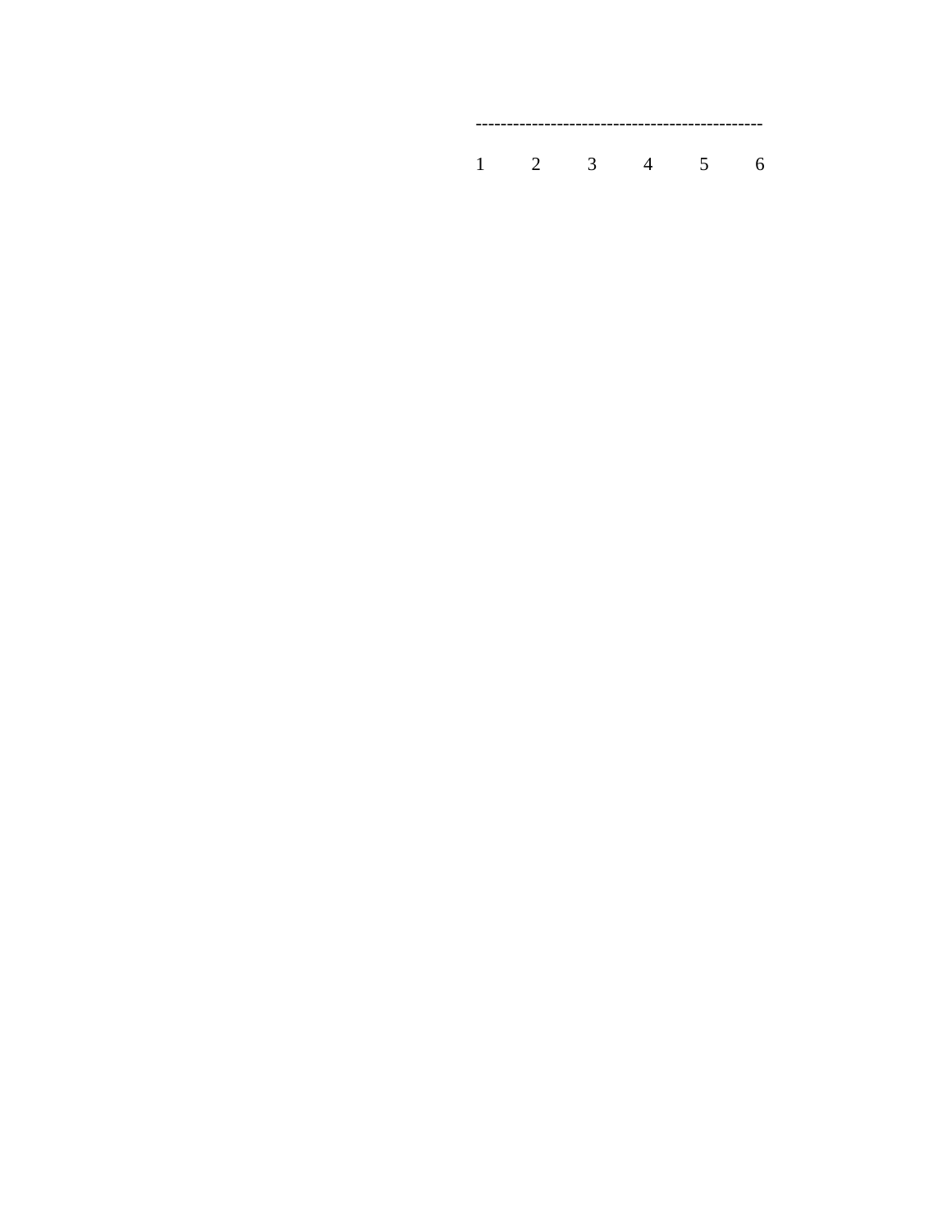----------------------------------------------

1 2 3 4 5 6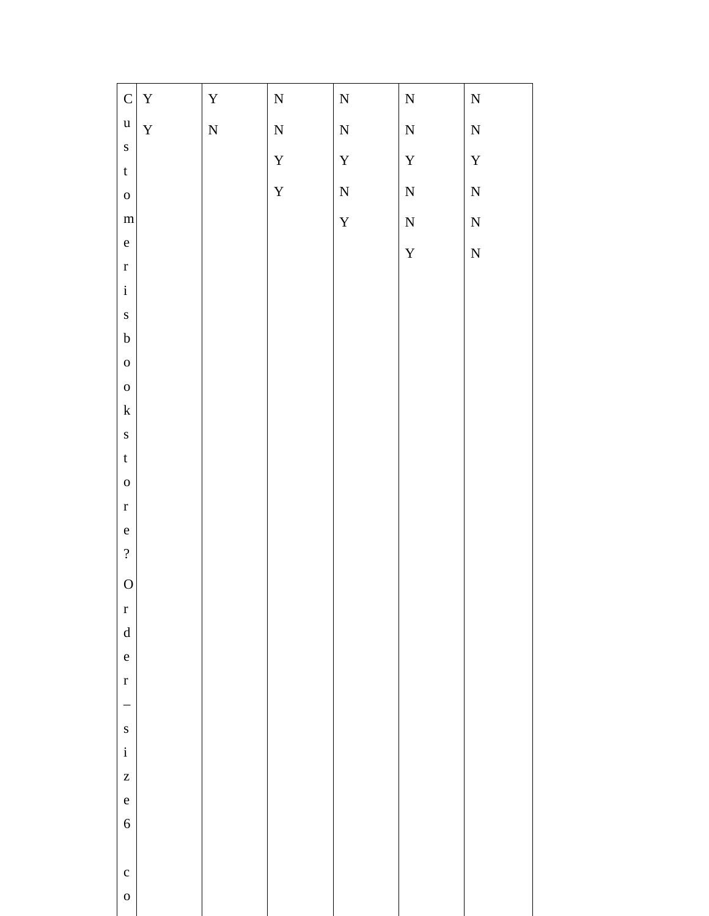| Customer is bookstore? Order–size 6 co | Y | Y | N | N | N | N |
|---|---|---|---|---|---|---|
| | Y | N | N | N | N | N |
| | | | Y | Y | Y | Y |
| | | | Y | N | N | N |
| | | | | Y | N | N |
| | | | | | Y | N |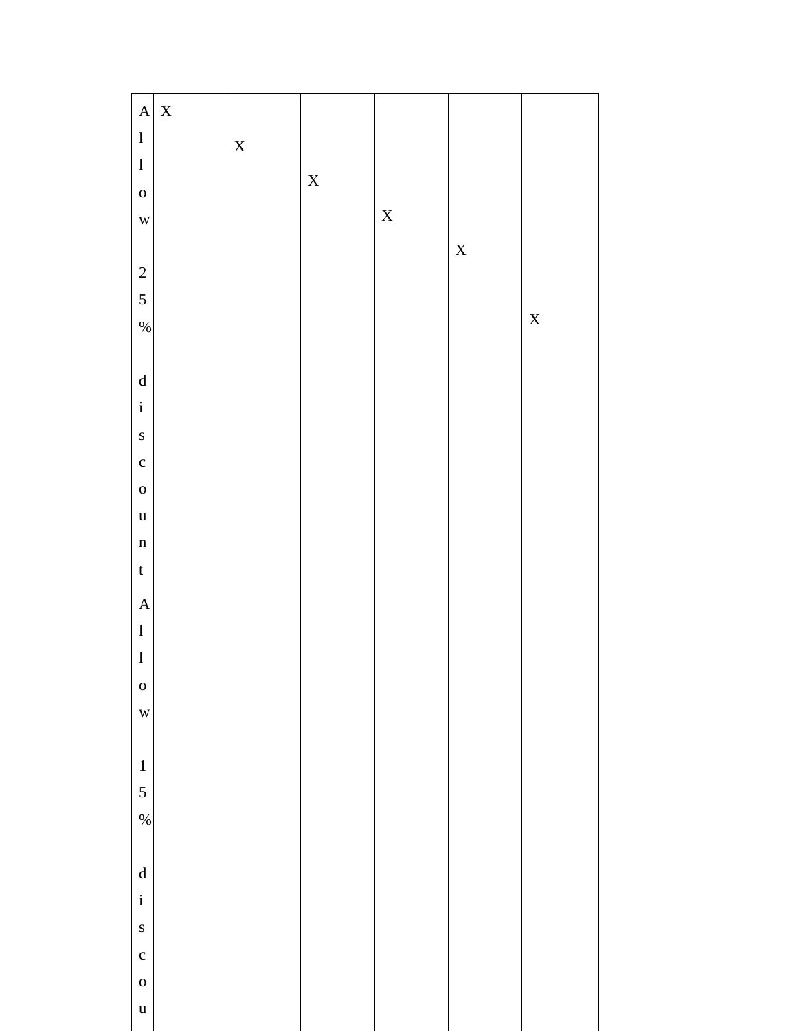| Allow 25% discount Allow 15% discou | X | X | X | X | X | X |
|---|---|---|---|---|---|---|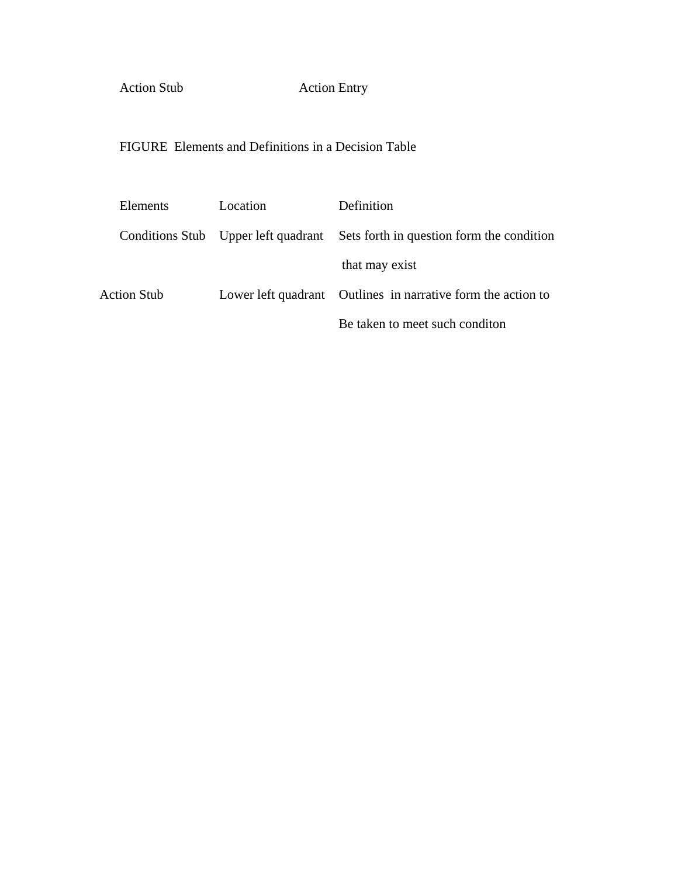Action Stub Action Entry

FIGURE Elements and Definitions in a Decision Table

| Elements | Location | Definition |
|---|---|---|
| Conditions Stub | Upper left quadrant | Sets forth in question form the condition that may exist |
| Action Stub | Lower left quadrant | Outlines in narrative form the action to Be taken to meet such conditon |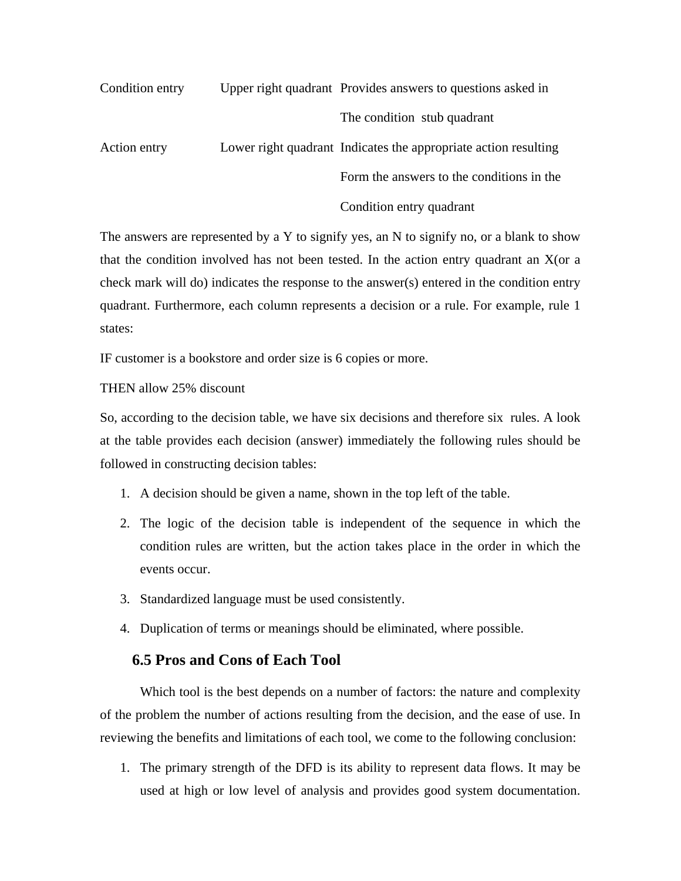| | | |
|---|---|---|
| Condition entry | Upper right quadrant | Provides answers to questions asked in The condition stub quadrant |
| Action entry | Lower right quadrant | Indicates the appropriate action resulting Form the answers to the conditions in the Condition entry quadrant |

The answers are represented by a Y to signify yes, an N to signify no, or a blank to show that the condition involved has not been tested. In the action entry quadrant an X(or a check mark will do) indicates the response to the answer(s) entered in the condition entry quadrant. Furthermore, each column represents a decision or a rule. For example, rule 1 states:

IF customer is a bookstore and order size is 6 copies or more.

THEN allow 25% discount

So, according to the decision table, we have six decisions and therefore six rules. A look at the table provides each decision (answer) immediately the following rules should be followed in constructing decision tables:

1. A decision should be given a name, shown in the top left of the table.
2. The logic of the decision table is independent of the sequence in which the condition rules are written, but the action takes place in the order in which the events occur.
3. Standardized language must be used consistently.
4. Duplication of terms or meanings should be eliminated, where possible.

## 6.5 Pros and Cons of Each Tool

Which tool is the best depends on a number of factors: the nature and complexity of the problem the number of actions resulting from the decision, and the ease of use. In reviewing the benefits and limitations of each tool, we come to the following conclusion:

1. The primary strength of the DFD is its ability to represent data flows. It may be used at high or low level of analysis and provides good system documentation.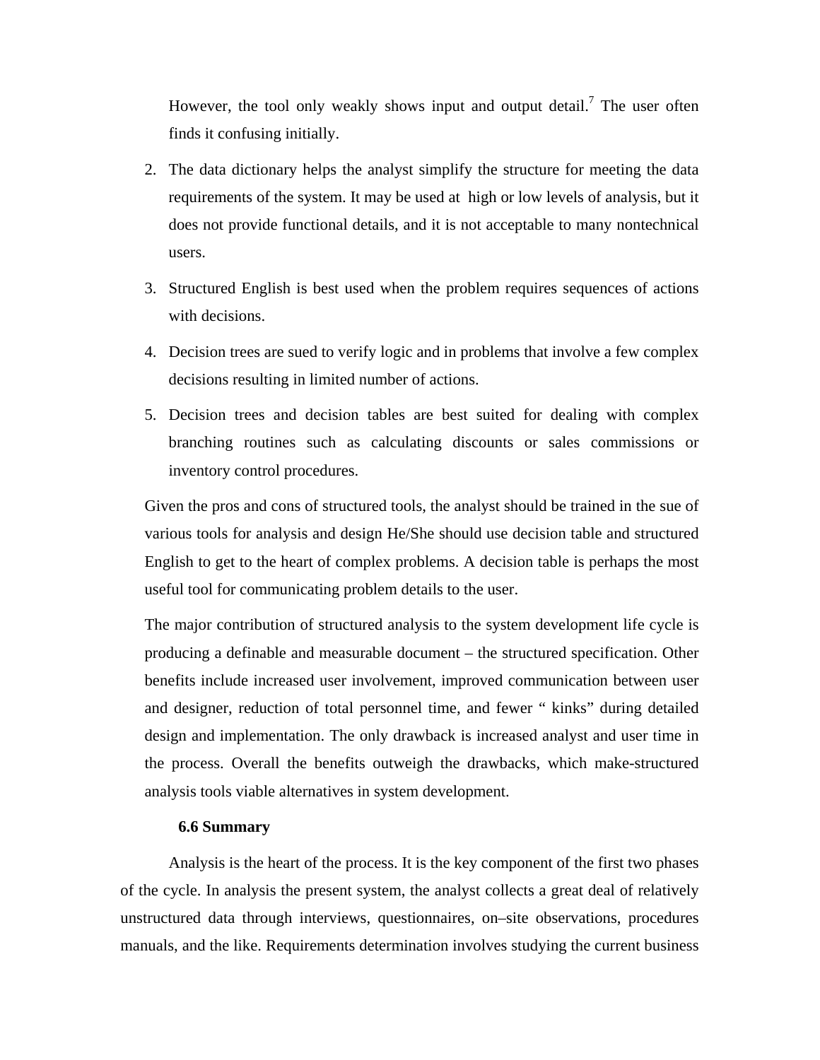However, the tool only weakly shows input and output detail.[7] The user often finds it confusing initially.

2. The data dictionary helps the analyst simplify the structure for meeting the data requirements of the system. It may be used at high or low levels of analysis, but it does not provide functional details, and it is not acceptable to many nontechnical users.

3. Structured English is best used when the problem requires sequences of actions with decisions.

4. Decision trees are sued to verify logic and in problems that involve a few complex decisions resulting in limited number of actions.

5. Decision trees and decision tables are best suited for dealing with complex branching routines such as calculating discounts or sales commissions or inventory control procedures.

Given the pros and cons of structured tools, the analyst should be trained in the sue of various tools for analysis and design He/She should use decision table and structured English to get to the heart of complex problems. A decision table is perhaps the most useful tool for communicating problem details to the user.

The major contribution of structured analysis to the system development life cycle is producing a definable and measurable document – the structured specification. Other benefits include increased user involvement, improved communication between user and designer, reduction of total personnel time, and fewer " kinks" during detailed design and implementation. The only drawback is increased analyst and user time in the process. Overall the benefits outweigh the drawbacks, which make-structured analysis tools viable alternatives in system development.

### 6.6 Summary

Analysis is the heart of the process. It is the key component of the first two phases of the cycle. In analysis the present system, the analyst collects a great deal of relatively unstructured data through interviews, questionnaires, on–site observations, procedures manuals, and the like. Requirements determination involves studying the current business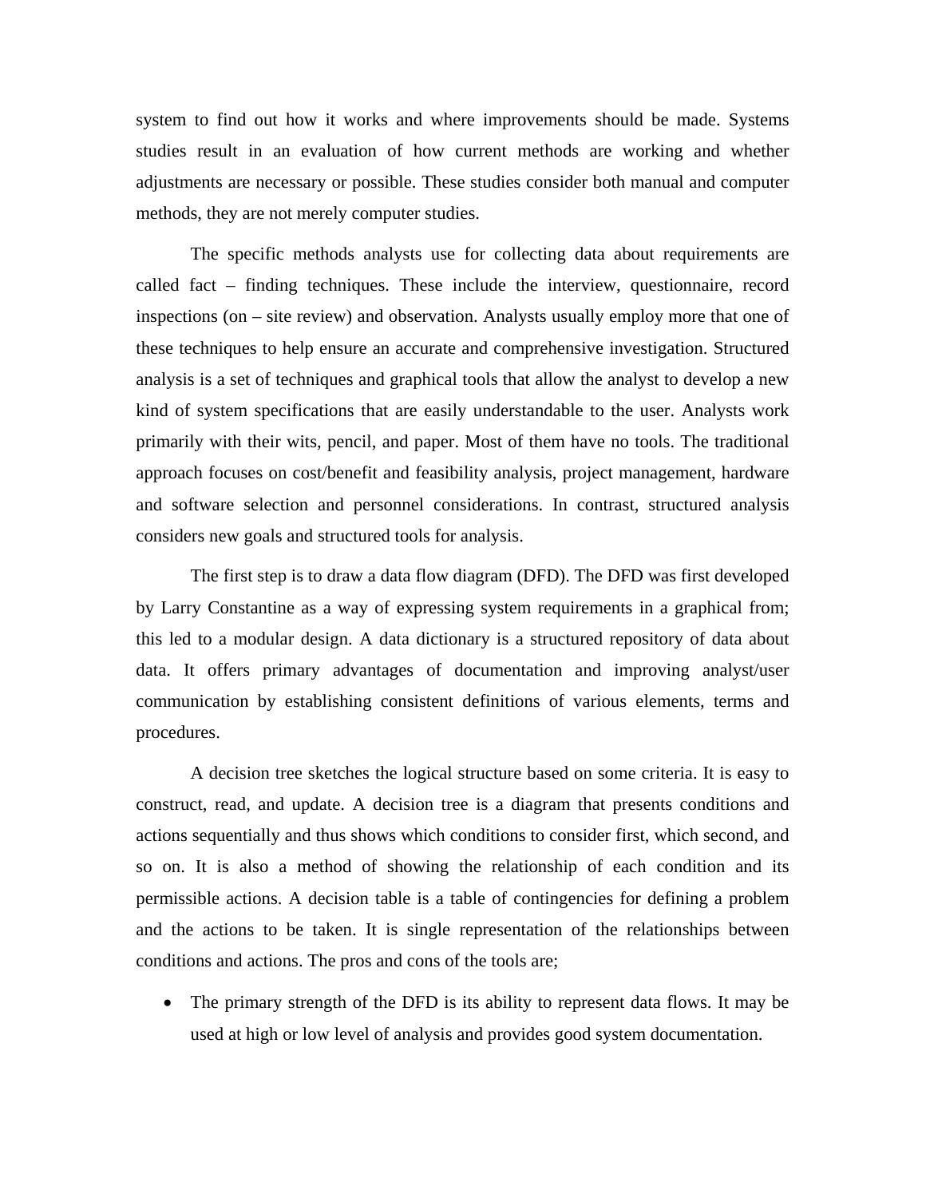system to find out how it works and where improvements should be made. Systems studies result in an evaluation of how current methods are working and whether adjustments are necessary or possible. These studies consider both manual and computer methods, they are not merely computer studies.

The specific methods analysts use for collecting data about requirements are called fact – finding techniques. These include the interview, questionnaire, record inspections (on – site review) and observation. Analysts usually employ more that one of these techniques to help ensure an accurate and comprehensive investigation. Structured analysis is a set of techniques and graphical tools that allow the analyst to develop a new kind of system specifications that are easily understandable to the user. Analysts work primarily with their wits, pencil, and paper. Most of them have no tools. The traditional approach focuses on cost/benefit and feasibility analysis, project management, hardware and software selection and personnel considerations. In contrast, structured analysis considers new goals and structured tools for analysis.

The first step is to draw a data flow diagram (DFD). The DFD was first developed by Larry Constantine as a way of expressing system requirements in a graphical from; this led to a modular design. A data dictionary is a structured repository of data about data. It offers primary advantages of documentation and improving analyst/user communication by establishing consistent definitions of various elements, terms and procedures.

A decision tree sketches the logical structure based on some criteria. It is easy to construct, read, and update. A decision tree is a diagram that presents conditions and actions sequentially and thus shows which conditions to consider first, which second, and so on. It is also a method of showing the relationship of each condition and its permissible actions. A decision table is a table of contingencies for defining a problem and the actions to be taken. It is single representation of the relationships between conditions and actions. The pros and cons of the tools are;

- The primary strength of the DFD is its ability to represent data flows. It may be used at high or low level of analysis and provides good system documentation.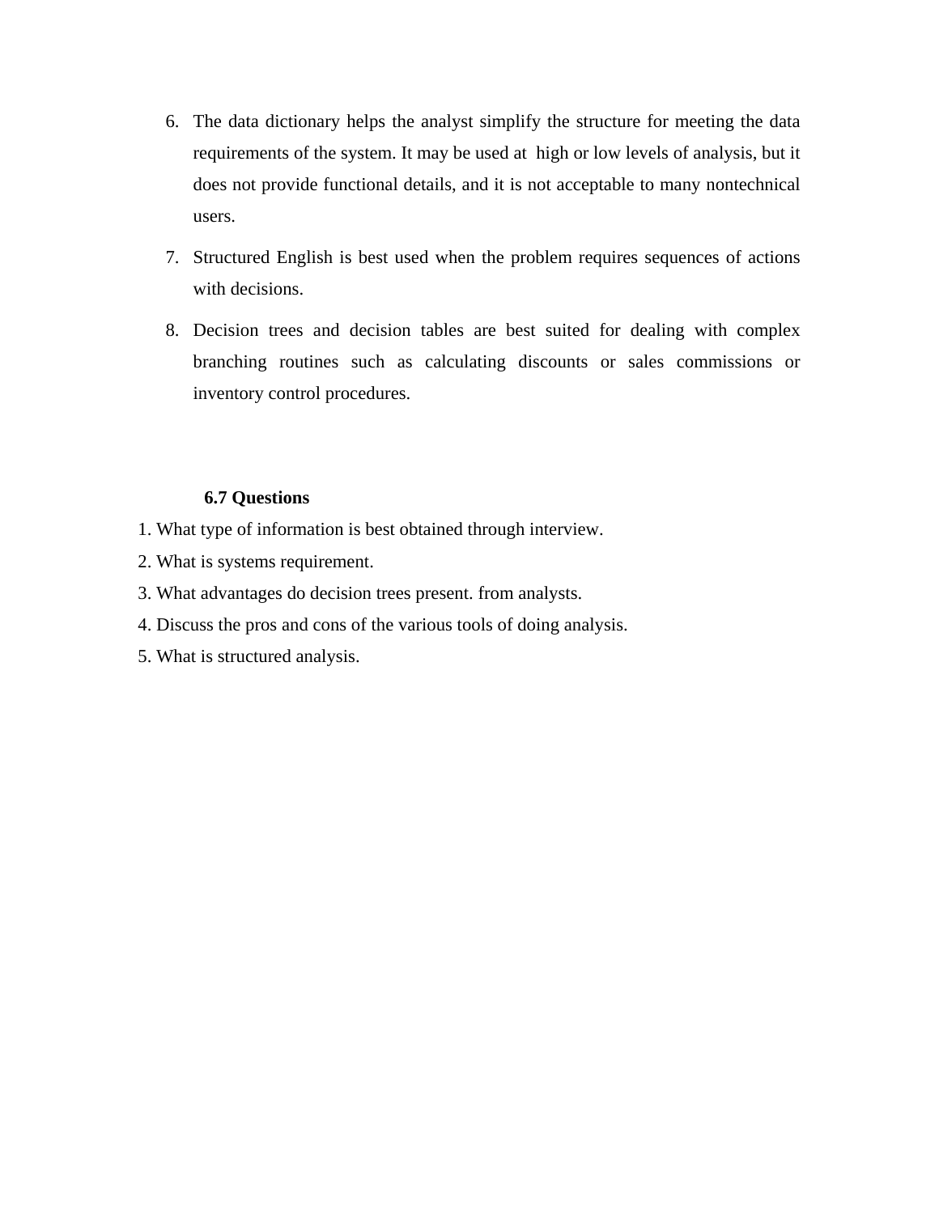6. The data dictionary helps the analyst simplify the structure for meeting the data requirements of the system. It may be used at high or low levels of analysis, but it does not provide functional details, and it is not acceptable to many nontechnical users.
7. Structured English is best used when the problem requires sequences of actions with decisions.
8. Decision trees and decision tables are best suited for dealing with complex branching routines such as calculating discounts or sales commissions or inventory control procedures.

### 6.7 Questions

1. What type of information is best obtained through interview.
2. What is systems requirement.
3. What advantages do decision trees present. from analysts.
4. Discuss the pros and cons of the various tools of doing analysis.
5. What is structured analysis.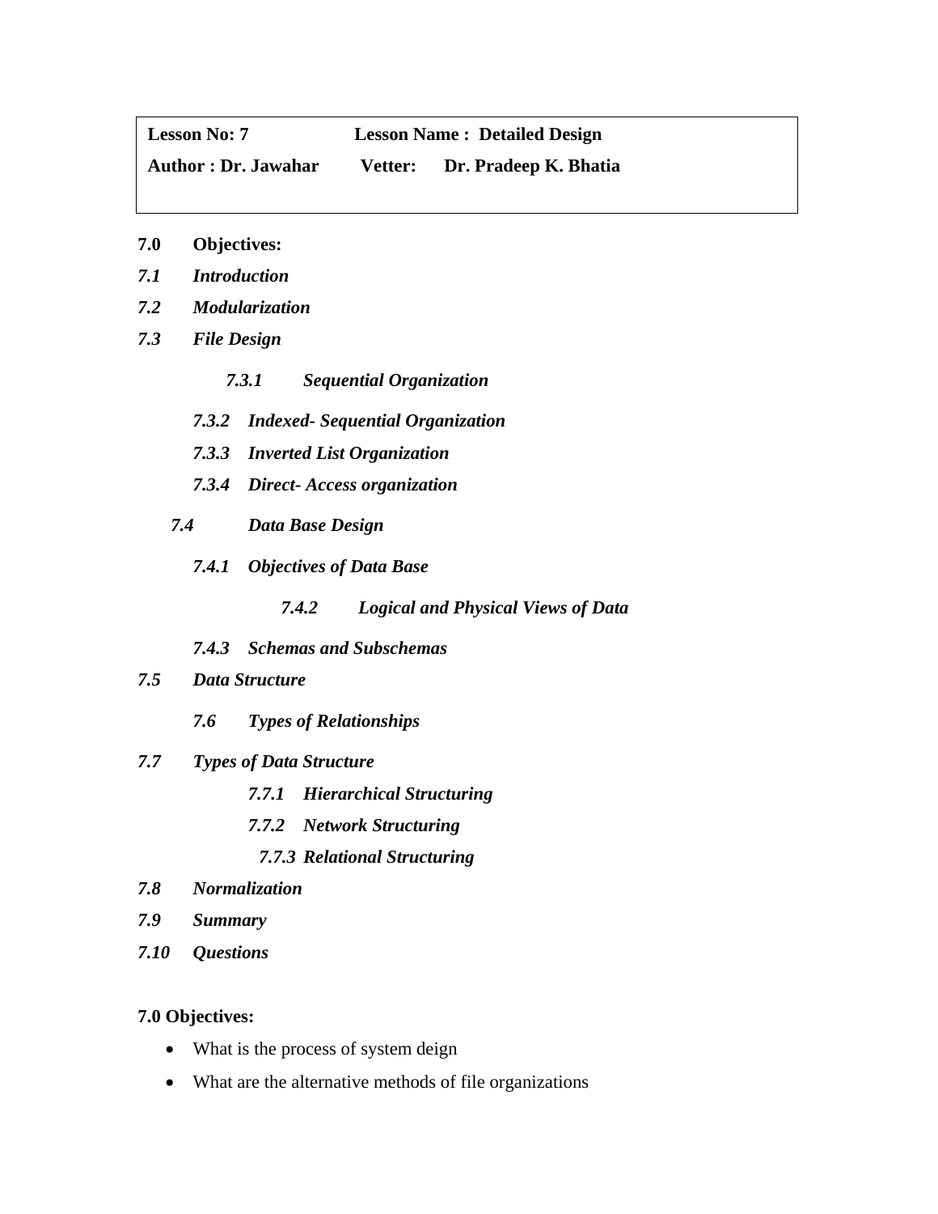| **Lesson No: 7** | **Lesson Name : Detailed Design** |
|---|---|
| **Author : Dr. Jawahar** | **Vetter: Dr. Pradeep K. Bhatia** |

**7.0 Objectives:**

***7.1 Introduction***

***7.2 Modularization***

***7.3 File Design***

- ***7.3.1 Sequential Organization***
- ***7.3.2 Indexed- Sequential Organization***
- ***7.3.3 Inverted List Organization***
- ***7.3.4 Direct- Access organization***

***7.4 Data Base Design***

- ***7.4.1 Objectives of Data Base***
- ***7.4.2 Logical and Physical Views of Data***
- ***7.4.3 Schemas and Subschemas***

***7.5 Data Structure***

- ***7.6 Types of Relationships***

***7.7 Types of Data Structure***

- ***7.7.1 Hierarchical Structuring***
- ***7.7.2 Network Structuring***
- ***7.7.3 Relational Structuring***

***7.8 Normalization***

***7.9 Summary***

***7.10 Questions***

## 7.0 Objectives:

- What is the process of system deign
- What are the alternative methods of file organizations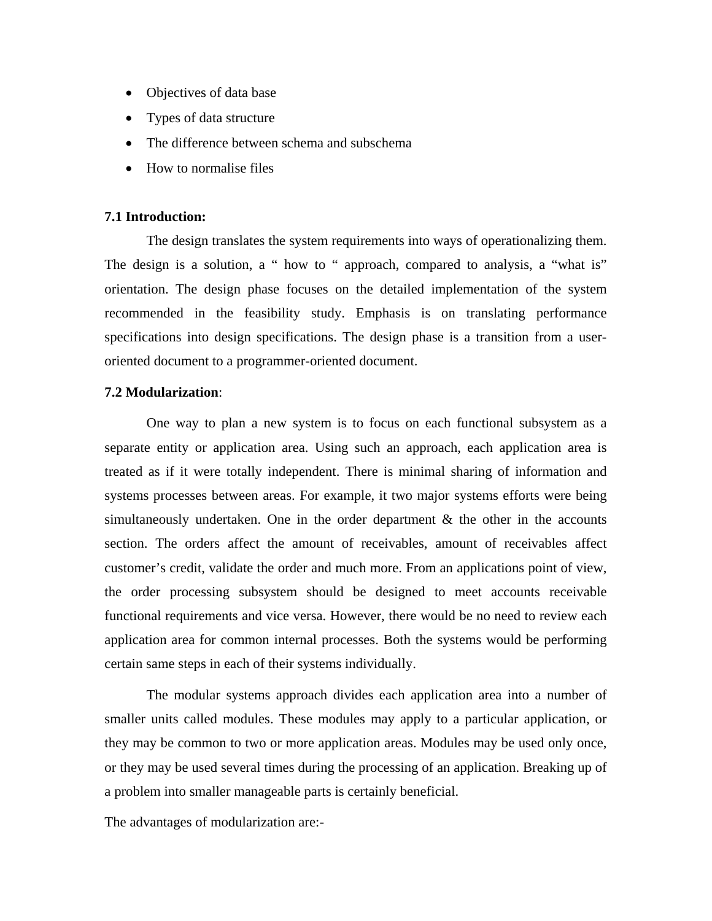- Objectives of data base
- Types of data structure
- The difference between schema and subschema
- How to normalise files

### 7.1 Introduction:

The design translates the system requirements into ways of operationalizing them. The design is a solution, a " how to " approach, compared to analysis, a "what is" orientation. The design phase focuses on the detailed implementation of the system recommended in the feasibility study. Emphasis is on translating performance specifications into design specifications. The design phase is a transition from a user-oriented document to a programmer-oriented document.

### 7.2 Modularization:

One way to plan a new system is to focus on each functional subsystem as a separate entity or application area. Using such an approach, each application area is treated as if it were totally independent. There is minimal sharing of information and systems processes between areas. For example, it two major systems efforts were being simultaneously undertaken. One in the order department & the other in the accounts section. The orders affect the amount of receivables, amount of receivables affect customer's credit, validate the order and much more. From an applications point of view, the order processing subsystem should be designed to meet accounts receivable functional requirements and vice versa. However, there would be no need to review each application area for common internal processes. Both the systems would be performing certain same steps in each of their systems individually.

The modular systems approach divides each application area into a number of smaller units called modules. These modules may apply to a particular application, or they may be common to two or more application areas. Modules may be used only once, or they may be used several times during the processing of an application. Breaking up of a problem into smaller manageable parts is certainly beneficial.

The advantages of modularization are:-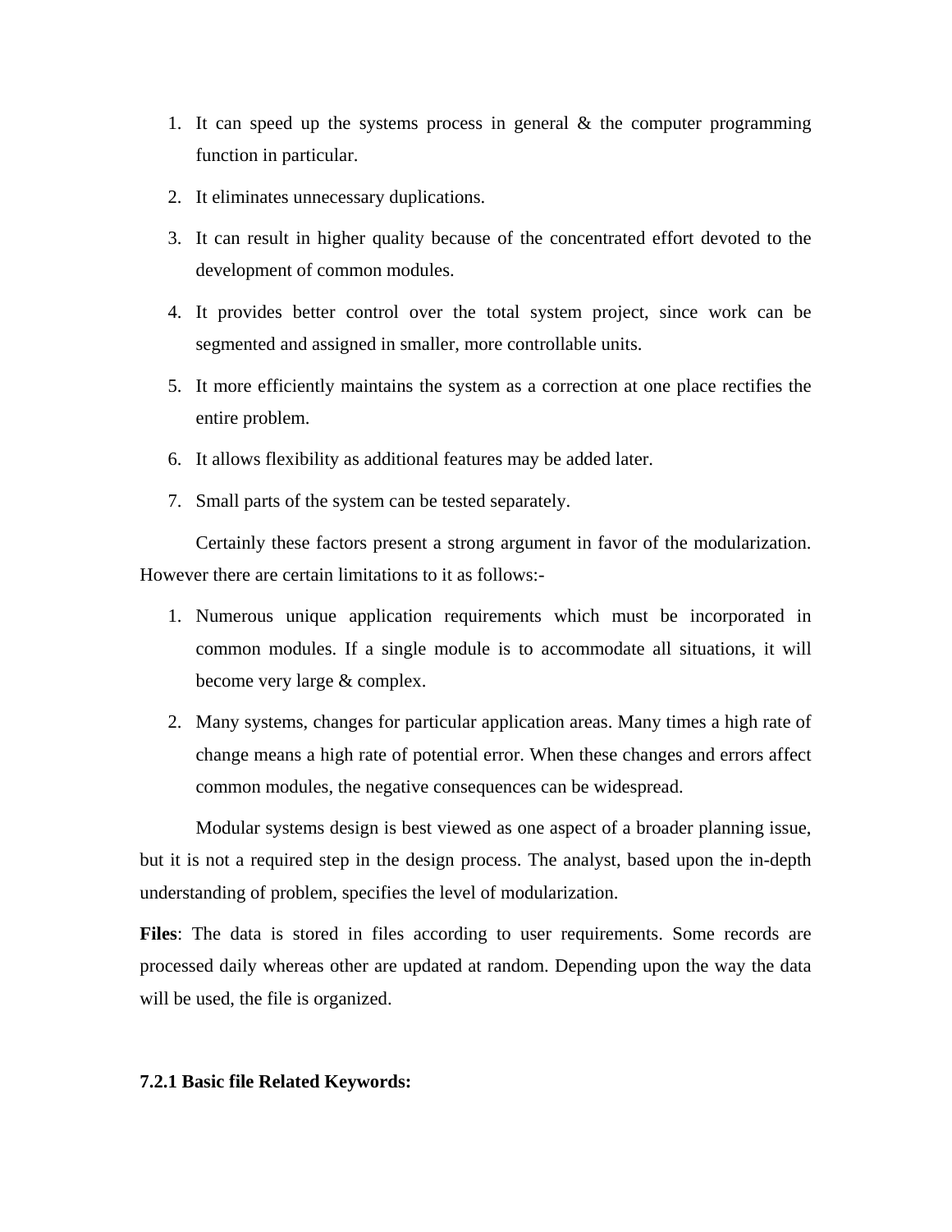1. It can speed up the systems process in general & the computer programming function in particular.
2. It eliminates unnecessary duplications.
3. It can result in higher quality because of the concentrated effort devoted to the development of common modules.
4. It provides better control over the total system project, since work can be segmented and assigned in smaller, more controllable units.
5. It more efficiently maintains the system as a correction at one place rectifies the entire problem.
6. It allows flexibility as additional features may be added later.
7. Small parts of the system can be tested separately.

Certainly these factors present a strong argument in favor of the modularization. However there are certain limitations to it as follows:-

1. Numerous unique application requirements which must be incorporated in common modules. If a single module is to accommodate all situations, it will become very large & complex.
2. Many systems, changes for particular application areas. Many times a high rate of change means a high rate of potential error. When these changes and errors affect common modules, the negative consequences can be widespread.

Modular systems design is best viewed as one aspect of a broader planning issue, but it is not a required step in the design process. The analyst, based upon the in-depth understanding of problem, specifies the level of modularization.

**Files**: The data is stored in files according to user requirements. Some records are processed daily whereas other are updated at random. Depending upon the way the data will be used, the file is organized.

### 7.2.1 Basic file Related Keywords: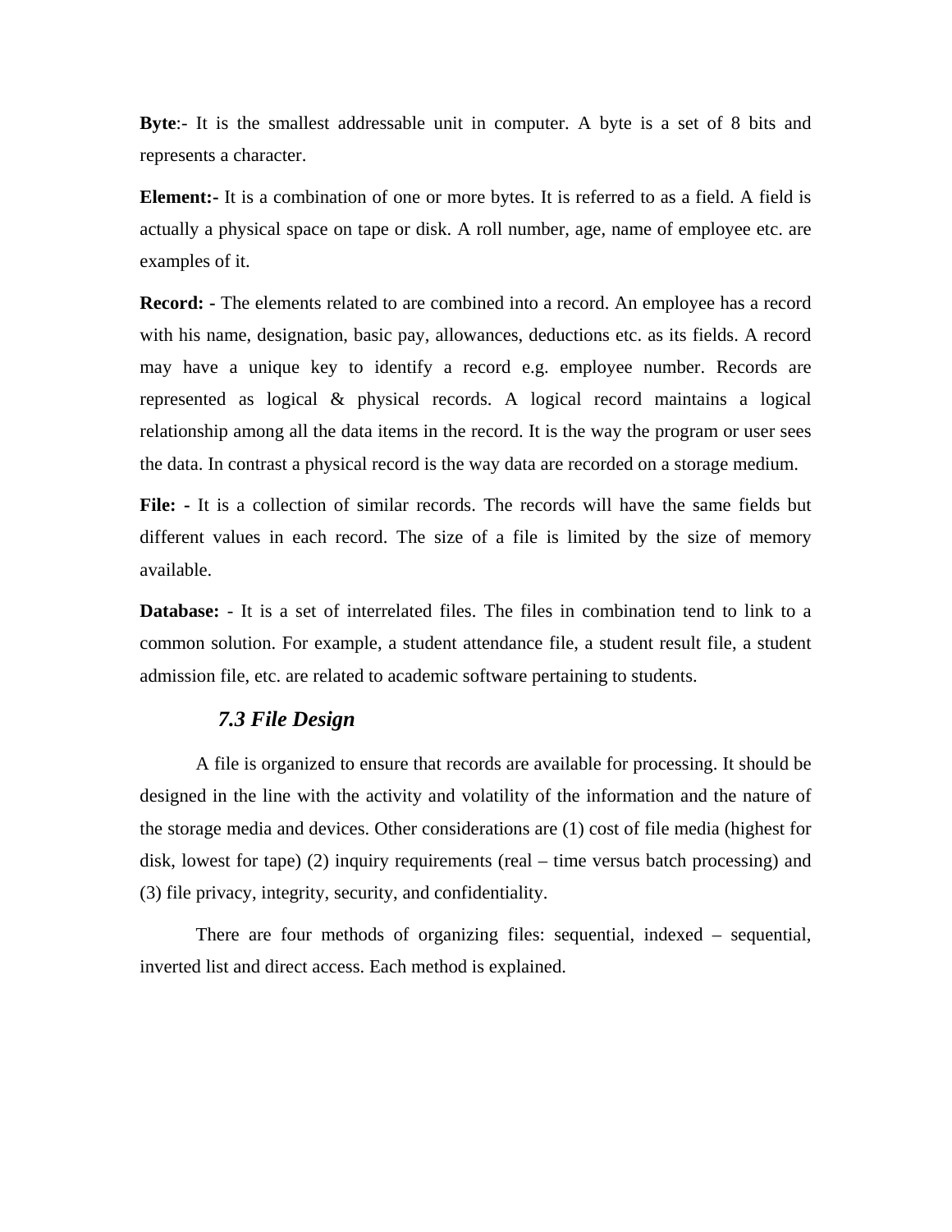**Byte**:- It is the smallest addressable unit in computer. A byte is a set of 8 bits and represents a character.

**Element:-** It is a combination of one or more bytes. It is referred to as a field. A field is actually a physical space on tape or disk. A roll number, age, name of employee etc. are examples of it.

**Record: -** The elements related to are combined into a record. An employee has a record with his name, designation, basic pay, allowances, deductions etc. as its fields. A record may have a unique key to identify a record e.g. employee number. Records are represented as logical & physical records. A logical record maintains a logical relationship among all the data items in the record. It is the way the program or user sees the data. In contrast a physical record is the way data are recorded on a storage medium.

**File: -** It is a collection of similar records. The records will have the same fields but different values in each record. The size of a file is limited by the size of memory available.

**Database:** - It is a set of interrelated files. The files in combination tend to link to a common solution. For example, a student attendance file, a student result file, a student admission file, etc. are related to academic software pertaining to students.

### *7.3 File Design*

A file is organized to ensure that records are available for processing. It should be designed in the line with the activity and volatility of the information and the nature of the storage media and devices. Other considerations are (1) cost of file media (highest for disk, lowest for tape) (2) inquiry requirements (real – time versus batch processing) and (3) file privacy, integrity, security, and confidentiality.

There are four methods of organizing files: sequential, indexed – sequential, inverted list and direct access. Each method is explained.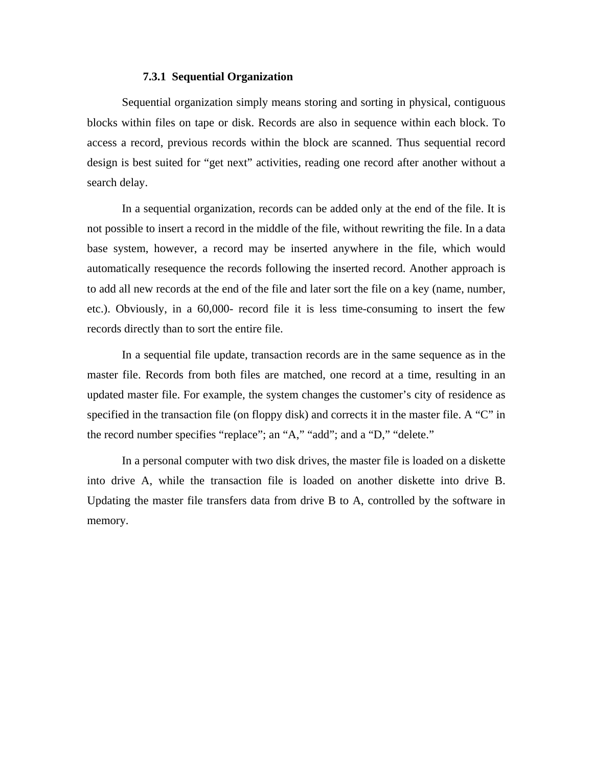### 7.3.1 Sequential Organization

Sequential organization simply means storing and sorting in physical, contiguous blocks within files on tape or disk. Records are also in sequence within each block. To access a record, previous records within the block are scanned. Thus sequential record design is best suited for "get next" activities, reading one record after another without a search delay.

In a sequential organization, records can be added only at the end of the file. It is not possible to insert a record in the middle of the file, without rewriting the file. In a data base system, however, a record may be inserted anywhere in the file, which would automatically resequence the records following the inserted record. Another approach is to add all new records at the end of the file and later sort the file on a key (name, number, etc.). Obviously, in a 60,000- record file it is less time-consuming to insert the few records directly than to sort the entire file.

In a sequential file update, transaction records are in the same sequence as in the master file. Records from both files are matched, one record at a time, resulting in an updated master file. For example, the system changes the customer's city of residence as specified in the transaction file (on floppy disk) and corrects it in the master file. A "C" in the record number specifies "replace"; an "A," "add"; and a "D," "delete."

In a personal computer with two disk drives, the master file is loaded on a diskette into drive A, while the transaction file is loaded on another diskette into drive B. Updating the master file transfers data from drive B to A, controlled by the software in memory.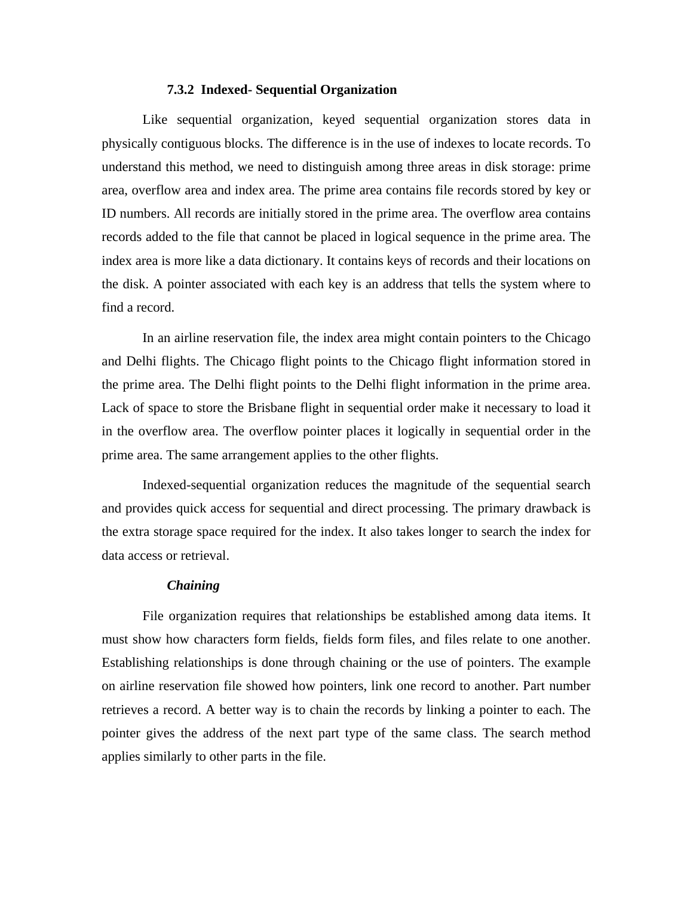### 7.3.2 Indexed- Sequential Organization

Like sequential organization, keyed sequential organization stores data in physically contiguous blocks. The difference is in the use of indexes to locate records. To understand this method, we need to distinguish among three areas in disk storage: prime area, overflow area and index area. The prime area contains file records stored by key or ID numbers. All records are initially stored in the prime area. The overflow area contains records added to the file that cannot be placed in logical sequence in the prime area. The index area is more like a data dictionary. It contains keys of records and their locations on the disk. A pointer associated with each key is an address that tells the system where to find a record.

In an airline reservation file, the index area might contain pointers to the Chicago and Delhi flights. The Chicago flight points to the Chicago flight information stored in the prime area. The Delhi flight points to the Delhi flight information in the prime area. Lack of space to store the Brisbane flight in sequential order make it necessary to load it in the overflow area. The overflow pointer places it logically in sequential order in the prime area. The same arrangement applies to the other flights.

Indexed-sequential organization reduces the magnitude of the sequential search and provides quick access for sequential and direct processing. The primary drawback is the extra storage space required for the index. It also takes longer to search the index for data access or retrieval.

***Chaining***

File organization requires that relationships be established among data items. It must show how characters form fields, fields form files, and files relate to one another. Establishing relationships is done through chaining or the use of pointers. The example on airline reservation file showed how pointers, link one record to another. Part number retrieves a record. A better way is to chain the records by linking a pointer to each. The pointer gives the address of the next part type of the same class. The search method applies similarly to other parts in the file.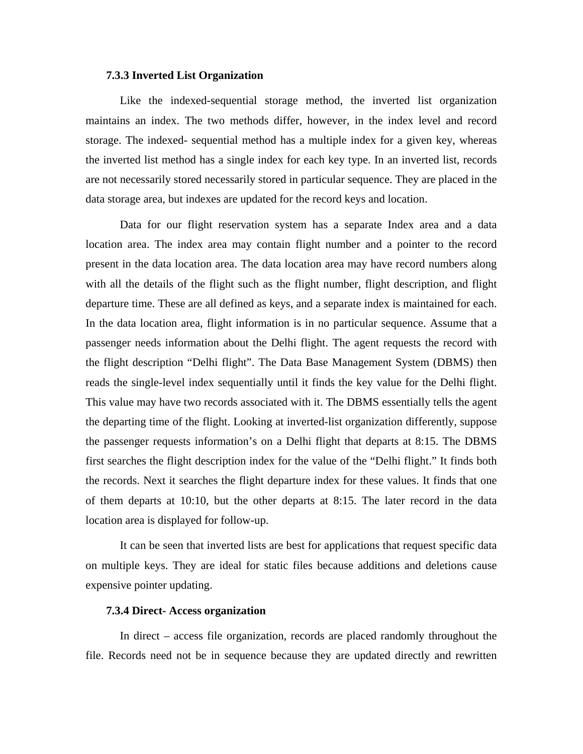### 7.3.3 Inverted List Organization

Like the indexed-sequential storage method, the inverted list organization maintains an index. The two methods differ, however, in the index level and record storage. The indexed- sequential method has a multiple index for a given key, whereas the inverted list method has a single index for each key type. In an inverted list, records are not necessarily stored necessarily stored in particular sequence. They are placed in the data storage area, but indexes are updated for the record keys and location.

Data for our flight reservation system has a separate Index area and a data location area. The index area may contain flight number and a pointer to the record present in the data location area. The data location area may have record numbers along with all the details of the flight such as the flight number, flight description, and flight departure time. These are all defined as keys, and a separate index is maintained for each. In the data location area, flight information is in no particular sequence. Assume that a passenger needs information about the Delhi flight. The agent requests the record with the flight description "Delhi flight". The Data Base Management System (DBMS) then reads the single-level index sequentially until it finds the key value for the Delhi flight. This value may have two records associated with it. The DBMS essentially tells the agent the departing time of the flight. Looking at inverted-list organization differently, suppose the passenger requests information's on a Delhi flight that departs at 8:15. The DBMS first searches the flight description index for the value of the "Delhi flight." It finds both the records. Next it searches the flight departure index for these values. It finds that one of them departs at 10:10, but the other departs at 8:15. The later record in the data location area is displayed for follow-up.

It can be seen that inverted lists are best for applications that request specific data on multiple keys. They are ideal for static files because additions and deletions cause expensive pointer updating.

### 7.3.4 Direct- Access organization

In direct – access file organization, records are placed randomly throughout the file. Records need not be in sequence because they are updated directly and rewritten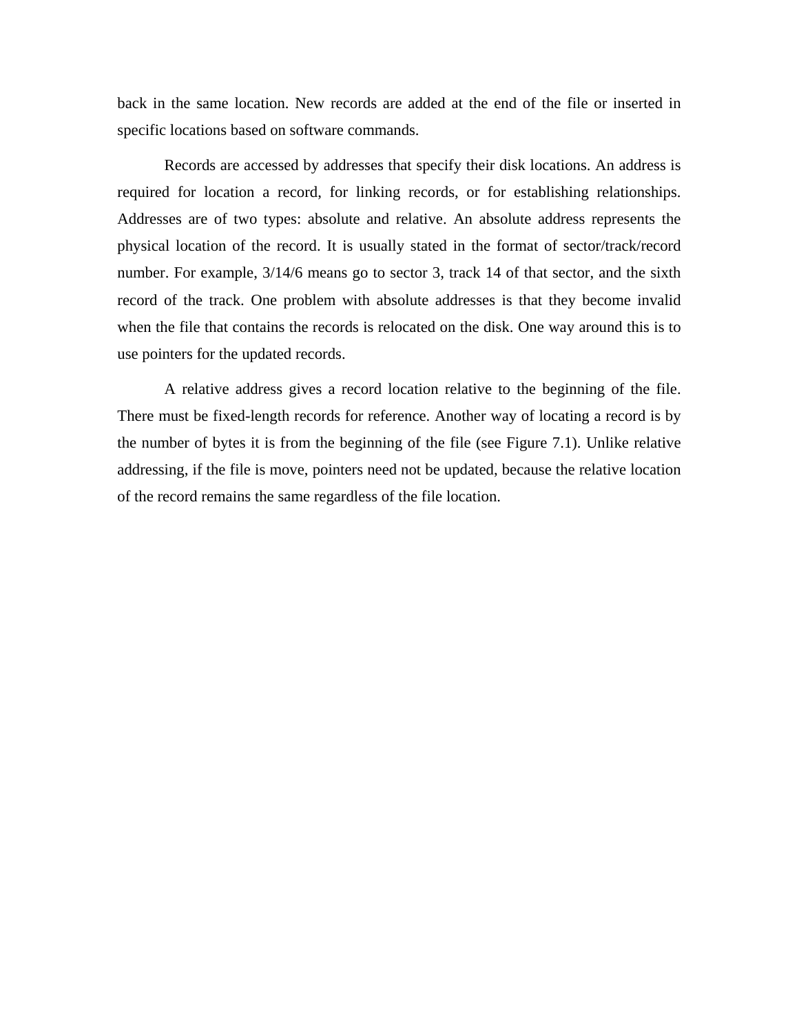back in the same location. New records are added at the end of the file or inserted in specific locations based on software commands.

Records are accessed by addresses that specify their disk locations. An address is required for location a record, for linking records, or for establishing relationships. Addresses are of two types: absolute and relative. An absolute address represents the physical location of the record. It is usually stated in the format of sector/track/record number. For example, 3/14/6 means go to sector 3, track 14 of that sector, and the sixth record of the track. One problem with absolute addresses is that they become invalid when the file that contains the records is relocated on the disk. One way around this is to use pointers for the updated records.

A relative address gives a record location relative to the beginning of the file. There must be fixed-length records for reference. Another way of locating a record is by the number of bytes it is from the beginning of the file (see Figure 7.1). Unlike relative addressing, if the file is move, pointers need not be updated, because the relative location of the record remains the same regardless of the file location.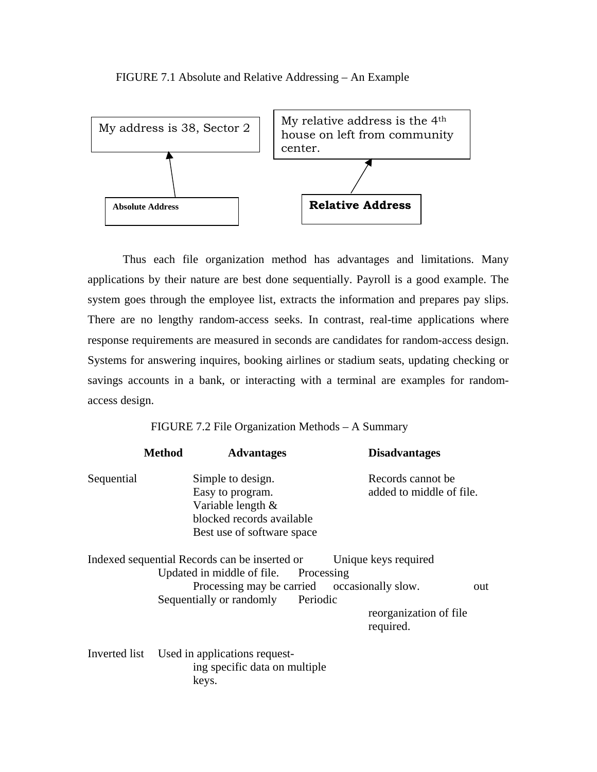FIGURE 7.1 Absolute and Relative Addressing – An Example

My address is 38, Sector 2

My relative address is the 4th house on left from community center.

**Absolute Address**

**Relative Address**

Thus each file organization method has advantages and limitations. Many applications by their nature are best done sequentially. Payroll is a good example. The system goes through the employee list, extracts the information and prepares pay slips. There are no lengthy random-access seeks. In contrast, real-time applications where response requirements are measured in seconds are candidates for random-access design. Systems for answering inquires, booking airlines or stadium seats, updating checking or savings accounts in a bank, or interacting with a terminal are examples for random-access design.

FIGURE 7.2 File Organization Methods – A Summary

| **Method** | **Advantages** | **Disadvantages** |
|---|---|---|
| Sequential | Simple to design. Easy to program. Variable length & blocked records available Best use of software space | Records cannot be added to middle of file. |
| Indexed sequential | Records can be inserted or Updated in middle of file. Processing may be carried out Sequentially or randomly | Unique keys required Processing occasionally slow. Periodic reorganization of file required. |
| Inverted list | Used in applications requesting specific data on multiple keys. | |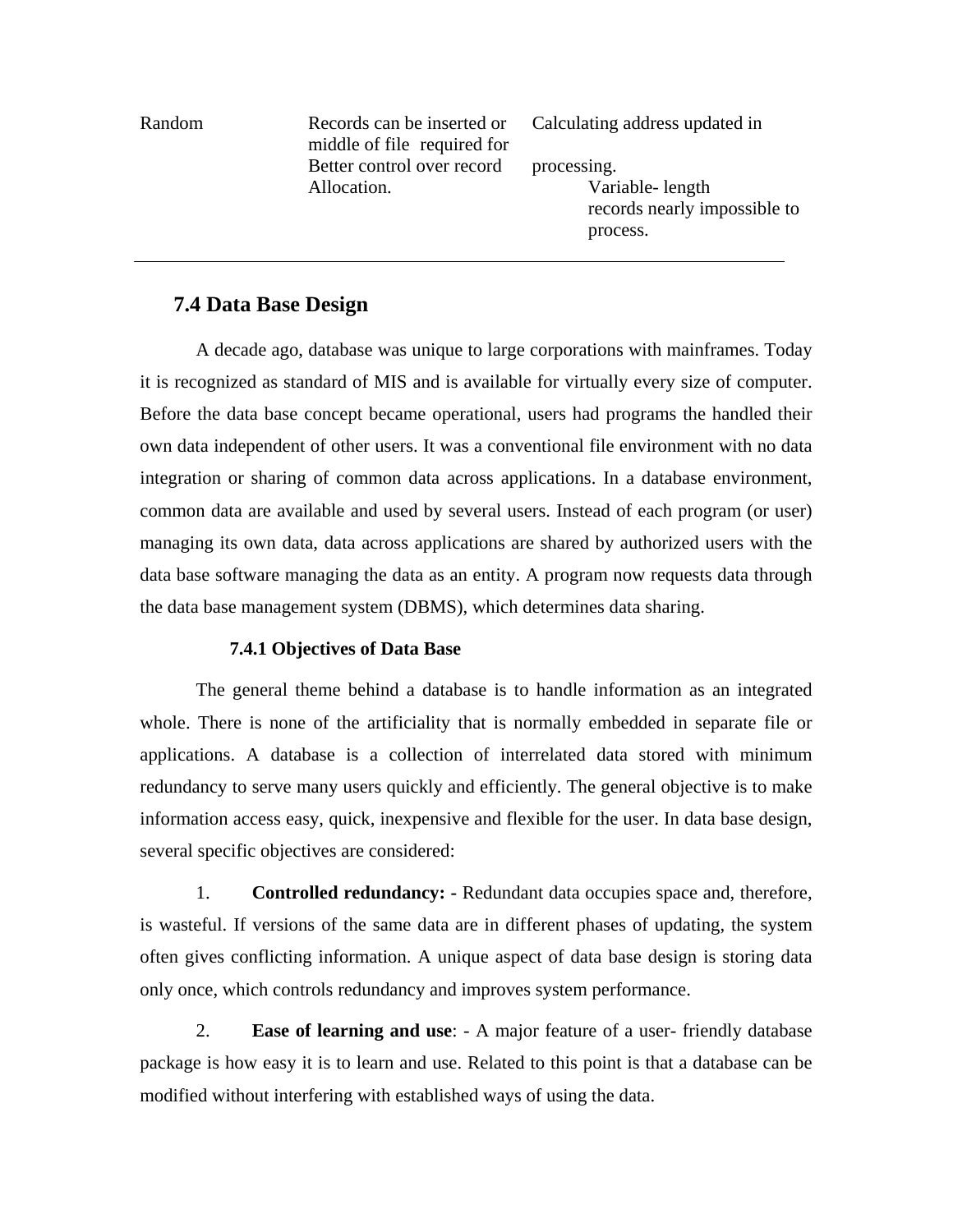| Random | Records can be inserted or middle of file required for Better control over record Allocation. | Calculating address updated in processing. Variable- length records nearly impossible to process. |
|---|---|---|

## 7.4 Data Base Design

A decade ago, database was unique to large corporations with mainframes. Today it is recognized as standard of MIS and is available for virtually every size of computer. Before the data base concept became operational, users had programs the handled their own data independent of other users. It was a conventional file environment with no data integration or sharing of common data across applications. In a database environment, common data are available and used by several users. Instead of each program (or user) managing its own data, data across applications are shared by authorized users with the data base software managing the data as an entity. A program now requests data through the data base management system (DBMS), which determines data sharing.

### 7.4.1 Objectives of Data Base

The general theme behind a database is to handle information as an integrated whole. There is none of the artificiality that is normally embedded in separate file or applications. A database is a collection of interrelated data stored with minimum redundancy to serve many users quickly and efficiently. The general objective is to make information access easy, quick, inexpensive and flexible for the user. In data base design, several specific objectives are considered:

1. **Controlled redundancy: -** Redundant data occupies space and, therefore, is wasteful. If versions of the same data are in different phases of updating, the system often gives conflicting information. A unique aspect of data base design is storing data only once, which controls redundancy and improves system performance.

2. **Ease of learning and use**: - A major feature of a user- friendly database package is how easy it is to learn and use. Related to this point is that a database can be modified without interfering with established ways of using the data.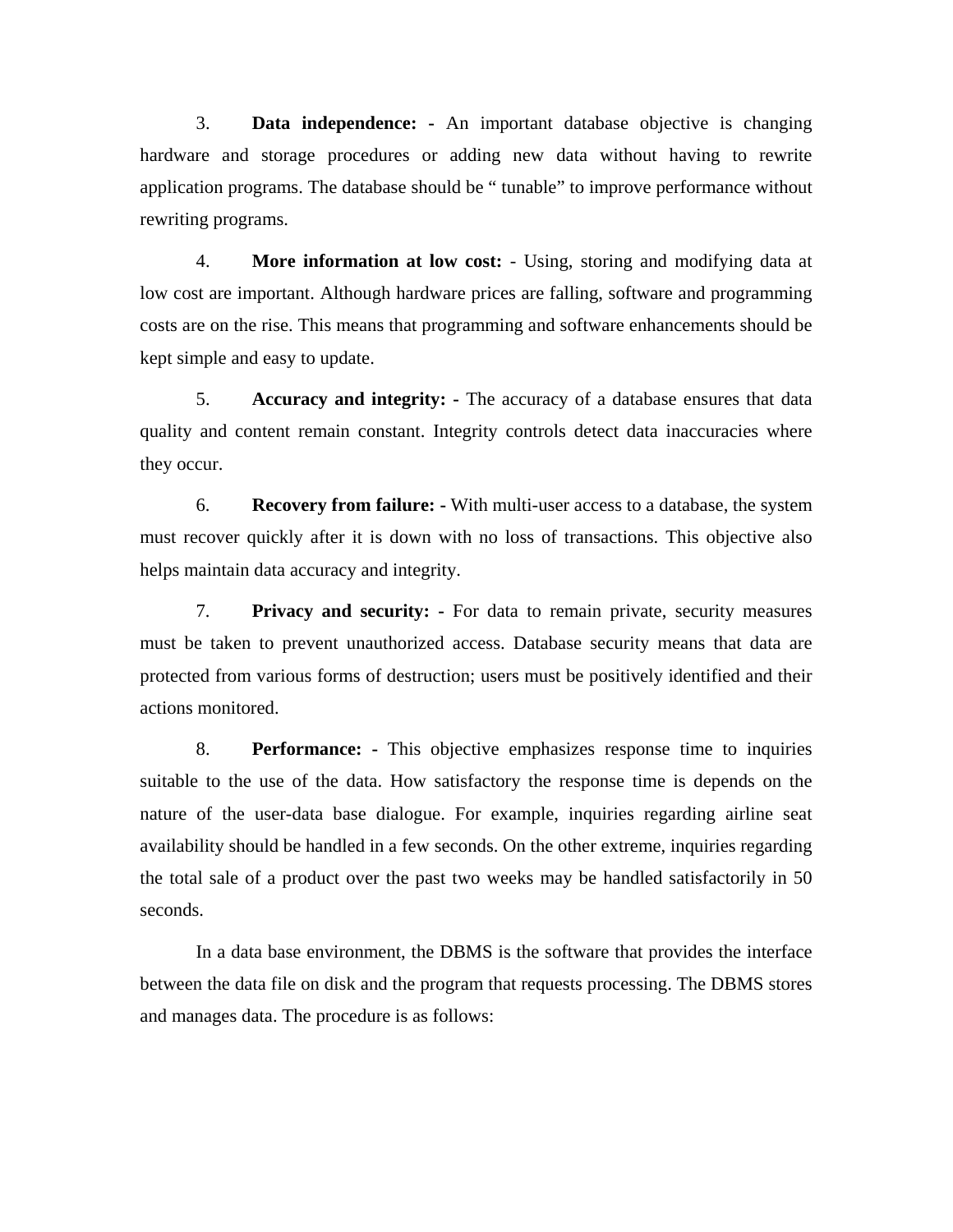3. **Data independence: -** An important database objective is changing hardware and storage procedures or adding new data without having to rewrite application programs. The database should be " tunable" to improve performance without rewriting programs.

4. **More information at low cost:** - Using, storing and modifying data at low cost are important. Although hardware prices are falling, software and programming costs are on the rise. This means that programming and software enhancements should be kept simple and easy to update.

5. **Accuracy and integrity: -** The accuracy of a database ensures that data quality and content remain constant. Integrity controls detect data inaccuracies where they occur.

6. **Recovery from failure: -** With multi-user access to a database, the system must recover quickly after it is down with no loss of transactions. This objective also helps maintain data accuracy and integrity.

7. **Privacy and security: -** For data to remain private, security measures must be taken to prevent unauthorized access. Database security means that data are protected from various forms of destruction; users must be positively identified and their actions monitored.

8. **Performance: -** This objective emphasizes response time to inquiries suitable to the use of the data. How satisfactory the response time is depends on the nature of the user-data base dialogue. For example, inquiries regarding airline seat availability should be handled in a few seconds. On the other extreme, inquiries regarding the total sale of a product over the past two weeks may be handled satisfactorily in 50 seconds.

In a data base environment, the DBMS is the software that provides the interface between the data file on disk and the program that requests processing. The DBMS stores and manages data. The procedure is as follows: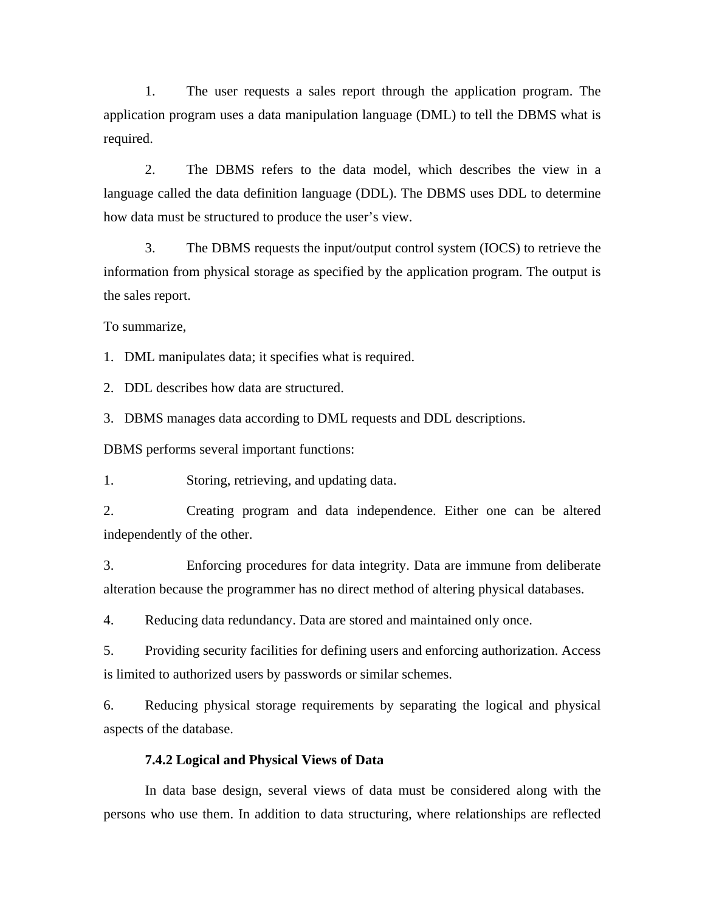1. The user requests a sales report through the application program. The application program uses a data manipulation language (DML) to tell the DBMS what is required.

2. The DBMS refers to the data model, which describes the view in a language called the data definition language (DDL). The DBMS uses DDL to determine how data must be structured to produce the user's view.

3. The DBMS requests the input/output control system (IOCS) to retrieve the information from physical storage as specified by the application program. The output is the sales report.

To summarize,

1. DML manipulates data; it specifies what is required.
2. DDL describes how data are structured.
3. DBMS manages data according to DML requests and DDL descriptions.

DBMS performs several important functions:

1. Storing, retrieving, and updating data.
2. Creating program and data independence. Either one can be altered independently of the other.
3. Enforcing procedures for data integrity. Data are immune from deliberate alteration because the programmer has no direct method of altering physical databases.
4. Reducing data redundancy. Data are stored and maintained only once.
5. Providing security facilities for defining users and enforcing authorization. Access is limited to authorized users by passwords or similar schemes.
6. Reducing physical storage requirements by separating the logical and physical aspects of the database.

### 7.4.2 Logical and Physical Views of Data

In data base design, several views of data must be considered along with the persons who use them. In addition to data structuring, where relationships are reflected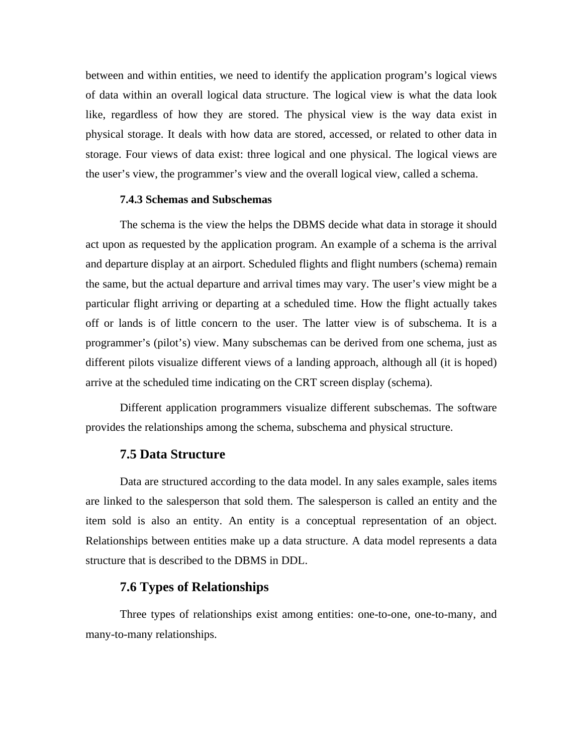between and within entities, we need to identify the application program's logical views of data within an overall logical data structure. The logical view is what the data look like, regardless of how they are stored. The physical view is the way data exist in physical storage. It deals with how data are stored, accessed, or related to other data in storage. Four views of data exist: three logical and one physical. The logical views are the user's view, the programmer's view and the overall logical view, called a schema.

### 7.4.3 Schemas and Subschemas

The schema is the view the helps the DBMS decide what data in storage it should act upon as requested by the application program. An example of a schema is the arrival and departure display at an airport. Scheduled flights and flight numbers (schema) remain the same, but the actual departure and arrival times may vary. The user's view might be a particular flight arriving or departing at a scheduled time. How the flight actually takes off or lands is of little concern to the user. The latter view is of subschema. It is a programmer's (pilot's) view. Many subschemas can be derived from one schema, just as different pilots visualize different views of a landing approach, although all (it is hoped) arrive at the scheduled time indicating on the CRT screen display (schema).

Different application programmers visualize different subschemas. The software provides the relationships among the schema, subschema and physical structure.

## 7.5 Data Structure

Data are structured according to the data model. In any sales example, sales items are linked to the salesperson that sold them. The salesperson is called an entity and the item sold is also an entity. An entity is a conceptual representation of an object. Relationships between entities make up a data structure. A data model represents a data structure that is described to the DBMS in DDL.

## 7.6 Types of Relationships

Three types of relationships exist among entities: one-to-one, one-to-many, and many-to-many relationships.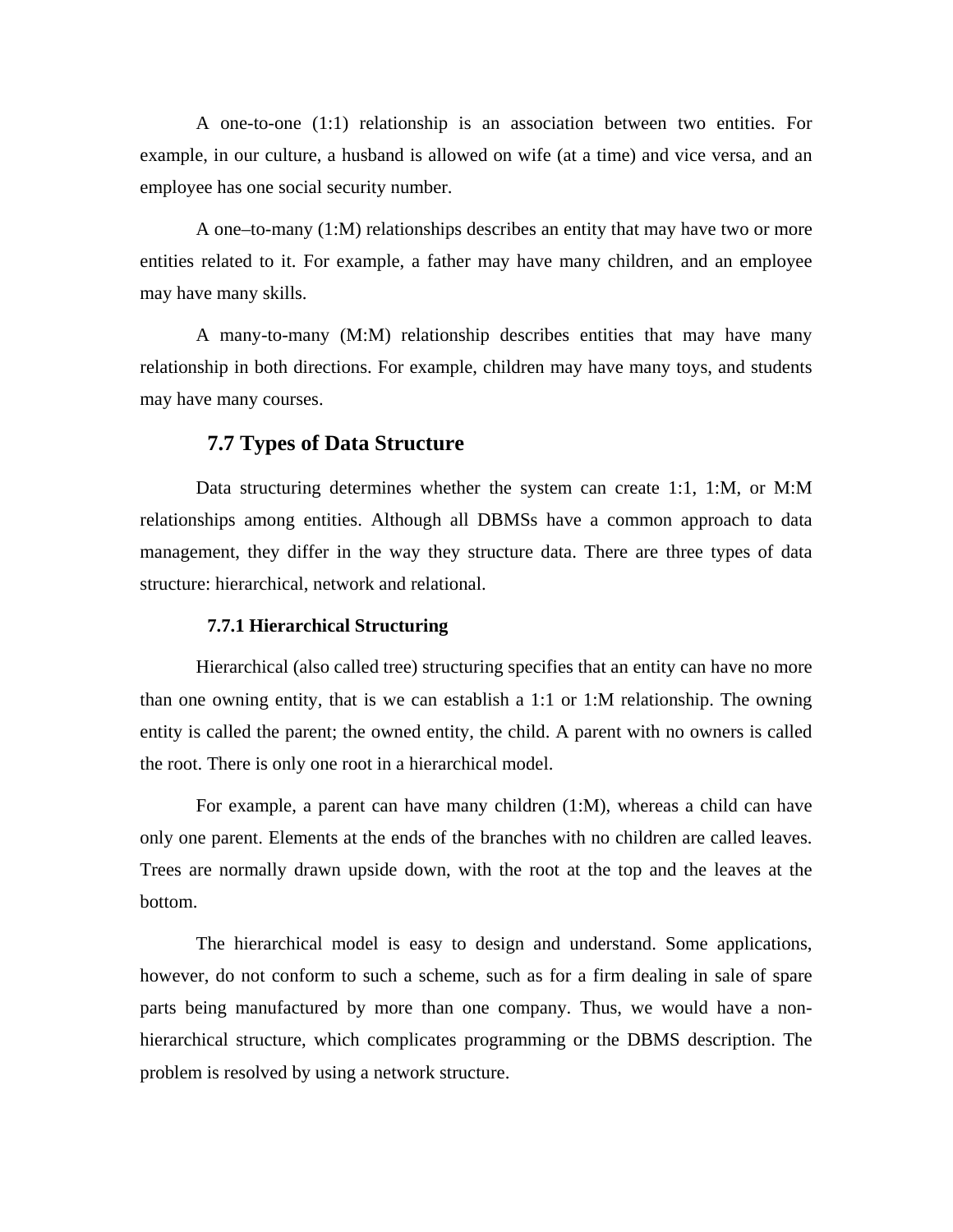A one-to-one (1:1) relationship is an association between two entities. For example, in our culture, a husband is allowed on wife (at a time) and vice versa, and an employee has one social security number.

A one–to-many (1:M) relationships describes an entity that may have two or more entities related to it. For example, a father may have many children, and an employee may have many skills.

A many-to-many (M:M) relationship describes entities that may have many relationship in both directions. For example, children may have many toys, and students may have many courses.

## 7.7 Types of Data Structure

Data structuring determines whether the system can create 1:1, 1:M, or M:M relationships among entities. Although all DBMSs have a common approach to data management, they differ in the way they structure data. There are three types of data structure: hierarchical, network and relational.

### 7.7.1 Hierarchical Structuring

Hierarchical (also called tree) structuring specifies that an entity can have no more than one owning entity, that is we can establish a 1:1 or 1:M relationship. The owning entity is called the parent; the owned entity, the child. A parent with no owners is called the root. There is only one root in a hierarchical model.

For example, a parent can have many children (1:M), whereas a child can have only one parent. Elements at the ends of the branches with no children are called leaves. Trees are normally drawn upside down, with the root at the top and the leaves at the bottom.

The hierarchical model is easy to design and understand. Some applications, however, do not conform to such a scheme, such as for a firm dealing in sale of spare parts being manufactured by more than one company. Thus, we would have a non-hierarchical structure, which complicates programming or the DBMS description. The problem is resolved by using a network structure.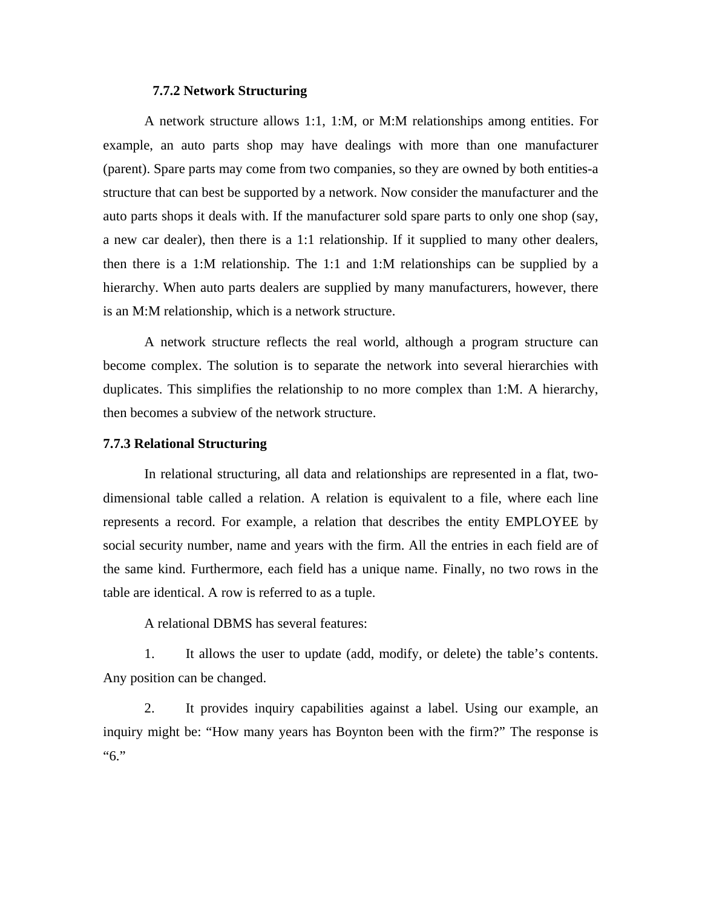### 7.7.2 Network Structuring

A network structure allows 1:1, 1:M, or M:M relationships among entities. For example, an auto parts shop may have dealings with more than one manufacturer (parent). Spare parts may come from two companies, so they are owned by both entities-a structure that can best be supported by a network. Now consider the manufacturer and the auto parts shops it deals with. If the manufacturer sold spare parts to only one shop (say, a new car dealer), then there is a 1:1 relationship. If it supplied to many other dealers, then there is a 1:M relationship. The 1:1 and 1:M relationships can be supplied by a hierarchy. When auto parts dealers are supplied by many manufacturers, however, there is an M:M relationship, which is a network structure.

A network structure reflects the real world, although a program structure can become complex. The solution is to separate the network into several hierarchies with duplicates. This simplifies the relationship to no more complex than 1:M. A hierarchy, then becomes a subview of the network structure.

### 7.7.3 Relational Structuring

In relational structuring, all data and relationships are represented in a flat, two-dimensional table called a relation. A relation is equivalent to a file, where each line represents a record. For example, a relation that describes the entity EMPLOYEE by social security number, name and years with the firm. All the entries in each field are of the same kind. Furthermore, each field has a unique name. Finally, no two rows in the table are identical. A row is referred to as a tuple.

A relational DBMS has several features:

1. It allows the user to update (add, modify, or delete) the table's contents. Any position can be changed.

2. It provides inquiry capabilities against a label. Using our example, an inquiry might be: "How many years has Boynton been with the firm?" The response is "6."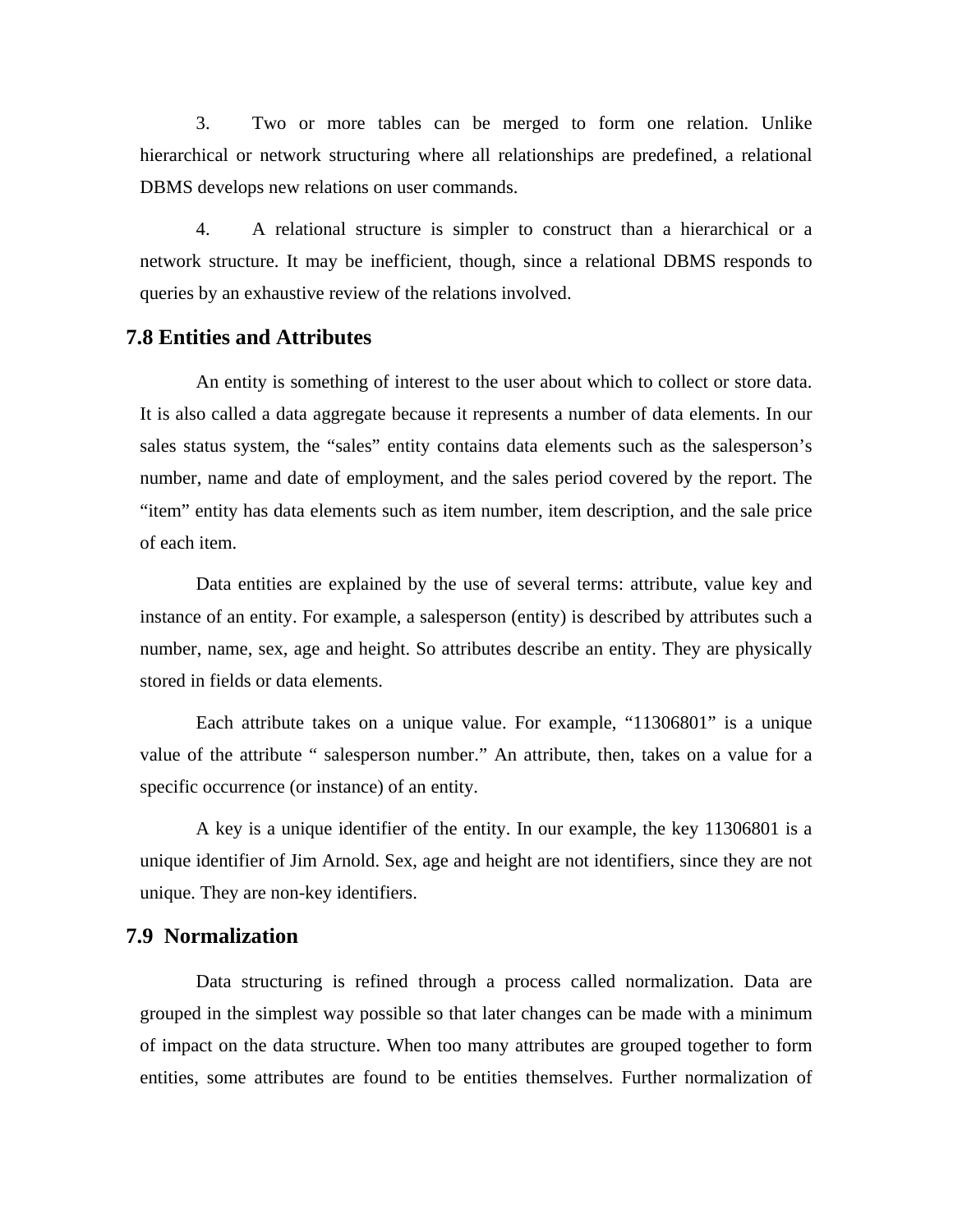3. Two or more tables can be merged to form one relation. Unlike hierarchical or network structuring where all relationships are predefined, a relational DBMS develops new relations on user commands.

4. A relational structure is simpler to construct than a hierarchical or a network structure. It may be inefficient, though, since a relational DBMS responds to queries by an exhaustive review of the relations involved.

## 7.8 Entities and Attributes

An entity is something of interest to the user about which to collect or store data. It is also called a data aggregate because it represents a number of data elements. In our sales status system, the “sales” entity contains data elements such as the salesperson’s number, name and date of employment, and the sales period covered by the report. The “item” entity has data elements such as item number, item description, and the sale price of each item.

Data entities are explained by the use of several terms: attribute, value key and instance of an entity. For example, a salesperson (entity) is described by attributes such a number, name, sex, age and height. So attributes describe an entity. They are physically stored in fields or data elements.

Each attribute takes on a unique value. For example, “11306801” is a unique value of the attribute “ salesperson number.” An attribute, then, takes on a value for a specific occurrence (or instance) of an entity.

A key is a unique identifier of the entity. In our example, the key 11306801 is a unique identifier of Jim Arnold. Sex, age and height are not identifiers, since they are not unique. They are non-key identifiers.

## 7.9 Normalization

Data structuring is refined through a process called normalization. Data are grouped in the simplest way possible so that later changes can be made with a minimum of impact on the data structure. When too many attributes are grouped together to form entities, some attributes are found to be entities themselves. Further normalization of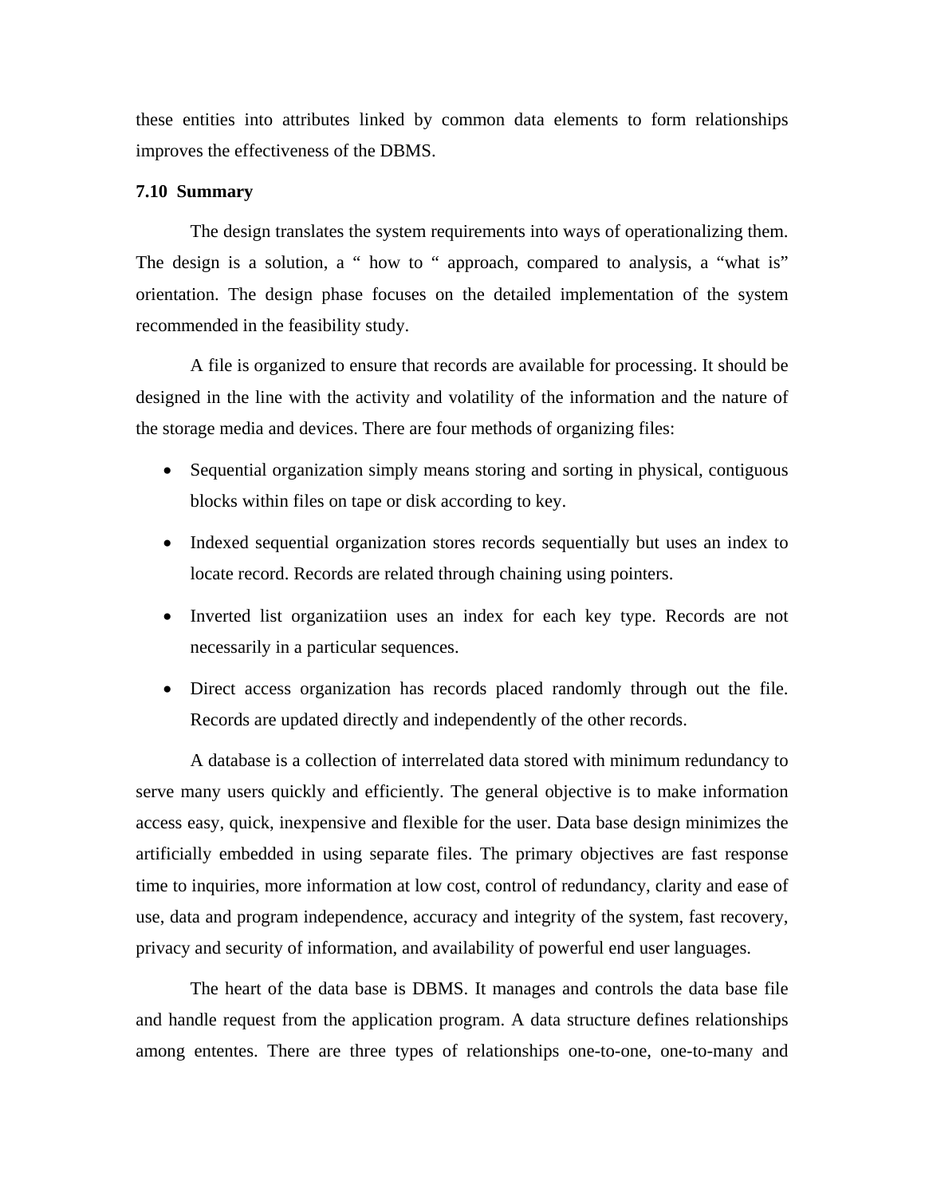these entities into attributes linked by common data elements to form relationships improves the effectiveness of the DBMS.

### 7.10 Summary

The design translates the system requirements into ways of operationalizing them. The design is a solution, a " how to " approach, compared to analysis, a "what is" orientation. The design phase focuses on the detailed implementation of the system recommended in the feasibility study.

A file is organized to ensure that records are available for processing. It should be designed in the line with the activity and volatility of the information and the nature of the storage media and devices. There are four methods of organizing files:

- Sequential organization simply means storing and sorting in physical, contiguous blocks within files on tape or disk according to key.
- Indexed sequential organization stores records sequentially but uses an index to locate record. Records are related through chaining using pointers.
- Inverted list organizatiion uses an index for each key type. Records are not necessarily in a particular sequences.
- Direct access organization has records placed randomly through out the file. Records are updated directly and independently of the other records.

A database is a collection of interrelated data stored with minimum redundancy to serve many users quickly and efficiently. The general objective is to make information access easy, quick, inexpensive and flexible for the user. Data base design minimizes the artificially embedded in using separate files. The primary objectives are fast response time to inquiries, more information at low cost, control of redundancy, clarity and ease of use, data and program independence, accuracy and integrity of the system, fast recovery, privacy and security of information, and availability of powerful end user languages.

The heart of the data base is DBMS. It manages and controls the data base file and handle request from the application program. A data structure defines relationships among ententes. There are three types of relationships one-to-one, one-to-many and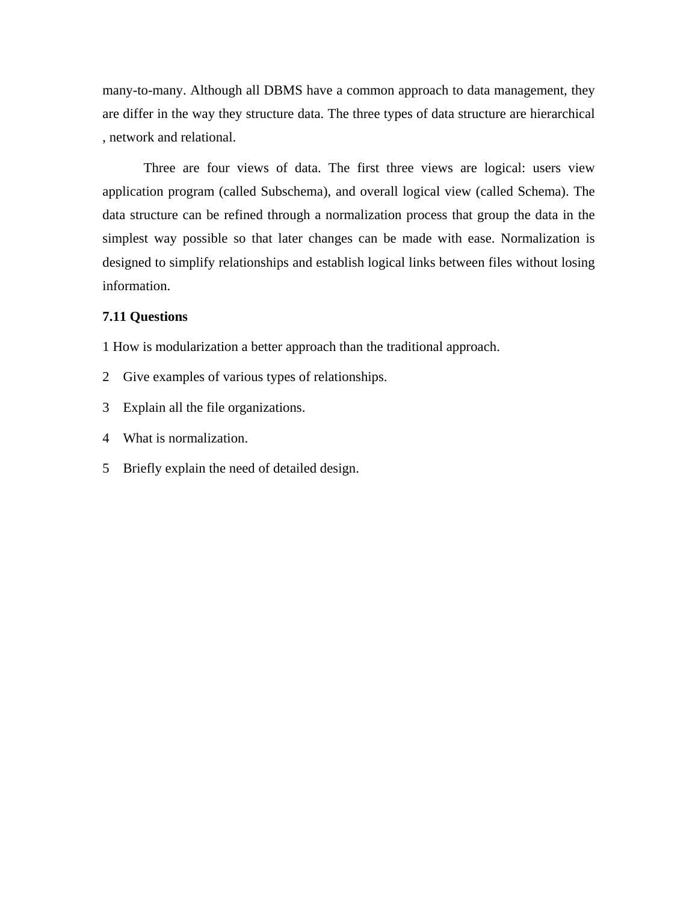many-to-many. Although all DBMS have a common approach to data management, they are differ in the way they structure data. The three types of data structure are hierarchical , network and relational.

Three are four views of data. The first three views are logical: users view application program (called Subschema), and overall logical view (called Schema). The data structure can be refined through a normalization process that group the data in the simplest way possible so that later changes can be made with ease. Normalization is designed to simplify relationships and establish logical links between files without losing information.

**7.11 Questions**

1 How is modularization a better approach than the traditional approach.

2 Give examples of various types of relationships.

3 Explain all the file organizations.

4 What is normalization.

5 Briefly explain the need of detailed design.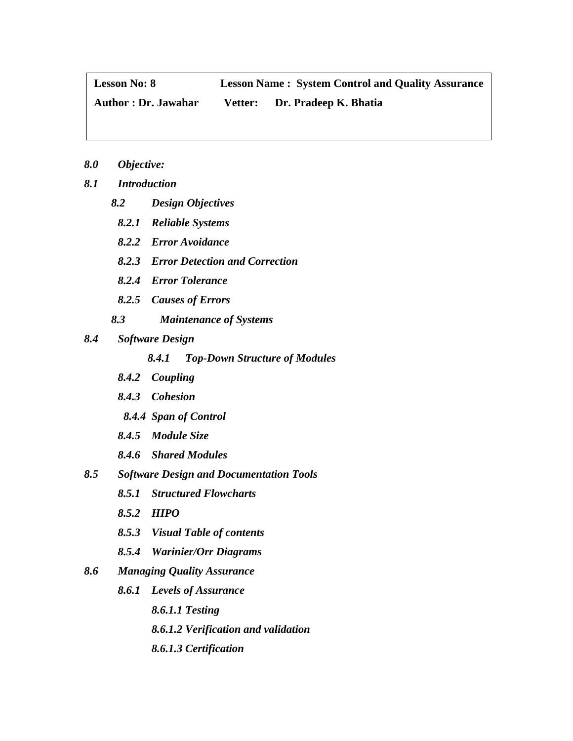| **Lesson No: 8** | **Lesson Name : System Control and Quality Assurance** |
| --- | --- |
| **Author : Dr. Jawahar** | **Vetter: Dr. Pradeep K. Bhatia** |

***8.0 Objective:***

***8.1 Introduction***

- ***8.2 Design Objectives***
  - ***8.2.1 Reliable Systems***
  - ***8.2.2 Error Avoidance***
  - ***8.2.3 Error Detection and Correction***
  - ***8.2.4 Error Tolerance***
  - ***8.2.5 Causes of Errors***
- ***8.3 Maintenance of Systems***

***8.4 Software Design***

- ***8.4.1 Top-Down Structure of Modules***
- ***8.4.2 Coupling***
- ***8.4.3 Cohesion***
- ***8.4.4 Span of Control***
- ***8.4.5 Module Size***
- ***8.4.6 Shared Modules***

***8.5 Software Design and Documentation Tools***

- ***8.5.1 Structured Flowcharts***
- ***8.5.2 HIPO***
- ***8.5.3 Visual Table of contents***
- ***8.5.4 Warinier/Orr Diagrams***

***8.6 Managing Quality Assurance***

- ***8.6.1 Levels of Assurance***
  - ***8.6.1.1 Testing***
  - ***8.6.1.2 Verification and validation***
  - ***8.6.1.3 Certification***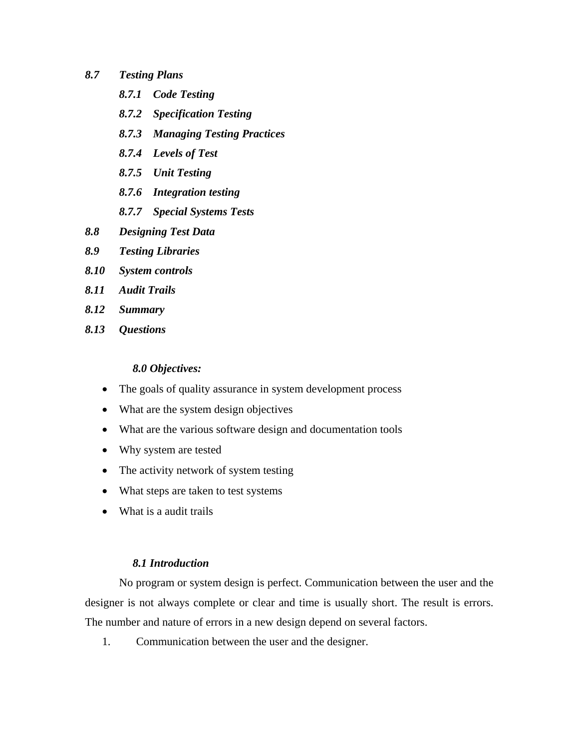*8.7 Testing Plans*

- *8.7.1 Code Testing*
- *8.7.2 Specification Testing*
- *8.7.3 Managing Testing Practices*
- *8.7.4 Levels of Test*
- *8.7.5 Unit Testing*
- *8.7.6 Integration testing*
- *8.7.7 Special Systems Tests*

*8.8 Designing Test Data*

*8.9 Testing Libraries*

*8.10 System controls*

*8.11 Audit Trails*

*8.12 Summary*

*8.13 Questions*

### *8.0 Objectives:*

- The goals of quality assurance in system development process
- What are the system design objectives
- What are the various software design and documentation tools
- Why system are tested
- The activity network of system testing
- What steps are taken to test systems
- What is a audit trails

### *8.1 Introduction*

No program or system design is perfect. Communication between the user and the designer is not always complete or clear and time is usually short. The result is errors. The number and nature of errors in a new design depend on several factors.

1. Communication between the user and the designer.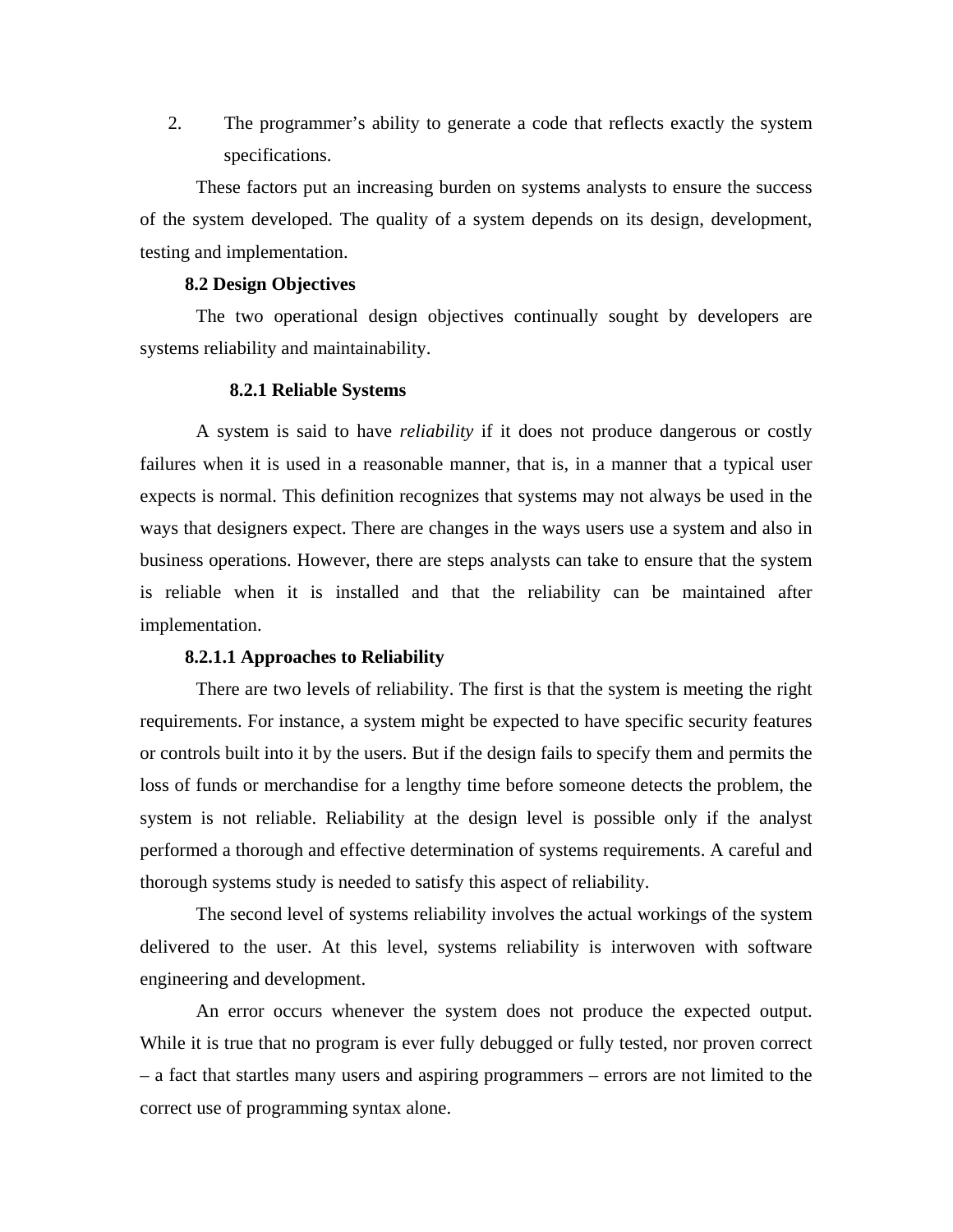2. The programmer's ability to generate a code that reflects exactly the system specifications.

These factors put an increasing burden on systems analysts to ensure the success of the system developed. The quality of a system depends on its design, development, testing and implementation.

## 8.2 Design Objectives

The two operational design objectives continually sought by developers are systems reliability and maintainability.

### 8.2.1 Reliable Systems

A system is said to have *reliability* if it does not produce dangerous or costly failures when it is used in a reasonable manner, that is, in a manner that a typical user expects is normal. This definition recognizes that systems may not always be used in the ways that designers expect. There are changes in the ways users use a system and also in business operations. However, there are steps analysts can take to ensure that the system is reliable when it is installed and that the reliability can be maintained after implementation.

#### 8.2.1.1 Approaches to Reliability

There are two levels of reliability. The first is that the system is meeting the right requirements. For instance, a system might be expected to have specific security features or controls built into it by the users. But if the design fails to specify them and permits the loss of funds or merchandise for a lengthy time before someone detects the problem, the system is not reliable. Reliability at the design level is possible only if the analyst performed a thorough and effective determination of systems requirements. A careful and thorough systems study is needed to satisfy this aspect of reliability.

The second level of systems reliability involves the actual workings of the system delivered to the user. At this level, systems reliability is interwoven with software engineering and development.

An error occurs whenever the system does not produce the expected output. While it is true that no program is ever fully debugged or fully tested, nor proven correct – a fact that startles many users and aspiring programmers – errors are not limited to the correct use of programming syntax alone.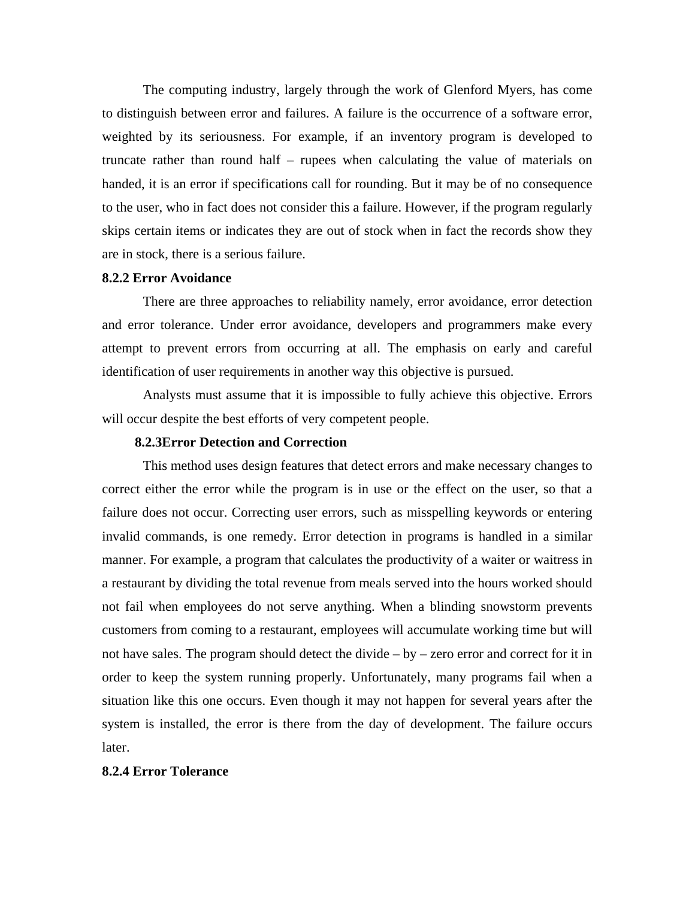The computing industry, largely through the work of Glenford Myers, has come to distinguish between error and failures. A failure is the occurrence of a software error, weighted by its seriousness. For example, if an inventory program is developed to truncate rather than round half – rupees when calculating the value of materials on handed, it is an error if specifications call for rounding. But it may be of no consequence to the user, who in fact does not consider this a failure. However, if the program regularly skips certain items or indicates they are out of stock when in fact the records show they are in stock, there is a serious failure.

### 8.2.2 Error Avoidance

There are three approaches to reliability namely, error avoidance, error detection and error tolerance. Under error avoidance, developers and programmers make every attempt to prevent errors from occurring at all. The emphasis on early and careful identification of user requirements in another way this objective is pursued.

Analysts must assume that it is impossible to fully achieve this objective. Errors will occur despite the best efforts of very competent people.

### 8.2.3Error Detection and Correction

This method uses design features that detect errors and make necessary changes to correct either the error while the program is in use or the effect on the user, so that a failure does not occur. Correcting user errors, such as misspelling keywords or entering invalid commands, is one remedy. Error detection in programs is handled in a similar manner. For example, a program that calculates the productivity of a waiter or waitress in a restaurant by dividing the total revenue from meals served into the hours worked should not fail when employees do not serve anything. When a blinding snowstorm prevents customers from coming to a restaurant, employees will accumulate working time but will not have sales. The program should detect the divide – by – zero error and correct for it in order to keep the system running properly. Unfortunately, many programs fail when a situation like this one occurs. Even though it may not happen for several years after the system is installed, the error is there from the day of development. The failure occurs later.

### 8.2.4 Error Tolerance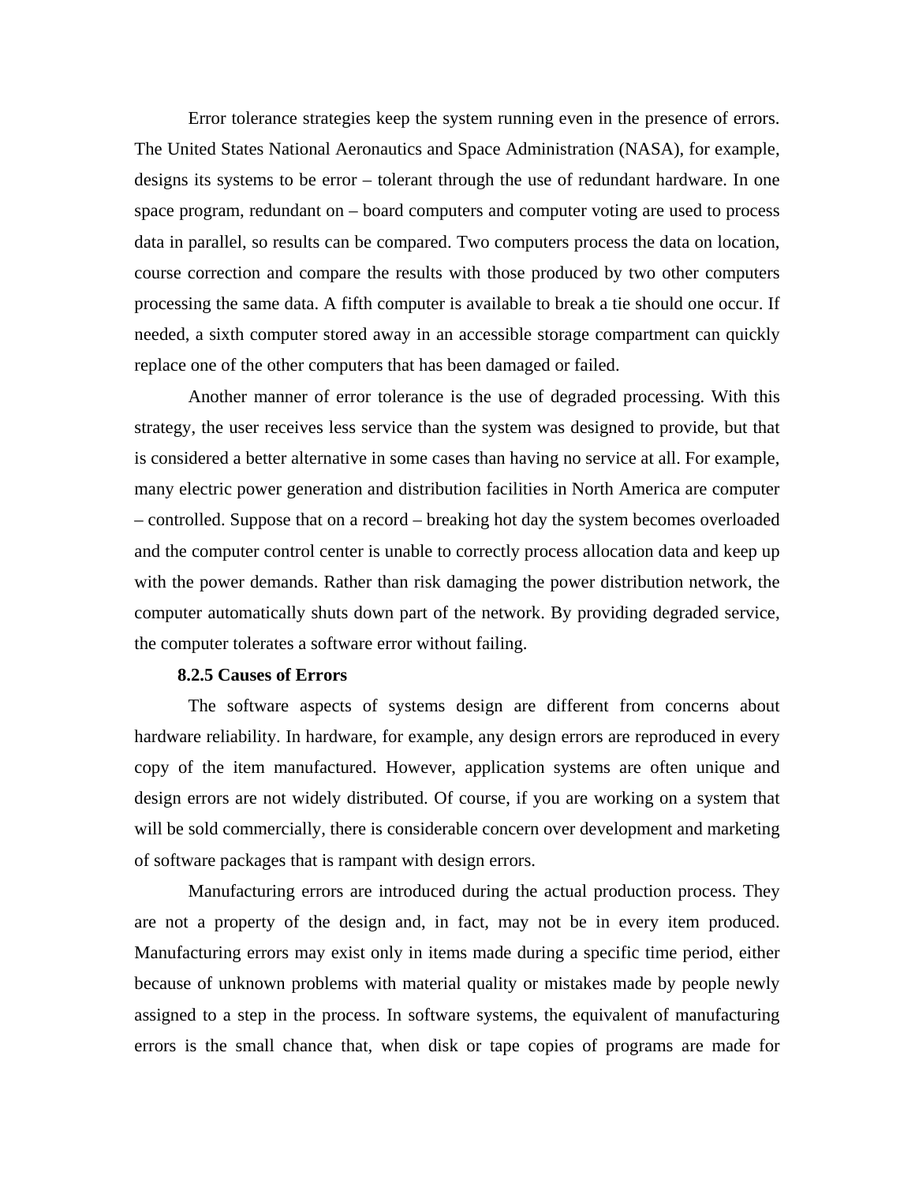Error tolerance strategies keep the system running even in the presence of errors. The United States National Aeronautics and Space Administration (NASA), for example, designs its systems to be error – tolerant through the use of redundant hardware. In one space program, redundant on – board computers and computer voting are used to process data in parallel, so results can be compared. Two computers process the data on location, course correction and compare the results with those produced by two other computers processing the same data. A fifth computer is available to break a tie should one occur. If needed, a sixth computer stored away in an accessible storage compartment can quickly replace one of the other computers that has been damaged or failed.

Another manner of error tolerance is the use of degraded processing. With this strategy, the user receives less service than the system was designed to provide, but that is considered a better alternative in some cases than having no service at all. For example, many electric power generation and distribution facilities in North America are computer – controlled. Suppose that on a record – breaking hot day the system becomes overloaded and the computer control center is unable to correctly process allocation data and keep up with the power demands. Rather than risk damaging the power distribution network, the computer automatically shuts down part of the network. By providing degraded service, the computer tolerates a software error without failing.

### 8.2.5 Causes of Errors

The software aspects of systems design are different from concerns about hardware reliability. In hardware, for example, any design errors are reproduced in every copy of the item manufactured. However, application systems are often unique and design errors are not widely distributed. Of course, if you are working on a system that will be sold commercially, there is considerable concern over development and marketing of software packages that is rampant with design errors.

Manufacturing errors are introduced during the actual production process. They are not a property of the design and, in fact, may not be in every item produced. Manufacturing errors may exist only in items made during a specific time period, either because of unknown problems with material quality or mistakes made by people newly assigned to a step in the process. In software systems, the equivalent of manufacturing errors is the small chance that, when disk or tape copies of programs are made for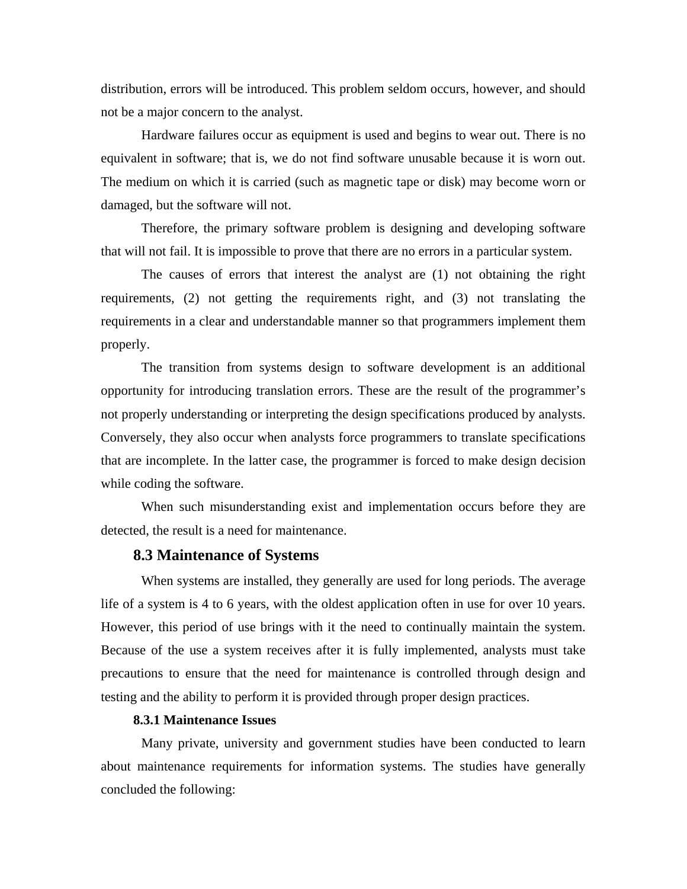distribution, errors will be introduced. This problem seldom occurs, however, and should not be a major concern to the analyst.

Hardware failures occur as equipment is used and begins to wear out. There is no equivalent in software; that is, we do not find software unusable because it is worn out. The medium on which it is carried (such as magnetic tape or disk) may become worn or damaged, but the software will not.

Therefore, the primary software problem is designing and developing software that will not fail. It is impossible to prove that there are no errors in a particular system.

The causes of errors that interest the analyst are (1) not obtaining the right requirements, (2) not getting the requirements right, and (3) not translating the requirements in a clear and understandable manner so that programmers implement them properly.

The transition from systems design to software development is an additional opportunity for introducing translation errors. These are the result of the programmer's not properly understanding or interpreting the design specifications produced by analysts. Conversely, they also occur when analysts force programmers to translate specifications that are incomplete. In the latter case, the programmer is forced to make design decision while coding the software.

When such misunderstanding exist and implementation occurs before they are detected, the result is a need for maintenance.

## 8.3 Maintenance of Systems

When systems are installed, they generally are used for long periods. The average life of a system is 4 to 6 years, with the oldest application often in use for over 10 years. However, this period of use brings with it the need to continually maintain the system. Because of the use a system receives after it is fully implemented, analysts must take precautions to ensure that the need for maintenance is controlled through design and testing and the ability to perform it is provided through proper design practices.

### 8.3.1 Maintenance Issues

Many private, university and government studies have been conducted to learn about maintenance requirements for information systems. The studies have generally concluded the following: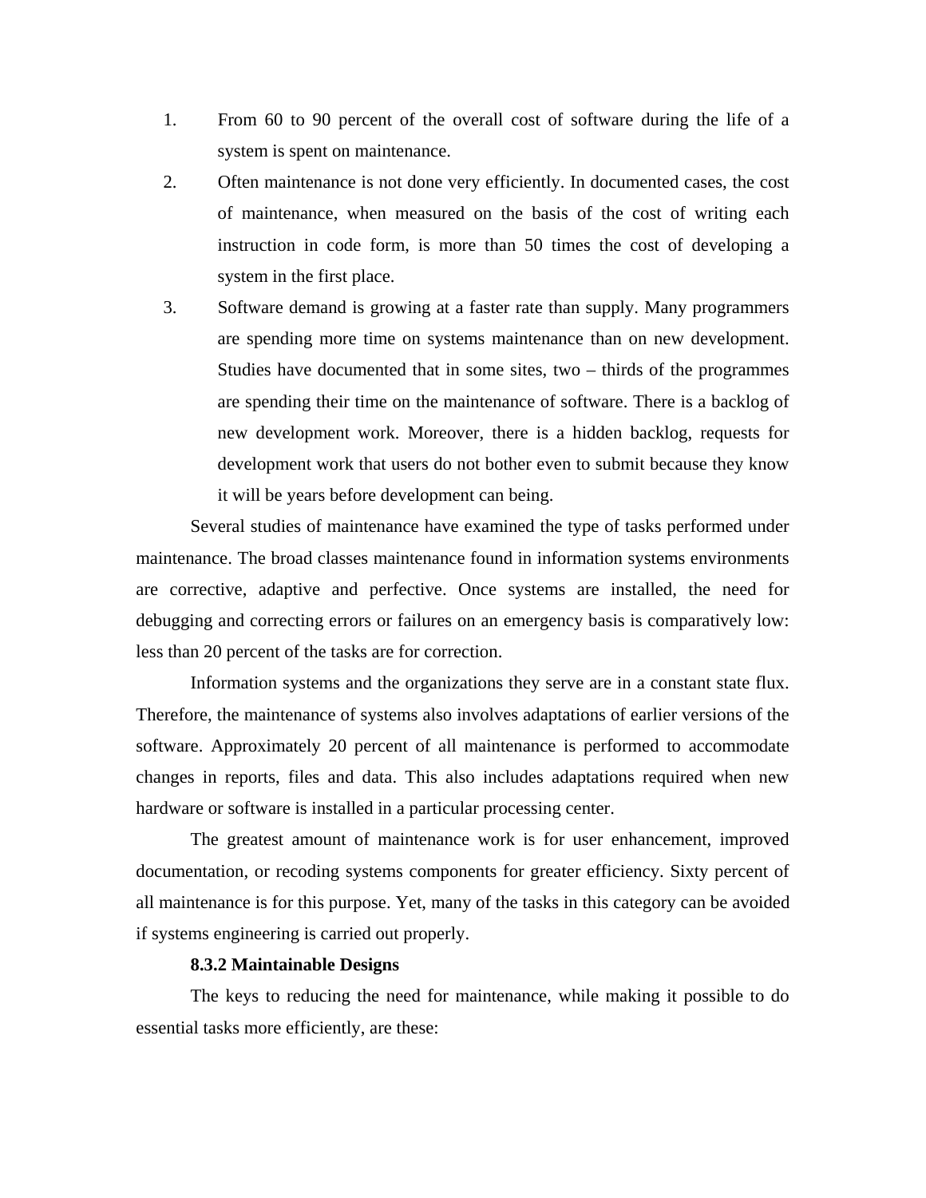1. From 60 to 90 percent of the overall cost of software during the life of a system is spent on maintenance.
2. Often maintenance is not done very efficiently. In documented cases, the cost of maintenance, when measured on the basis of the cost of writing each instruction in code form, is more than 50 times the cost of developing a system in the first place.
3. Software demand is growing at a faster rate than supply. Many programmers are spending more time on systems maintenance than on new development. Studies have documented that in some sites, two – thirds of the programmes are spending their time on the maintenance of software. There is a backlog of new development work. Moreover, there is a hidden backlog, requests for development work that users do not bother even to submit because they know it will be years before development can being.

Several studies of maintenance have examined the type of tasks performed under maintenance. The broad classes maintenance found in information systems environments are corrective, adaptive and perfective. Once systems are installed, the need for debugging and correcting errors or failures on an emergency basis is comparatively low: less than 20 percent of the tasks are for correction.

Information systems and the organizations they serve are in a constant state flux. Therefore, the maintenance of systems also involves adaptations of earlier versions of the software. Approximately 20 percent of all maintenance is performed to accommodate changes in reports, files and data. This also includes adaptations required when new hardware or software is installed in a particular processing center.

The greatest amount of maintenance work is for user enhancement, improved documentation, or recoding systems components for greater efficiency. Sixty percent of all maintenance is for this purpose. Yet, many of the tasks in this category can be avoided if systems engineering is carried out properly.

### 8.3.2 Maintainable Designs

The keys to reducing the need for maintenance, while making it possible to do essential tasks more efficiently, are these: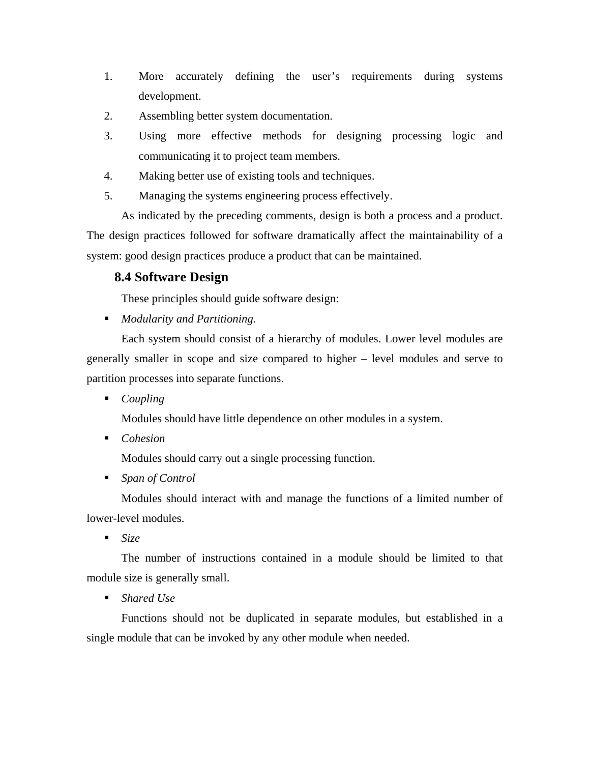1. More accurately defining the user's requirements during systems development.
2. Assembling better system documentation.
3. Using more effective methods for designing processing logic and communicating it to project team members.
4. Making better use of existing tools and techniques.
5. Managing the systems engineering process effectively.

As indicated by the preceding comments, design is both a process and a product. The design practices followed for software dramatically affect the maintainability of a system: good design practices produce a product that can be maintained.

## 8.4 Software Design

These principles should guide software design:

- *Modularity and Partitioning.*

Each system should consist of a hierarchy of modules. Lower level modules are generally smaller in scope and size compared to higher – level modules and serve to partition processes into separate functions.

- *Coupling*

Modules should have little dependence on other modules in a system.

- *Cohesion*

Modules should carry out a single processing function.

- *Span of Control*

Modules should interact with and manage the functions of a limited number of lower-level modules.

- *Size*

The number of instructions contained in a module should be limited to that module size is generally small.

- *Shared Use*

Functions should not be duplicated in separate modules, but established in a single module that can be invoked by any other module when needed.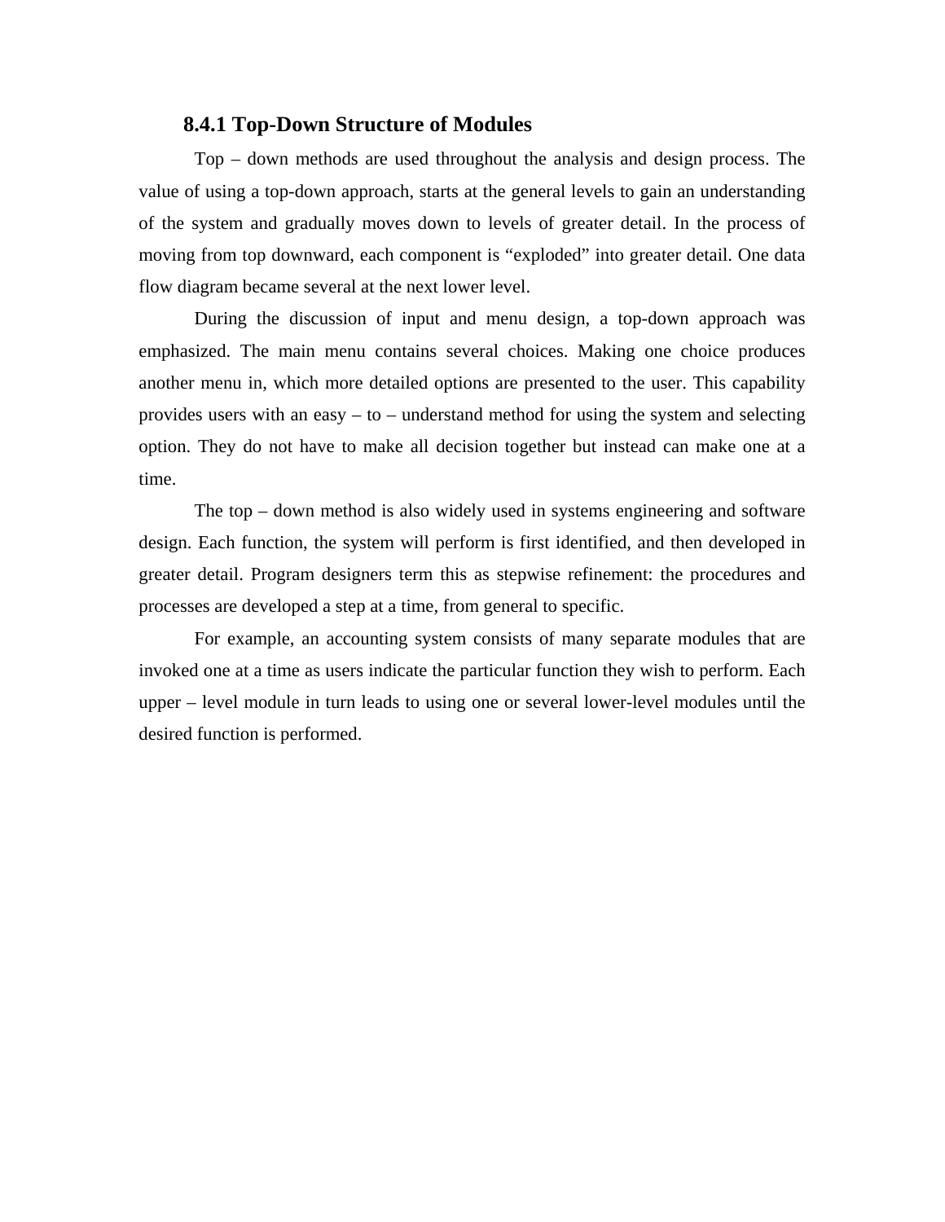### 8.4.1 Top-Down Structure of Modules

Top – down methods are used throughout the analysis and design process. The value of using a top-down approach, starts at the general levels to gain an understanding of the system and gradually moves down to levels of greater detail. In the process of moving from top downward, each component is "exploded" into greater detail. One data flow diagram became several at the next lower level.

During the discussion of input and menu design, a top-down approach was emphasized. The main menu contains several choices. Making one choice produces another menu in, which more detailed options are presented to the user. This capability provides users with an easy – to – understand method for using the system and selecting option. They do not have to make all decision together but instead can make one at a time.

The top – down method is also widely used in systems engineering and software design. Each function, the system will perform is first identified, and then developed in greater detail. Program designers term this as stepwise refinement: the procedures and processes are developed a step at a time, from general to specific.

For example, an accounting system consists of many separate modules that are invoked one at a time as users indicate the particular function they wish to perform. Each upper – level module in turn leads to using one or several lower-level modules until the desired function is performed.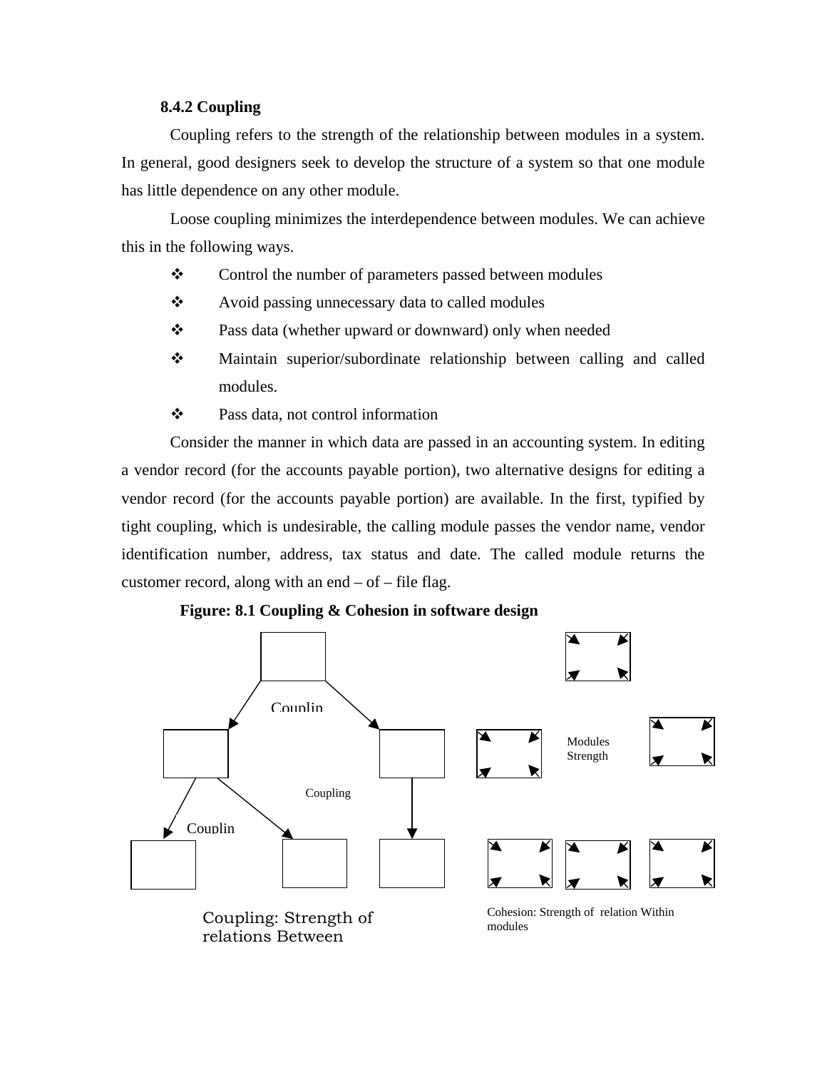### 8.4.2 Coupling

Coupling refers to the strength of the relationship between modules in a system. In general, good designers seek to develop the structure of a system so that one module has little dependence on any other module.

Loose coupling minimizes the interdependence between modules. We can achieve this in the following ways.

- Control the number of parameters passed between modules
- Avoid passing unnecessary data to called modules
- Pass data (whether upward or downward) only when needed
- Maintain superior/subordinate relationship between calling and called modules.
- Pass data, not control information

Consider the manner in which data are passed in an accounting system. In editing a vendor record (for the accounts payable portion), two alternative designs for editing a vendor record (for the accounts payable portion) are available. In the first, typified by tight coupling, which is undesirable, the calling module passes the vendor name, vendor identification number, address, tax status and date. The called module returns the customer record, along with an end – of – file flag.

**Figure: 8.1 Coupling & Cohesion in software design**

Couplin

Coupling

Couplin

Modules Strength

Coupling: Strength of relations Between

Cohesion: Strength of relation Within modules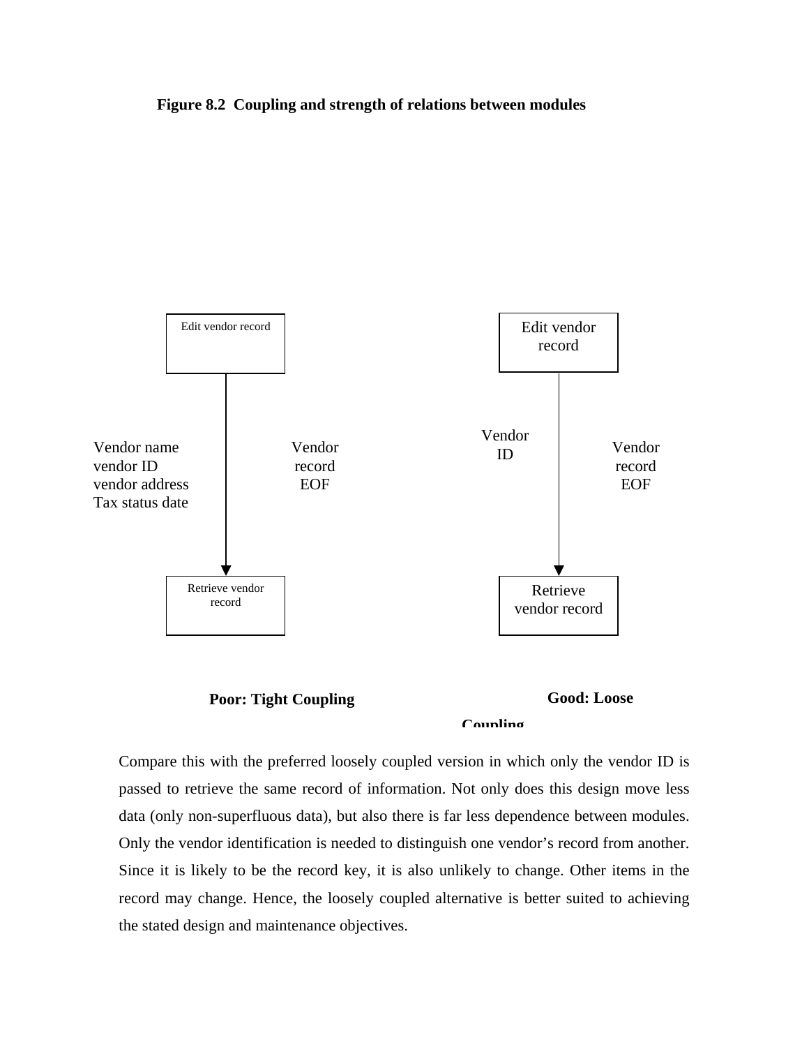**Figure 8.2 Coupling and strength of relations between modules**

Edit vendor record

Vendor name
vendor ID
vendor address
Tax status date

Vendor
record
EOF

Retrieve vendor record

**Poor: Tight Coupling**

Edit vendor record

Vendor ID

Vendor
record
EOF

Retrieve vendor record

**Good: Loose Coupling**

Compare this with the preferred loosely coupled version in which only the vendor ID is passed to retrieve the same record of information. Not only does this design move less data (only non-superfluous data), but also there is far less dependence between modules. Only the vendor identification is needed to distinguish one vendor's record from another. Since it is likely to be the record key, it is also unlikely to change. Other items in the record may change. Hence, the loosely coupled alternative is better suited to achieving the stated design and maintenance objectives.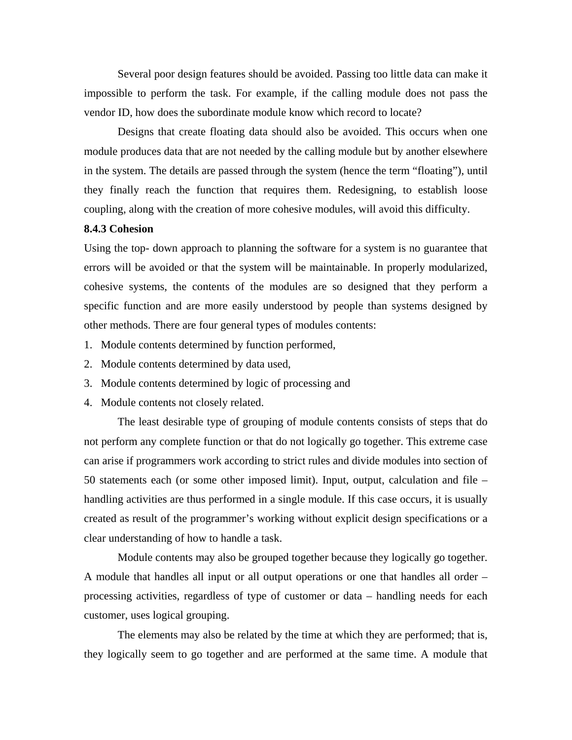Several poor design features should be avoided. Passing too little data can make it impossible to perform the task. For example, if the calling module does not pass the vendor ID, how does the subordinate module know which record to locate?

Designs that create floating data should also be avoided. This occurs when one module produces data that are not needed by the calling module but by another elsewhere in the system. The details are passed through the system (hence the term "floating"), until they finally reach the function that requires them. Redesigning, to establish loose coupling, along with the creation of more cohesive modules, will avoid this difficulty.

**8.4.3 Cohesion**

Using the top- down approach to planning the software for a system is no guarantee that errors will be avoided or that the system will be maintainable. In properly modularized, cohesive systems, the contents of the modules are so designed that they perform a specific function and are more easily understood by people than systems designed by other methods. There are four general types of modules contents:

1. Module contents determined by function performed,
2. Module contents determined by data used,
3. Module contents determined by logic of processing and
4. Module contents not closely related.

The least desirable type of grouping of module contents consists of steps that do not perform any complete function or that do not logically go together. This extreme case can arise if programmers work according to strict rules and divide modules into section of 50 statements each (or some other imposed limit). Input, output, calculation and file – handling activities are thus performed in a single module. If this case occurs, it is usually created as result of the programmer's working without explicit design specifications or a clear understanding of how to handle a task.

Module contents may also be grouped together because they logically go together. A module that handles all input or all output operations or one that handles all order – processing activities, regardless of type of customer or data – handling needs for each customer, uses logical grouping.

The elements may also be related by the time at which they are performed; that is, they logically seem to go together and are performed at the same time. A module that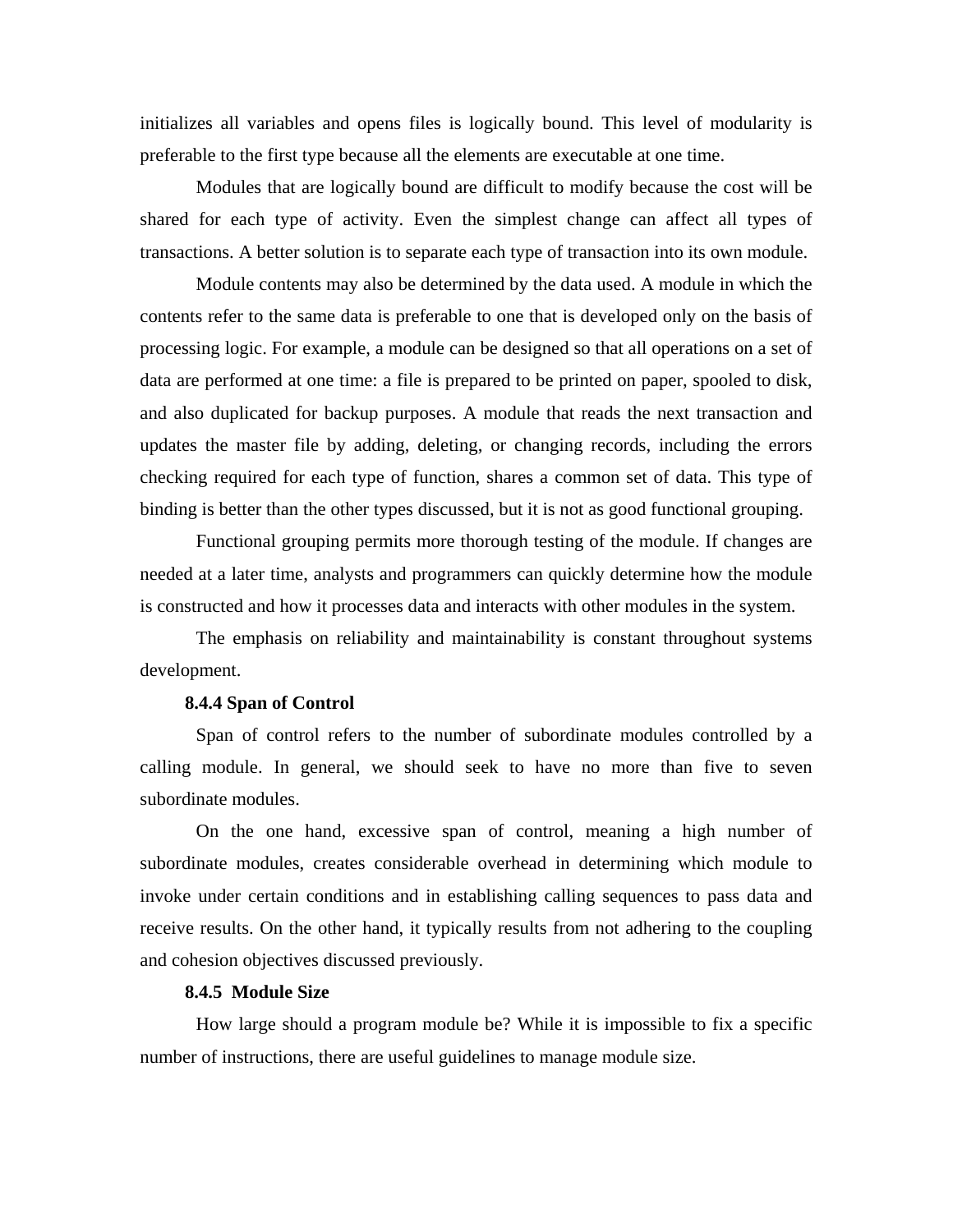initializes all variables and opens files is logically bound. This level of modularity is preferable to the first type because all the elements are executable at one time.

Modules that are logically bound are difficult to modify because the cost will be shared for each type of activity. Even the simplest change can affect all types of transactions. A better solution is to separate each type of transaction into its own module.

Module contents may also be determined by the data used. A module in which the contents refer to the same data is preferable to one that is developed only on the basis of processing logic. For example, a module can be designed so that all operations on a set of data are performed at one time: a file is prepared to be printed on paper, spooled to disk, and also duplicated for backup purposes. A module that reads the next transaction and updates the master file by adding, deleting, or changing records, including the errors checking required for each type of function, shares a common set of data. This type of binding is better than the other types discussed, but it is not as good functional grouping.

Functional grouping permits more thorough testing of the module. If changes are needed at a later time, analysts and programmers can quickly determine how the module is constructed and how it processes data and interacts with other modules in the system.

The emphasis on reliability and maintainability is constant throughout systems development.

### 8.4.4 Span of Control

Span of control refers to the number of subordinate modules controlled by a calling module. In general, we should seek to have no more than five to seven subordinate modules.

On the one hand, excessive span of control, meaning a high number of subordinate modules, creates considerable overhead in determining which module to invoke under certain conditions and in establishing calling sequences to pass data and receive results. On the other hand, it typically results from not adhering to the coupling and cohesion objectives discussed previously.

### 8.4.5 Module Size

How large should a program module be? While it is impossible to fix a specific number of instructions, there are useful guidelines to manage module size.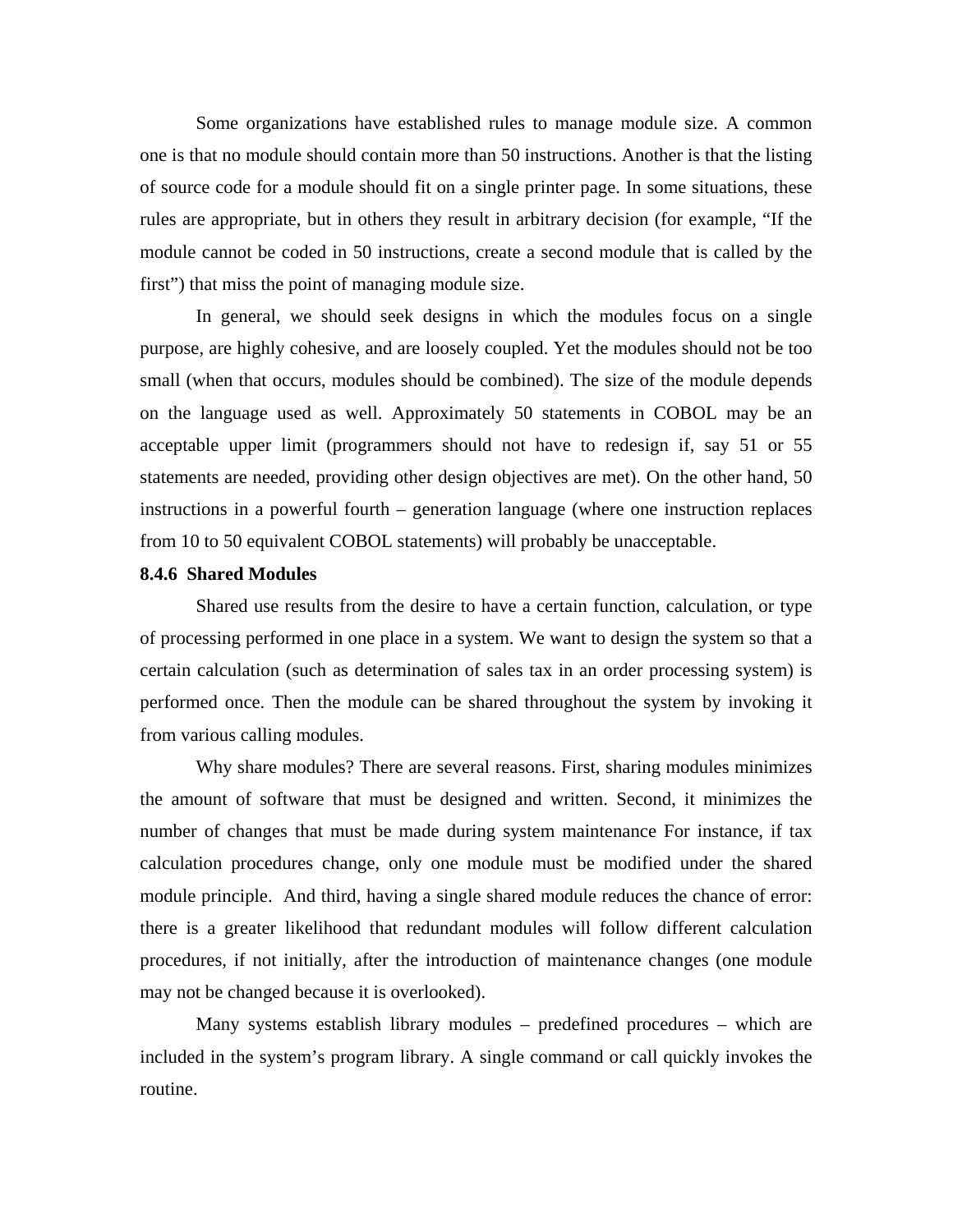Some organizations have established rules to manage module size. A common one is that no module should contain more than 50 instructions. Another is that the listing of source code for a module should fit on a single printer page. In some situations, these rules are appropriate, but in others they result in arbitrary decision (for example, “If the module cannot be coded in 50 instructions, create a second module that is called by the first”) that miss the point of managing module size.

In general, we should seek designs in which the modules focus on a single purpose, are highly cohesive, and are loosely coupled. Yet the modules should not be too small (when that occurs, modules should be combined). The size of the module depends on the language used as well. Approximately 50 statements in COBOL may be an acceptable upper limit (programmers should not have to redesign if, say 51 or 55 statements are needed, providing other design objectives are met). On the other hand, 50 instructions in a powerful fourth – generation language (where one instruction replaces from 10 to 50 equivalent COBOL statements) will probably be unacceptable.

### 8.4.6 Shared Modules

Shared use results from the desire to have a certain function, calculation, or type of processing performed in one place in a system. We want to design the system so that a certain calculation (such as determination of sales tax in an order processing system) is performed once. Then the module can be shared throughout the system by invoking it from various calling modules.

Why share modules? There are several reasons. First, sharing modules minimizes the amount of software that must be designed and written. Second, it minimizes the number of changes that must be made during system maintenance For instance, if tax calculation procedures change, only one module must be modified under the shared module principle. And third, having a single shared module reduces the chance of error: there is a greater likelihood that redundant modules will follow different calculation procedures, if not initially, after the introduction of maintenance changes (one module may not be changed because it is overlooked).

Many systems establish library modules – predefined procedures – which are included in the system’s program library. A single command or call quickly invokes the routine.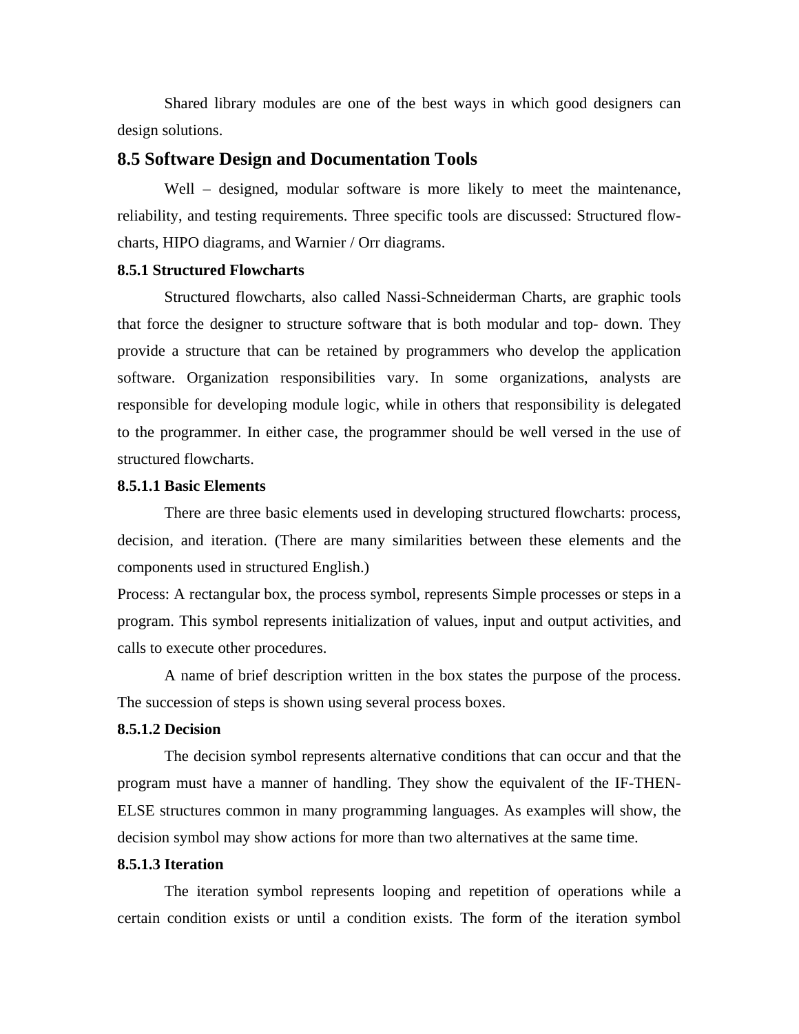Shared library modules are one of the best ways in which good designers can design solutions.

## 8.5 Software Design and Documentation Tools

Well – designed, modular software is more likely to meet the maintenance, reliability, and testing requirements. Three specific tools are discussed: Structured flow-charts, HIPO diagrams, and Warnier / Orr diagrams.

### 8.5.1 Structured Flowcharts

Structured flowcharts, also called Nassi-Schneiderman Charts, are graphic tools that force the designer to structure software that is both modular and top- down. They provide a structure that can be retained by programmers who develop the application software. Organization responsibilities vary. In some organizations, analysts are responsible for developing module logic, while in others that responsibility is delegated to the programmer. In either case, the programmer should be well versed in the use of structured flowcharts.

#### 8.5.1.1 Basic Elements

There are three basic elements used in developing structured flowcharts: process, decision, and iteration. (There are many similarities between these elements and the components used in structured English.)

Process: A rectangular box, the process symbol, represents Simple processes or steps in a program. This symbol represents initialization of values, input and output activities, and calls to execute other procedures.

A name of brief description written in the box states the purpose of the process. The succession of steps is shown using several process boxes.

#### 8.5.1.2 Decision

The decision symbol represents alternative conditions that can occur and that the program must have a manner of handling. They show the equivalent of the IF-THEN-ELSE structures common in many programming languages. As examples will show, the decision symbol may show actions for more than two alternatives at the same time.

#### 8.5.1.3 Iteration

The iteration symbol represents looping and repetition of operations while a certain condition exists or until a condition exists. The form of the iteration symbol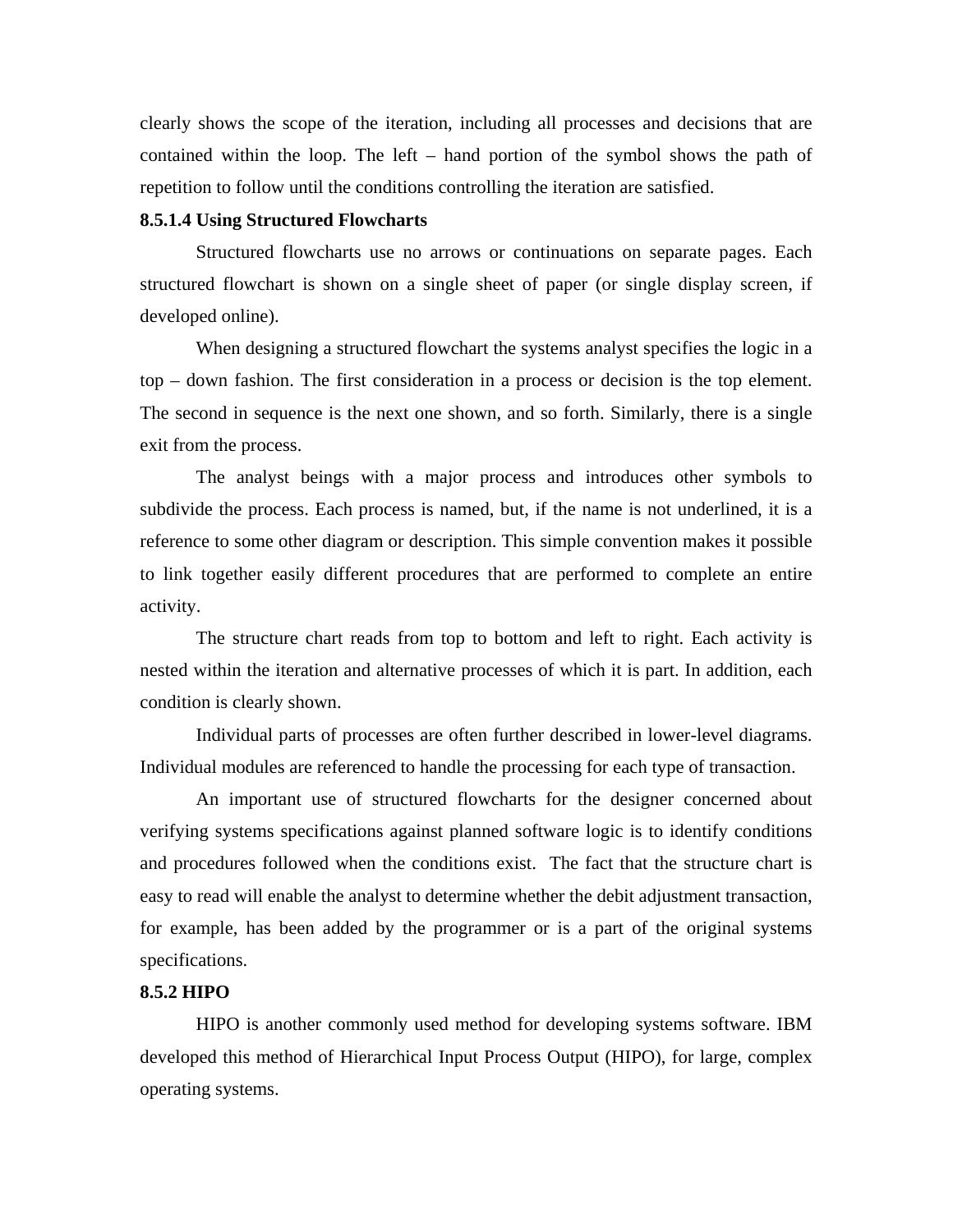clearly shows the scope of the iteration, including all processes and decisions that are contained within the loop. The left – hand portion of the symbol shows the path of repetition to follow until the conditions controlling the iteration are satisfied.

#### 8.5.1.4 Using Structured Flowcharts

Structured flowcharts use no arrows or continuations on separate pages. Each structured flowchart is shown on a single sheet of paper (or single display screen, if developed online).

When designing a structured flowchart the systems analyst specifies the logic in a top – down fashion. The first consideration in a process or decision is the top element. The second in sequence is the next one shown, and so forth. Similarly, there is a single exit from the process.

The analyst beings with a major process and introduces other symbols to subdivide the process. Each process is named, but, if the name is not underlined, it is a reference to some other diagram or description. This simple convention makes it possible to link together easily different procedures that are performed to complete an entire activity.

The structure chart reads from top to bottom and left to right. Each activity is nested within the iteration and alternative processes of which it is part. In addition, each condition is clearly shown.

Individual parts of processes are often further described in lower-level diagrams. Individual modules are referenced to handle the processing for each type of transaction.

An important use of structured flowcharts for the designer concerned about verifying systems specifications against planned software logic is to identify conditions and procedures followed when the conditions exist. The fact that the structure chart is easy to read will enable the analyst to determine whether the debit adjustment transaction, for example, has been added by the programmer or is a part of the original systems specifications.

### 8.5.2 HIPO

HIPO is another commonly used method for developing systems software. IBM developed this method of Hierarchical Input Process Output (HIPO), for large, complex operating systems.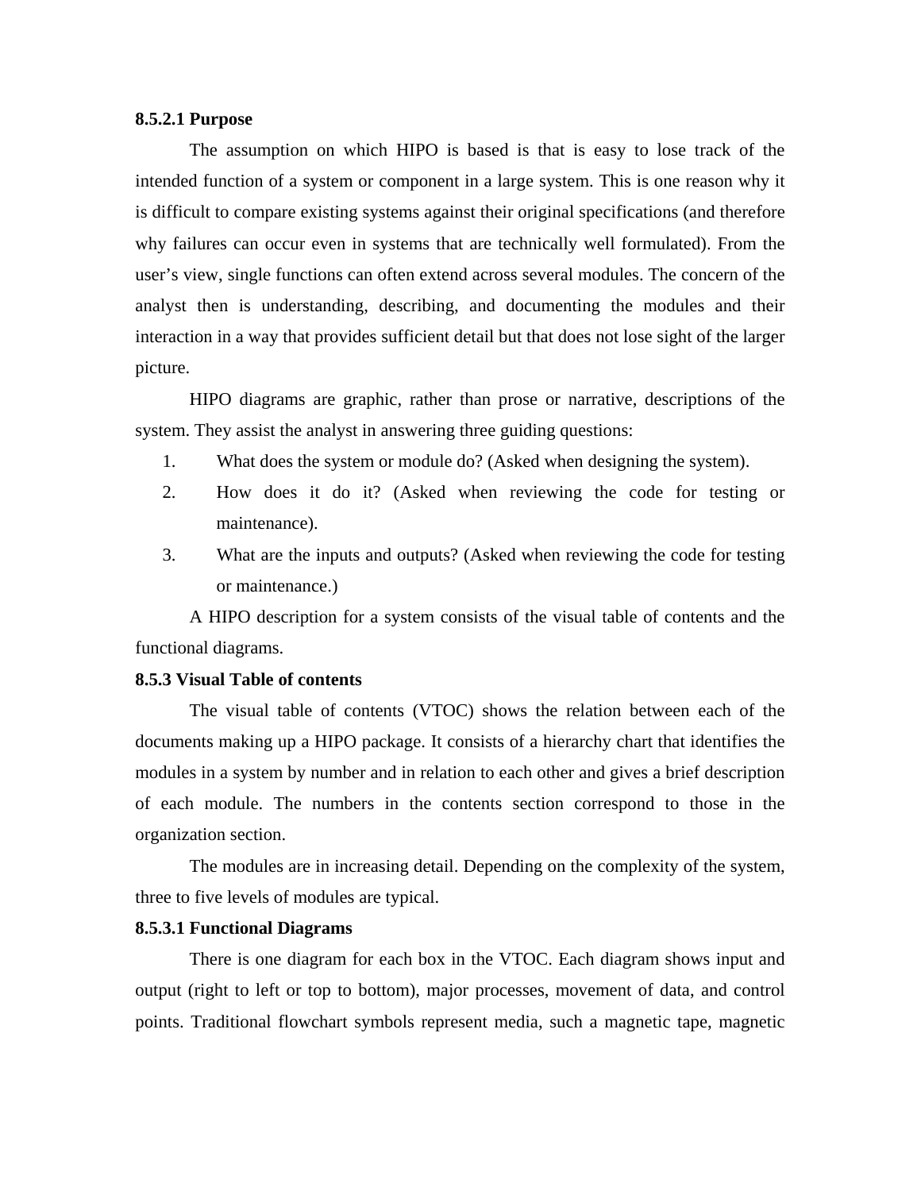#### 8.5.2.1 Purpose

The assumption on which HIPO is based is that is easy to lose track of the intended function of a system or component in a large system. This is one reason why it is difficult to compare existing systems against their original specifications (and therefore why failures can occur even in systems that are technically well formulated). From the user's view, single functions can often extend across several modules. The concern of the analyst then is understanding, describing, and documenting the modules and their interaction in a way that provides sufficient detail but that does not lose sight of the larger picture.

HIPO diagrams are graphic, rather than prose or narrative, descriptions of the system. They assist the analyst in answering three guiding questions:

1. What does the system or module do? (Asked when designing the system).
2. How does it do it? (Asked when reviewing the code for testing or maintenance).
3. What are the inputs and outputs? (Asked when reviewing the code for testing or maintenance.)

A HIPO description for a system consists of the visual table of contents and the functional diagrams.

### 8.5.3 Visual Table of contents

The visual table of contents (VTOC) shows the relation between each of the documents making up a HIPO package. It consists of a hierarchy chart that identifies the modules in a system by number and in relation to each other and gives a brief description of each module. The numbers in the contents section correspond to those in the organization section.

The modules are in increasing detail. Depending on the complexity of the system, three to five levels of modules are typical.

#### 8.5.3.1 Functional Diagrams

There is one diagram for each box in the VTOC. Each diagram shows input and output (right to left or top to bottom), major processes, movement of data, and control points. Traditional flowchart symbols represent media, such a magnetic tape, magnetic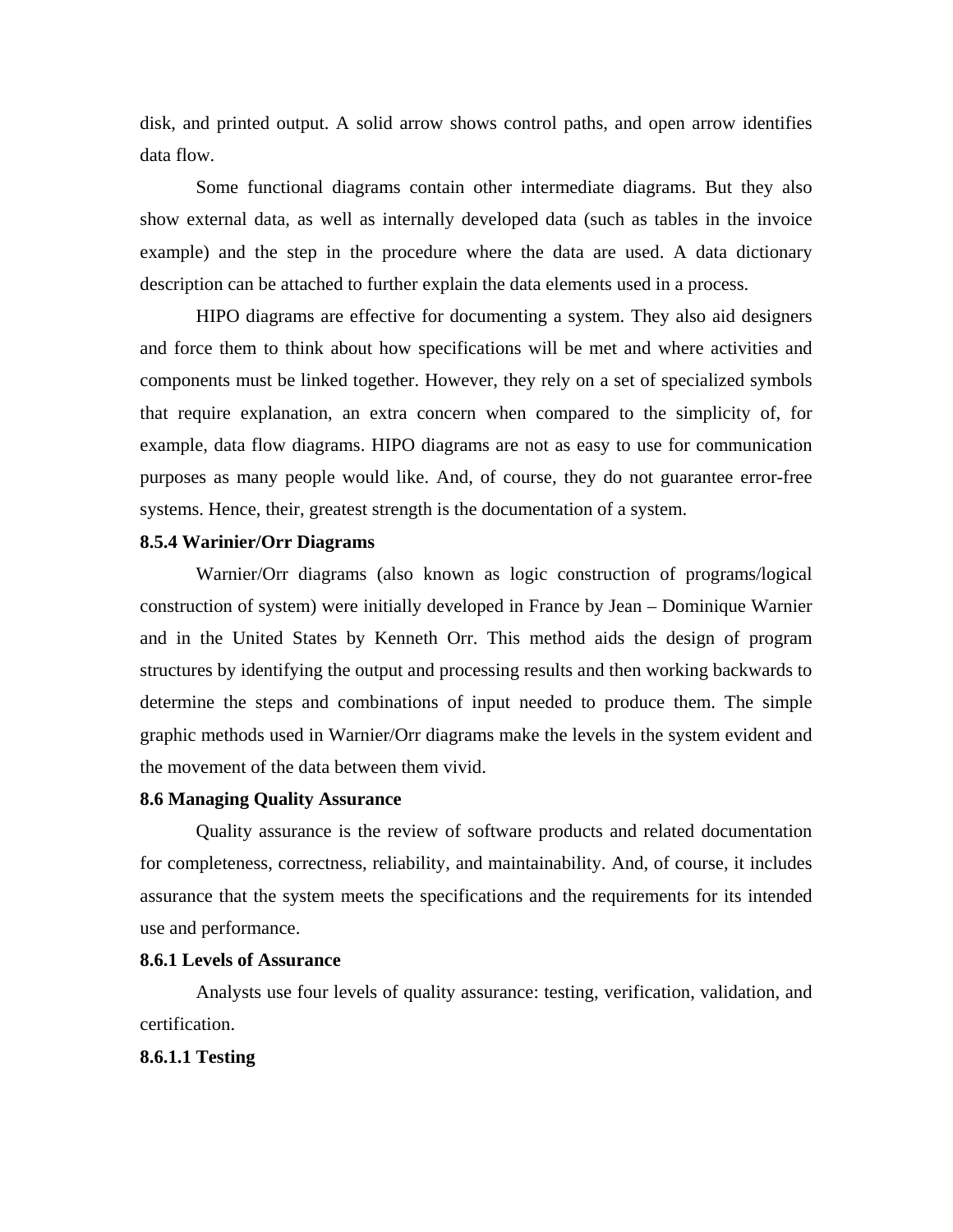disk, and printed output. A solid arrow shows control paths, and open arrow identifies data flow.

Some functional diagrams contain other intermediate diagrams. But they also show external data, as well as internally developed data (such as tables in the invoice example) and the step in the procedure where the data are used. A data dictionary description can be attached to further explain the data elements used in a process.

HIPO diagrams are effective for documenting a system. They also aid designers and force them to think about how specifications will be met and where activities and components must be linked together. However, they rely on a set of specialized symbols that require explanation, an extra concern when compared to the simplicity of, for example, data flow diagrams. HIPO diagrams are not as easy to use for communication purposes as many people would like. And, of course, they do not guarantee error-free systems. Hence, their, greatest strength is the documentation of a system.

**8.5.4 Warinier/Orr Diagrams**

Warnier/Orr diagrams (also known as logic construction of programs/logical construction of system) were initially developed in France by Jean – Dominique Warnier and in the United States by Kenneth Orr. This method aids the design of program structures by identifying the output and processing results and then working backwards to determine the steps and combinations of input needed to produce them. The simple graphic methods used in Warnier/Orr diagrams make the levels in the system evident and the movement of the data between them vivid.

**8.6 Managing Quality Assurance**

Quality assurance is the review of software products and related documentation for completeness, correctness, reliability, and maintainability. And, of course, it includes assurance that the system meets the specifications and the requirements for its intended use and performance.

**8.6.1 Levels of Assurance**

Analysts use four levels of quality assurance: testing, verification, validation, and certification.

**8.6.1.1 Testing**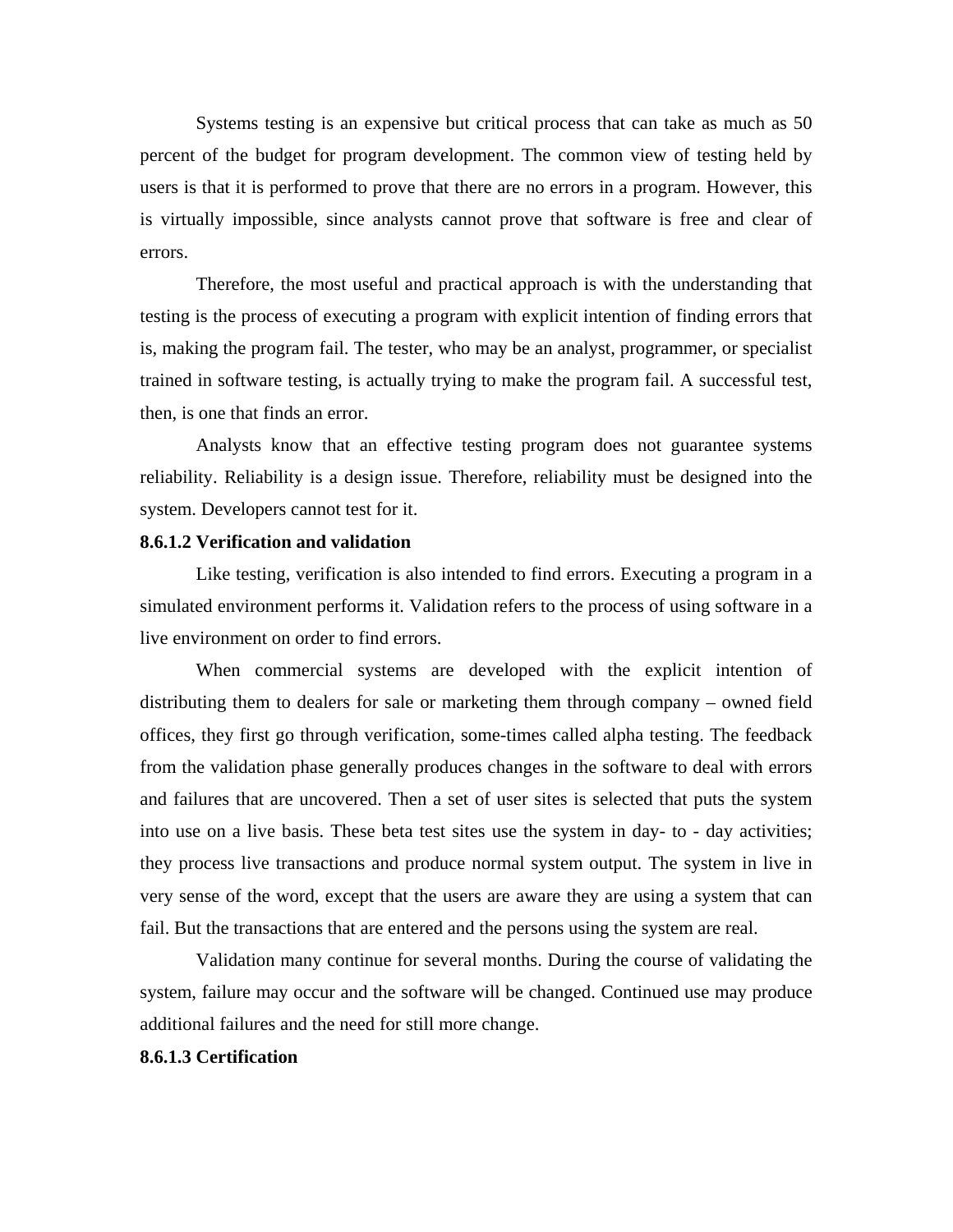Systems testing is an expensive but critical process that can take as much as 50 percent of the budget for program development. The common view of testing held by users is that it is performed to prove that there are no errors in a program. However, this is virtually impossible, since analysts cannot prove that software is free and clear of errors.

Therefore, the most useful and practical approach is with the understanding that testing is the process of executing a program with explicit intention of finding errors that is, making the program fail. The tester, who may be an analyst, programmer, or specialist trained in software testing, is actually trying to make the program fail. A successful test, then, is one that finds an error.

Analysts know that an effective testing program does not guarantee systems reliability. Reliability is a design issue. Therefore, reliability must be designed into the system. Developers cannot test for it.

**8.6.1.2 Verification and validation**

Like testing, verification is also intended to find errors. Executing a program in a simulated environment performs it. Validation refers to the process of using software in a live environment on order to find errors.

When commercial systems are developed with the explicit intention of distributing them to dealers for sale or marketing them through company – owned field offices, they first go through verification, some-times called alpha testing. The feedback from the validation phase generally produces changes in the software to deal with errors and failures that are uncovered. Then a set of user sites is selected that puts the system into use on a live basis. These beta test sites use the system in day- to - day activities; they process live transactions and produce normal system output. The system in live in very sense of the word, except that the users are aware they are using a system that can fail. But the transactions that are entered and the persons using the system are real.

Validation many continue for several months. During the course of validating the system, failure may occur and the software will be changed. Continued use may produce additional failures and the need for still more change.

**8.6.1.3 Certification**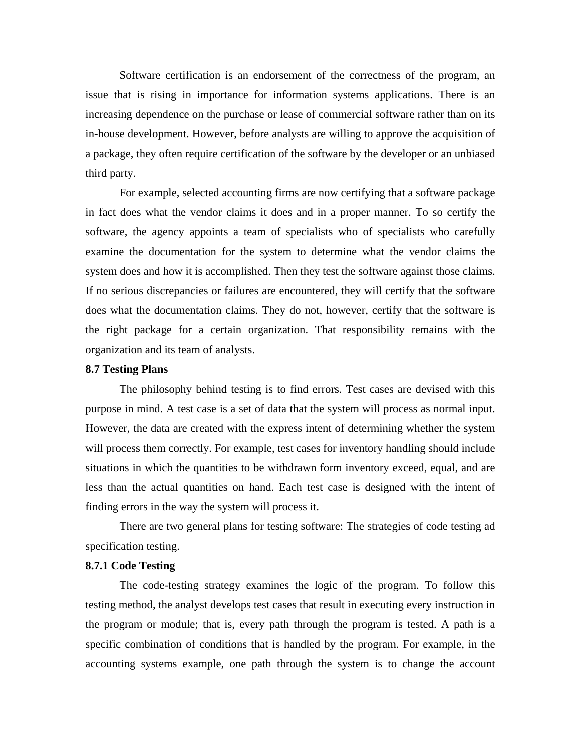Software certification is an endorsement of the correctness of the program, an issue that is rising in importance for information systems applications. There is an increasing dependence on the purchase or lease of commercial software rather than on its in-house development. However, before analysts are willing to approve the acquisition of a package, they often require certification of the software by the developer or an unbiased third party.

For example, selected accounting firms are now certifying that a software package in fact does what the vendor claims it does and in a proper manner. To so certify the software, the agency appoints a team of specialists who of specialists who carefully examine the documentation for the system to determine what the vendor claims the system does and how it is accomplished. Then they test the software against those claims. If no serious discrepancies or failures are encountered, they will certify that the software does what the documentation claims. They do not, however, certify that the software is the right package for a certain organization. That responsibility remains with the organization and its team of analysts.

### 8.7 Testing Plans

The philosophy behind testing is to find errors. Test cases are devised with this purpose in mind. A test case is a set of data that the system will process as normal input. However, the data are created with the express intent of determining whether the system will process them correctly. For example, test cases for inventory handling should include situations in which the quantities to be withdrawn form inventory exceed, equal, and are less than the actual quantities on hand. Each test case is designed with the intent of finding errors in the way the system will process it.

There are two general plans for testing software: The strategies of code testing ad specification testing.

#### 8.7.1 Code Testing

The code-testing strategy examines the logic of the program. To follow this testing method, the analyst develops test cases that result in executing every instruction in the program or module; that is, every path through the program is tested. A path is a specific combination of conditions that is handled by the program. For example, in the accounting systems example, one path through the system is to change the account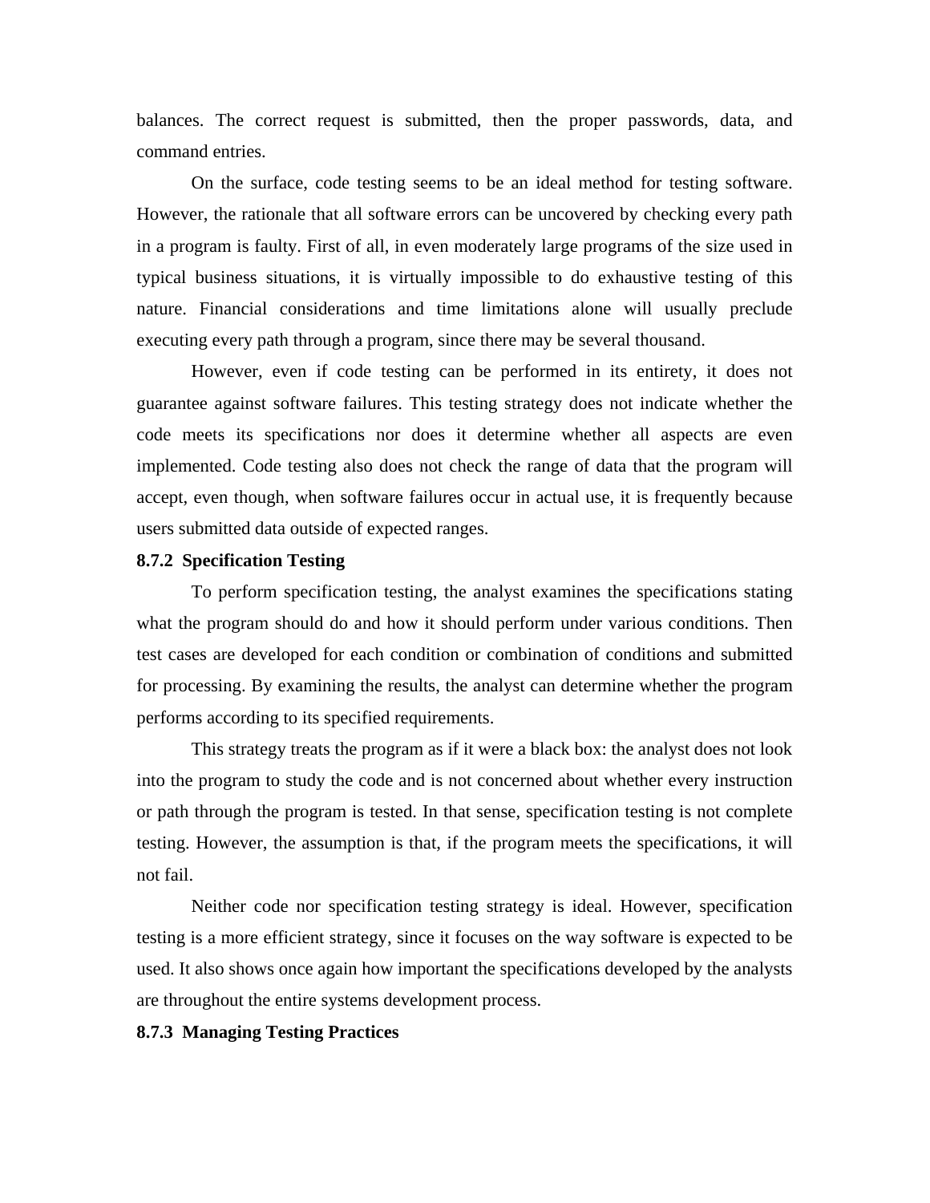balances. The correct request is submitted, then the proper passwords, data, and command entries.

On the surface, code testing seems to be an ideal method for testing software. However, the rationale that all software errors can be uncovered by checking every path in a program is faulty. First of all, in even moderately large programs of the size used in typical business situations, it is virtually impossible to do exhaustive testing of this nature. Financial considerations and time limitations alone will usually preclude executing every path through a program, since there may be several thousand.

However, even if code testing can be performed in its entirety, it does not guarantee against software failures. This testing strategy does not indicate whether the code meets its specifications nor does it determine whether all aspects are even implemented. Code testing also does not check the range of data that the program will accept, even though, when software failures occur in actual use, it is frequently because users submitted data outside of expected ranges.

### 8.7.2 Specification Testing

To perform specification testing, the analyst examines the specifications stating what the program should do and how it should perform under various conditions. Then test cases are developed for each condition or combination of conditions and submitted for processing. By examining the results, the analyst can determine whether the program performs according to its specified requirements.

This strategy treats the program as if it were a black box: the analyst does not look into the program to study the code and is not concerned about whether every instruction or path through the program is tested. In that sense, specification testing is not complete testing. However, the assumption is that, if the program meets the specifications, it will not fail.

Neither code nor specification testing strategy is ideal. However, specification testing is a more efficient strategy, since it focuses on the way software is expected to be used. It also shows once again how important the specifications developed by the analysts are throughout the entire systems development process.

### 8.7.3 Managing Testing Practices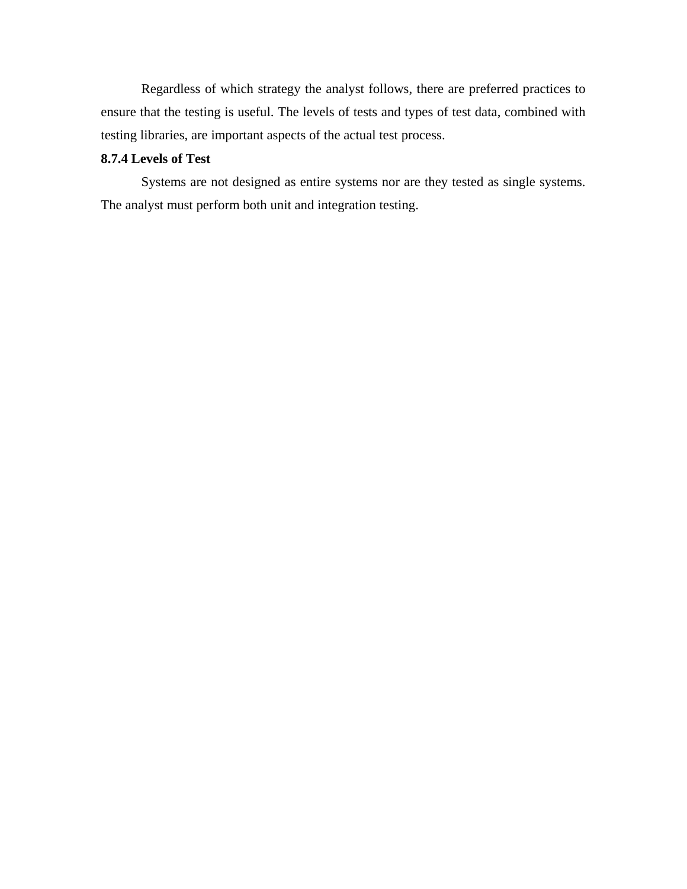Regardless of which strategy the analyst follows, there are preferred practices to ensure that the testing is useful. The levels of tests and types of test data, combined with testing libraries, are important aspects of the actual test process.

### 8.7.4 Levels of Test

Systems are not designed as entire systems nor are they tested as single systems. The analyst must perform both unit and integration testing.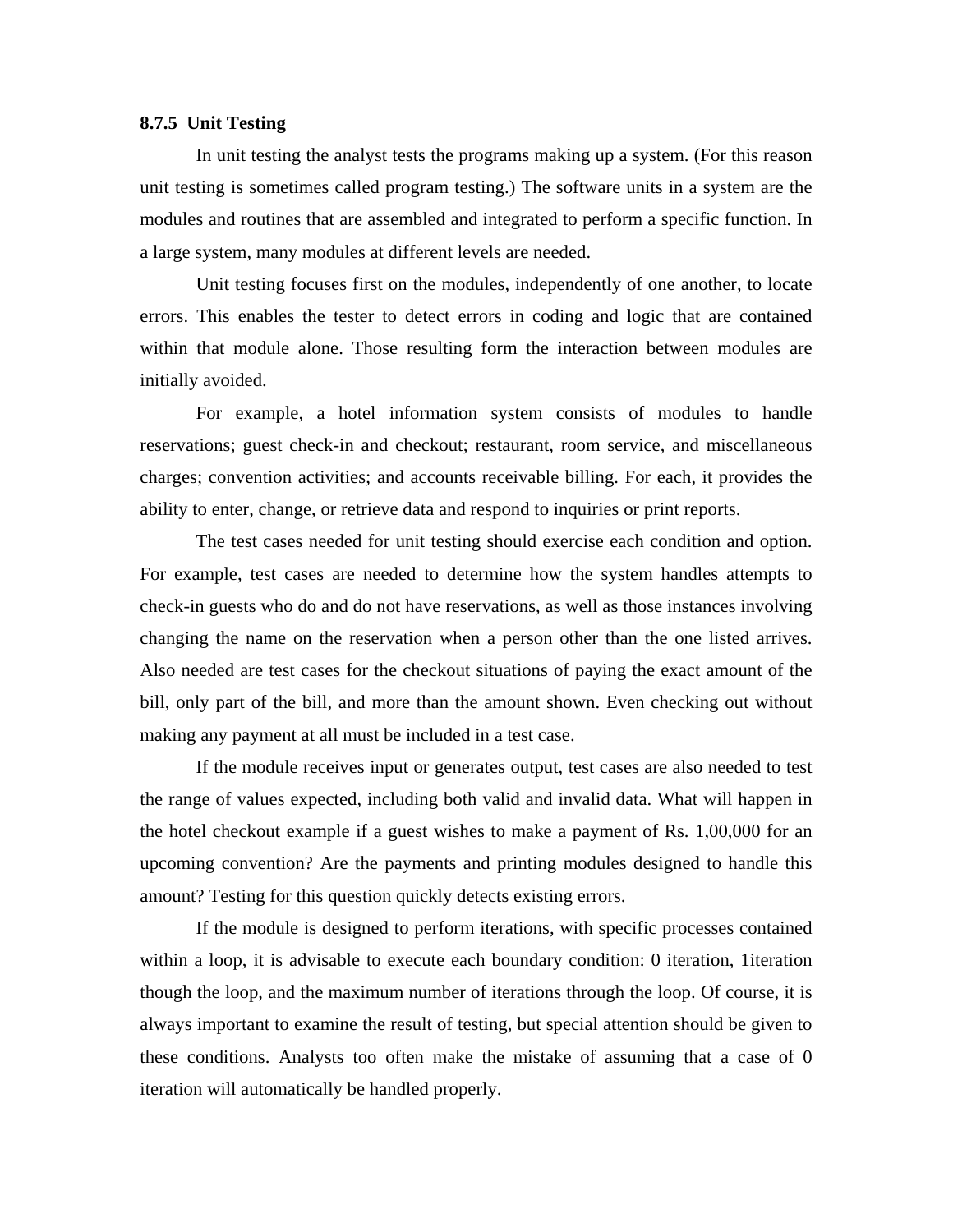### 8.7.5 Unit Testing

In unit testing the analyst tests the programs making up a system. (For this reason unit testing is sometimes called program testing.) The software units in a system are the modules and routines that are assembled and integrated to perform a specific function. In a large system, many modules at different levels are needed.

Unit testing focuses first on the modules, independently of one another, to locate errors. This enables the tester to detect errors in coding and logic that are contained within that module alone. Those resulting form the interaction between modules are initially avoided.

For example, a hotel information system consists of modules to handle reservations; guest check-in and checkout; restaurant, room service, and miscellaneous charges; convention activities; and accounts receivable billing. For each, it provides the ability to enter, change, or retrieve data and respond to inquiries or print reports.

The test cases needed for unit testing should exercise each condition and option. For example, test cases are needed to determine how the system handles attempts to check-in guests who do and do not have reservations, as well as those instances involving changing the name on the reservation when a person other than the one listed arrives. Also needed are test cases for the checkout situations of paying the exact amount of the bill, only part of the bill, and more than the amount shown. Even checking out without making any payment at all must be included in a test case.

If the module receives input or generates output, test cases are also needed to test the range of values expected, including both valid and invalid data. What will happen in the hotel checkout example if a guest wishes to make a payment of Rs. 1,00,000 for an upcoming convention? Are the payments and printing modules designed to handle this amount? Testing for this question quickly detects existing errors.

If the module is designed to perform iterations, with specific processes contained within a loop, it is advisable to execute each boundary condition: 0 iteration, 1iteration though the loop, and the maximum number of iterations through the loop. Of course, it is always important to examine the result of testing, but special attention should be given to these conditions. Analysts too often make the mistake of assuming that a case of 0 iteration will automatically be handled properly.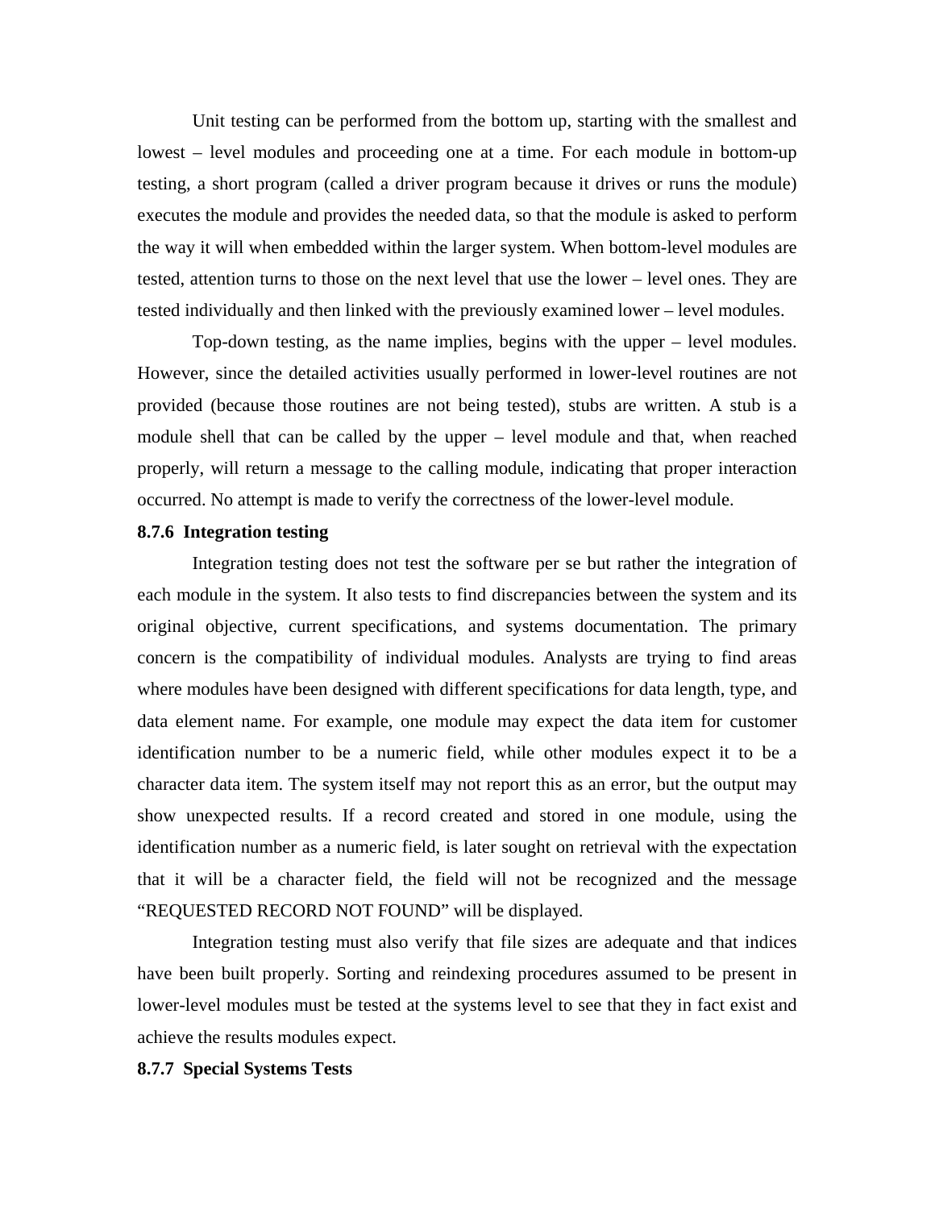Unit testing can be performed from the bottom up, starting with the smallest and lowest – level modules and proceeding one at a time. For each module in bottom-up testing, a short program (called a driver program because it drives or runs the module) executes the module and provides the needed data, so that the module is asked to perform the way it will when embedded within the larger system. When bottom-level modules are tested, attention turns to those on the next level that use the lower – level ones. They are tested individually and then linked with the previously examined lower – level modules.

Top-down testing, as the name implies, begins with the upper – level modules. However, since the detailed activities usually performed in lower-level routines are not provided (because those routines are not being tested), stubs are written. A stub is a module shell that can be called by the upper – level module and that, when reached properly, will return a message to the calling module, indicating that proper interaction occurred. No attempt is made to verify the correctness of the lower-level module.

### 8.7.6 Integration testing

Integration testing does not test the software per se but rather the integration of each module in the system. It also tests to find discrepancies between the system and its original objective, current specifications, and systems documentation. The primary concern is the compatibility of individual modules. Analysts are trying to find areas where modules have been designed with different specifications for data length, type, and data element name. For example, one module may expect the data item for customer identification number to be a numeric field, while other modules expect it to be a character data item. The system itself may not report this as an error, but the output may show unexpected results. If a record created and stored in one module, using the identification number as a numeric field, is later sought on retrieval with the expectation that it will be a character field, the field will not be recognized and the message "REQUESTED RECORD NOT FOUND" will be displayed.

Integration testing must also verify that file sizes are adequate and that indices have been built properly. Sorting and reindexing procedures assumed to be present in lower-level modules must be tested at the systems level to see that they in fact exist and achieve the results modules expect.

### 8.7.7 Special Systems Tests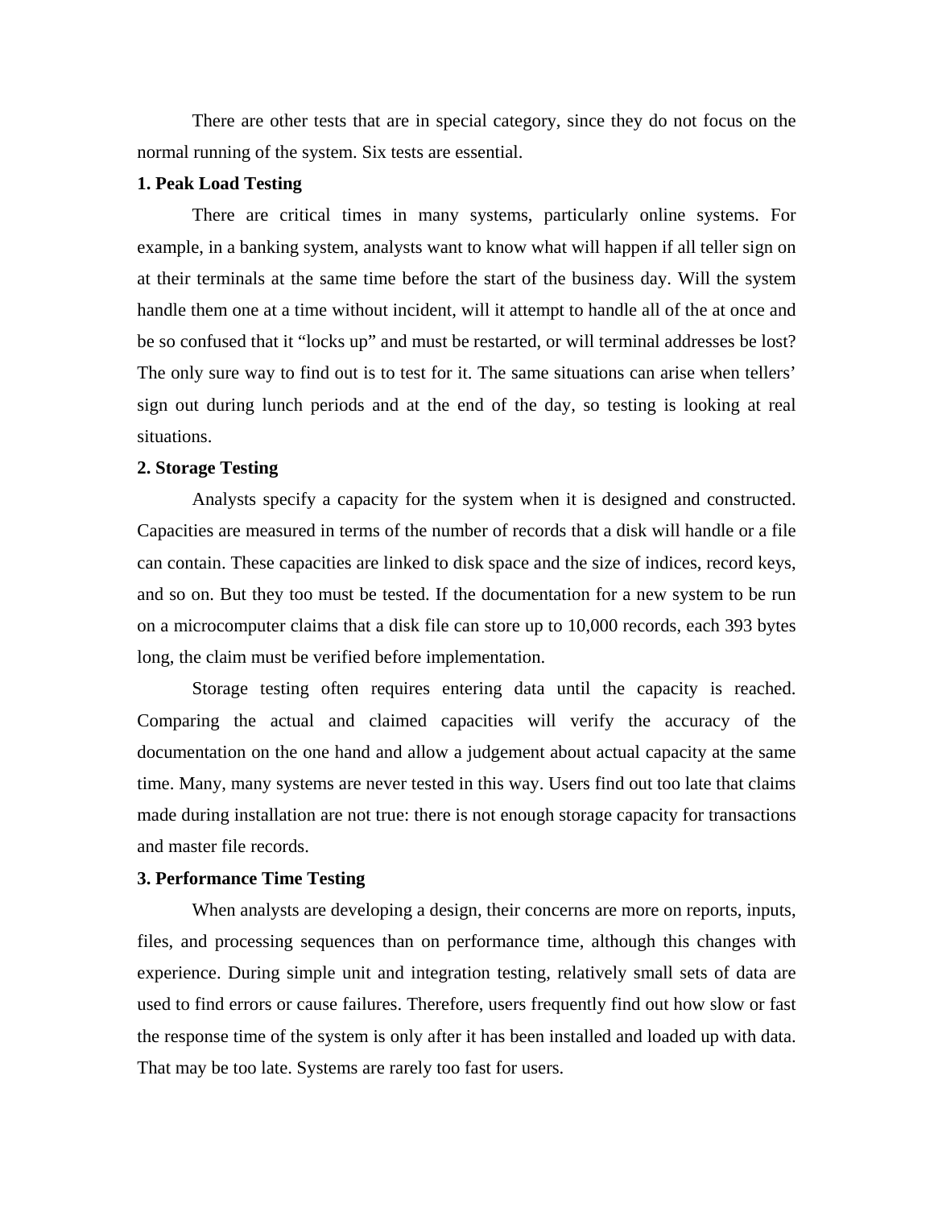There are other tests that are in special category, since they do not focus on the normal running of the system. Six tests are essential.

**1. Peak Load Testing**

There are critical times in many systems, particularly online systems. For example, in a banking system, analysts want to know what will happen if all teller sign on at their terminals at the same time before the start of the business day. Will the system handle them one at a time without incident, will it attempt to handle all of the at once and be so confused that it "locks up" and must be restarted, or will terminal addresses be lost? The only sure way to find out is to test for it. The same situations can arise when tellers' sign out during lunch periods and at the end of the day, so testing is looking at real situations.

**2. Storage Testing**

Analysts specify a capacity for the system when it is designed and constructed. Capacities are measured in terms of the number of records that a disk will handle or a file can contain. These capacities are linked to disk space and the size of indices, record keys, and so on. But they too must be tested. If the documentation for a new system to be run on a microcomputer claims that a disk file can store up to 10,000 records, each 393 bytes long, the claim must be verified before implementation.

Storage testing often requires entering data until the capacity is reached. Comparing the actual and claimed capacities will verify the accuracy of the documentation on the one hand and allow a judgement about actual capacity at the same time. Many, many systems are never tested in this way. Users find out too late that claims made during installation are not true: there is not enough storage capacity for transactions and master file records.

**3. Performance Time Testing**

When analysts are developing a design, their concerns are more on reports, inputs, files, and processing sequences than on performance time, although this changes with experience. During simple unit and integration testing, relatively small sets of data are used to find errors or cause failures. Therefore, users frequently find out how slow or fast the response time of the system is only after it has been installed and loaded up with data. That may be too late. Systems are rarely too fast for users.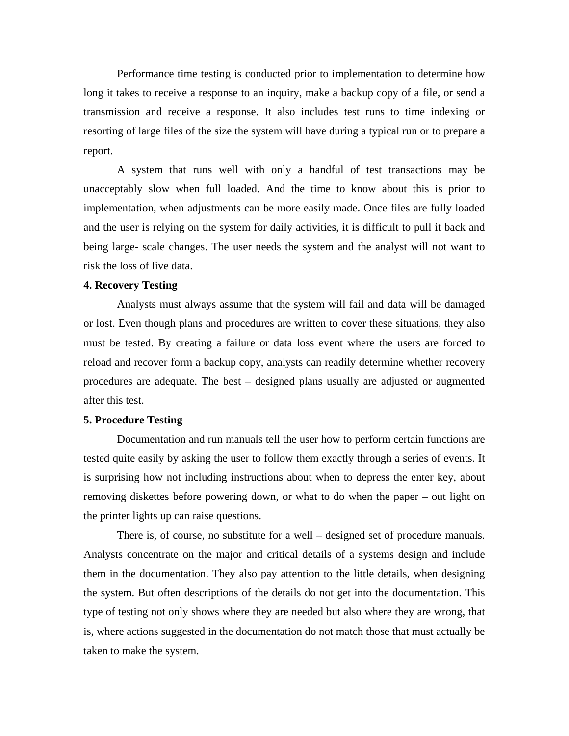Performance time testing is conducted prior to implementation to determine how long it takes to receive a response to an inquiry, make a backup copy of a file, or send a transmission and receive a response. It also includes test runs to time indexing or resorting of large files of the size the system will have during a typical run or to prepare a report.

A system that runs well with only a handful of test transactions may be unacceptably slow when full loaded. And the time to know about this is prior to implementation, when adjustments can be more easily made. Once files are fully loaded and the user is relying on the system for daily activities, it is difficult to pull it back and being large- scale changes. The user needs the system and the analyst will not want to risk the loss of live data.

**4. Recovery Testing**

Analysts must always assume that the system will fail and data will be damaged or lost. Even though plans and procedures are written to cover these situations, they also must be tested. By creating a failure or data loss event where the users are forced to reload and recover form a backup copy, analysts can readily determine whether recovery procedures are adequate. The best – designed plans usually are adjusted or augmented after this test.

**5. Procedure Testing**

Documentation and run manuals tell the user how to perform certain functions are tested quite easily by asking the user to follow them exactly through a series of events. It is surprising how not including instructions about when to depress the enter key, about removing diskettes before powering down, or what to do when the paper – out light on the printer lights up can raise questions.

There is, of course, no substitute for a well – designed set of procedure manuals. Analysts concentrate on the major and critical details of a systems design and include them in the documentation. They also pay attention to the little details, when designing the system. But often descriptions of the details do not get into the documentation. This type of testing not only shows where they are needed but also where they are wrong, that is, where actions suggested in the documentation do not match those that must actually be taken to make the system.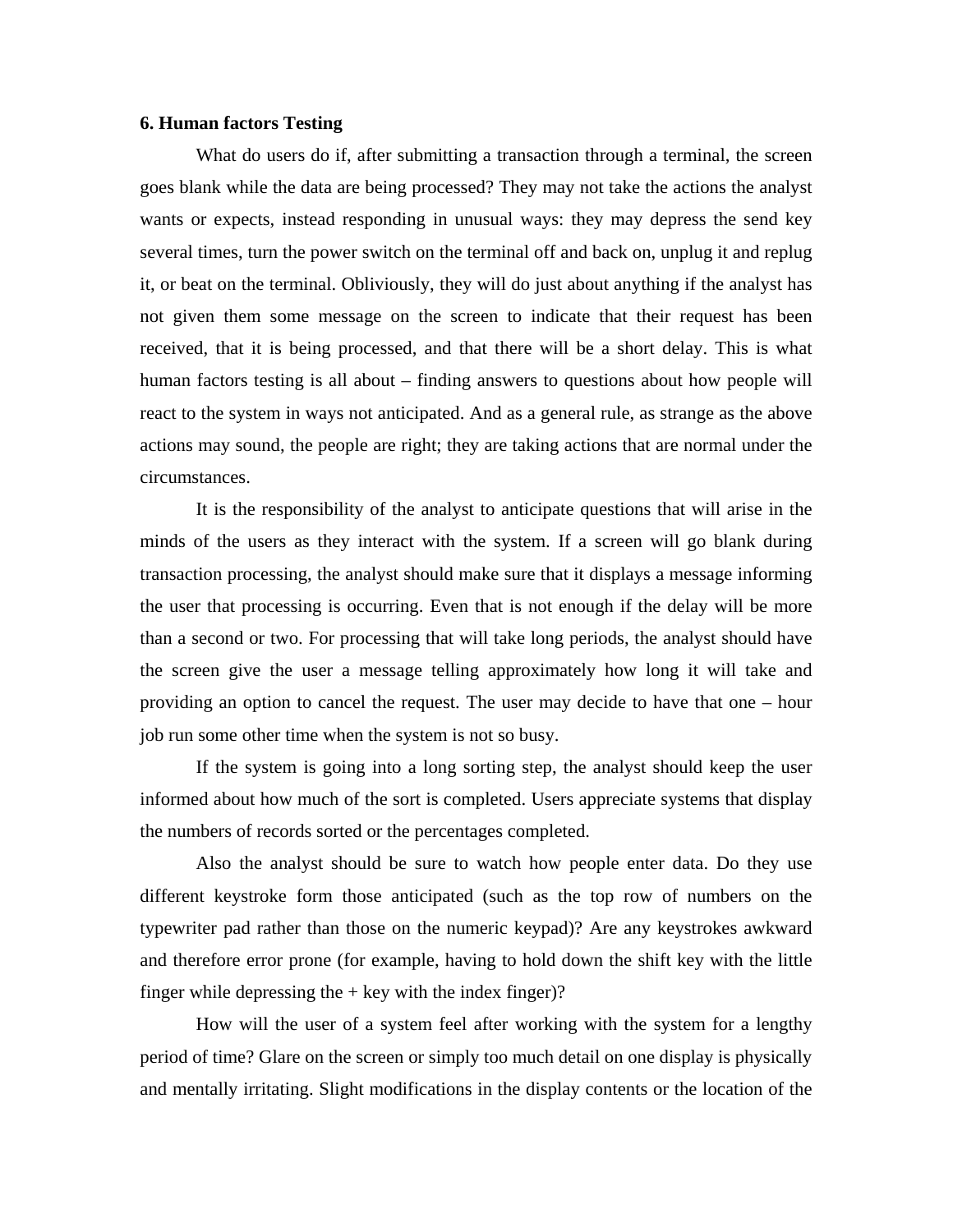**6. Human factors Testing**

What do users do if, after submitting a transaction through a terminal, the screen goes blank while the data are being processed? They may not take the actions the analyst wants or expects, instead responding in unusual ways: they may depress the send key several times, turn the power switch on the terminal off and back on, unplug it and replug it, or beat on the terminal. Obliviously, they will do just about anything if the analyst has not given them some message on the screen to indicate that their request has been received, that it is being processed, and that there will be a short delay. This is what human factors testing is all about – finding answers to questions about how people will react to the system in ways not anticipated. And as a general rule, as strange as the above actions may sound, the people are right; they are taking actions that are normal under the circumstances.

It is the responsibility of the analyst to anticipate questions that will arise in the minds of the users as they interact with the system. If a screen will go blank during transaction processing, the analyst should make sure that it displays a message informing the user that processing is occurring. Even that is not enough if the delay will be more than a second or two. For processing that will take long periods, the analyst should have the screen give the user a message telling approximately how long it will take and providing an option to cancel the request. The user may decide to have that one – hour job run some other time when the system is not so busy.

If the system is going into a long sorting step, the analyst should keep the user informed about how much of the sort is completed. Users appreciate systems that display the numbers of records sorted or the percentages completed.

Also the analyst should be sure to watch how people enter data. Do they use different keystroke form those anticipated (such as the top row of numbers on the typewriter pad rather than those on the numeric keypad)? Are any keystrokes awkward and therefore error prone (for example, having to hold down the shift key with the little finger while depressing the + key with the index finger)?

How will the user of a system feel after working with the system for a lengthy period of time? Glare on the screen or simply too much detail on one display is physically and mentally irritating. Slight modifications in the display contents or the location of the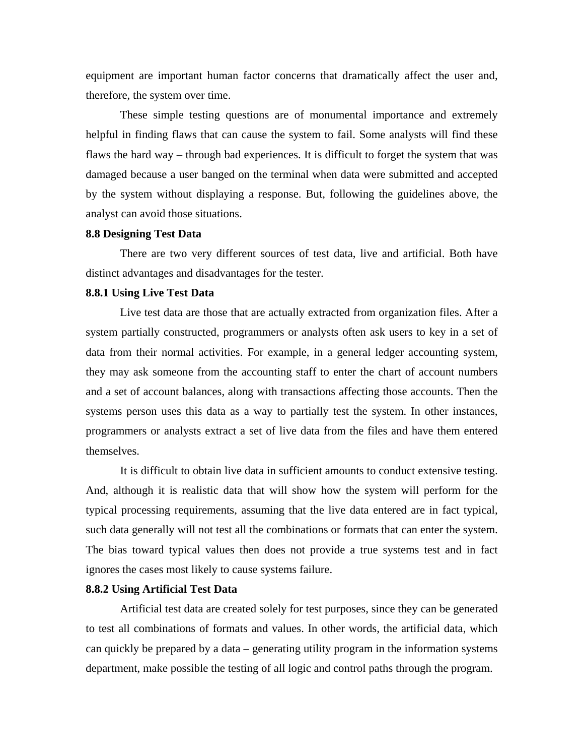equipment are important human factor concerns that dramatically affect the user and, therefore, the system over time.

These simple testing questions are of monumental importance and extremely helpful in finding flaws that can cause the system to fail. Some analysts will find these flaws the hard way – through bad experiences. It is difficult to forget the system that was damaged because a user banged on the terminal when data were submitted and accepted by the system without displaying a response. But, following the guidelines above, the analyst can avoid those situations.

**8.8 Designing Test Data**

There are two very different sources of test data, live and artificial. Both have distinct advantages and disadvantages for the tester.

**8.8.1 Using Live Test Data**

Live test data are those that are actually extracted from organization files. After a system partially constructed, programmers or analysts often ask users to key in a set of data from their normal activities. For example, in a general ledger accounting system, they may ask someone from the accounting staff to enter the chart of account numbers and a set of account balances, along with transactions affecting those accounts. Then the systems person uses this data as a way to partially test the system. In other instances, programmers or analysts extract a set of live data from the files and have them entered themselves.

It is difficult to obtain live data in sufficient amounts to conduct extensive testing. And, although it is realistic data that will show how the system will perform for the typical processing requirements, assuming that the live data entered are in fact typical, such data generally will not test all the combinations or formats that can enter the system. The bias toward typical values then does not provide a true systems test and in fact ignores the cases most likely to cause systems failure.

**8.8.2 Using Artificial Test Data**

Artificial test data are created solely for test purposes, since they can be generated to test all combinations of formats and values. In other words, the artificial data, which can quickly be prepared by a data – generating utility program in the information systems department, make possible the testing of all logic and control paths through the program.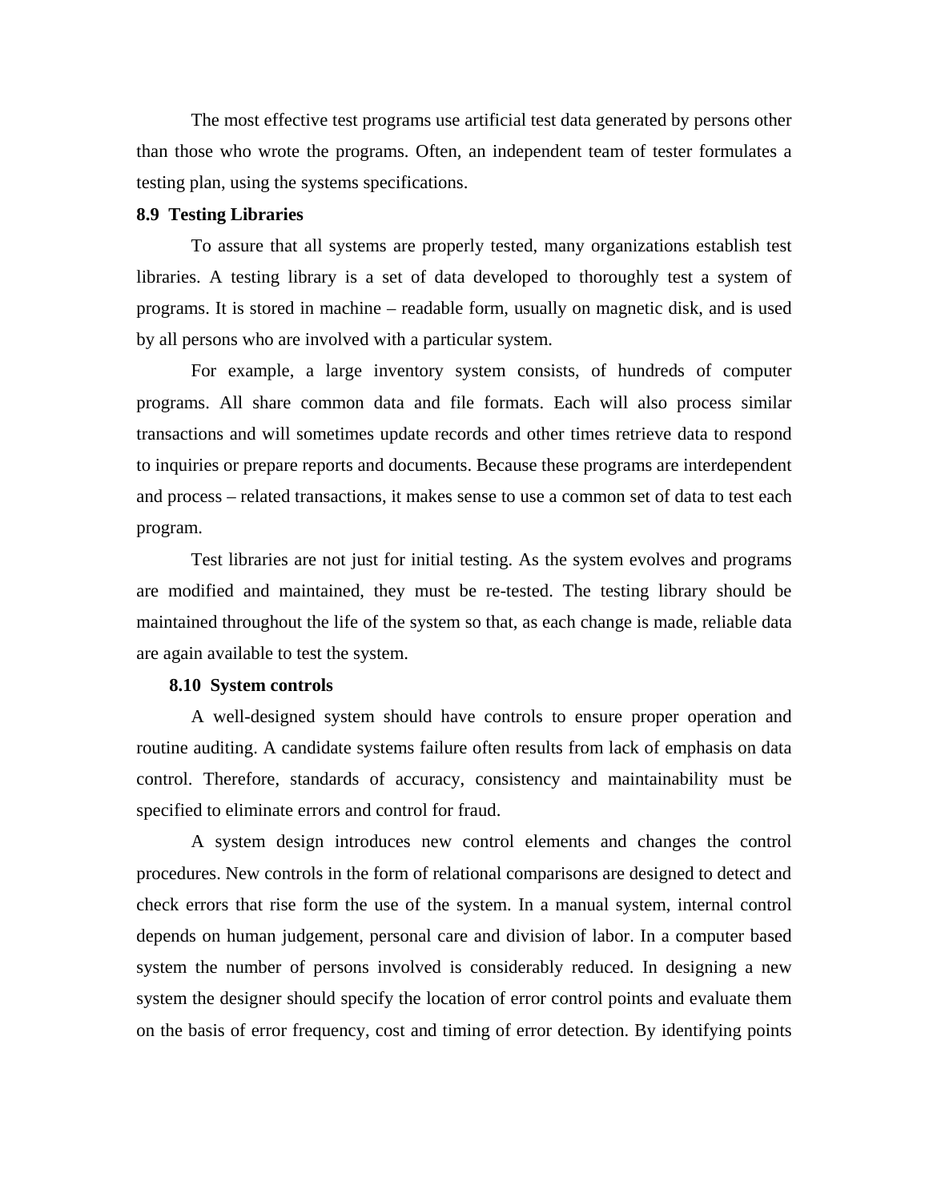The most effective test programs use artificial test data generated by persons other than those who wrote the programs. Often, an independent team of tester formulates a testing plan, using the systems specifications.

### 8.9 Testing Libraries

To assure that all systems are properly tested, many organizations establish test libraries. A testing library is a set of data developed to thoroughly test a system of programs. It is stored in machine – readable form, usually on magnetic disk, and is used by all persons who are involved with a particular system.

For example, a large inventory system consists, of hundreds of computer programs. All share common data and file formats. Each will also process similar transactions and will sometimes update records and other times retrieve data to respond to inquiries or prepare reports and documents. Because these programs are interdependent and process – related transactions, it makes sense to use a common set of data to test each program.

Test libraries are not just for initial testing. As the system evolves and programs are modified and maintained, they must be re-tested. The testing library should be maintained throughout the life of the system so that, as each change is made, reliable data are again available to test the system.

### 8.10 System controls

A well-designed system should have controls to ensure proper operation and routine auditing. A candidate systems failure often results from lack of emphasis on data control. Therefore, standards of accuracy, consistency and maintainability must be specified to eliminate errors and control for fraud.

A system design introduces new control elements and changes the control procedures. New controls in the form of relational comparisons are designed to detect and check errors that rise form the use of the system. In a manual system, internal control depends on human judgement, personal care and division of labor. In a computer based system the number of persons involved is considerably reduced. In designing a new system the designer should specify the location of error control points and evaluate them on the basis of error frequency, cost and timing of error detection. By identifying points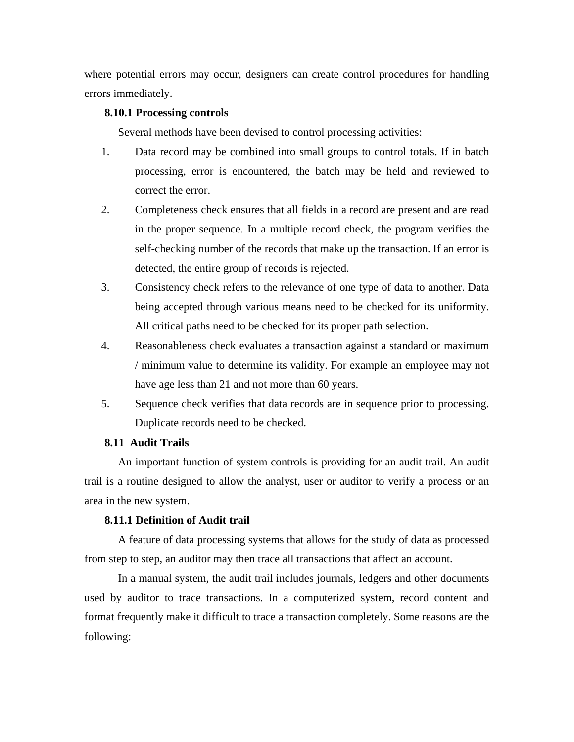where potential errors may occur, designers can create control procedures for handling errors immediately.

### 8.10.1 Processing controls

Several methods have been devised to control processing activities:

1. Data record may be combined into small groups to control totals. If in batch processing, error is encountered, the batch may be held and reviewed to correct the error.
2. Completeness check ensures that all fields in a record are present and are read in the proper sequence. In a multiple record check, the program verifies the self-checking number of the records that make up the transaction. If an error is detected, the entire group of records is rejected.
3. Consistency check refers to the relevance of one type of data to another. Data being accepted through various means need to be checked for its uniformity. All critical paths need to be checked for its proper path selection.
4. Reasonableness check evaluates a transaction against a standard or maximum / minimum value to determine its validity. For example an employee may not have age less than 21 and not more than 60 years.
5. Sequence check verifies that data records are in sequence prior to processing. Duplicate records need to be checked.

## 8.11 Audit Trails

An important function of system controls is providing for an audit trail. An audit trail is a routine designed to allow the analyst, user or auditor to verify a process or an area in the new system.

### 8.11.1 Definition of Audit trail

A feature of data processing systems that allows for the study of data as processed from step to step, an auditor may then trace all transactions that affect an account.

In a manual system, the audit trail includes journals, ledgers and other documents used by auditor to trace transactions. In a computerized system, record content and format frequently make it difficult to trace a transaction completely. Some reasons are the following: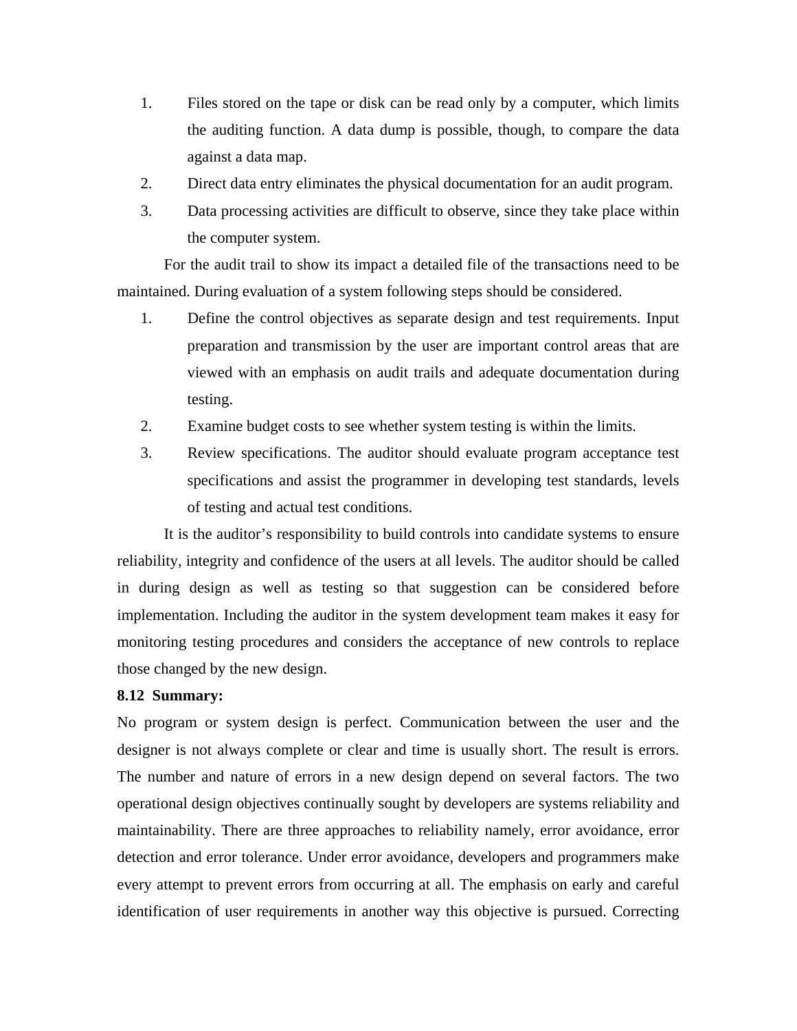1. Files stored on the tape or disk can be read only by a computer, which limits the auditing function. A data dump is possible, though, to compare the data against a data map.
2. Direct data entry eliminates the physical documentation for an audit program.
3. Data processing activities are difficult to observe, since they take place within the computer system.

For the audit trail to show its impact a detailed file of the transactions need to be maintained. During evaluation of a system following steps should be considered.

1. Define the control objectives as separate design and test requirements. Input preparation and transmission by the user are important control areas that are viewed with an emphasis on audit trails and adequate documentation during testing.
2. Examine budget costs to see whether system testing is within the limits.
3. Review specifications. The auditor should evaluate program acceptance test specifications and assist the programmer in developing test standards, levels of testing and actual test conditions.

It is the auditor's responsibility to build controls into candidate systems to ensure reliability, integrity and confidence of the users at all levels. The auditor should be called in during design as well as testing so that suggestion can be considered before implementation. Including the auditor in the system development team makes it easy for monitoring testing procedures and considers the acceptance of new controls to replace those changed by the new design.

**8.12 Summary:**

No program or system design is perfect. Communication between the user and the designer is not always complete or clear and time is usually short. The result is errors. The number and nature of errors in a new design depend on several factors. The two operational design objectives continually sought by developers are systems reliability and maintainability. There are three approaches to reliability namely, error avoidance, error detection and error tolerance. Under error avoidance, developers and programmers make every attempt to prevent errors from occurring at all. The emphasis on early and careful identification of user requirements in another way this objective is pursued. Correcting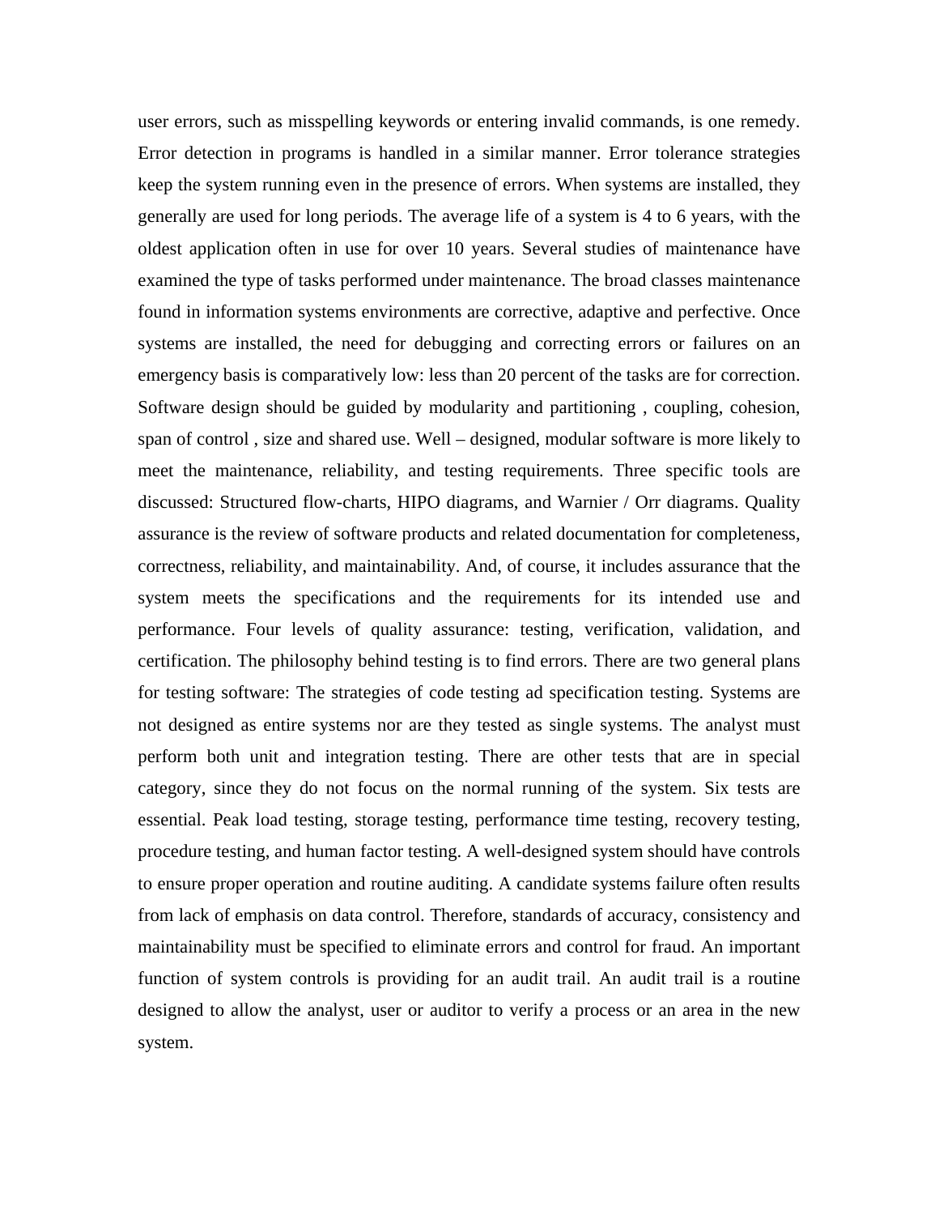user errors, such as misspelling keywords or entering invalid commands, is one remedy. Error detection in programs is handled in a similar manner. Error tolerance strategies keep the system running even in the presence of errors. When systems are installed, they generally are used for long periods. The average life of a system is 4 to 6 years, with the oldest application often in use for over 10 years. Several studies of maintenance have examined the type of tasks performed under maintenance. The broad classes maintenance found in information systems environments are corrective, adaptive and perfective. Once systems are installed, the need for debugging and correcting errors or failures on an emergency basis is comparatively low: less than 20 percent of the tasks are for correction. Software design should be guided by modularity and partitioning , coupling, cohesion, span of control , size and shared use. Well – designed, modular software is more likely to meet the maintenance, reliability, and testing requirements. Three specific tools are discussed: Structured flow-charts, HIPO diagrams, and Warnier / Orr diagrams. Quality assurance is the review of software products and related documentation for completeness, correctness, reliability, and maintainability. And, of course, it includes assurance that the system meets the specifications and the requirements for its intended use and performance. Four levels of quality assurance: testing, verification, validation, and certification. The philosophy behind testing is to find errors. There are two general plans for testing software: The strategies of code testing ad specification testing. Systems are not designed as entire systems nor are they tested as single systems. The analyst must perform both unit and integration testing. There are other tests that are in special category, since they do not focus on the normal running of the system. Six tests are essential. Peak load testing, storage testing, performance time testing, recovery testing, procedure testing, and human factor testing. A well-designed system should have controls to ensure proper operation and routine auditing. A candidate systems failure often results from lack of emphasis on data control. Therefore, standards of accuracy, consistency and maintainability must be specified to eliminate errors and control for fraud. An important function of system controls is providing for an audit trail. An audit trail is a routine designed to allow the analyst, user or auditor to verify a process or an area in the new system.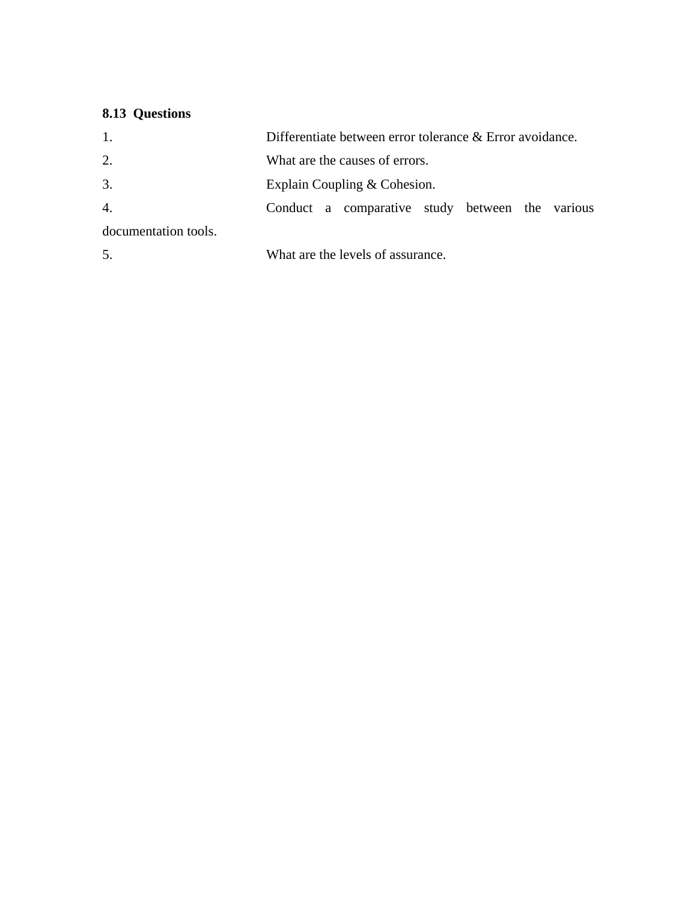### 8.13 Questions

1. Differentiate between error tolerance & Error avoidance.
2. What are the causes of errors.
3. Explain Coupling & Cohesion.
4. Conduct a comparative study between the various documentation tools.
5. What are the levels of assurance.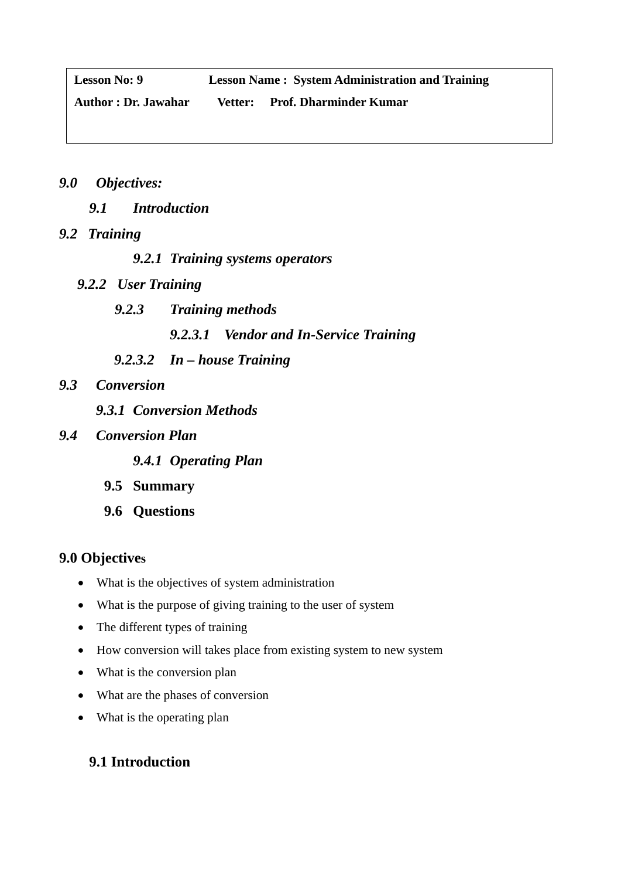| **Lesson No: 9** | **Lesson Name : System Administration and Training** |
| --- | --- |
| **Author : Dr. Jawahar** | **Vetter: Prof. Dharminder Kumar** |

***9.0 Objectives:***

***9.1 Introduction***

***9.2 Training***

***9.2.1 Training systems operators***

***9.2.2 User Training***

***9.2.3 Training methods***

***9.2.3.1 Vendor and In-Service Training***

***9.2.3.2 In – house Training***

***9.3 Conversion***

***9.3.1 Conversion Methods***

***9.4 Conversion Plan***

***9.4.1 Operating Plan***

**9.5 Summary**

**9.6 Questions**

## 9.0 Objectives

- What is the objectives of system administration
- What is the purpose of giving training to the user of system
- The different types of training
- How conversion will takes place from existing system to new system
- What is the conversion plan
- What are the phases of conversion
- What is the operating plan

## 9.1 Introduction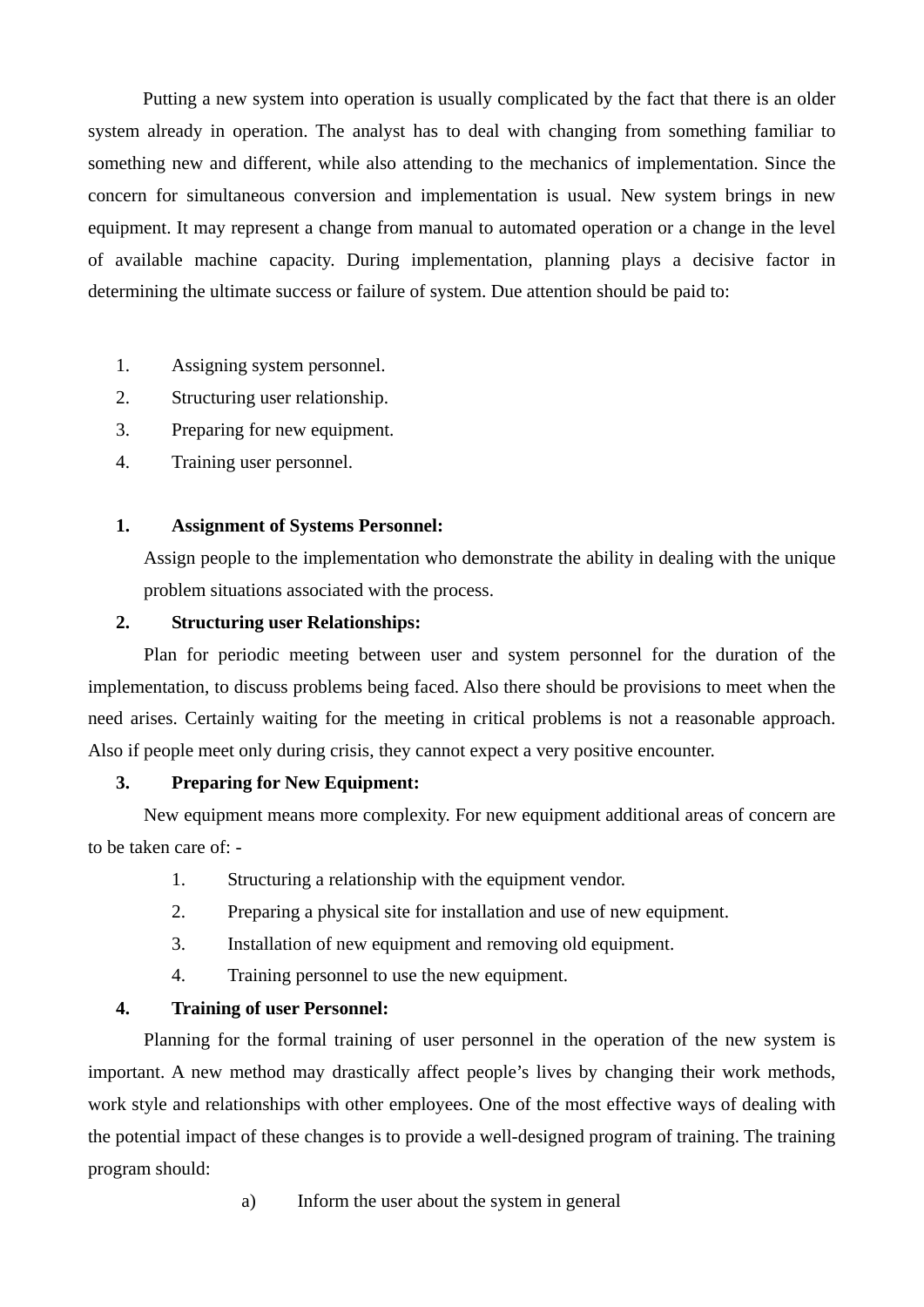Putting a new system into operation is usually complicated by the fact that there is an older system already in operation. The analyst has to deal with changing from something familiar to something new and different, while also attending to the mechanics of implementation. Since the concern for simultaneous conversion and implementation is usual. New system brings in new equipment. It may represent a change from manual to automated operation or a change in the level of available machine capacity. During implementation, planning plays a decisive factor in determining the ultimate success or failure of system. Due attention should be paid to:

1. Assigning system personnel.
2. Structuring user relationship.
3. Preparing for new equipment.
4. Training user personnel.

**1. Assignment of Systems Personnel:**

Assign people to the implementation who demonstrate the ability in dealing with the unique problem situations associated with the process.

**2. Structuring user Relationships:**

Plan for periodic meeting between user and system personnel for the duration of the implementation, to discuss problems being faced. Also there should be provisions to meet when the need arises. Certainly waiting for the meeting in critical problems is not a reasonable approach. Also if people meet only during crisis, they cannot expect a very positive encounter.

**3. Preparing for New Equipment:**

New equipment means more complexity. For new equipment additional areas of concern are to be taken care of: -

1. Structuring a relationship with the equipment vendor.
2. Preparing a physical site for installation and use of new equipment.
3. Installation of new equipment and removing old equipment.
4. Training personnel to use the new equipment.

**4. Training of user Personnel:**

Planning for the formal training of user personnel in the operation of the new system is important. A new method may drastically affect people's lives by changing their work methods, work style and relationships with other employees. One of the most effective ways of dealing with the potential impact of these changes is to provide a well-designed program of training. The training program should:

a) Inform the user about the system in general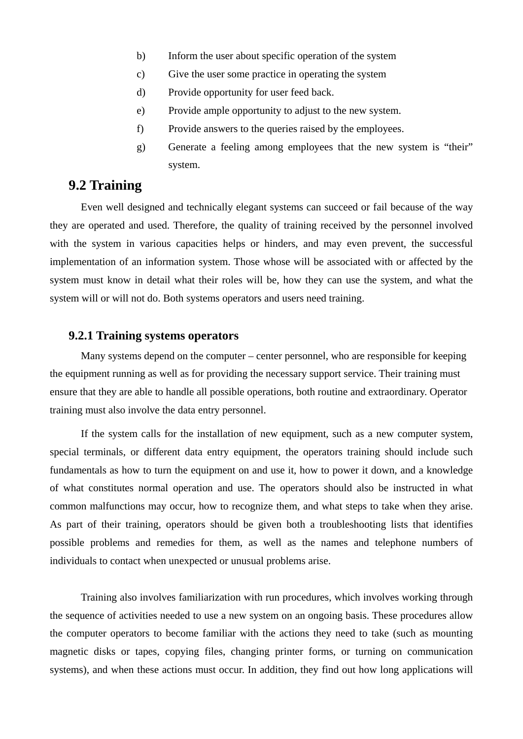b) Inform the user about specific operation of the system
c) Give the user some practice in operating the system
d) Provide opportunity for user feed back.
e) Provide ample opportunity to adjust to the new system.
f) Provide answers to the queries raised by the employees.
g) Generate a feeling among employees that the new system is "their" system.

## 9.2 Training

Even well designed and technically elegant systems can succeed or fail because of the way they are operated and used. Therefore, the quality of training received by the personnel involved with the system in various capacities helps or hinders, and may even prevent, the successful implementation of an information system. Those whose will be associated with or affected by the system must know in detail what their roles will be, how they can use the system, and what the system will or will not do. Both systems operators and users need training.

### 9.2.1 Training systems operators

Many systems depend on the computer – center personnel, who are responsible for keeping the equipment running as well as for providing the necessary support service. Their training must ensure that they are able to handle all possible operations, both routine and extraordinary. Operator training must also involve the data entry personnel.

If the system calls for the installation of new equipment, such as a new computer system, special terminals, or different data entry equipment, the operators training should include such fundamentals as how to turn the equipment on and use it, how to power it down, and a knowledge of what constitutes normal operation and use. The operators should also be instructed in what common malfunctions may occur, how to recognize them, and what steps to take when they arise. As part of their training, operators should be given both a troubleshooting lists that identifies possible problems and remedies for them, as well as the names and telephone numbers of individuals to contact when unexpected or unusual problems arise.

Training also involves familiarization with run procedures, which involves working through the sequence of activities needed to use a new system on an ongoing basis. These procedures allow the computer operators to become familiar with the actions they need to take (such as mounting magnetic disks or tapes, copying files, changing printer forms, or turning on communication systems), and when these actions must occur. In addition, they find out how long applications will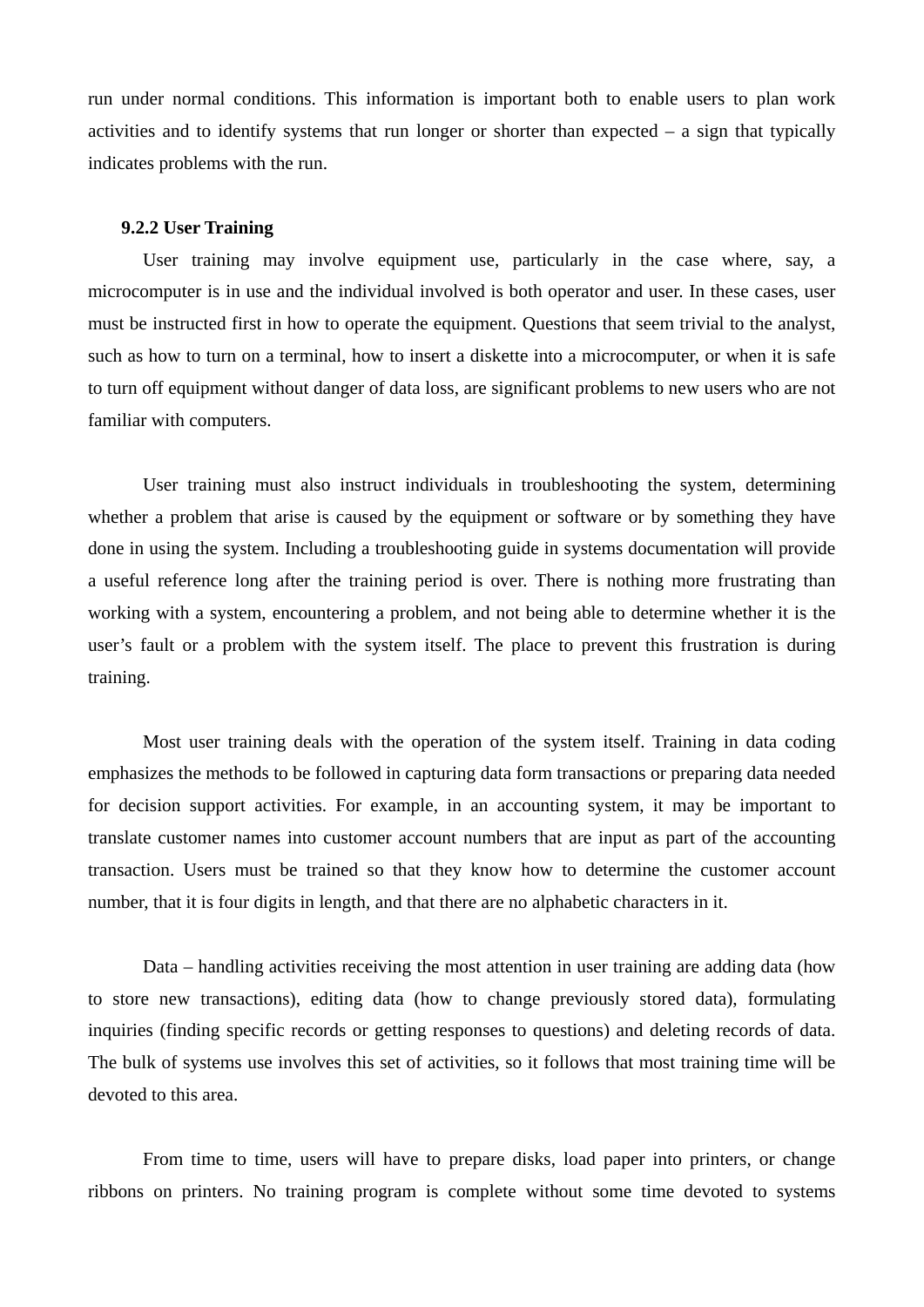run under normal conditions. This information is important both to enable users to plan work activities and to identify systems that run longer or shorter than expected – a sign that typically indicates problems with the run.

### 9.2.2 User Training

User training may involve equipment use, particularly in the case where, say, a microcomputer is in use and the individual involved is both operator and user. In these cases, user must be instructed first in how to operate the equipment. Questions that seem trivial to the analyst, such as how to turn on a terminal, how to insert a diskette into a microcomputer, or when it is safe to turn off equipment without danger of data loss, are significant problems to new users who are not familiar with computers.

User training must also instruct individuals in troubleshooting the system, determining whether a problem that arise is caused by the equipment or software or by something they have done in using the system. Including a troubleshooting guide in systems documentation will provide a useful reference long after the training period is over. There is nothing more frustrating than working with a system, encountering a problem, and not being able to determine whether it is the user’s fault or a problem with the system itself. The place to prevent this frustration is during training.

Most user training deals with the operation of the system itself. Training in data coding emphasizes the methods to be followed in capturing data form transactions or preparing data needed for decision support activities. For example, in an accounting system, it may be important to translate customer names into customer account numbers that are input as part of the accounting transaction. Users must be trained so that they know how to determine the customer account number, that it is four digits in length, and that there are no alphabetic characters in it.

Data – handling activities receiving the most attention in user training are adding data (how to store new transactions), editing data (how to change previously stored data), formulating inquiries (finding specific records or getting responses to questions) and deleting records of data. The bulk of systems use involves this set of activities, so it follows that most training time will be devoted to this area.

From time to time, users will have to prepare disks, load paper into printers, or change ribbons on printers. No training program is complete without some time devoted to systems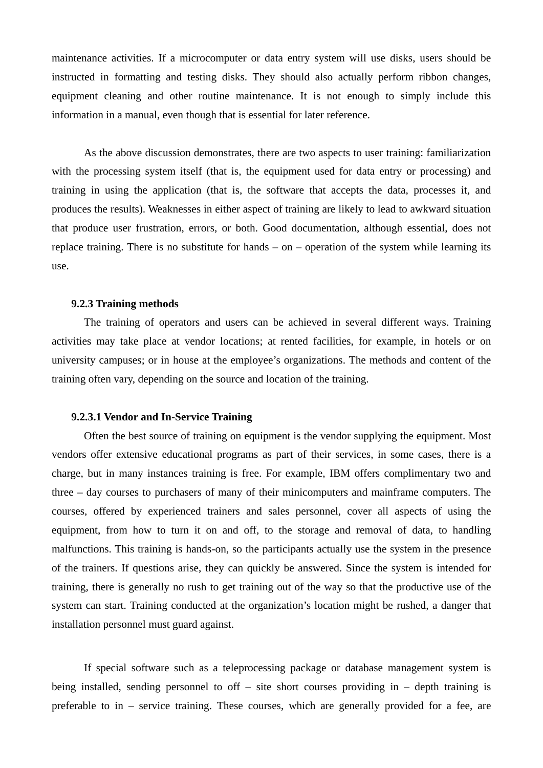maintenance activities. If a microcomputer or data entry system will use disks, users should be instructed in formatting and testing disks. They should also actually perform ribbon changes, equipment cleaning and other routine maintenance. It is not enough to simply include this information in a manual, even though that is essential for later reference.

As the above discussion demonstrates, there are two aspects to user training: familiarization with the processing system itself (that is, the equipment used for data entry or processing) and training in using the application (that is, the software that accepts the data, processes it, and produces the results). Weaknesses in either aspect of training are likely to lead to awkward situation that produce user frustration, errors, or both. Good documentation, although essential, does not replace training. There is no substitute for hands – on – operation of the system while learning its use.

### 9.2.3 Training methods

The training of operators and users can be achieved in several different ways. Training activities may take place at vendor locations; at rented facilities, for example, in hotels or on university campuses; or in house at the employee's organizations. The methods and content of the training often vary, depending on the source and location of the training.

#### 9.2.3.1 Vendor and In-Service Training

Often the best source of training on equipment is the vendor supplying the equipment. Most vendors offer extensive educational programs as part of their services, in some cases, there is a charge, but in many instances training is free. For example, IBM offers complimentary two and three – day courses to purchasers of many of their minicomputers and mainframe computers. The courses, offered by experienced trainers and sales personnel, cover all aspects of using the equipment, from how to turn it on and off, to the storage and removal of data, to handling malfunctions. This training is hands-on, so the participants actually use the system in the presence of the trainers. If questions arise, they can quickly be answered. Since the system is intended for training, there is generally no rush to get training out of the way so that the productive use of the system can start. Training conducted at the organization's location might be rushed, a danger that installation personnel must guard against.

If special software such as a teleprocessing package or database management system is being installed, sending personnel to off – site short courses providing in – depth training is preferable to in – service training. These courses, which are generally provided for a fee, are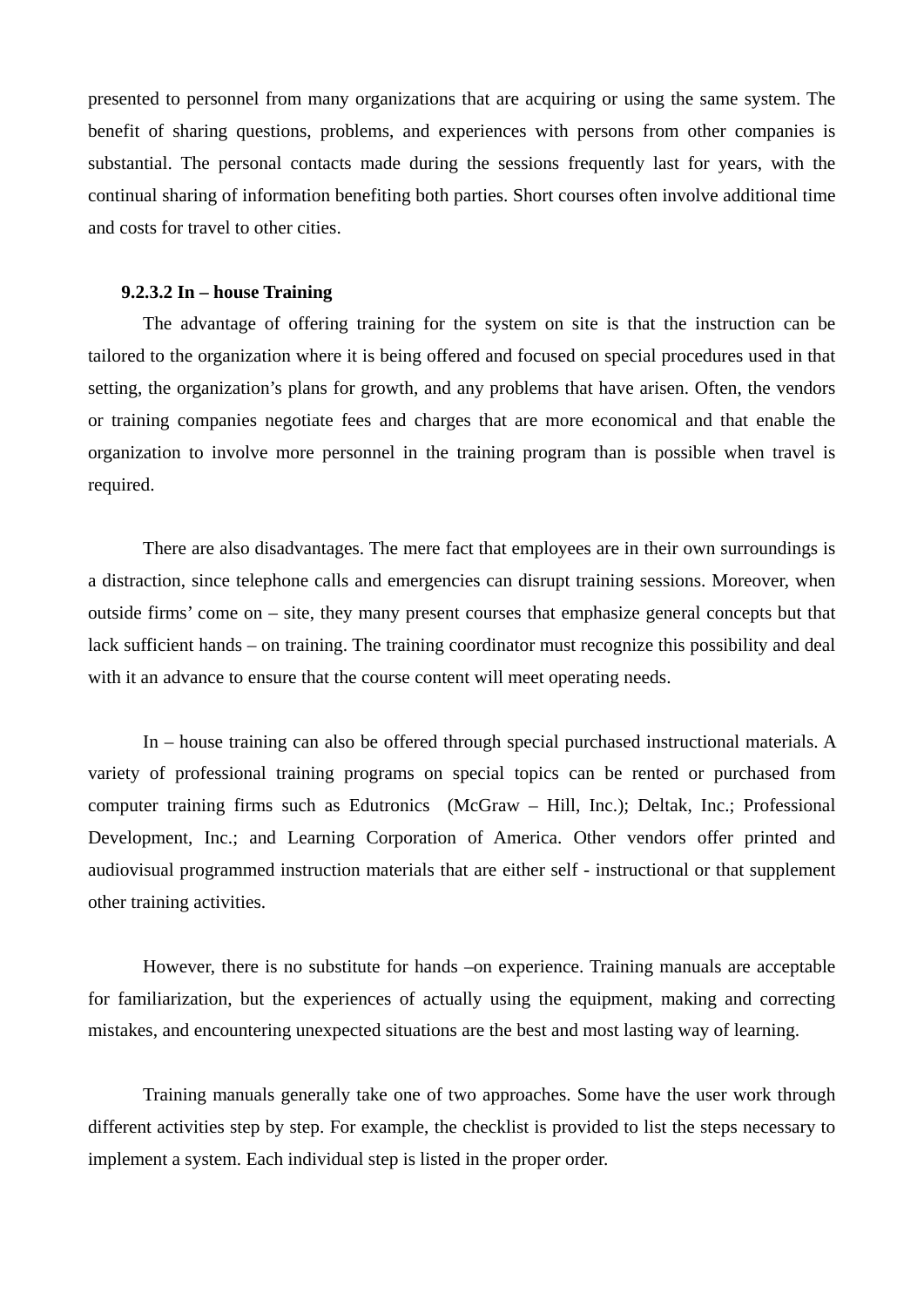presented to personnel from many organizations that are acquiring or using the same system. The benefit of sharing questions, problems, and experiences with persons from other companies is substantial. The personal contacts made during the sessions frequently last for years, with the continual sharing of information benefiting both parties. Short courses often involve additional time and costs for travel to other cities.

### 9.2.3.2 In – house Training

The advantage of offering training for the system on site is that the instruction can be tailored to the organization where it is being offered and focused on special procedures used in that setting, the organization's plans for growth, and any problems that have arisen. Often, the vendors or training companies negotiate fees and charges that are more economical and that enable the organization to involve more personnel in the training program than is possible when travel is required.

There are also disadvantages. The mere fact that employees are in their own surroundings is a distraction, since telephone calls and emergencies can disrupt training sessions. Moreover, when outside firms' come on – site, they many present courses that emphasize general concepts but that lack sufficient hands – on training. The training coordinator must recognize this possibility and deal with it an advance to ensure that the course content will meet operating needs.

In – house training can also be offered through special purchased instructional materials. A variety of professional training programs on special topics can be rented or purchased from computer training firms such as Edutronics (McGraw – Hill, Inc.); Deltak, Inc.; Professional Development, Inc.; and Learning Corporation of America. Other vendors offer printed and audiovisual programmed instruction materials that are either self - instructional or that supplement other training activities.

However, there is no substitute for hands –on experience. Training manuals are acceptable for familiarization, but the experiences of actually using the equipment, making and correcting mistakes, and encountering unexpected situations are the best and most lasting way of learning.

Training manuals generally take one of two approaches. Some have the user work through different activities step by step. For example, the checklist is provided to list the steps necessary to implement a system. Each individual step is listed in the proper order.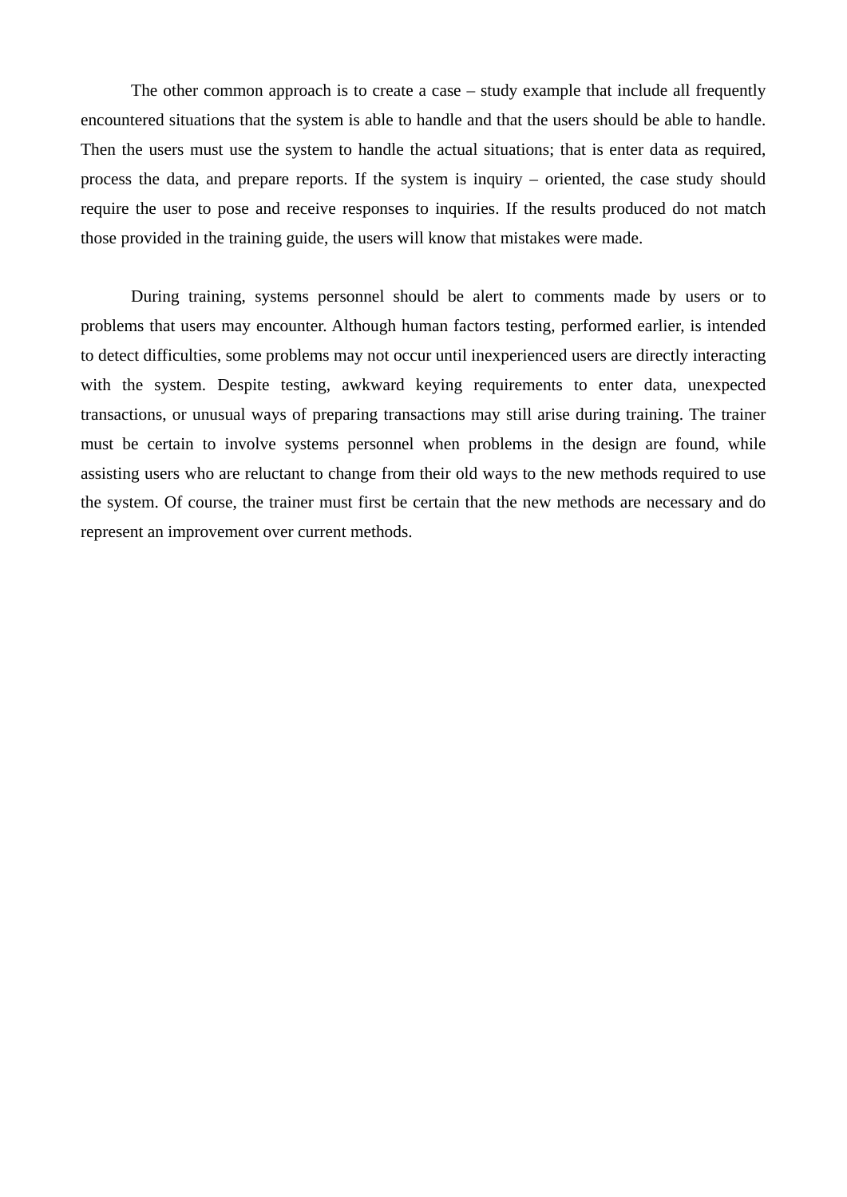The other common approach is to create a case – study example that include all frequently encountered situations that the system is able to handle and that the users should be able to handle. Then the users must use the system to handle the actual situations; that is enter data as required, process the data, and prepare reports. If the system is inquiry – oriented, the case study should require the user to pose and receive responses to inquiries. If the results produced do not match those provided in the training guide, the users will know that mistakes were made.

During training, systems personnel should be alert to comments made by users or to problems that users may encounter. Although human factors testing, performed earlier, is intended to detect difficulties, some problems may not occur until inexperienced users are directly interacting with the system. Despite testing, awkward keying requirements to enter data, unexpected transactions, or unusual ways of preparing transactions may still arise during training. The trainer must be certain to involve systems personnel when problems in the design are found, while assisting users who are reluctant to change from their old ways to the new methods required to use the system. Of course, the trainer must first be certain that the new methods are necessary and do represent an improvement over current methods.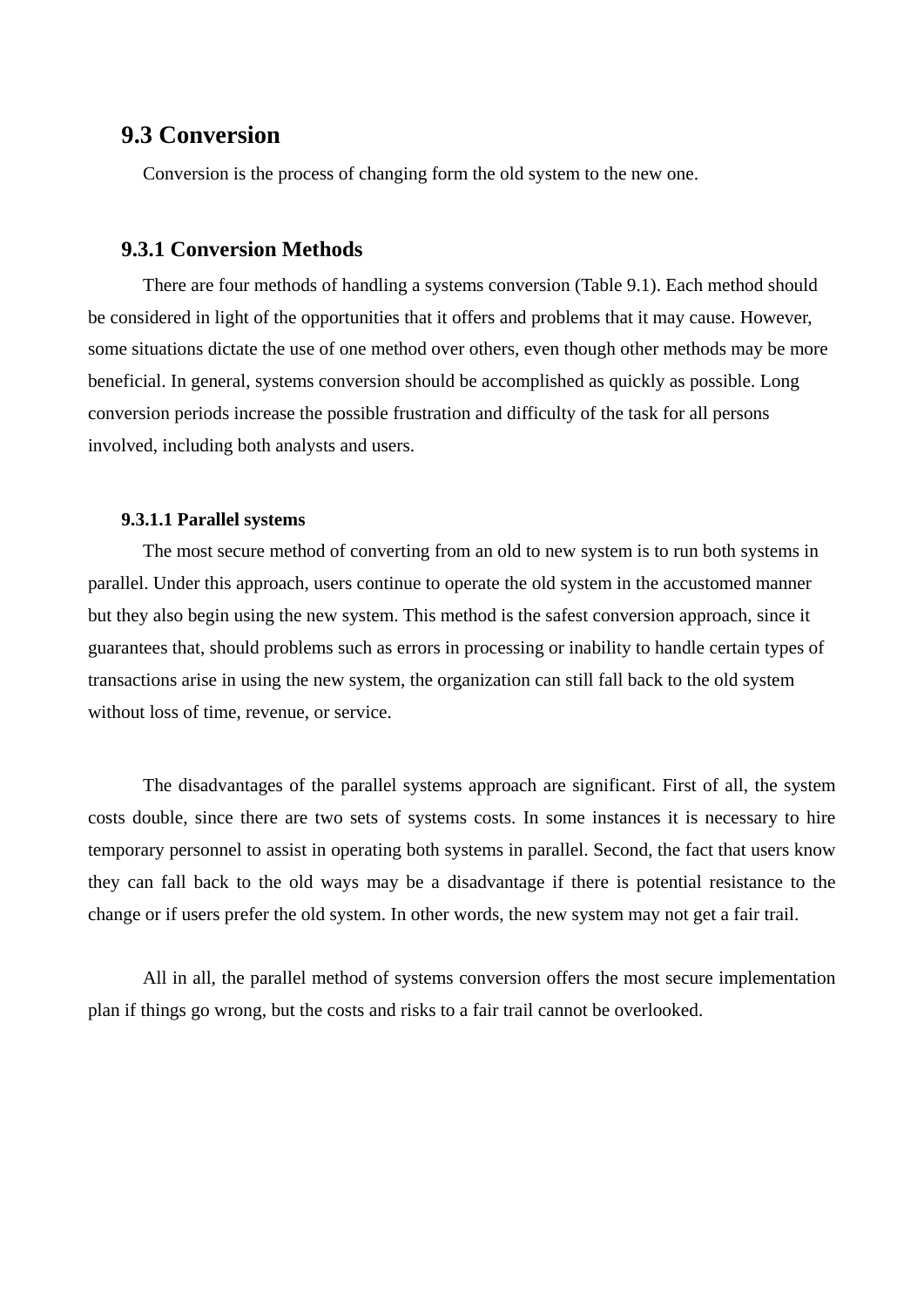## 9.3 Conversion

Conversion is the process of changing form the old system to the new one.

### 9.3.1 Conversion Methods

There are four methods of handling a systems conversion (Table 9.1). Each method should be considered in light of the opportunities that it offers and problems that it may cause. However, some situations dictate the use of one method over others, even though other methods may be more beneficial. In general, systems conversion should be accomplished as quickly as possible. Long conversion periods increase the possible frustration and difficulty of the task for all persons involved, including both analysts and users.

#### 9.3.1.1 Parallel systems

The most secure method of converting from an old to new system is to run both systems in parallel. Under this approach, users continue to operate the old system in the accustomed manner but they also begin using the new system. This method is the safest conversion approach, since it guarantees that, should problems such as errors in processing or inability to handle certain types of transactions arise in using the new system, the organization can still fall back to the old system without loss of time, revenue, or service.

The disadvantages of the parallel systems approach are significant. First of all, the system costs double, since there are two sets of systems costs. In some instances it is necessary to hire temporary personnel to assist in operating both systems in parallel. Second, the fact that users know they can fall back to the old ways may be a disadvantage if there is potential resistance to the change or if users prefer the old system. In other words, the new system may not get a fair trail.

All in all, the parallel method of systems conversion offers the most secure implementation plan if things go wrong, but the costs and risks to a fair trail cannot be overlooked.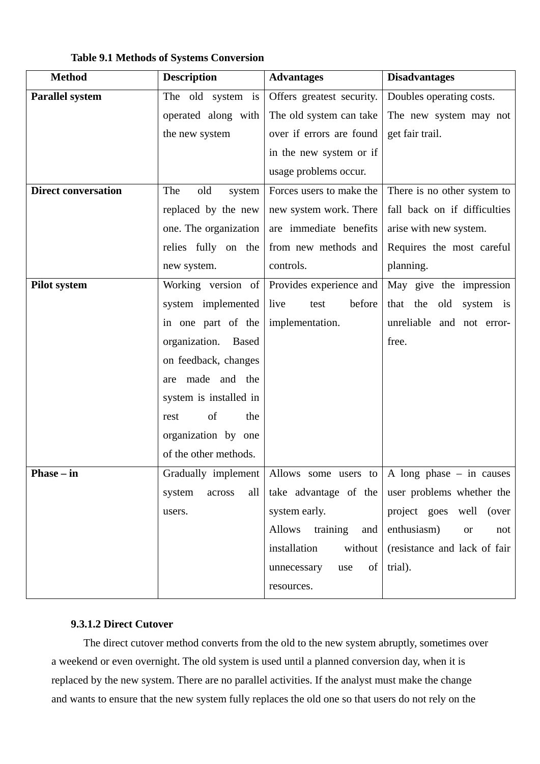**Table 9.1 Methods of Systems Conversion**

| Method | Description | Advantages | Disadvantages |
|---|---|---|---|
| **Parallel system** | The old system is operated along with the new system | Offers greatest security. The old system can take over if errors are found in the new system or if usage problems occur. | Doubles operating costs. The new system may not get fair trail. |
| **Direct conversation** | The old system replaced by the new one. The organization relies fully on the new system. | Forces users to make the new system work. There are immediate benefits from new methods and controls. | There is no other system to fall back on if difficulties arise with new system. Requires the most careful planning. |
| **Pilot system** | Working version of system implemented in one part of the organization. Based on feedback, changes are made and the system is installed in rest of the organization by one of the other methods. | Provides experience and live test before implementation. | May give the impression that the old system is unreliable and not error-free. |
| **Phase – in** | Gradually implement system across all users. | Allows some users to take advantage of the system early. Allows training and installation without unnecessary use of resources. | A long phase – in causes user problems whether the project goes well (over enthusiasm) or not (resistance and lack of fair trial). |

#### 9.3.1.2 Direct Cutover

The direct cutover method converts from the old to the new system abruptly, sometimes over a weekend or even overnight. The old system is used until a planned conversion day, when it is replaced by the new system. There are no parallel activities. If the analyst must make the change and wants to ensure that the new system fully replaces the old one so that users do not rely on the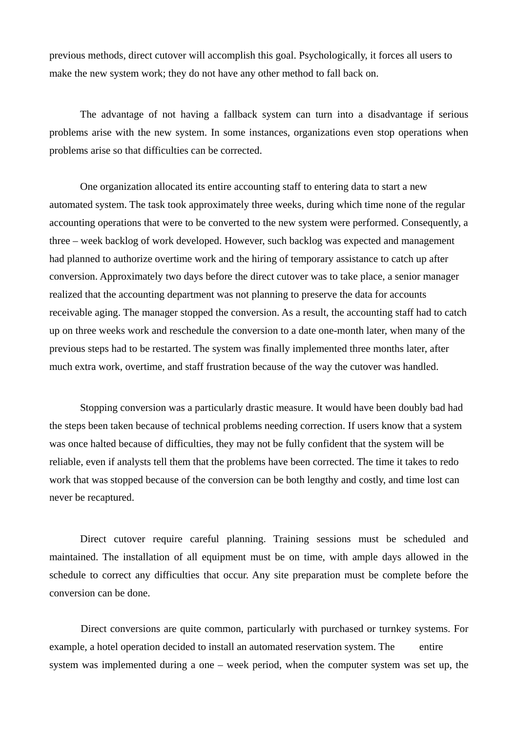previous methods, direct cutover will accomplish this goal. Psychologically, it forces all users to make the new system work; they do not have any other method to fall back on.

The advantage of not having a fallback system can turn into a disadvantage if serious problems arise with the new system. In some instances, organizations even stop operations when problems arise so that difficulties can be corrected.

One organization allocated its entire accounting staff to entering data to start a new automated system. The task took approximately three weeks, during which time none of the regular accounting operations that were to be converted to the new system were performed. Consequently, a three – week backlog of work developed. However, such backlog was expected and management had planned to authorize overtime work and the hiring of temporary assistance to catch up after conversion. Approximately two days before the direct cutover was to take place, a senior manager realized that the accounting department was not planning to preserve the data for accounts receivable aging. The manager stopped the conversion. As a result, the accounting staff had to catch up on three weeks work and reschedule the conversion to a date one-month later, when many of the previous steps had to be restarted. The system was finally implemented three months later, after much extra work, overtime, and staff frustration because of the way the cutover was handled.

Stopping conversion was a particularly drastic measure. It would have been doubly bad had the steps been taken because of technical problems needing correction. If users know that a system was once halted because of difficulties, they may not be fully confident that the system will be reliable, even if analysts tell them that the problems have been corrected. The time it takes to redo work that was stopped because of the conversion can be both lengthy and costly, and time lost can never be recaptured.

Direct cutover require careful planning. Training sessions must be scheduled and maintained. The installation of all equipment must be on time, with ample days allowed in the schedule to correct any difficulties that occur. Any site preparation must be complete before the conversion can be done.

Direct conversions are quite common, particularly with purchased or turnkey systems. For example, a hotel operation decided to install an automated reservation system. The entire system was implemented during a one – week period, when the computer system was set up, the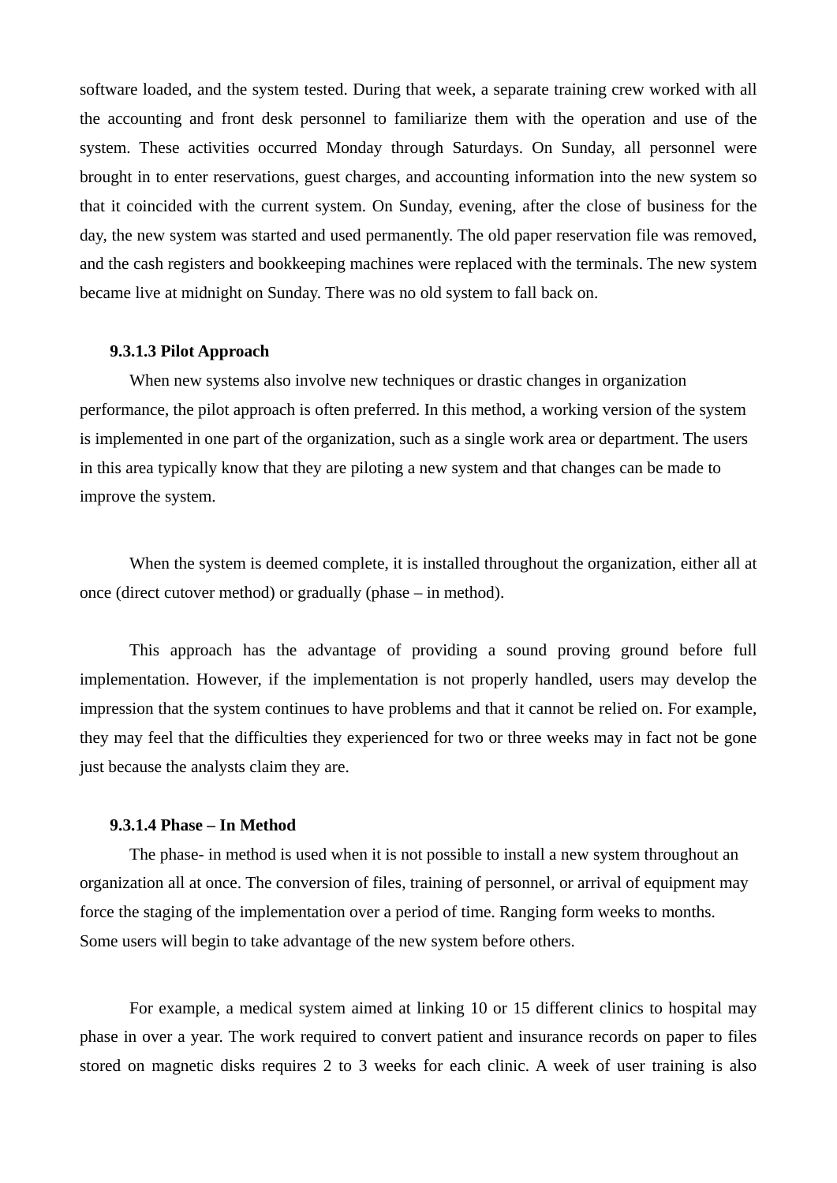software loaded, and the system tested. During that week, a separate training crew worked with all the accounting and front desk personnel to familiarize them with the operation and use of the system. These activities occurred Monday through Saturdays. On Sunday, all personnel were brought in to enter reservations, guest charges, and accounting information into the new system so that it coincided with the current system. On Sunday, evening, after the close of business for the day, the new system was started and used permanently. The old paper reservation file was removed, and the cash registers and bookkeeping machines were replaced with the terminals. The new system became live at midnight on Sunday. There was no old system to fall back on.

#### 9.3.1.3 Pilot Approach

When new systems also involve new techniques or drastic changes in organization performance, the pilot approach is often preferred. In this method, a working version of the system is implemented in one part of the organization, such as a single work area or department. The users in this area typically know that they are piloting a new system and that changes can be made to improve the system.

When the system is deemed complete, it is installed throughout the organization, either all at once (direct cutover method) or gradually (phase – in method).

This approach has the advantage of providing a sound proving ground before full implementation. However, if the implementation is not properly handled, users may develop the impression that the system continues to have problems and that it cannot be relied on. For example, they may feel that the difficulties they experienced for two or three weeks may in fact not be gone just because the analysts claim they are.

#### 9.3.1.4 Phase – In Method

The phase- in method is used when it is not possible to install a new system throughout an organization all at once. The conversion of files, training of personnel, or arrival of equipment may force the staging of the implementation over a period of time. Ranging form weeks to months. Some users will begin to take advantage of the new system before others.

For example, a medical system aimed at linking 10 or 15 different clinics to hospital may phase in over a year. The work required to convert patient and insurance records on paper to files stored on magnetic disks requires 2 to 3 weeks for each clinic. A week of user training is also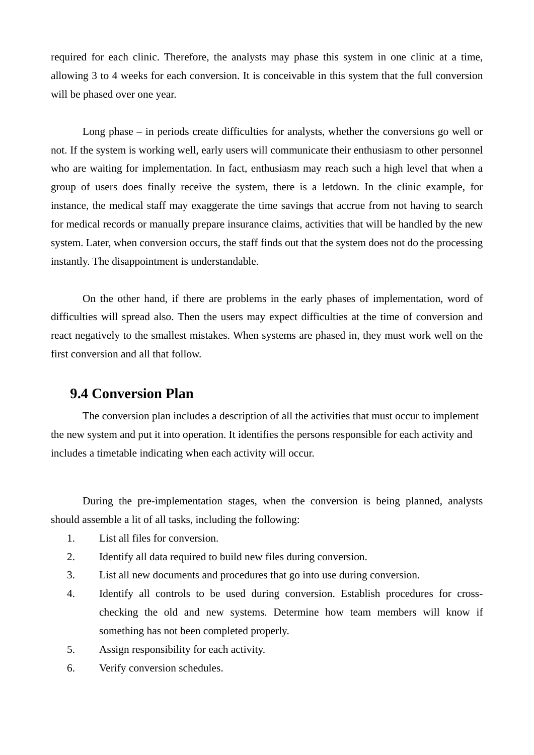required for each clinic. Therefore, the analysts may phase this system in one clinic at a time, allowing 3 to 4 weeks for each conversion. It is conceivable in this system that the full conversion will be phased over one year.

Long phase – in periods create difficulties for analysts, whether the conversions go well or not. If the system is working well, early users will communicate their enthusiasm to other personnel who are waiting for implementation. In fact, enthusiasm may reach such a high level that when a group of users does finally receive the system, there is a letdown. In the clinic example, for instance, the medical staff may exaggerate the time savings that accrue from not having to search for medical records or manually prepare insurance claims, activities that will be handled by the new system. Later, when conversion occurs, the staff finds out that the system does not do the processing instantly. The disappointment is understandable.

On the other hand, if there are problems in the early phases of implementation, word of difficulties will spread also. Then the users may expect difficulties at the time of conversion and react negatively to the smallest mistakes. When systems are phased in, they must work well on the first conversion and all that follow.

## 9.4 Conversion Plan

The conversion plan includes a description of all the activities that must occur to implement the new system and put it into operation. It identifies the persons responsible for each activity and includes a timetable indicating when each activity will occur.

During the pre-implementation stages, when the conversion is being planned, analysts should assemble a lit of all tasks, including the following:

1. List all files for conversion.
2. Identify all data required to build new files during conversion.
3. List all new documents and procedures that go into use during conversion.
4. Identify all controls to be used during conversion. Establish procedures for cross-checking the old and new systems. Determine how team members will know if something has not been completed properly.
5. Assign responsibility for each activity.
6. Verify conversion schedules.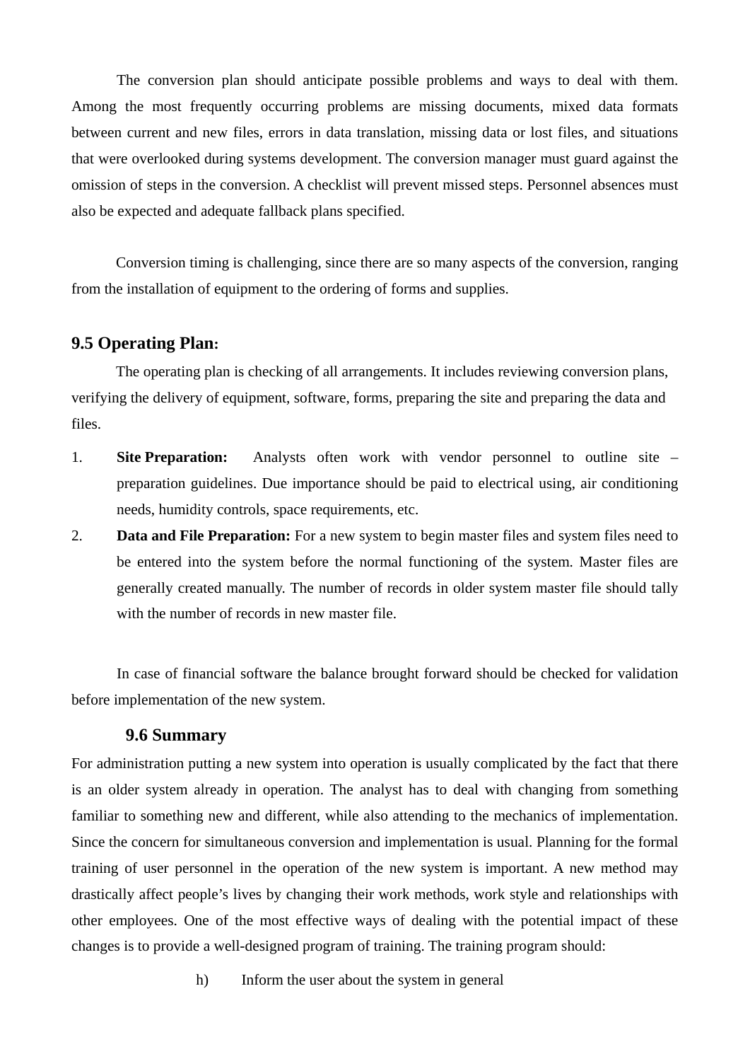The conversion plan should anticipate possible problems and ways to deal with them. Among the most frequently occurring problems are missing documents, mixed data formats between current and new files, errors in data translation, missing data or lost files, and situations that were overlooked during systems development. The conversion manager must guard against the omission of steps in the conversion. A checklist will prevent missed steps. Personnel absences must also be expected and adequate fallback plans specified.

Conversion timing is challenging, since there are so many aspects of the conversion, ranging from the installation of equipment to the ordering of forms and supplies.

### 9.5 Operating Plan:

The operating plan is checking of all arrangements. It includes reviewing conversion plans, verifying the delivery of equipment, software, forms, preparing the site and preparing the data and files.

1. **Site Preparation:** Analysts often work with vendor personnel to outline site – preparation guidelines. Due importance should be paid to electrical using, air conditioning needs, humidity controls, space requirements, etc.
2. **Data and File Preparation:** For a new system to begin master files and system files need to be entered into the system before the normal functioning of the system. Master files are generally created manually. The number of records in older system master file should tally with the number of records in new master file.

In case of financial software the balance brought forward should be checked for validation before implementation of the new system.

### 9.6 Summary

For administration putting a new system into operation is usually complicated by the fact that there is an older system already in operation. The analyst has to deal with changing from something familiar to something new and different, while also attending to the mechanics of implementation. Since the concern for simultaneous conversion and implementation is usual. Planning for the formal training of user personnel in the operation of the new system is important. A new method may drastically affect people's lives by changing their work methods, work style and relationships with other employees. One of the most effective ways of dealing with the potential impact of these changes is to provide a well-designed program of training. The training program should:

h) Inform the user about the system in general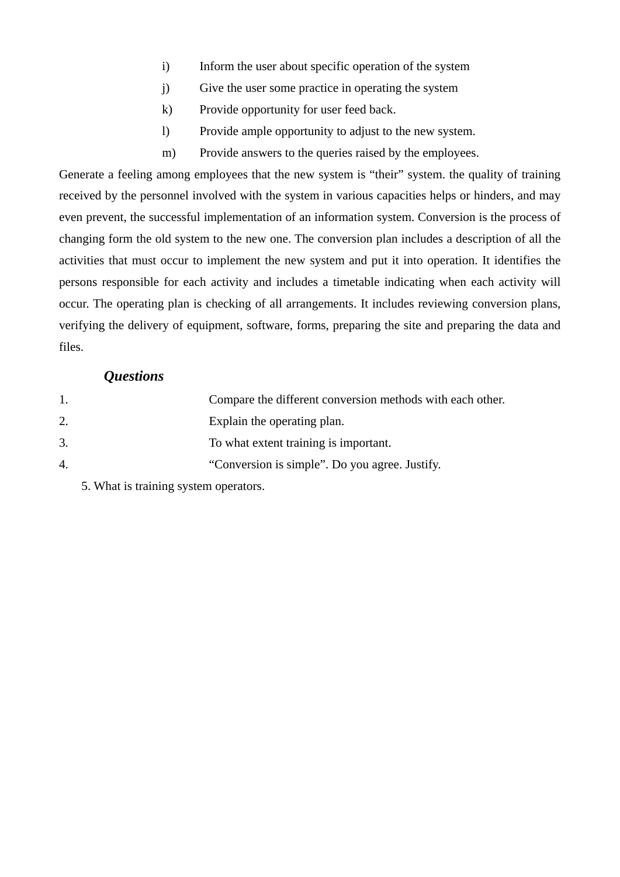i) Inform the user about specific operation of the system

j) Give the user some practice in operating the system

k) Provide opportunity for user feed back.

l) Provide ample opportunity to adjust to the new system.

m) Provide answers to the queries raised by the employees.

Generate a feeling among employees that the new system is "their" system. the quality of training received by the personnel involved with the system in various capacities helps or hinders, and may even prevent, the successful implementation of an information system. Conversion is the process of changing form the old system to the new one. The conversion plan includes a description of all the activities that must occur to implement the new system and put it into operation. It identifies the persons responsible for each activity and includes a timetable indicating when each activity will occur. The operating plan is checking of all arrangements. It includes reviewing conversion plans, verifying the delivery of equipment, software, forms, preparing the site and preparing the data and files.

### *Questions*

1. Compare the different conversion methods with each other.
2. Explain the operating plan.
3. To what extent training is important.
4. "Conversion is simple". Do you agree. Justify.
5. What is training system operators.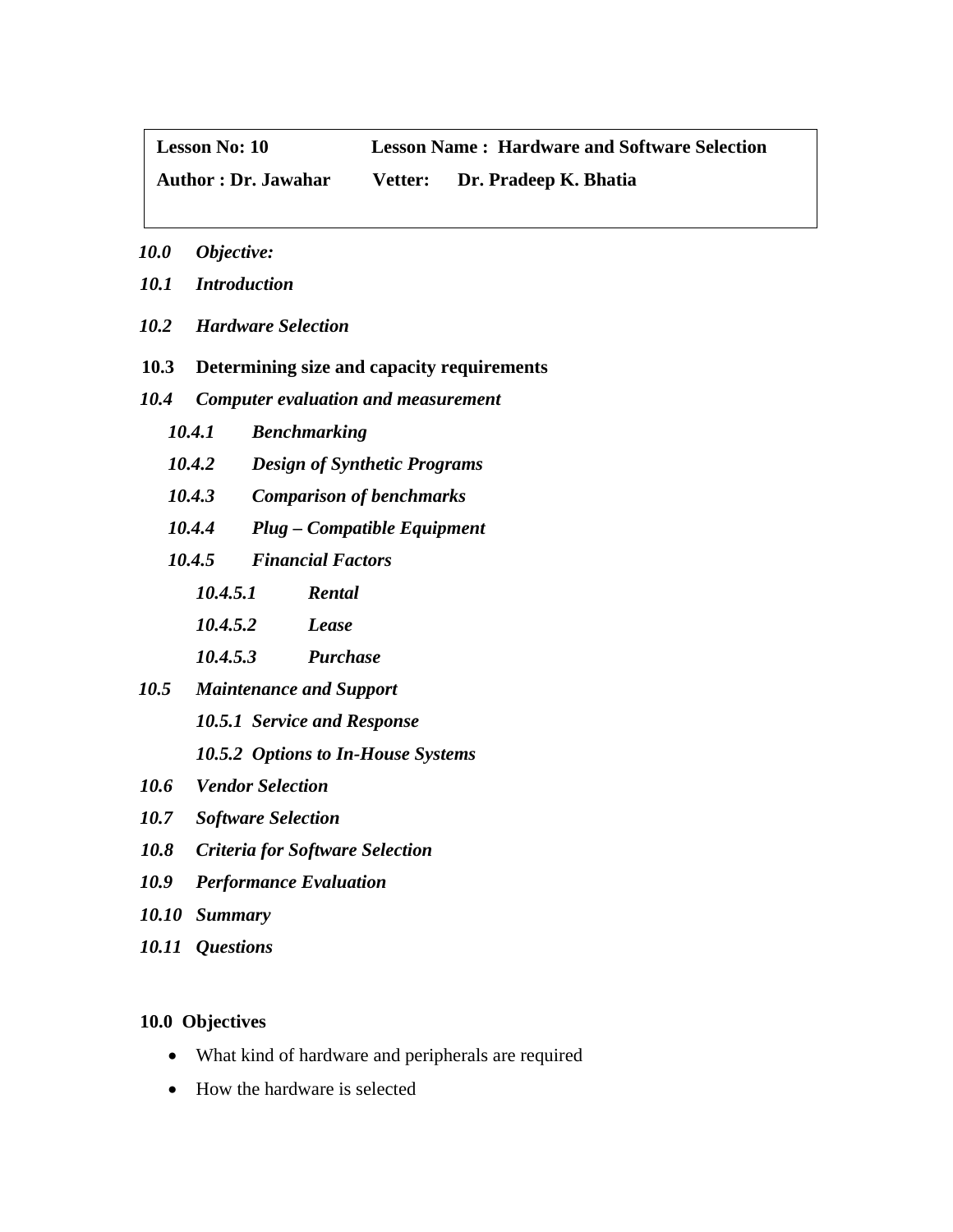| **Lesson No: 10** | **Lesson Name : Hardware and Software Selection** |
|---|---|
| **Author : Dr. Jawahar** | **Vetter: Dr. Pradeep K. Bhatia** |

***10.0 Objective:***

***10.1 Introduction***

***10.2 Hardware Selection***

**10.3 Determining size and capacity requirements**

***10.4 Computer evaluation and measurement***

- ***10.4.1 Benchmarking***
- ***10.4.2 Design of Synthetic Programs***
- ***10.4.3 Comparison of benchmarks***
- ***10.4.4 Plug – Compatible Equipment***
- ***10.4.5 Financial Factors***
  - ***10.4.5.1 Rental***
  - ***10.4.5.2 Lease***
  - ***10.4.5.3 Purchase***

***10.5 Maintenance and Support***

- ***10.5.1 Service and Response***
- ***10.5.2 Options to In-House Systems***

***10.6 Vendor Selection***

***10.7 Software Selection***

***10.8 Criteria for Software Selection***

***10.9 Performance Evaluation***

***10.10 Summary***

***10.11 Questions***

## 10.0 Objectives

- What kind of hardware and peripherals are required
- How the hardware is selected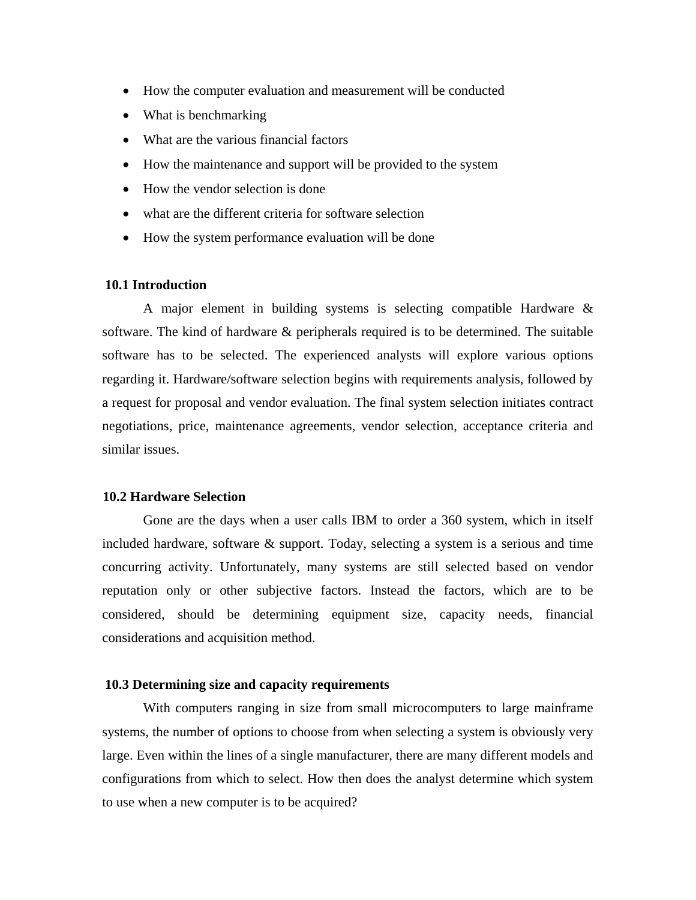- How the computer evaluation and measurement will be conducted
- What is benchmarking
- What are the various financial factors
- How the maintenance and support will be provided to the system
- How the vendor selection is done
- what are the different criteria for software selection
- How the system performance evaluation will be done

### 10.1 Introduction

A major element in building systems is selecting compatible Hardware & software. The kind of hardware & peripherals required is to be determined. The suitable software has to be selected. The experienced analysts will explore various options regarding it. Hardware/software selection begins with requirements analysis, followed by a request for proposal and vendor evaluation. The final system selection initiates contract negotiations, price, maintenance agreements, vendor selection, acceptance criteria and similar issues.

### 10.2 Hardware Selection

Gone are the days when a user calls IBM to order a 360 system, which in itself included hardware, software & support. Today, selecting a system is a serious and time concurring activity. Unfortunately, many systems are still selected based on vendor reputation only or other subjective factors. Instead the factors, which are to be considered, should be determining equipment size, capacity needs, financial considerations and acquisition method.

### 10.3 Determining size and capacity requirements

With computers ranging in size from small microcomputers to large mainframe systems, the number of options to choose from when selecting a system is obviously very large. Even within the lines of a single manufacturer, there are many different models and configurations from which to select. How then does the analyst determine which system to use when a new computer is to be acquired?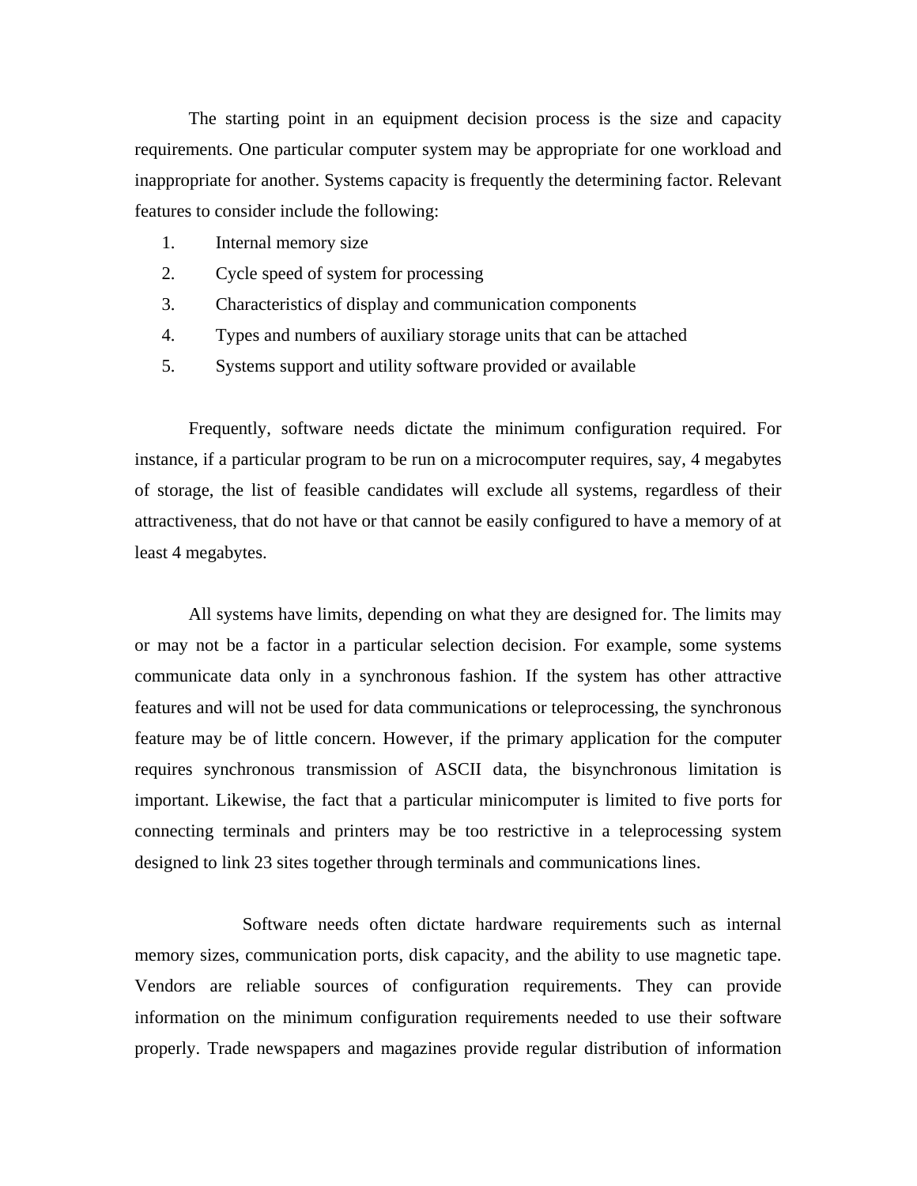The starting point in an equipment decision process is the size and capacity requirements. One particular computer system may be appropriate for one workload and inappropriate for another. Systems capacity is frequently the determining factor. Relevant features to consider include the following:

1. Internal memory size
2. Cycle speed of system for processing
3. Characteristics of display and communication components
4. Types and numbers of auxiliary storage units that can be attached
5. Systems support and utility software provided or available

Frequently, software needs dictate the minimum configuration required. For instance, if a particular program to be run on a microcomputer requires, say, 4 megabytes of storage, the list of feasible candidates will exclude all systems, regardless of their attractiveness, that do not have or that cannot be easily configured to have a memory of at least 4 megabytes.

All systems have limits, depending on what they are designed for. The limits may or may not be a factor in a particular selection decision. For example, some systems communicate data only in a synchronous fashion. If the system has other attractive features and will not be used for data communications or teleprocessing, the synchronous feature may be of little concern. However, if the primary application for the computer requires synchronous transmission of ASCII data, the bisynchronous limitation is important. Likewise, the fact that a particular minicomputer is limited to five ports for connecting terminals and printers may be too restrictive in a teleprocessing system designed to link 23 sites together through terminals and communications lines.

Software needs often dictate hardware requirements such as internal memory sizes, communication ports, disk capacity, and the ability to use magnetic tape. Vendors are reliable sources of configuration requirements. They can provide information on the minimum configuration requirements needed to use their software properly. Trade newspapers and magazines provide regular distribution of information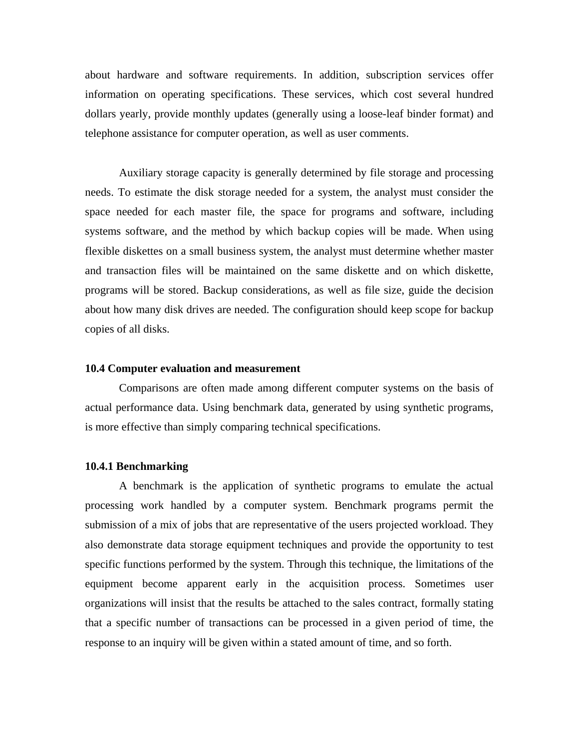about hardware and software requirements. In addition, subscription services offer information on operating specifications. These services, which cost several hundred dollars yearly, provide monthly updates (generally using a loose-leaf binder format) and telephone assistance for computer operation, as well as user comments.

Auxiliary storage capacity is generally determined by file storage and processing needs. To estimate the disk storage needed for a system, the analyst must consider the space needed for each master file, the space for programs and software, including systems software, and the method by which backup copies will be made. When using flexible diskettes on a small business system, the analyst must determine whether master and transaction files will be maintained on the same diskette and on which diskette, programs will be stored. Backup considerations, as well as file size, guide the decision about how many disk drives are needed. The configuration should keep scope for backup copies of all disks.

### 10.4 Computer evaluation and measurement

Comparisons are often made among different computer systems on the basis of actual performance data. Using benchmark data, generated by using synthetic programs, is more effective than simply comparing technical specifications.

#### 10.4.1 Benchmarking

A benchmark is the application of synthetic programs to emulate the actual processing work handled by a computer system. Benchmark programs permit the submission of a mix of jobs that are representative of the users projected workload. They also demonstrate data storage equipment techniques and provide the opportunity to test specific functions performed by the system. Through this technique, the limitations of the equipment become apparent early in the acquisition process. Sometimes user organizations will insist that the results be attached to the sales contract, formally stating that a specific number of transactions can be processed in a given period of time, the response to an inquiry will be given within a stated amount of time, and so forth.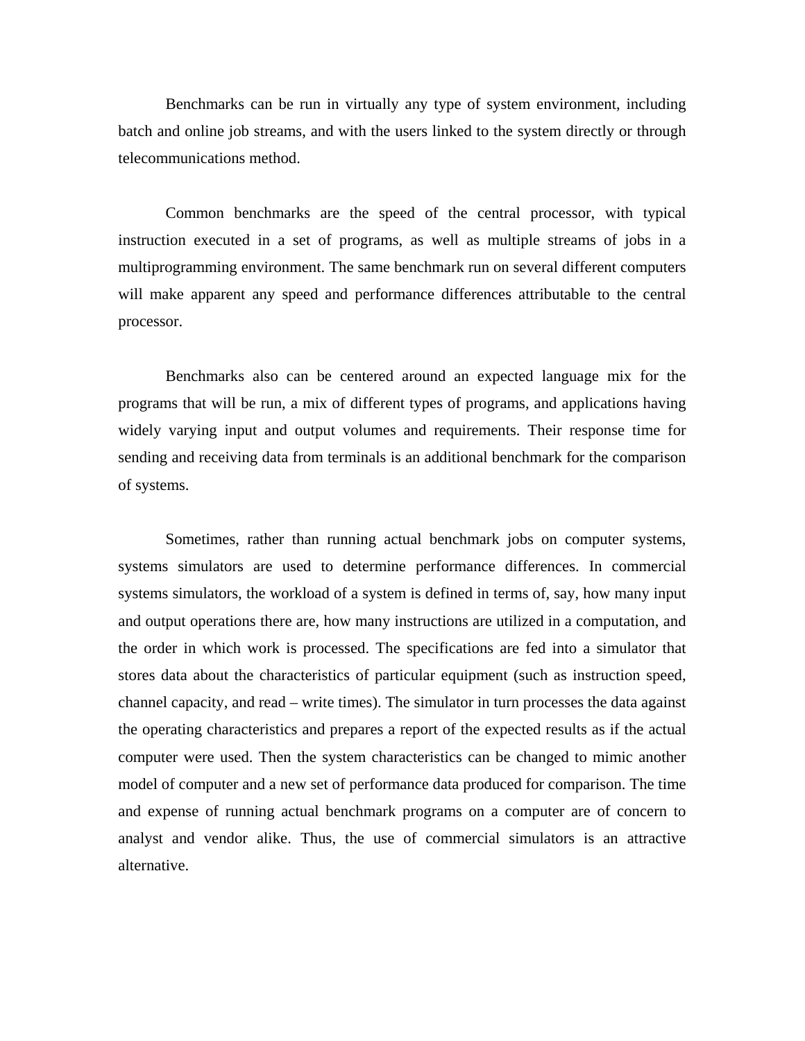Benchmarks can be run in virtually any type of system environment, including batch and online job streams, and with the users linked to the system directly or through telecommunications method.

Common benchmarks are the speed of the central processor, with typical instruction executed in a set of programs, as well as multiple streams of jobs in a multiprogramming environment. The same benchmark run on several different computers will make apparent any speed and performance differences attributable to the central processor.

Benchmarks also can be centered around an expected language mix for the programs that will be run, a mix of different types of programs, and applications having widely varying input and output volumes and requirements. Their response time for sending and receiving data from terminals is an additional benchmark for the comparison of systems.

Sometimes, rather than running actual benchmark jobs on computer systems, systems simulators are used to determine performance differences. In commercial systems simulators, the workload of a system is defined in terms of, say, how many input and output operations there are, how many instructions are utilized in a computation, and the order in which work is processed. The specifications are fed into a simulator that stores data about the characteristics of particular equipment (such as instruction speed, channel capacity, and read – write times). The simulator in turn processes the data against the operating characteristics and prepares a report of the expected results as if the actual computer were used. Then the system characteristics can be changed to mimic another model of computer and a new set of performance data produced for comparison. The time and expense of running actual benchmark programs on a computer are of concern to analyst and vendor alike. Thus, the use of commercial simulators is an attractive alternative.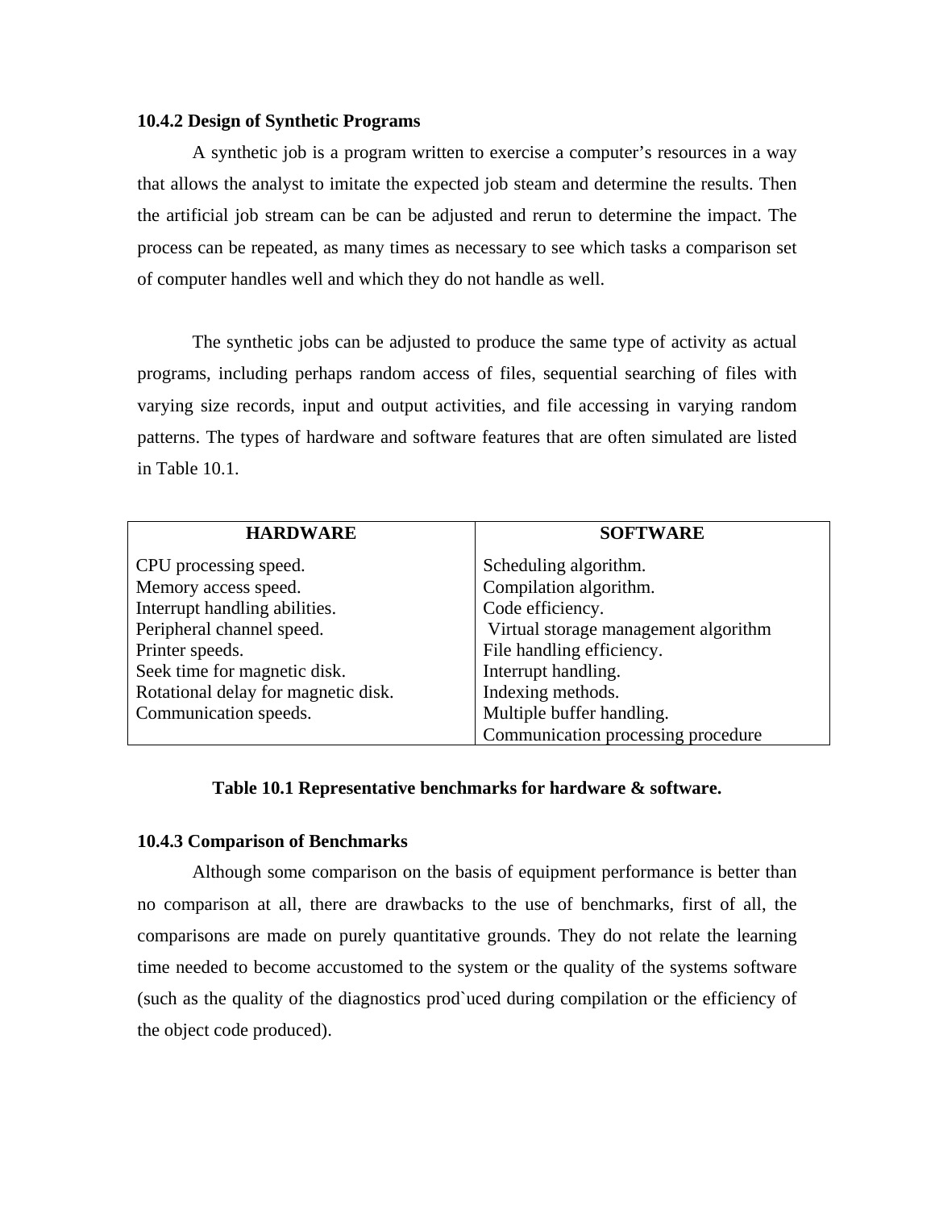### 10.4.2 Design of Synthetic Programs

A synthetic job is a program written to exercise a computer's resources in a way that allows the analyst to imitate the expected job steam and determine the results. Then the artificial job stream can be can be adjusted and rerun to determine the impact. The process can be repeated, as many times as necessary to see which tasks a comparison set of computer handles well and which they do not handle as well.

The synthetic jobs can be adjusted to produce the same type of activity as actual programs, including perhaps random access of files, sequential searching of files with varying size records, input and output activities, and file accessing in varying random patterns. The types of hardware and software features that are often simulated are listed in Table 10.1.

| HARDWARE | SOFTWARE |
|---|---|
| CPU processing speed. | Scheduling algorithm. |
| Memory access speed. | Compilation algorithm. |
| Interrupt handling abilities. | Code efficiency. |
| Peripheral channel speed. | Virtual storage management algorithm |
| Printer speeds. | File handling efficiency. |
| Seek time for magnetic disk. | Interrupt handling. |
| Rotational delay for magnetic disk. | Indexing methods. |
| Communication speeds. | Multiple buffer handling. |
| | Communication processing procedure |

**Table 10.1 Representative benchmarks for hardware & software.**

### 10.4.3 Comparison of Benchmarks

Although some comparison on the basis of equipment performance is better than no comparison at all, there are drawbacks to the use of benchmarks, first of all, the comparisons are made on purely quantitative grounds. They do not relate the learning time needed to become accustomed to the system or the quality of the systems software (such as the quality of the diagnostics prod`uced during compilation or the efficiency of the object code produced).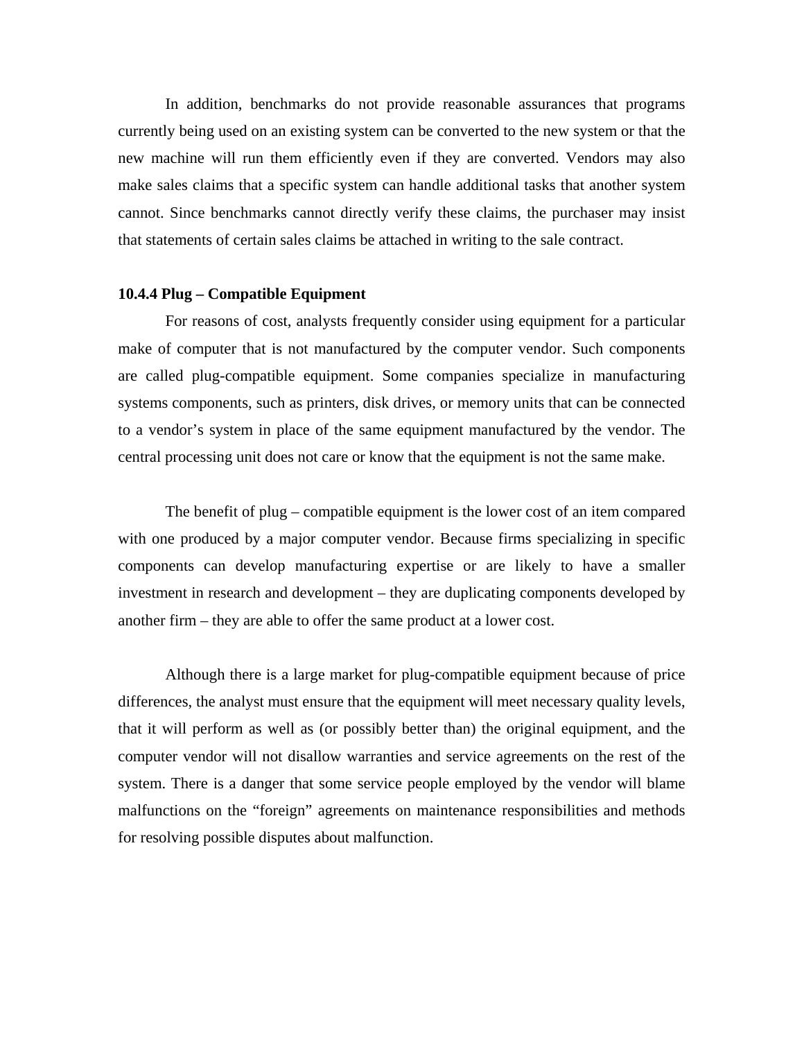In addition, benchmarks do not provide reasonable assurances that programs currently being used on an existing system can be converted to the new system or that the new machine will run them efficiently even if they are converted. Vendors may also make sales claims that a specific system can handle additional tasks that another system cannot. Since benchmarks cannot directly verify these claims, the purchaser may insist that statements of certain sales claims be attached in writing to the sale contract.

**10.4.4 Plug – Compatible Equipment**

For reasons of cost, analysts frequently consider using equipment for a particular make of computer that is not manufactured by the computer vendor. Such components are called plug-compatible equipment. Some companies specialize in manufacturing systems components, such as printers, disk drives, or memory units that can be connected to a vendor's system in place of the same equipment manufactured by the vendor. The central processing unit does not care or know that the equipment is not the same make.

The benefit of plug – compatible equipment is the lower cost of an item compared with one produced by a major computer vendor. Because firms specializing in specific components can develop manufacturing expertise or are likely to have a smaller investment in research and development – they are duplicating components developed by another firm – they are able to offer the same product at a lower cost.

Although there is a large market for plug-compatible equipment because of price differences, the analyst must ensure that the equipment will meet necessary quality levels, that it will perform as well as (or possibly better than) the original equipment, and the computer vendor will not disallow warranties and service agreements on the rest of the system. There is a danger that some service people employed by the vendor will blame malfunctions on the "foreign" agreements on maintenance responsibilities and methods for resolving possible disputes about malfunction.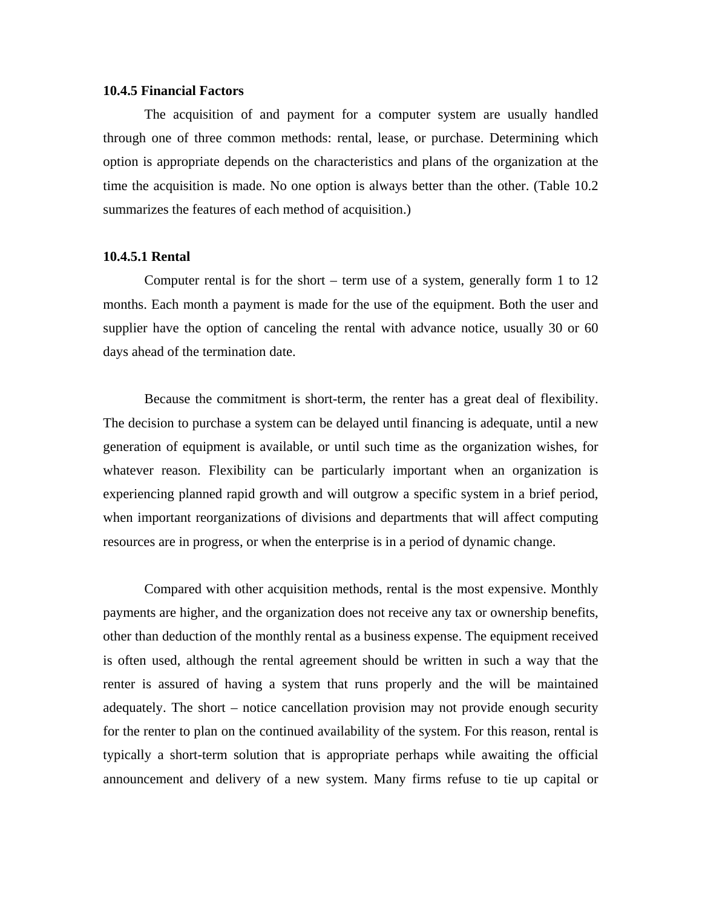### 10.4.5 Financial Factors

The acquisition of and payment for a computer system are usually handled through one of three common methods: rental, lease, or purchase. Determining which option is appropriate depends on the characteristics and plans of the organization at the time the acquisition is made. No one option is always better than the other. (Table 10.2 summarizes the features of each method of acquisition.)

#### 10.4.5.1 Rental

Computer rental is for the short – term use of a system, generally form 1 to 12 months. Each month a payment is made for the use of the equipment. Both the user and supplier have the option of canceling the rental with advance notice, usually 30 or 60 days ahead of the termination date.

Because the commitment is short-term, the renter has a great deal of flexibility. The decision to purchase a system can be delayed until financing is adequate, until a new generation of equipment is available, or until such time as the organization wishes, for whatever reason. Flexibility can be particularly important when an organization is experiencing planned rapid growth and will outgrow a specific system in a brief period, when important reorganizations of divisions and departments that will affect computing resources are in progress, or when the enterprise is in a period of dynamic change.

Compared with other acquisition methods, rental is the most expensive. Monthly payments are higher, and the organization does not receive any tax or ownership benefits, other than deduction of the monthly rental as a business expense. The equipment received is often used, although the rental agreement should be written in such a way that the renter is assured of having a system that runs properly and the will be maintained adequately. The short – notice cancellation provision may not provide enough security for the renter to plan on the continued availability of the system. For this reason, rental is typically a short-term solution that is appropriate perhaps while awaiting the official announcement and delivery of a new system. Many firms refuse to tie up capital or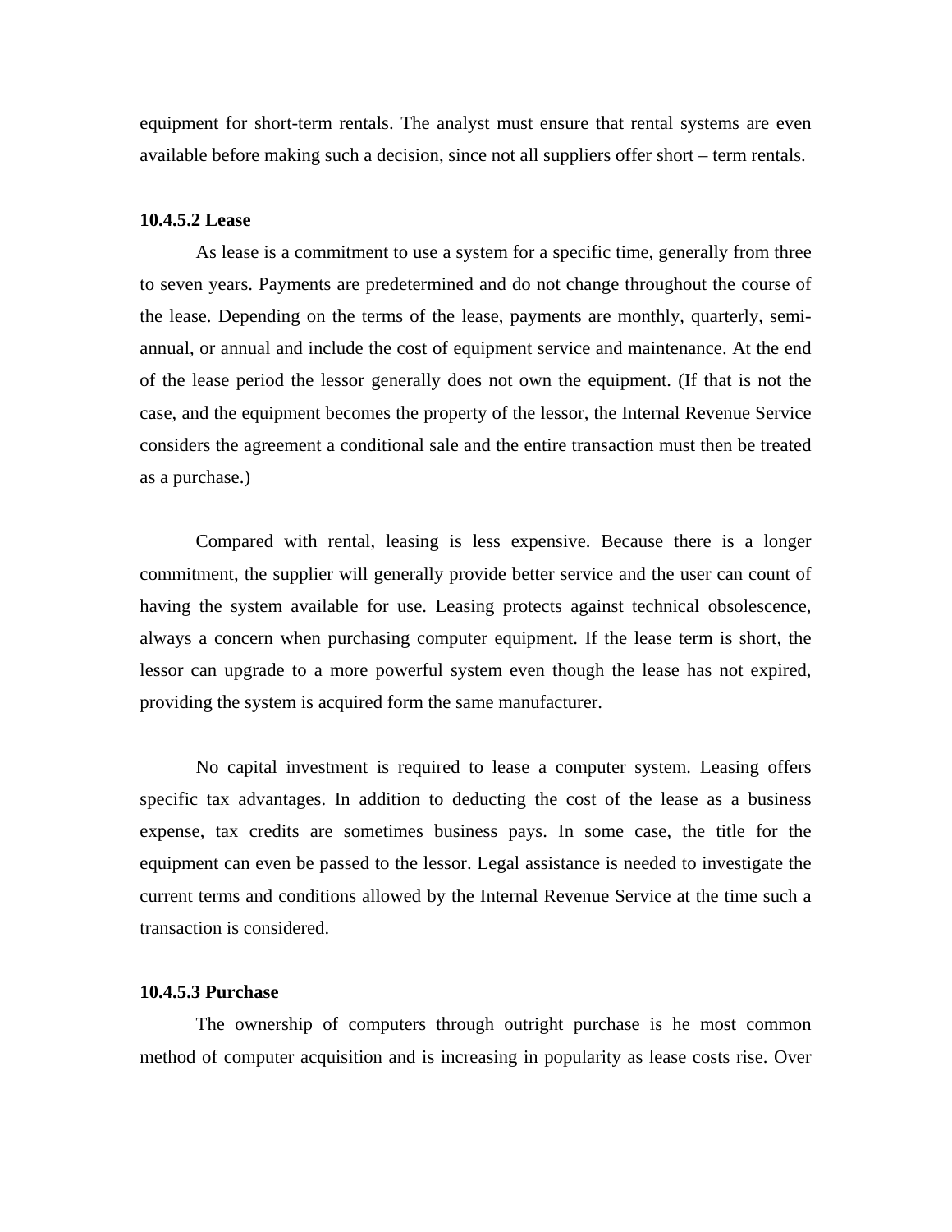equipment for short-term rentals. The analyst must ensure that rental systems are even available before making such a decision, since not all suppliers offer short – term rentals.

**10.4.5.2 Lease**

As lease is a commitment to use a system for a specific time, generally from three to seven years. Payments are predetermined and do not change throughout the course of the lease. Depending on the terms of the lease, payments are monthly, quarterly, semi-annual, or annual and include the cost of equipment service and maintenance. At the end of the lease period the lessor generally does not own the equipment. (If that is not the case, and the equipment becomes the property of the lessor, the Internal Revenue Service considers the agreement a conditional sale and the entire transaction must then be treated as a purchase.)

Compared with rental, leasing is less expensive. Because there is a longer commitment, the supplier will generally provide better service and the user can count of having the system available for use. Leasing protects against technical obsolescence, always a concern when purchasing computer equipment. If the lease term is short, the lessor can upgrade to a more powerful system even though the lease has not expired, providing the system is acquired form the same manufacturer.

No capital investment is required to lease a computer system. Leasing offers specific tax advantages. In addition to deducting the cost of the lease as a business expense, tax credits are sometimes business pays. In some case, the title for the equipment can even be passed to the lessor. Legal assistance is needed to investigate the current terms and conditions allowed by the Internal Revenue Service at the time such a transaction is considered.

**10.4.5.3 Purchase**

The ownership of computers through outright purchase is he most common method of computer acquisition and is increasing in popularity as lease costs rise. Over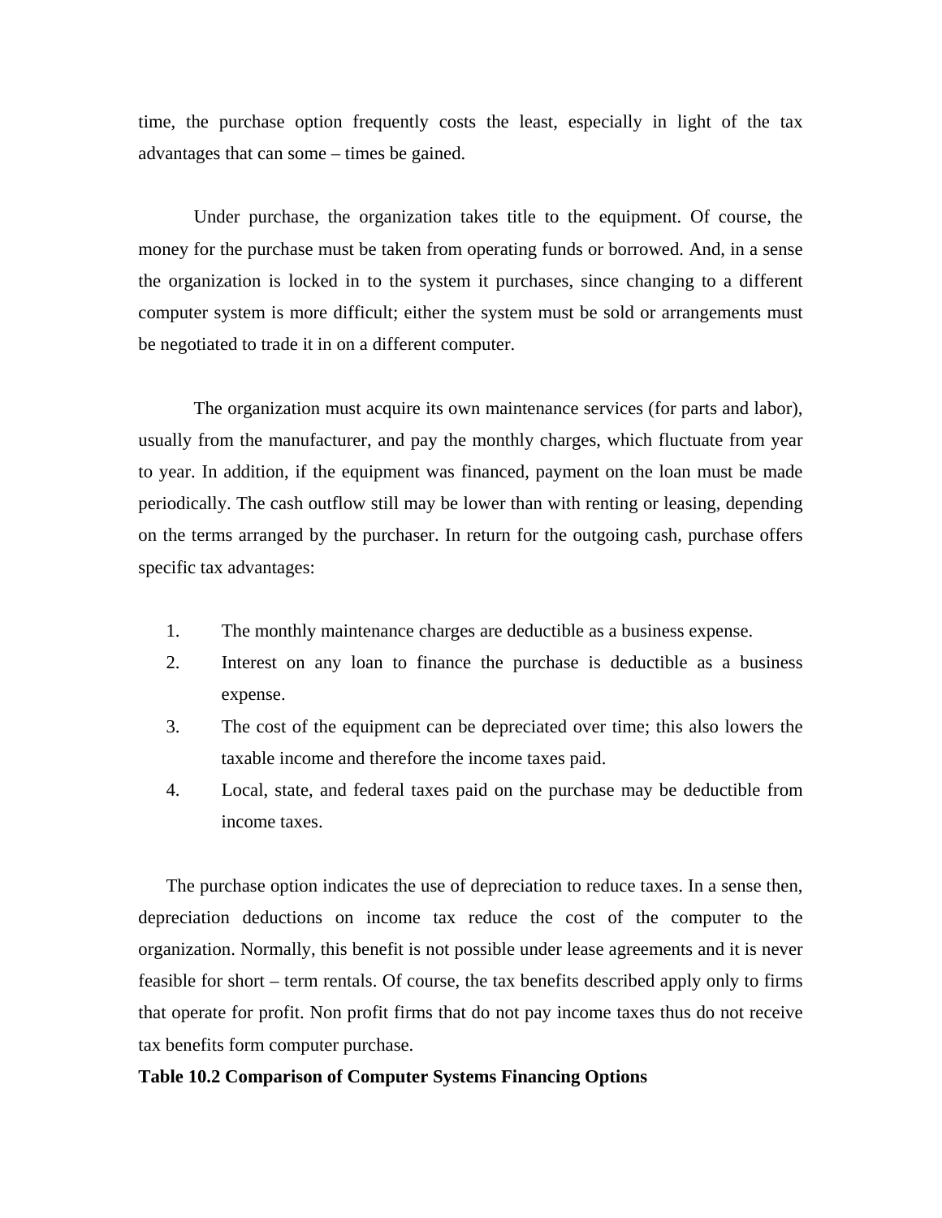time, the purchase option frequently costs the least, especially in light of the tax advantages that can some – times be gained.

Under purchase, the organization takes title to the equipment. Of course, the money for the purchase must be taken from operating funds or borrowed. And, in a sense the organization is locked in to the system it purchases, since changing to a different computer system is more difficult; either the system must be sold or arrangements must be negotiated to trade it in on a different computer.

The organization must acquire its own maintenance services (for parts and labor), usually from the manufacturer, and pay the monthly charges, which fluctuate from year to year. In addition, if the equipment was financed, payment on the loan must be made periodically. The cash outflow still may be lower than with renting or leasing, depending on the terms arranged by the purchaser. In return for the outgoing cash, purchase offers specific tax advantages:

1. The monthly maintenance charges are deductible as a business expense.
2. Interest on any loan to finance the purchase is deductible as a business expense.
3. The cost of the equipment can be depreciated over time; this also lowers the taxable income and therefore the income taxes paid.
4. Local, state, and federal taxes paid on the purchase may be deductible from income taxes.

The purchase option indicates the use of depreciation to reduce taxes. In a sense then, depreciation deductions on income tax reduce the cost of the computer to the organization. Normally, this benefit is not possible under lease agreements and it is never feasible for short – term rentals. Of course, the tax benefits described apply only to firms that operate for profit. Non profit firms that do not pay income taxes thus do not receive tax benefits form computer purchase.

**Table 10.2 Comparison of Computer Systems Financing Options**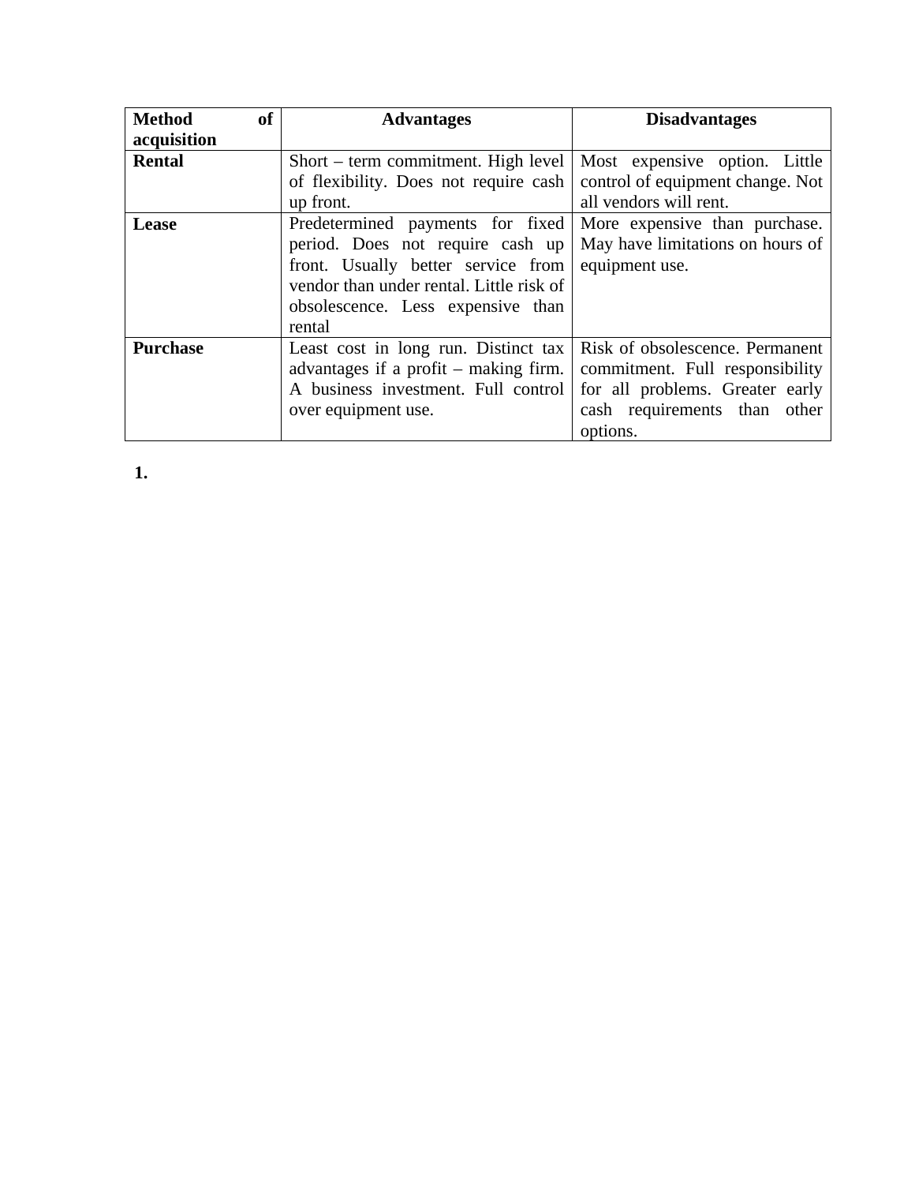| Method of acquisition | Advantages | Disadvantages |
|---|---|---|
| **Rental** | Short – term commitment. High level of flexibility. Does not require cash up front. | Most expensive option. Little control of equipment change. Not all vendors will rent. |
| **Lease** | Predetermined payments for fixed period. Does not require cash up front. Usually better service from vendor than under rental. Little risk of obsolescence. Less expensive than rental | More expensive than purchase. May have limitations on hours of equipment use. |
| **Purchase** | Least cost in long run. Distinct tax advantages if a profit – making firm. A business investment. Full control over equipment use. | Risk of obsolescence. Permanent commitment. Full responsibility for all problems. Greater early cash requirements than other options. |

**1.**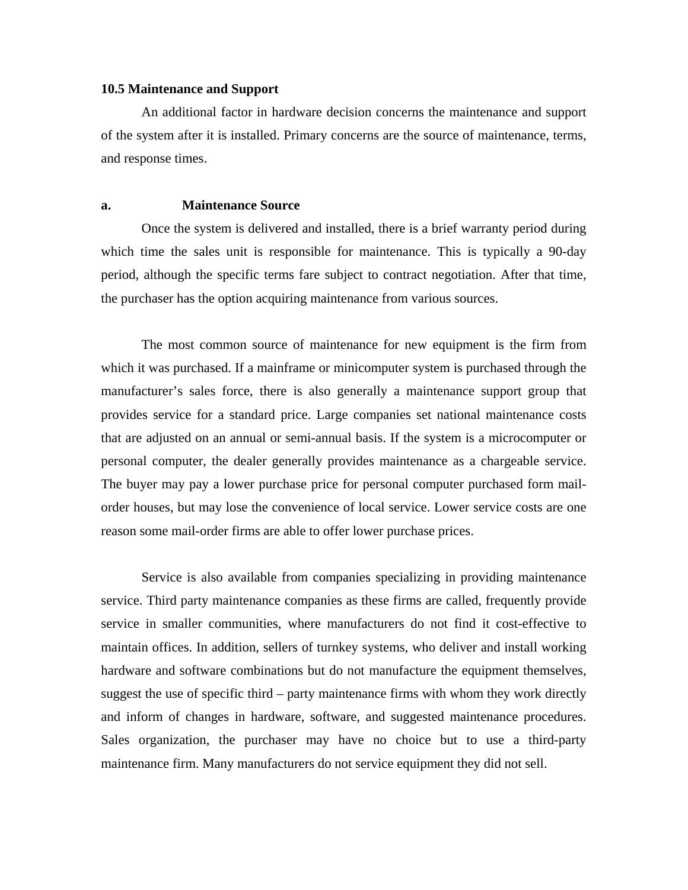### 10.5 Maintenance and Support

An additional factor in hardware decision concerns the maintenance and support of the system after it is installed. Primary concerns are the source of maintenance, terms, and response times.

#### a. Maintenance Source

Once the system is delivered and installed, there is a brief warranty period during which time the sales unit is responsible for maintenance. This is typically a 90-day period, although the specific terms fare subject to contract negotiation. After that time, the purchaser has the option acquiring maintenance from various sources.

The most common source of maintenance for new equipment is the firm from which it was purchased. If a mainframe or minicomputer system is purchased through the manufacturer's sales force, there is also generally a maintenance support group that provides service for a standard price. Large companies set national maintenance costs that are adjusted on an annual or semi-annual basis. If the system is a microcomputer or personal computer, the dealer generally provides maintenance as a chargeable service. The buyer may pay a lower purchase price for personal computer purchased form mail-order houses, but may lose the convenience of local service. Lower service costs are one reason some mail-order firms are able to offer lower purchase prices.

Service is also available from companies specializing in providing maintenance service. Third party maintenance companies as these firms are called, frequently provide service in smaller communities, where manufacturers do not find it cost-effective to maintain offices. In addition, sellers of turnkey systems, who deliver and install working hardware and software combinations but do not manufacture the equipment themselves, suggest the use of specific third – party maintenance firms with whom they work directly and inform of changes in hardware, software, and suggested maintenance procedures. Sales organization, the purchaser may have no choice but to use a third-party maintenance firm. Many manufacturers do not service equipment they did not sell.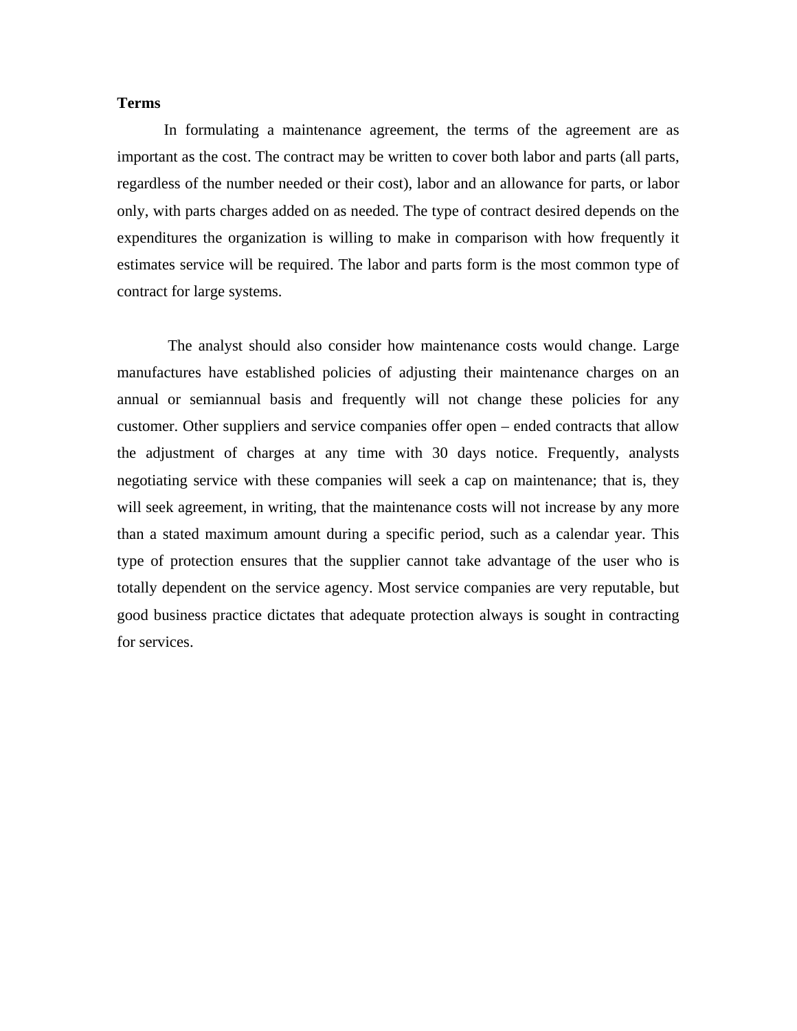**Terms**

In formulating a maintenance agreement, the terms of the agreement are as important as the cost. The contract may be written to cover both labor and parts (all parts, regardless of the number needed or their cost), labor and an allowance for parts, or labor only, with parts charges added on as needed. The type of contract desired depends on the expenditures the organization is willing to make in comparison with how frequently it estimates service will be required. The labor and parts form is the most common type of contract for large systems.

The analyst should also consider how maintenance costs would change. Large manufactures have established policies of adjusting their maintenance charges on an annual or semiannual basis and frequently will not change these policies for any customer. Other suppliers and service companies offer open – ended contracts that allow the adjustment of charges at any time with 30 days notice. Frequently, analysts negotiating service with these companies will seek a cap on maintenance; that is, they will seek agreement, in writing, that the maintenance costs will not increase by any more than a stated maximum amount during a specific period, such as a calendar year. This type of protection ensures that the supplier cannot take advantage of the user who is totally dependent on the service agency. Most service companies are very reputable, but good business practice dictates that adequate protection always is sought in contracting for services.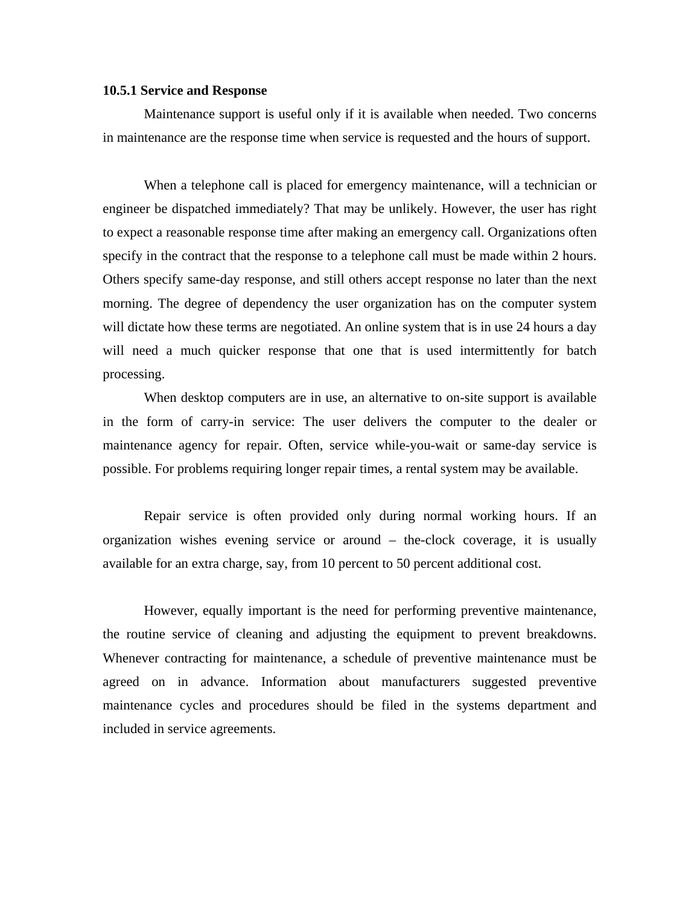### 10.5.1 Service and Response

Maintenance support is useful only if it is available when needed. Two concerns in maintenance are the response time when service is requested and the hours of support.

When a telephone call is placed for emergency maintenance, will a technician or engineer be dispatched immediately? That may be unlikely. However, the user has right to expect a reasonable response time after making an emergency call. Organizations often specify in the contract that the response to a telephone call must be made within 2 hours. Others specify same-day response, and still others accept response no later than the next morning. The degree of dependency the user organization has on the computer system will dictate how these terms are negotiated. An online system that is in use 24 hours a day will need a much quicker response that one that is used intermittently for batch processing.

When desktop computers are in use, an alternative to on-site support is available in the form of carry-in service: The user delivers the computer to the dealer or maintenance agency for repair. Often, service while-you-wait or same-day service is possible. For problems requiring longer repair times, a rental system may be available.

Repair service is often provided only during normal working hours. If an organization wishes evening service or around – the-clock coverage, it is usually available for an extra charge, say, from 10 percent to 50 percent additional cost.

However, equally important is the need for performing preventive maintenance, the routine service of cleaning and adjusting the equipment to prevent breakdowns. Whenever contracting for maintenance, a schedule of preventive maintenance must be agreed on in advance. Information about manufacturers suggested preventive maintenance cycles and procedures should be filed in the systems department and included in service agreements.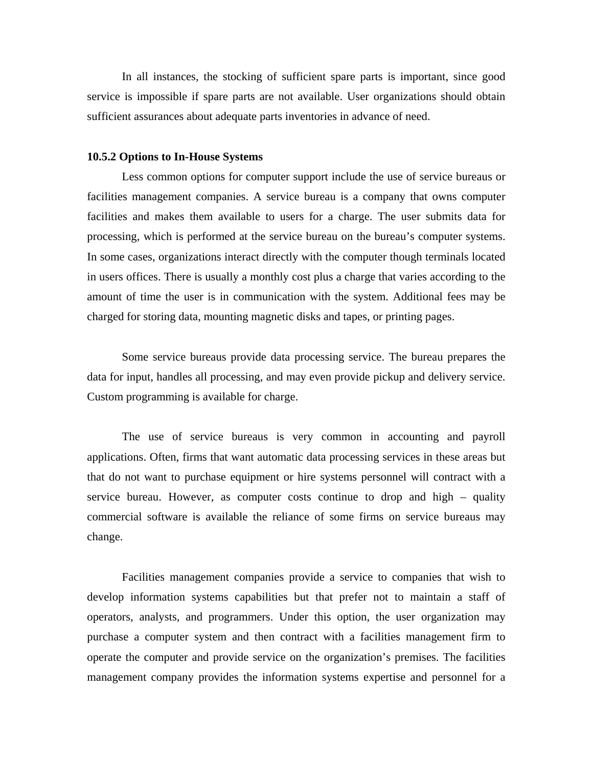In all instances, the stocking of sufficient spare parts is important, since good service is impossible if spare parts are not available. User organizations should obtain sufficient assurances about adequate parts inventories in advance of need.

**10.5.2 Options to In-House Systems**

Less common options for computer support include the use of service bureaus or facilities management companies. A service bureau is a company that owns computer facilities and makes them available to users for a charge. The user submits data for processing, which is performed at the service bureau on the bureau's computer systems. In some cases, organizations interact directly with the computer though terminals located in users offices. There is usually a monthly cost plus a charge that varies according to the amount of time the user is in communication with the system. Additional fees may be charged for storing data, mounting magnetic disks and tapes, or printing pages.

Some service bureaus provide data processing service. The bureau prepares the data for input, handles all processing, and may even provide pickup and delivery service. Custom programming is available for charge.

The use of service bureaus is very common in accounting and payroll applications. Often, firms that want automatic data processing services in these areas but that do not want to purchase equipment or hire systems personnel will contract with a service bureau. However, as computer costs continue to drop and high – quality commercial software is available the reliance of some firms on service bureaus may change.

Facilities management companies provide a service to companies that wish to develop information systems capabilities but that prefer not to maintain a staff of operators, analysts, and programmers. Under this option, the user organization may purchase a computer system and then contract with a facilities management firm to operate the computer and provide service on the organization's premises. The facilities management company provides the information systems expertise and personnel for a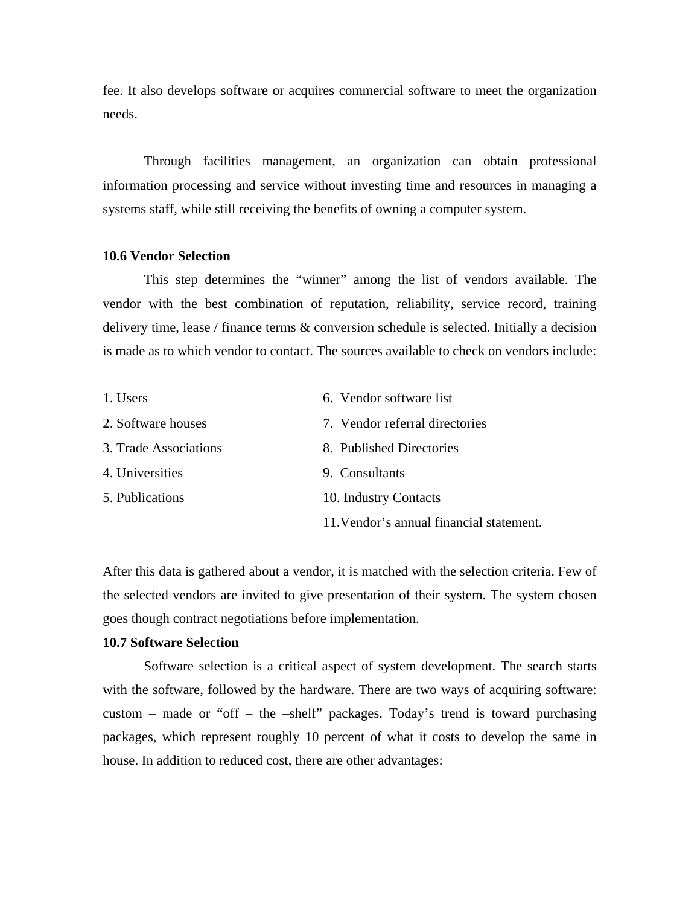fee. It also develops software or acquires commercial software to meet the organization needs.

Through facilities management, an organization can obtain professional information processing and service without investing time and resources in managing a systems staff, while still receiving the benefits of owning a computer system.

### 10.6 Vendor Selection

This step determines the “winner” among the list of vendors available. The vendor with the best combination of reputation, reliability, service record, training delivery time, lease / finance terms & conversion schedule is selected. Initially a decision is made as to which vendor to contact. The sources available to check on vendors include:

1. Users
2. Software houses
3. Trade Associations
4. Universities
5. Publications
6. Vendor software list
7. Vendor referral directories
8. Published Directories
9. Consultants
10. Industry Contacts
11. Vendor’s annual financial statement.

After this data is gathered about a vendor, it is matched with the selection criteria. Few of the selected vendors are invited to give presentation of their system. The system chosen goes though contract negotiations before implementation.

### 10.7 Software Selection

Software selection is a critical aspect of system development. The search starts with the software, followed by the hardware. There are two ways of acquiring software: custom – made or “off – the –shelf” packages. Today’s trend is toward purchasing packages, which represent roughly 10 percent of what it costs to develop the same in house. In addition to reduced cost, there are other advantages: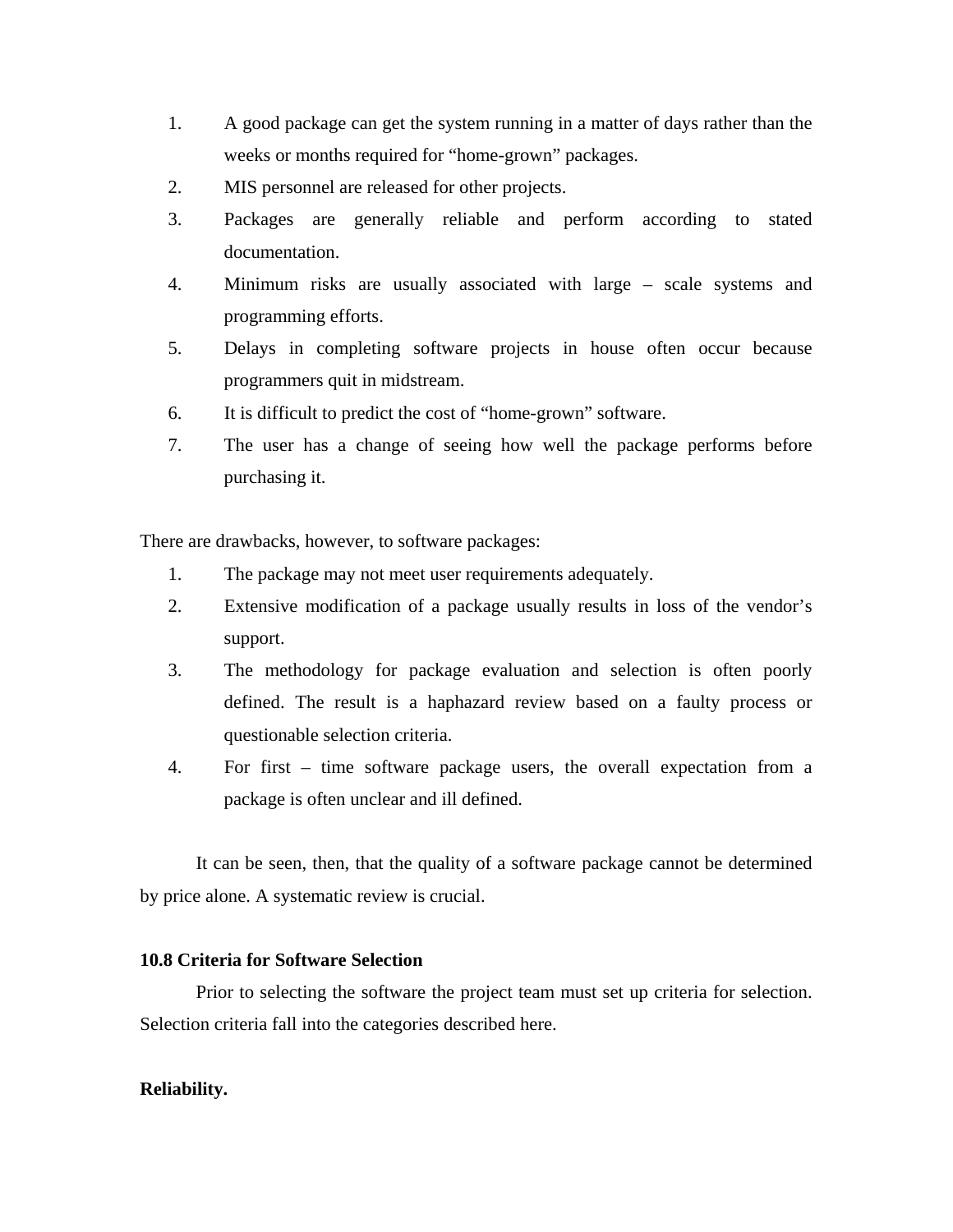1. A good package can get the system running in a matter of days rather than the weeks or months required for “home-grown” packages.
2. MIS personnel are released for other projects.
3. Packages are generally reliable and perform according to stated documentation.
4. Minimum risks are usually associated with large – scale systems and programming efforts.
5. Delays in completing software projects in house often occur because programmers quit in midstream.
6. It is difficult to predict the cost of “home-grown” software.
7. The user has a change of seeing how well the package performs before purchasing it.

There are drawbacks, however, to software packages:

1. The package may not meet user requirements adequately.
2. Extensive modification of a package usually results in loss of the vendor’s support.
3. The methodology for package evaluation and selection is often poorly defined. The result is a haphazard review based on a faulty process or questionable selection criteria.
4. For first – time software package users, the overall expectation from a package is often unclear and ill defined.

It can be seen, then, that the quality of a software package cannot be determined by price alone. A systematic review is crucial.

### 10.8 Criteria for Software Selection

Prior to selecting the software the project team must set up criteria for selection. Selection criteria fall into the categories described here.

**Reliability.**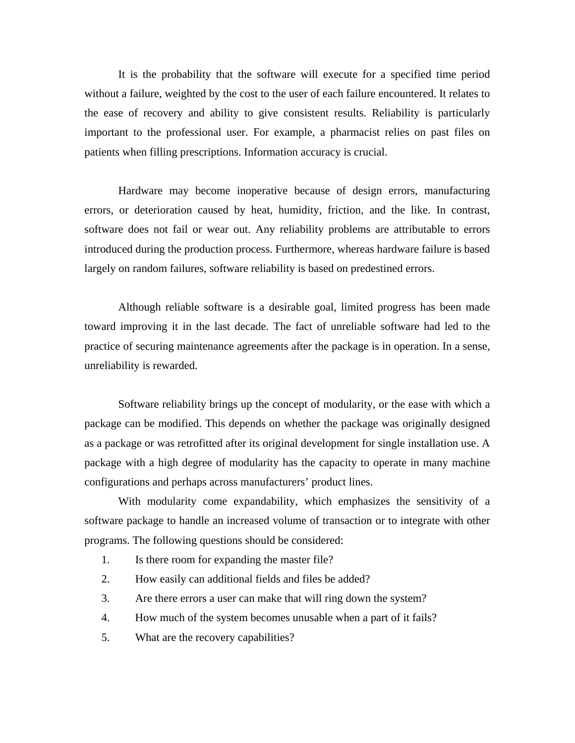It is the probability that the software will execute for a specified time period without a failure, weighted by the cost to the user of each failure encountered. It relates to the ease of recovery and ability to give consistent results. Reliability is particularly important to the professional user. For example, a pharmacist relies on past files on patients when filling prescriptions. Information accuracy is crucial.

Hardware may become inoperative because of design errors, manufacturing errors, or deterioration caused by heat, humidity, friction, and the like. In contrast, software does not fail or wear out. Any reliability problems are attributable to errors introduced during the production process. Furthermore, whereas hardware failure is based largely on random failures, software reliability is based on predestined errors.

Although reliable software is a desirable goal, limited progress has been made toward improving it in the last decade. The fact of unreliable software had led to the practice of securing maintenance agreements after the package is in operation. In a sense, unreliability is rewarded.

Software reliability brings up the concept of modularity, or the ease with which a package can be modified. This depends on whether the package was originally designed as a package or was retrofitted after its original development for single installation use. A package with a high degree of modularity has the capacity to operate in many machine configurations and perhaps across manufacturers' product lines.

With modularity come expandability, which emphasizes the sensitivity of a software package to handle an increased volume of transaction or to integrate with other programs. The following questions should be considered:

1. Is there room for expanding the master file?
2. How easily can additional fields and files be added?
3. Are there errors a user can make that will ring down the system?
4. How much of the system becomes unusable when a part of it fails?
5. What are the recovery capabilities?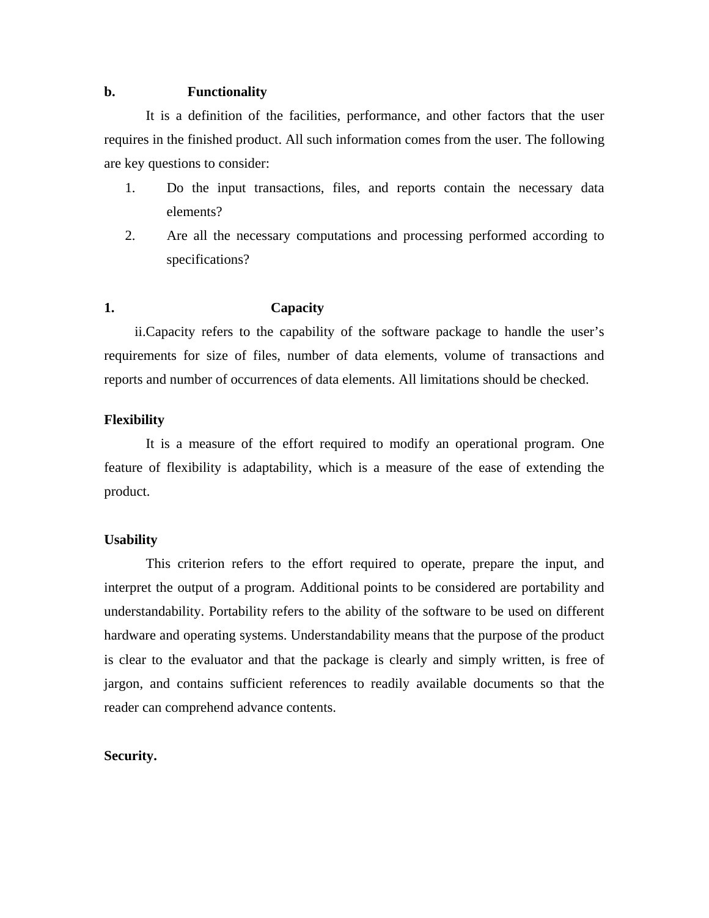**b. Functionality**

It is a definition of the facilities, performance, and other factors that the user requires in the finished product. All such information comes from the user. The following are key questions to consider:

1. Do the input transactions, files, and reports contain the necessary data elements?
2. Are all the necessary computations and processing performed according to specifications?

**1. Capacity**

ii.Capacity refers to the capability of the software package to handle the user's requirements for size of files, number of data elements, volume of transactions and reports and number of occurrences of data elements. All limitations should be checked.

**Flexibility**

It is a measure of the effort required to modify an operational program. One feature of flexibility is adaptability, which is a measure of the ease of extending the product.

**Usability**

This criterion refers to the effort required to operate, prepare the input, and interpret the output of a program. Additional points to be considered are portability and understandability. Portability refers to the ability of the software to be used on different hardware and operating systems. Understandability means that the purpose of the product is clear to the evaluator and that the package is clearly and simply written, is free of jargon, and contains sufficient references to readily available documents so that the reader can comprehend advance contents.

**Security.**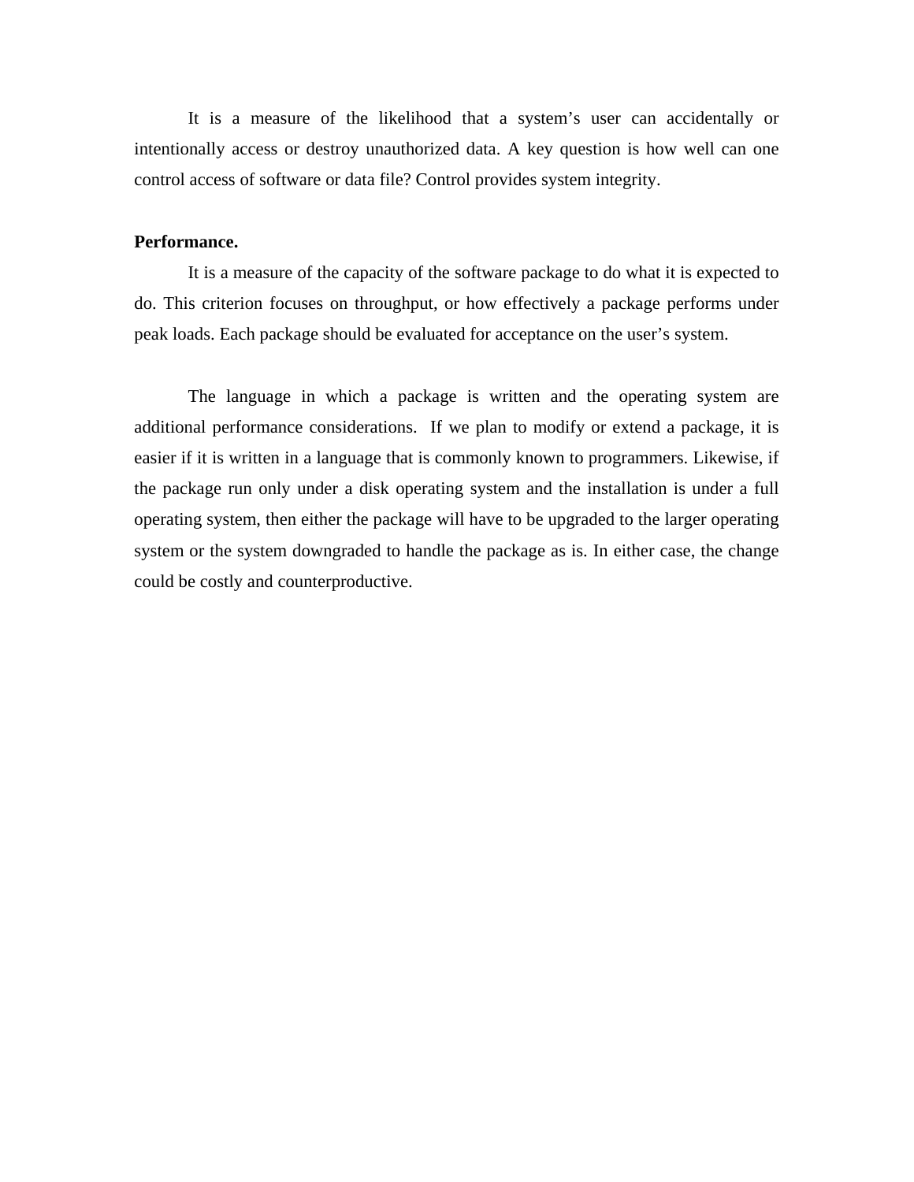It is a measure of the likelihood that a system's user can accidentally or intentionally access or destroy unauthorized data. A key question is how well can one control access of software or data file? Control provides system integrity.

**Performance.**

It is a measure of the capacity of the software package to do what it is expected to do. This criterion focuses on throughput, or how effectively a package performs under peak loads. Each package should be evaluated for acceptance on the user's system.

The language in which a package is written and the operating system are additional performance considerations. If we plan to modify or extend a package, it is easier if it is written in a language that is commonly known to programmers. Likewise, if the package run only under a disk operating system and the installation is under a full operating system, then either the package will have to be upgraded to the larger operating system or the system downgraded to handle the package as is. In either case, the change could be costly and counterproductive.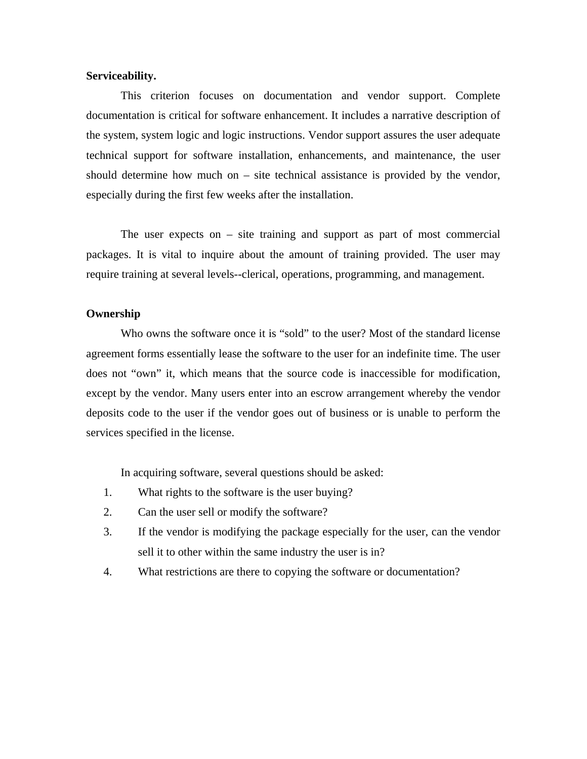**Serviceability.**

This criterion focuses on documentation and vendor support. Complete documentation is critical for software enhancement. It includes a narrative description of the system, system logic and logic instructions. Vendor support assures the user adequate technical support for software installation, enhancements, and maintenance, the user should determine how much on – site technical assistance is provided by the vendor, especially during the first few weeks after the installation.

The user expects on – site training and support as part of most commercial packages. It is vital to inquire about the amount of training provided. The user may require training at several levels--clerical, operations, programming, and management.

**Ownership**

Who owns the software once it is "sold" to the user? Most of the standard license agreement forms essentially lease the software to the user for an indefinite time. The user does not "own" it, which means that the source code is inaccessible for modification, except by the vendor. Many users enter into an escrow arrangement whereby the vendor deposits code to the user if the vendor goes out of business or is unable to perform the services specified in the license.

In acquiring software, several questions should be asked:

1. What rights to the software is the user buying?
2. Can the user sell or modify the software?
3. If the vendor is modifying the package especially for the user, can the vendor sell it to other within the same industry the user is in?
4. What restrictions are there to copying the software or documentation?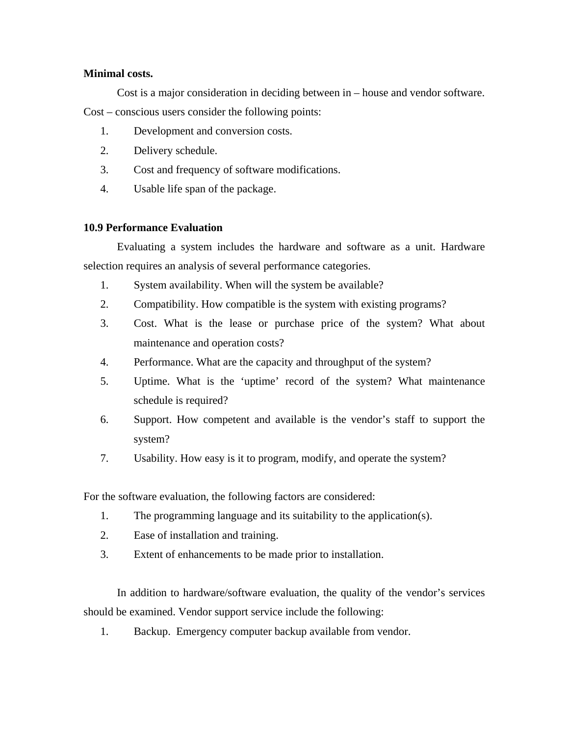**Minimal costs.**

Cost is a major consideration in deciding between in – house and vendor software. Cost – conscious users consider the following points:

1. Development and conversion costs.
2. Delivery schedule.
3. Cost and frequency of software modifications.
4. Usable life span of the package.

**10.9 Performance Evaluation**

Evaluating a system includes the hardware and software as a unit. Hardware selection requires an analysis of several performance categories.

1. System availability. When will the system be available?
2. Compatibility. How compatible is the system with existing programs?
3. Cost. What is the lease or purchase price of the system? What about maintenance and operation costs?
4. Performance. What are the capacity and throughput of the system?
5. Uptime. What is the 'uptime' record of the system? What maintenance schedule is required?
6. Support. How competent and available is the vendor's staff to support the system?
7. Usability. How easy is it to program, modify, and operate the system?

For the software evaluation, the following factors are considered:

1. The programming language and its suitability to the application(s).
2. Ease of installation and training.
3. Extent of enhancements to be made prior to installation.

In addition to hardware/software evaluation, the quality of the vendor's services should be examined. Vendor support service include the following:

1. Backup. Emergency computer backup available from vendor.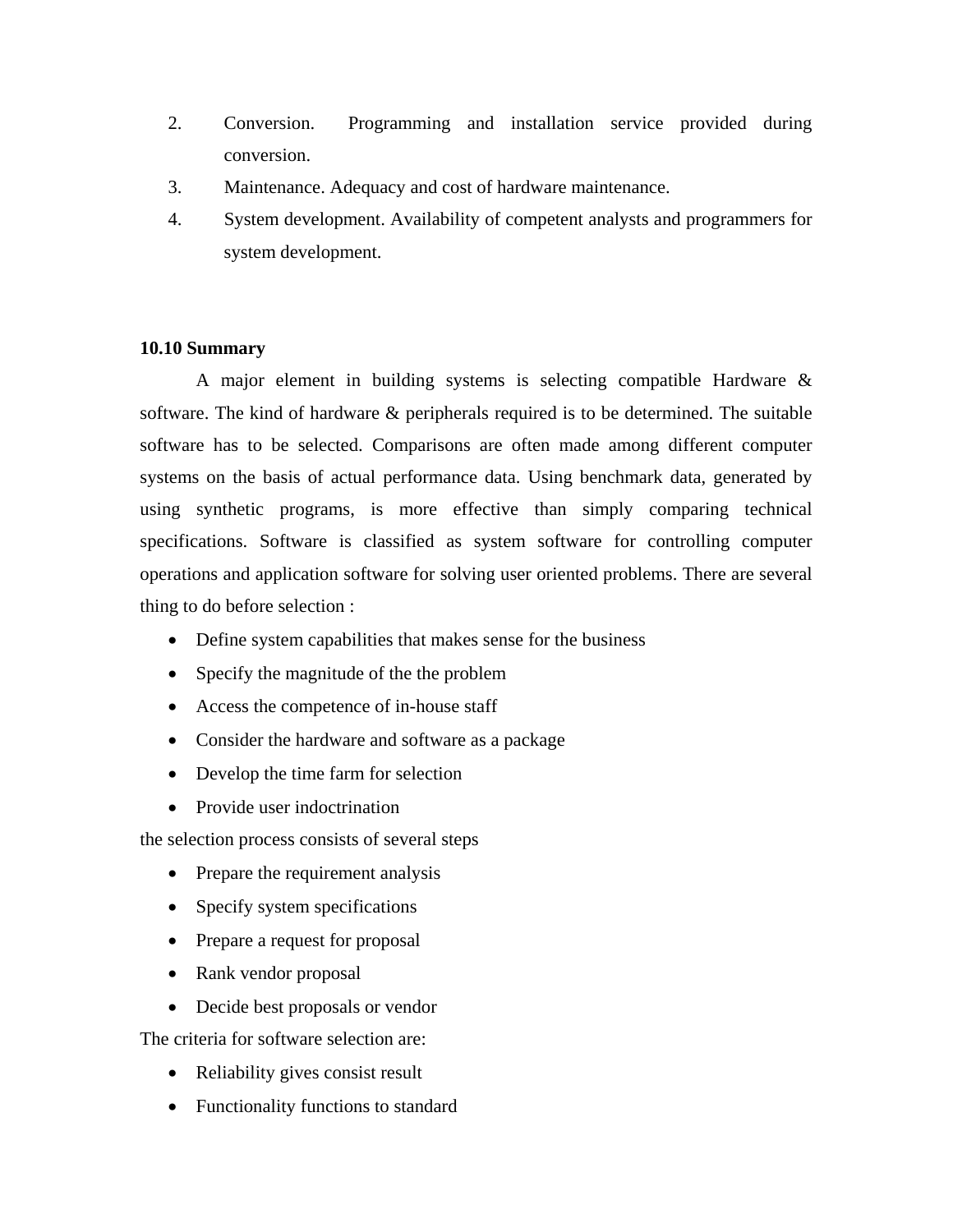2. Conversion. Programming and installation service provided during conversion.
3. Maintenance. Adequacy and cost of hardware maintenance.
4. System development. Availability of competent analysts and programmers for system development.

### 10.10 Summary

A major element in building systems is selecting compatible Hardware & software. The kind of hardware & peripherals required is to be determined. The suitable software has to be selected. Comparisons are often made among different computer systems on the basis of actual performance data. Using benchmark data, generated by using synthetic programs, is more effective than simply comparing technical specifications. Software is classified as system software for controlling computer operations and application software for solving user oriented problems. There are several thing to do before selection :

- Define system capabilities that makes sense for the business
- Specify the magnitude of the the problem
- Access the competence of in-house staff
- Consider the hardware and software as a package
- Develop the time farm for selection
- Provide user indoctrination

the selection process consists of several steps

- Prepare the requirement analysis
- Specify system specifications
- Prepare a request for proposal
- Rank vendor proposal
- Decide best proposals or vendor

The criteria for software selection are:

- Reliability gives consist result
- Functionality functions to standard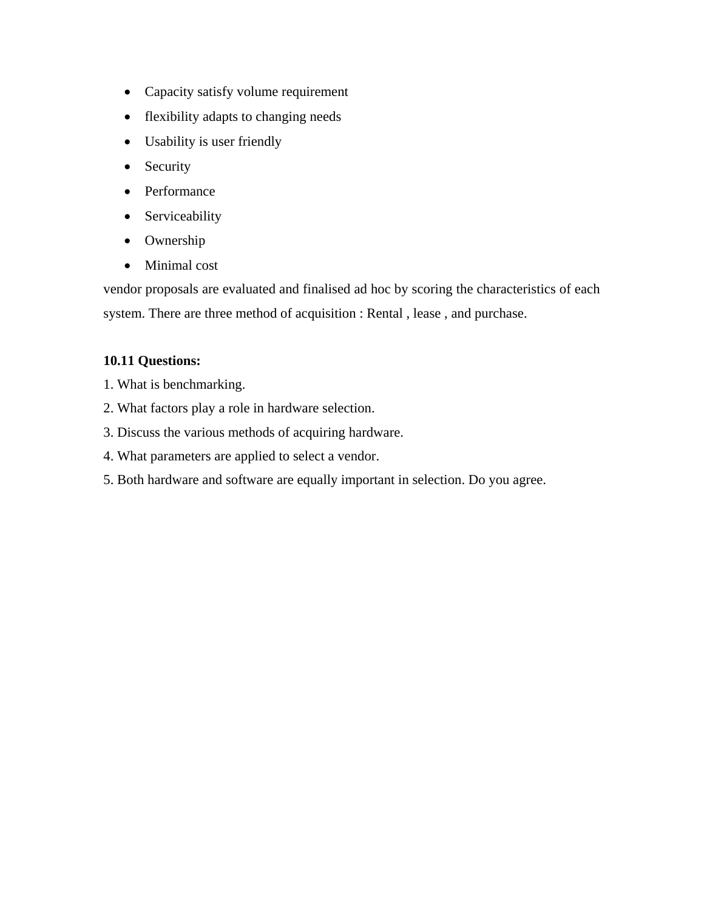- Capacity satisfy volume requirement
- flexibility adapts to changing needs
- Usability is user friendly
- Security
- Performance
- Serviceability
- Ownership
- Minimal cost

vendor proposals are evaluated and finalised ad hoc by scoring the characteristics of each system. There are three method of acquisition : Rental , lease , and purchase.

**10.11 Questions:**

1. What is benchmarking.
2. What factors play a role in hardware selection.
3. Discuss the various methods of acquiring hardware.
4. What parameters are applied to select a vendor.
5. Both hardware and software are equally important in selection. Do you agree.